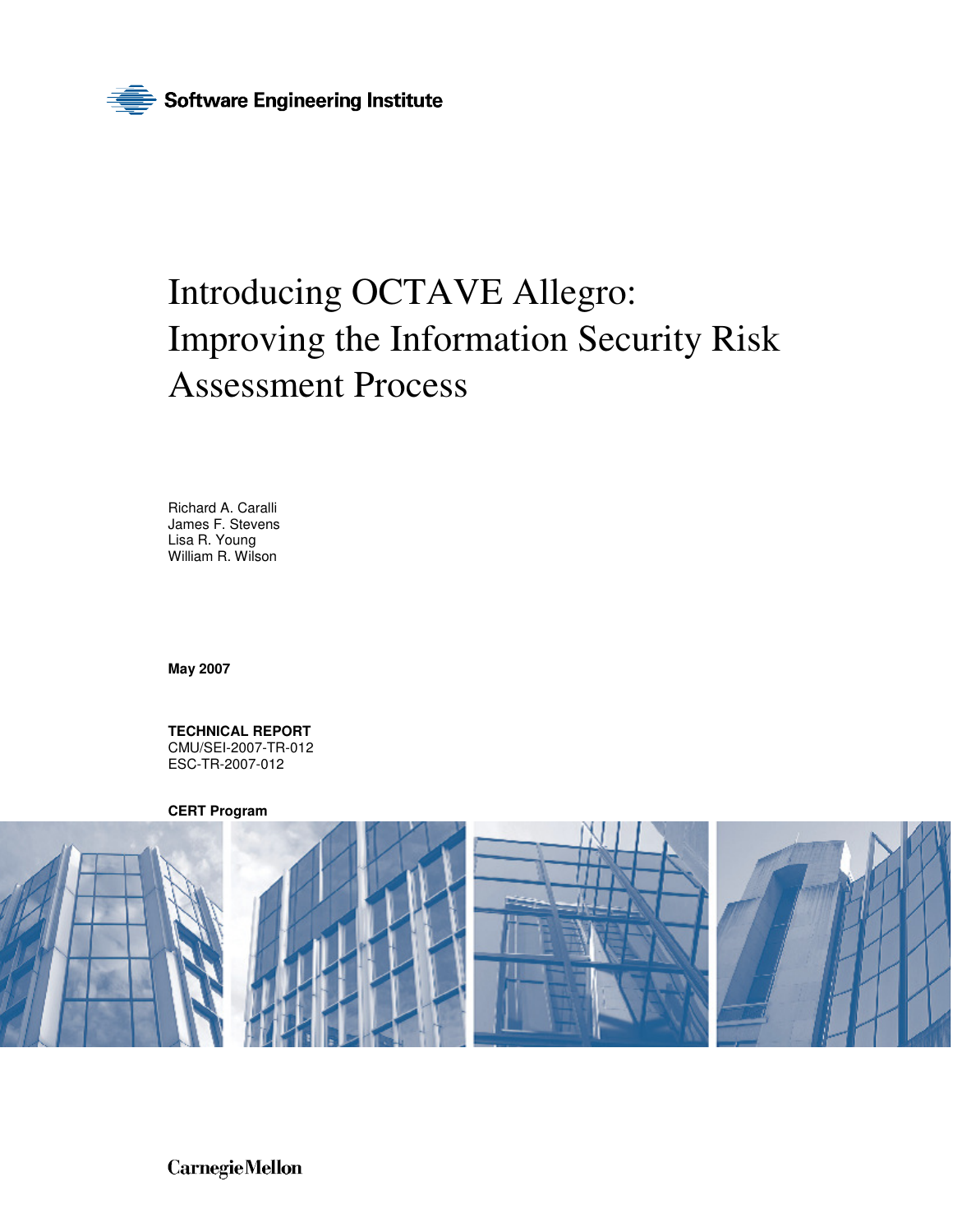Software Engineering Institute

# Introducing OCTAVE Allegro: Improving the Information Security Risk Assessment Process

Richard A. Caralli
James F. Stevens
Lisa R. Young
William R. Wilson

**May 2007**

**TECHNICAL REPORT**
CMU/SEI-2007-TR-012
ESC-TR-2007-012

**CERT Program**

Carnegie Mellon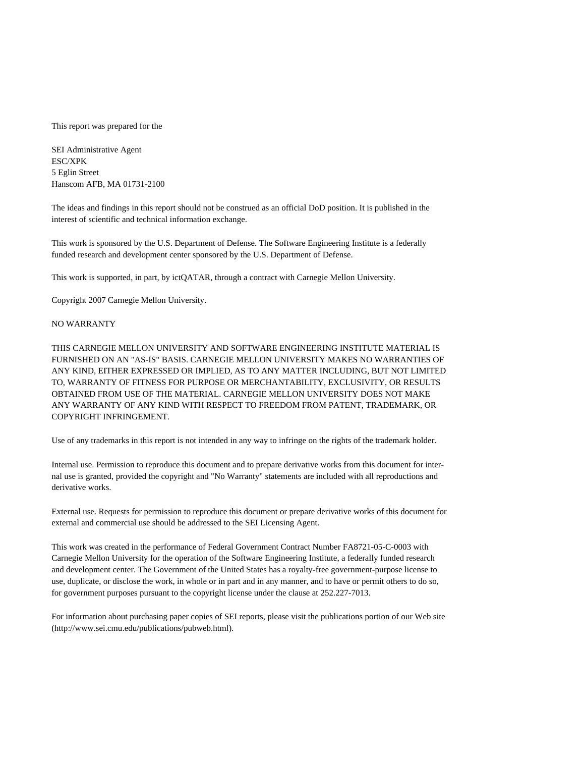This report was prepared for the

SEI Administrative Agent
ESC/XPK
5 Eglin Street
Hanscom AFB, MA 01731-2100

The ideas and findings in this report should not be construed as an official DoD position. It is published in the interest of scientific and technical information exchange.

This work is sponsored by the U.S. Department of Defense. The Software Engineering Institute is a federally funded research and development center sponsored by the U.S. Department of Defense.

This work is supported, in part, by ictQATAR, through a contract with Carnegie Mellon University.

Copyright 2007 Carnegie Mellon University.

NO WARRANTY

THIS CARNEGIE MELLON UNIVERSITY AND SOFTWARE ENGINEERING INSTITUTE MATERIAL IS FURNISHED ON AN "AS-IS" BASIS. CARNEGIE MELLON UNIVERSITY MAKES NO WARRANTIES OF ANY KIND, EITHER EXPRESSED OR IMPLIED, AS TO ANY MATTER INCLUDING, BUT NOT LIMITED TO, WARRANTY OF FITNESS FOR PURPOSE OR MERCHANTABILITY, EXCLUSIVITY, OR RESULTS OBTAINED FROM USE OF THE MATERIAL. CARNEGIE MELLON UNIVERSITY DOES NOT MAKE ANY WARRANTY OF ANY KIND WITH RESPECT TO FREEDOM FROM PATENT, TRADEMARK, OR COPYRIGHT INFRINGEMENT.

Use of any trademarks in this report is not intended in any way to infringe on the rights of the trademark holder.

Internal use. Permission to reproduce this document and to prepare derivative works from this document for internal use is granted, provided the copyright and "No Warranty" statements are included with all reproductions and derivative works.

External use. Requests for permission to reproduce this document or prepare derivative works of this document for external and commercial use should be addressed to the SEI Licensing Agent.

This work was created in the performance of Federal Government Contract Number FA8721-05-C-0003 with Carnegie Mellon University for the operation of the Software Engineering Institute, a federally funded research and development center. The Government of the United States has a royalty-free government-purpose license to use, duplicate, or disclose the work, in whole or in part and in any manner, and to have or permit others to do so, for government purposes pursuant to the copyright license under the clause at 252.227-7013.

For information about purchasing paper copies of SEI reports, please visit the publications portion of our Web site (http://www.sei.cmu.edu/publications/pubweb.html).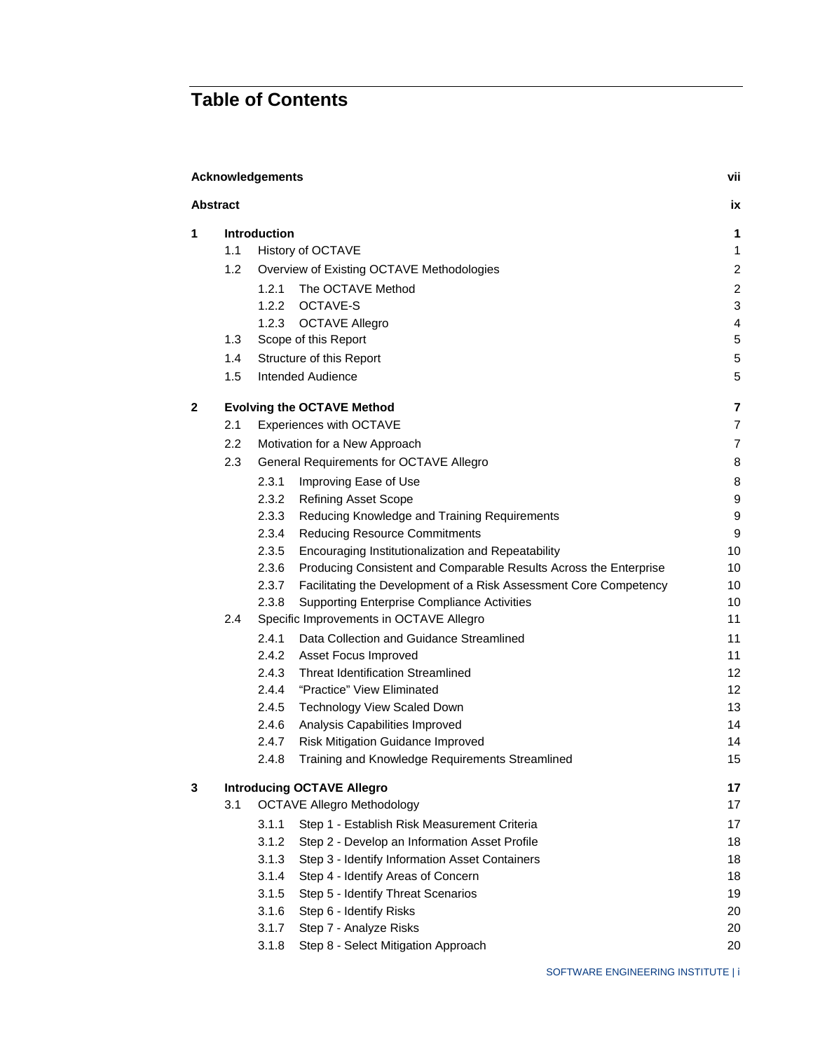# Table of Contents

| | | |
|---|---|---|
| **Acknowledgements** | | **vii** |
| **Abstract** | | **ix** |
| **1** | **Introduction** | **1** |
| | 1.1 History of OCTAVE | 1 |
| | 1.2 Overview of Existing OCTAVE Methodologies | 2 |
| | 1.2.1 The OCTAVE Method | 2 |
| | 1.2.2 OCTAVE-S | 3 |
| | 1.2.3 OCTAVE Allegro | 4 |
| | 1.3 Scope of this Report | 5 |
| | 1.4 Structure of this Report | 5 |
| | 1.5 Intended Audience | 5 |
| **2** | **Evolving the OCTAVE Method** | **7** |
| | 2.1 Experiences with OCTAVE | 7 |
| | 2.2 Motivation for a New Approach | 7 |
| | 2.3 General Requirements for OCTAVE Allegro | 8 |
| | 2.3.1 Improving Ease of Use | 8 |
| | 2.3.2 Refining Asset Scope | 9 |
| | 2.3.3 Reducing Knowledge and Training Requirements | 9 |
| | 2.3.4 Reducing Resource Commitments | 9 |
| | 2.3.5 Encouraging Institutionalization and Repeatability | 10 |
| | 2.3.6 Producing Consistent and Comparable Results Across the Enterprise | 10 |
| | 2.3.7 Facilitating the Development of a Risk Assessment Core Competency | 10 |
| | 2.3.8 Supporting Enterprise Compliance Activities | 10 |
| | 2.4 Specific Improvements in OCTAVE Allegro | 11 |
| | 2.4.1 Data Collection and Guidance Streamlined | 11 |
| | 2.4.2 Asset Focus Improved | 11 |
| | 2.4.3 Threat Identification Streamlined | 12 |
| | 2.4.4 “Practice” View Eliminated | 12 |
| | 2.4.5 Technology View Scaled Down | 13 |
| | 2.4.6 Analysis Capabilities Improved | 14 |
| | 2.4.7 Risk Mitigation Guidance Improved | 14 |
| | 2.4.8 Training and Knowledge Requirements Streamlined | 15 |
| **3** | **Introducing OCTAVE Allegro** | **17** |
| | 3.1 OCTAVE Allegro Methodology | 17 |
| | 3.1.1 Step 1 - Establish Risk Measurement Criteria | 17 |
| | 3.1.2 Step 2 - Develop an Information Asset Profile | 18 |
| | 3.1.3 Step 3 - Identify Information Asset Containers | 18 |
| | 3.1.4 Step 4 - Identify Areas of Concern | 18 |
| | 3.1.5 Step 5 - Identify Threat Scenarios | 19 |
| | 3.1.6 Step 6 - Identify Risks | 20 |
| | 3.1.7 Step 7 - Analyze Risks | 20 |
| | 3.1.8 Step 8 - Select Mitigation Approach | 20 |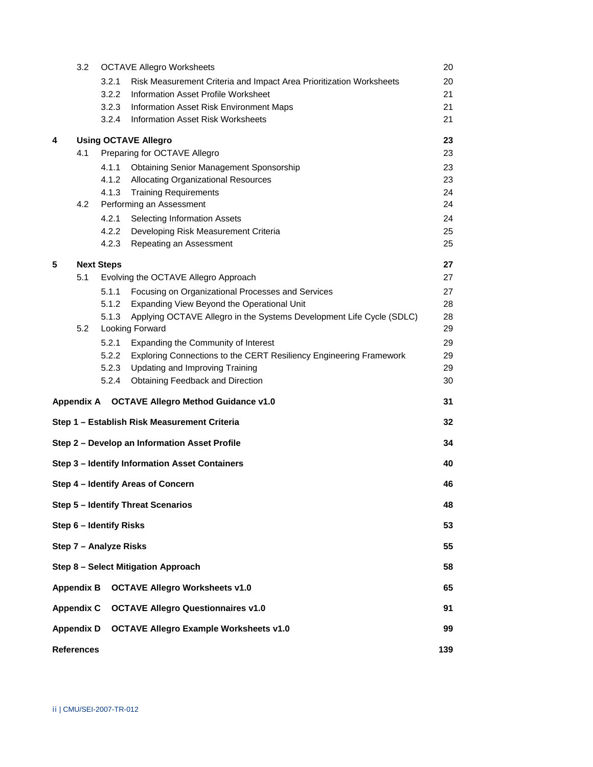| | | | |
|---|---|---|---|
| 3.2 | OCTAVE Allegro Worksheets | | 20 |
| | 3.2.1 | Risk Measurement Criteria and Impact Area Prioritization Worksheets | 20 |
| | 3.2.2 | Information Asset Profile Worksheet | 21 |
| | 3.2.3 | Information Asset Risk Environment Maps | 21 |
| | 3.2.4 | Information Asset Risk Worksheets | 21 |
| **4** | **Using OCTAVE Allegro** | | **23** |
| 4.1 | Preparing for OCTAVE Allegro | | 23 |
| | 4.1.1 | Obtaining Senior Management Sponsorship | 23 |
| | 4.1.2 | Allocating Organizational Resources | 23 |
| | 4.1.3 | Training Requirements | 24 |
| 4.2 | Performing an Assessment | | 24 |
| | 4.2.1 | Selecting Information Assets | 24 |
| | 4.2.2 | Developing Risk Measurement Criteria | 25 |
| | 4.2.3 | Repeating an Assessment | 25 |
| **5** | **Next Steps** | | **27** |
| 5.1 | Evolving the OCTAVE Allegro Approach | | 27 |
| | 5.1.1 | Focusing on Organizational Processes and Services | 27 |
| | 5.1.2 | Expanding View Beyond the Operational Unit | 28 |
| | 5.1.3 | Applying OCTAVE Allegro in the Systems Development Life Cycle (SDLC) | 28 |
| 5.2 | Looking Forward | | 29 |
| | 5.2.1 | Expanding the Community of Interest | 29 |
| | 5.2.2 | Exploring Connections to the CERT Resiliency Engineering Framework | 29 |
| | 5.2.3 | Updating and Improving Training | 29 |
| | 5.2.4 | Obtaining Feedback and Direction | 30 |
| **Appendix A** | **OCTAVE Allegro Method Guidance v1.0** | | **31** |
| **Step 1 – Establish Risk Measurement Criteria** | | | **32** |
| **Step 2 – Develop an Information Asset Profile** | | | **34** |
| **Step 3 – Identify Information Asset Containers** | | | **40** |
| **Step 4 – Identify Areas of Concern** | | | **46** |
| **Step 5 – Identify Threat Scenarios** | | | **48** |
| **Step 6 – Identify Risks** | | | **53** |
| **Step 7 – Analyze Risks** | | | **55** |
| **Step 8 – Select Mitigation Approach** | | | **58** |
| **Appendix B** | **OCTAVE Allegro Worksheets v1.0** | | **65** |
| **Appendix C** | **OCTAVE Allegro Questionnaires v1.0** | | **91** |
| **Appendix D** | **OCTAVE Allegro Example Worksheets v1.0** | | **99** |
| **References** | | | **139** |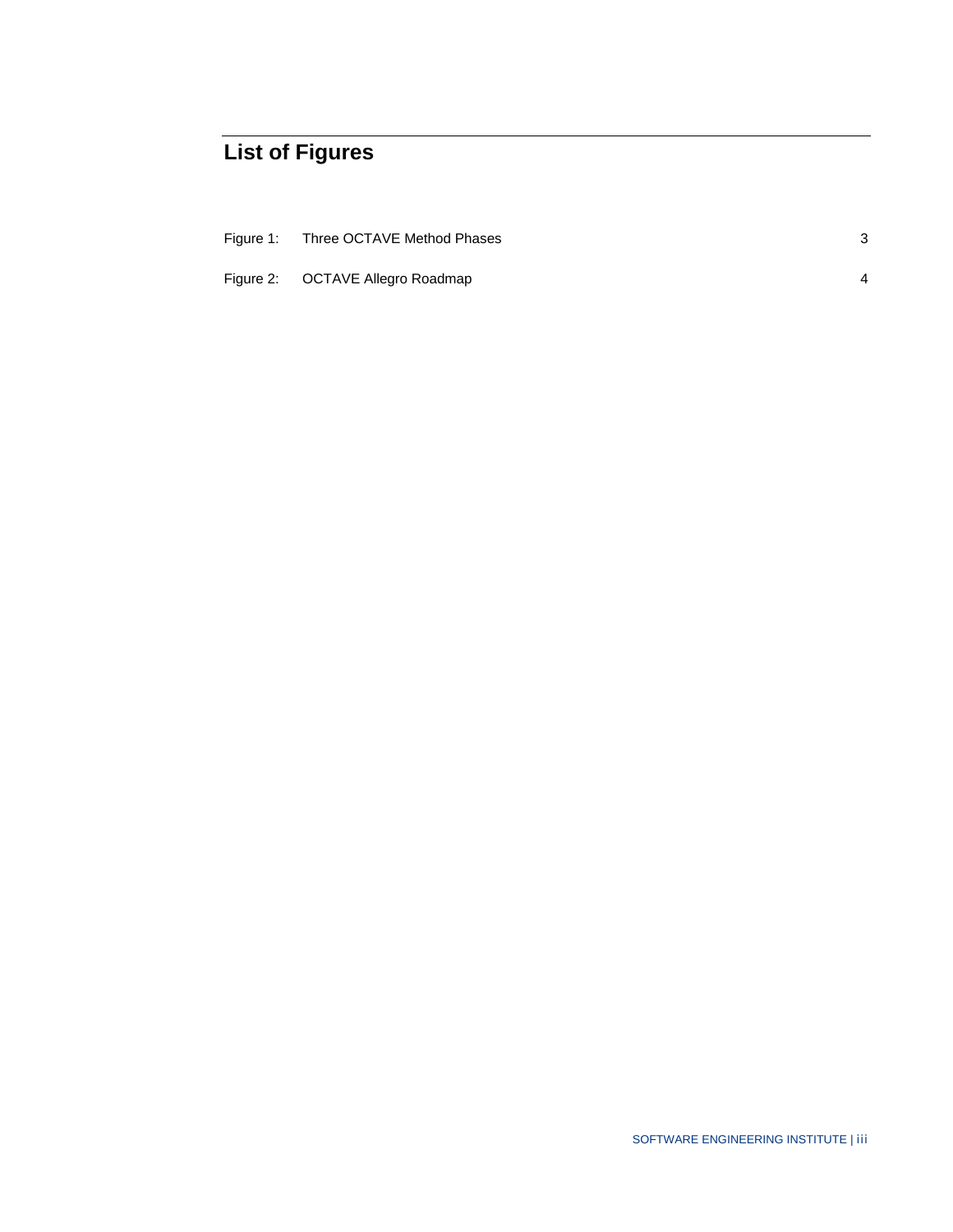# List of Figures

Figure 1: Three OCTAVE Method Phases 3

Figure 2: OCTAVE Allegro Roadmap 4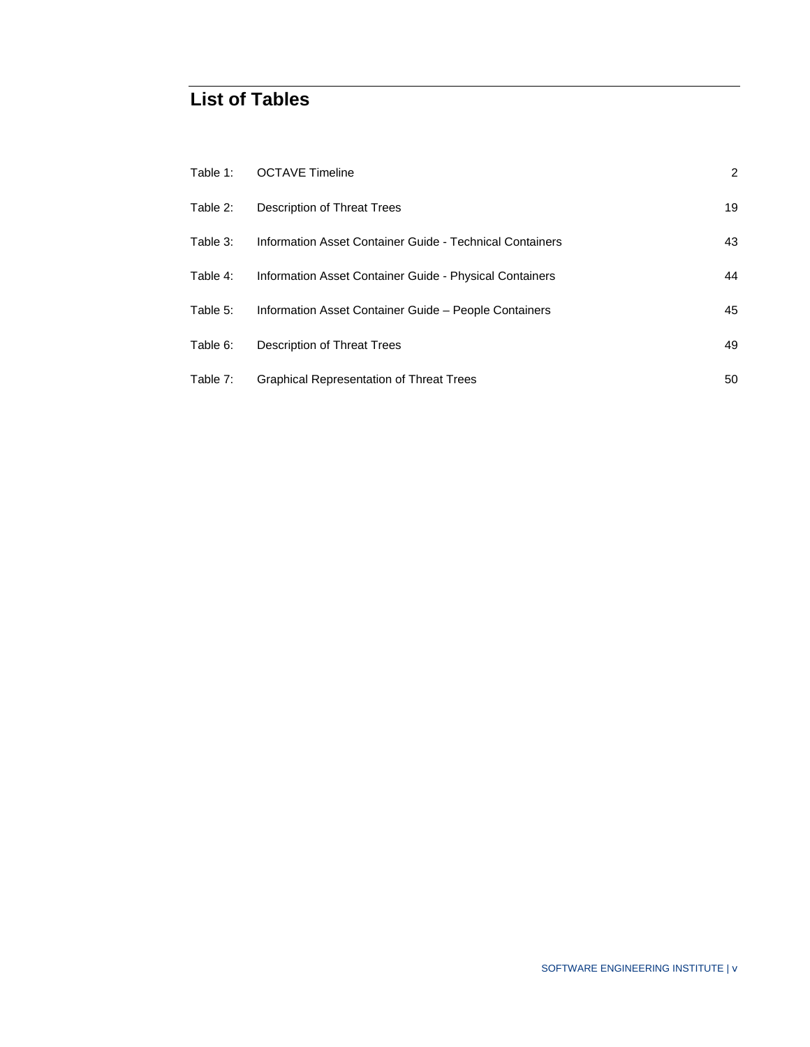# List of Tables

| | | |
|---|---|---|
| Table 1: | OCTAVE Timeline | 2 |
| Table 2: | Description of Threat Trees | 19 |
| Table 3: | Information Asset Container Guide - Technical Containers | 43 |
| Table 4: | Information Asset Container Guide - Physical Containers | 44 |
| Table 5: | Information Asset Container Guide – People Containers | 45 |
| Table 6: | Description of Threat Trees | 49 |
| Table 7: | Graphical Representation of Threat Trees | 50 |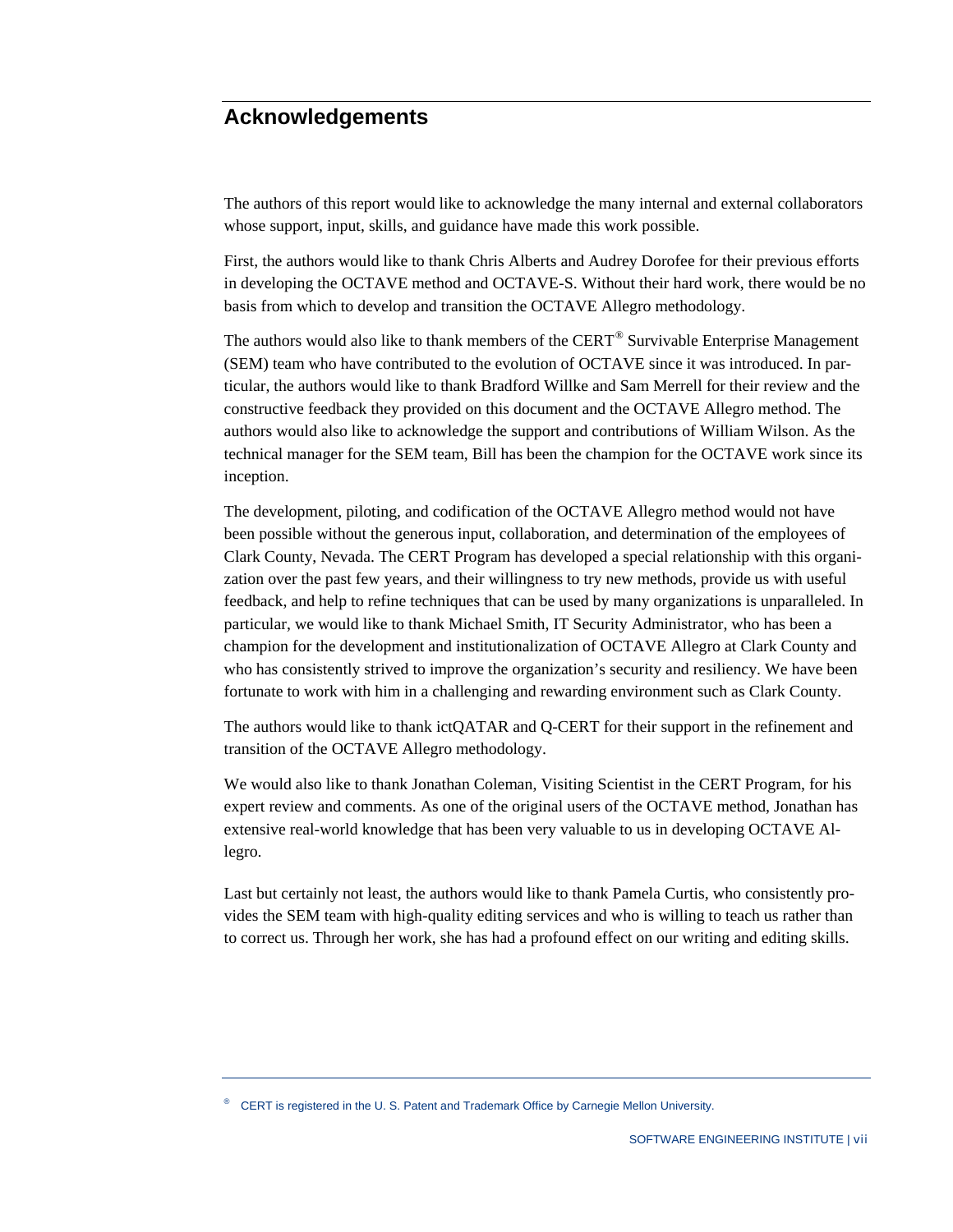## Acknowledgements

The authors of this report would like to acknowledge the many internal and external collaborators whose support, input, skills, and guidance have made this work possible.

First, the authors would like to thank Chris Alberts and Audrey Dorofee for their previous efforts in developing the OCTAVE method and OCTAVE-S. Without their hard work, there would be no basis from which to develop and transition the OCTAVE Allegro methodology.

The authors would also like to thank members of the CERT® Survivable Enterprise Management (SEM) team who have contributed to the evolution of OCTAVE since it was introduced. In particular, the authors would like to thank Bradford Willke and Sam Merrell for their review and the constructive feedback they provided on this document and the OCTAVE Allegro method. The authors would also like to acknowledge the support and contributions of William Wilson. As the technical manager for the SEM team, Bill has been the champion for the OCTAVE work since its inception.

The development, piloting, and codification of the OCTAVE Allegro method would not have been possible without the generous input, collaboration, and determination of the employees of Clark County, Nevada. The CERT Program has developed a special relationship with this organization over the past few years, and their willingness to try new methods, provide us with useful feedback, and help to refine techniques that can be used by many organizations is unparalleled. In particular, we would like to thank Michael Smith, IT Security Administrator, who has been a champion for the development and institutionalization of OCTAVE Allegro at Clark County and who has consistently strived to improve the organization's security and resiliency. We have been fortunate to work with him in a challenging and rewarding environment such as Clark County.

The authors would like to thank ictQATAR and Q-CERT for their support in the refinement and transition of the OCTAVE Allegro methodology.

We would also like to thank Jonathan Coleman, Visiting Scientist in the CERT Program, for his expert review and comments. As one of the original users of the OCTAVE method, Jonathan has extensive real-world knowledge that has been very valuable to us in developing OCTAVE Allegro.

Last but certainly not least, the authors would like to thank Pamela Curtis, who consistently provides the SEM team with high-quality editing services and who is willing to teach us rather than to correct us. Through her work, she has had a profound effect on our writing and editing skills.

® CERT is registered in the U. S. Patent and Trademark Office by Carnegie Mellon University.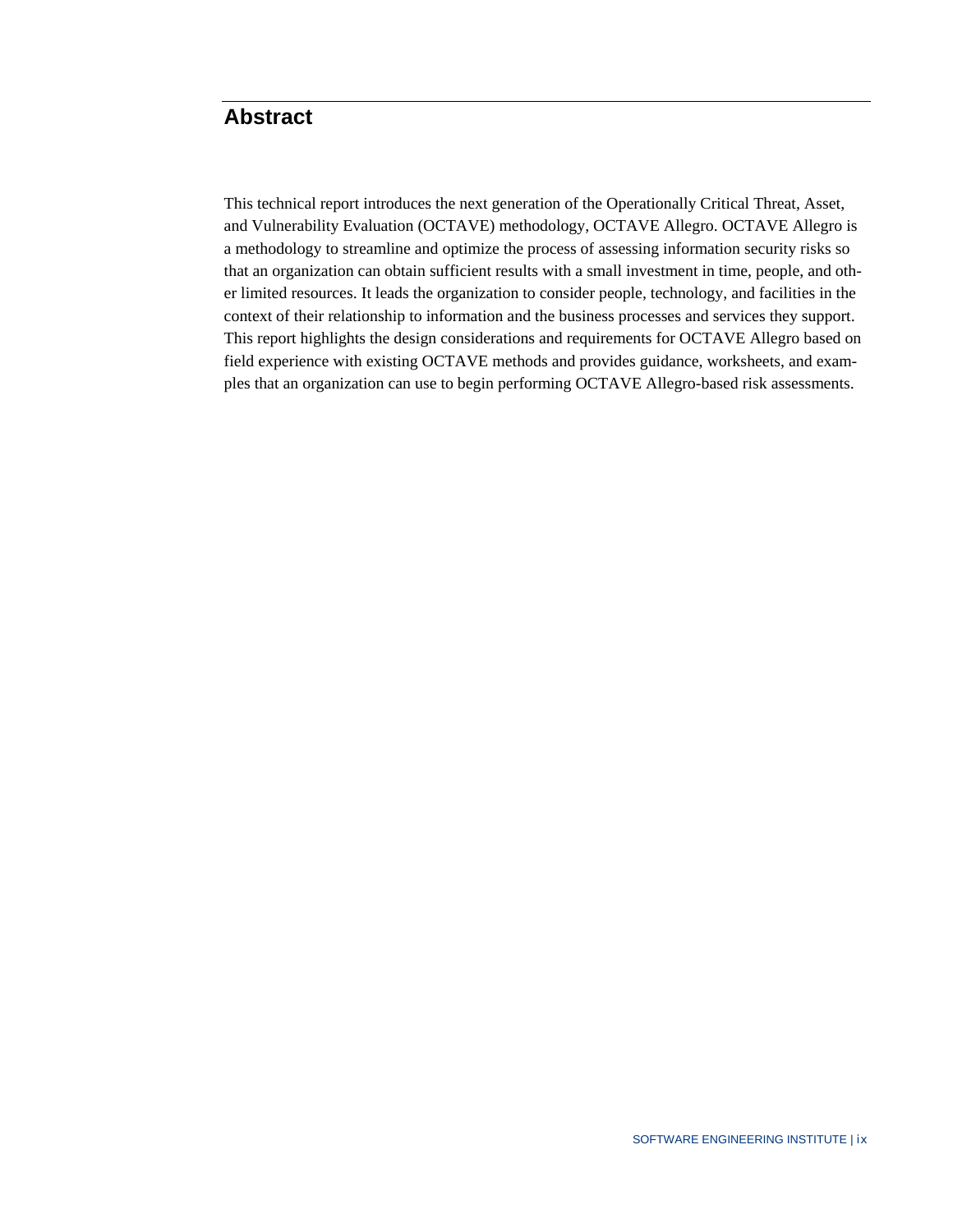# Abstract

This technical report introduces the next generation of the Operationally Critical Threat, Asset, and Vulnerability Evaluation (OCTAVE) methodology, OCTAVE Allegro. OCTAVE Allegro is a methodology to streamline and optimize the process of assessing information security risks so that an organization can obtain sufficient results with a small investment in time, people, and other limited resources. It leads the organization to consider people, technology, and facilities in the context of their relationship to information and the business processes and services they support. This report highlights the design considerations and requirements for OCTAVE Allegro based on field experience with existing OCTAVE methods and provides guidance, worksheets, and examples that an organization can use to begin performing OCTAVE Allegro-based risk assessments.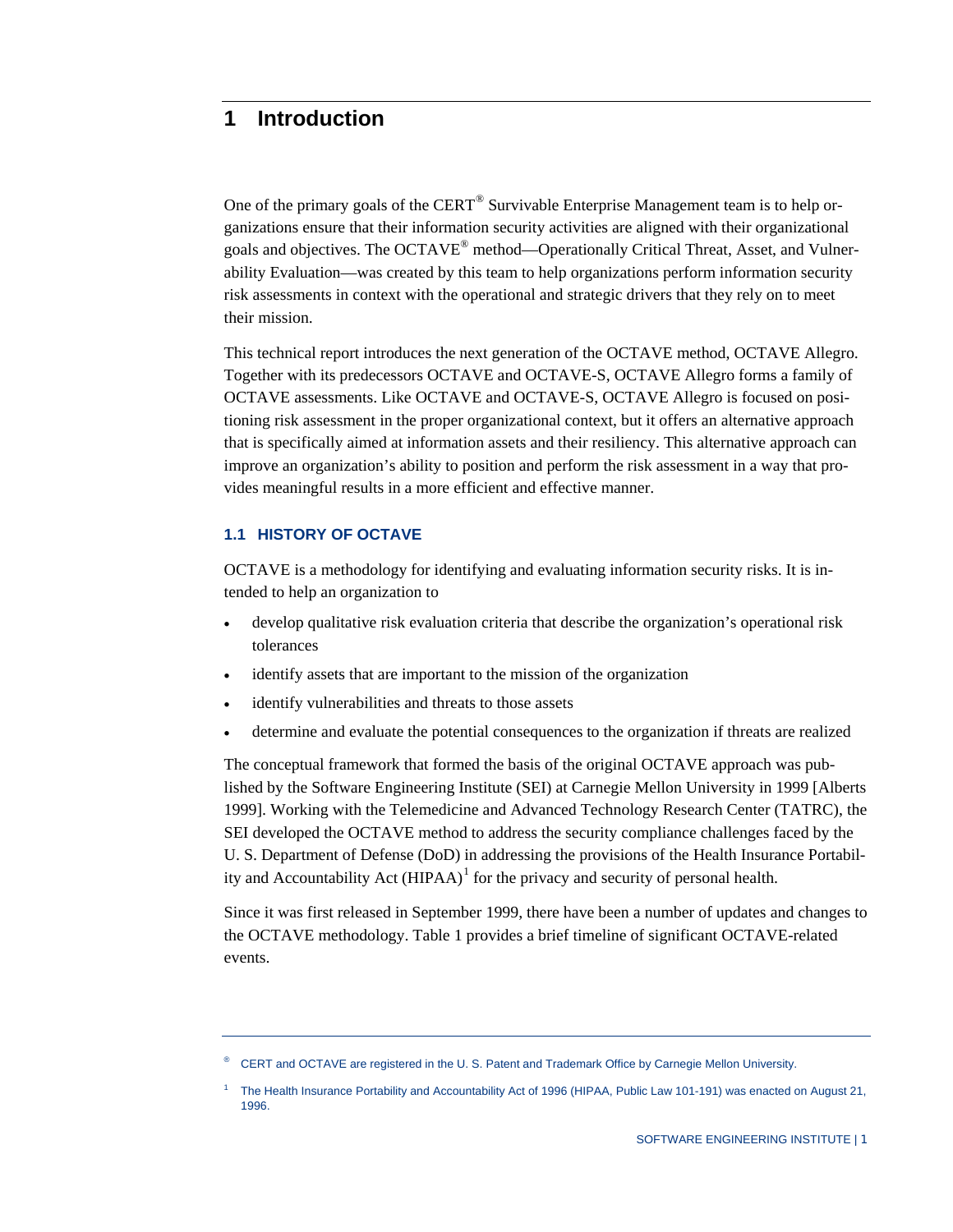# 1 Introduction

One of the primary goals of the CERT® Survivable Enterprise Management team is to help organizations ensure that their information security activities are aligned with their organizational goals and objectives. The OCTAVE® method—Operationally Critical Threat, Asset, and Vulnerability Evaluation—was created by this team to help organizations perform information security risk assessments in context with the operational and strategic drivers that they rely on to meet their mission.

This technical report introduces the next generation of the OCTAVE method, OCTAVE Allegro. Together with its predecessors OCTAVE and OCTAVE-S, OCTAVE Allegro forms a family of OCTAVE assessments. Like OCTAVE and OCTAVE-S, OCTAVE Allegro is focused on positioning risk assessment in the proper organizational context, but it offers an alternative approach that is specifically aimed at information assets and their resiliency. This alternative approach can improve an organization's ability to position and perform the risk assessment in a way that provides meaningful results in a more efficient and effective manner.

## 1.1 HISTORY OF OCTAVE

OCTAVE is a methodology for identifying and evaluating information security risks. It is intended to help an organization to

- develop qualitative risk evaluation criteria that describe the organization's operational risk tolerances
- identify assets that are important to the mission of the organization
- identify vulnerabilities and threats to those assets
- determine and evaluate the potential consequences to the organization if threats are realized

The conceptual framework that formed the basis of the original OCTAVE approach was published by the Software Engineering Institute (SEI) at Carnegie Mellon University in 1999 [Alberts 1999]. Working with the Telemedicine and Advanced Technology Research Center (TATRC), the SEI developed the OCTAVE method to address the security compliance challenges faced by the U. S. Department of Defense (DoD) in addressing the provisions of the Health Insurance Portability and Accountability Act (HIPAA)[1] for the privacy and security of personal health.

Since it was first released in September 1999, there have been a number of updates and changes to the OCTAVE methodology. Table 1 provides a brief timeline of significant OCTAVE-related events.

---

® CERT and OCTAVE are registered in the U. S. Patent and Trademark Office by Carnegie Mellon University.

[1] The Health Insurance Portability and Accountability Act of 1996 (HIPAA, Public Law 101-191) was enacted on August 21, 1996.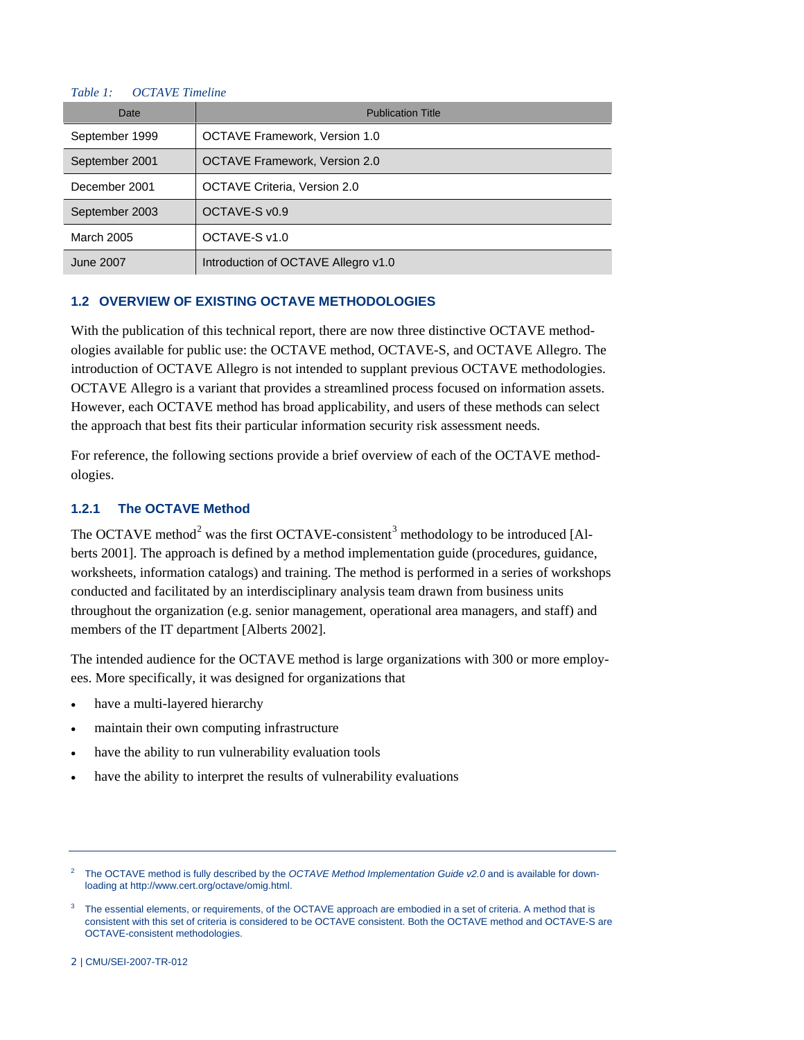*Table 1: OCTAVE Timeline*

| Date | Publication Title |
|---|---|
| September 1999 | OCTAVE Framework, Version 1.0 |
| September 2001 | OCTAVE Framework, Version 2.0 |
| December 2001 | OCTAVE Criteria, Version 2.0 |
| September 2003 | OCTAVE-S v0.9 |
| March 2005 | OCTAVE-S v1.0 |
| June 2007 | Introduction of OCTAVE Allegro v1.0 |

## 1.2 OVERVIEW OF EXISTING OCTAVE METHODOLOGIES

With the publication of this technical report, there are now three distinctive OCTAVE methodologies available for public use: the OCTAVE method, OCTAVE-S, and OCTAVE Allegro. The introduction of OCTAVE Allegro is not intended to supplant previous OCTAVE methodologies. OCTAVE Allegro is a variant that provides a streamlined process focused on information assets. However, each OCTAVE method has broad applicability, and users of these methods can select the approach that best fits their particular information security risk assessment needs.

For reference, the following sections provide a brief overview of each of the OCTAVE methodologies.

### 1.2.1 The OCTAVE Method

The OCTAVE method[2] was the first OCTAVE-consistent[3] methodology to be introduced [Alberts 2001]. The approach is defined by a method implementation guide (procedures, guidance, worksheets, information catalogs) and training. The method is performed in a series of workshops conducted and facilitated by an interdisciplinary analysis team drawn from business units throughout the organization (e.g. senior management, operational area managers, and staff) and members of the IT department [Alberts 2002].

The intended audience for the OCTAVE method is large organizations with 300 or more employees. More specifically, it was designed for organizations that

- have a multi-layered hierarchy
- maintain their own computing infrastructure
- have the ability to run vulnerability evaluation tools
- have the ability to interpret the results of vulnerability evaluations

---

[2] The OCTAVE method is fully described by the *OCTAVE Method Implementation Guide v2.0* and is available for downloading at http://www.cert.org/octave/omig.html.

[3] The essential elements, or requirements, of the OCTAVE approach are embodied in a set of criteria. A method that is consistent with this set of criteria is considered to be OCTAVE consistent. Both the OCTAVE method and OCTAVE-S are OCTAVE-consistent methodologies.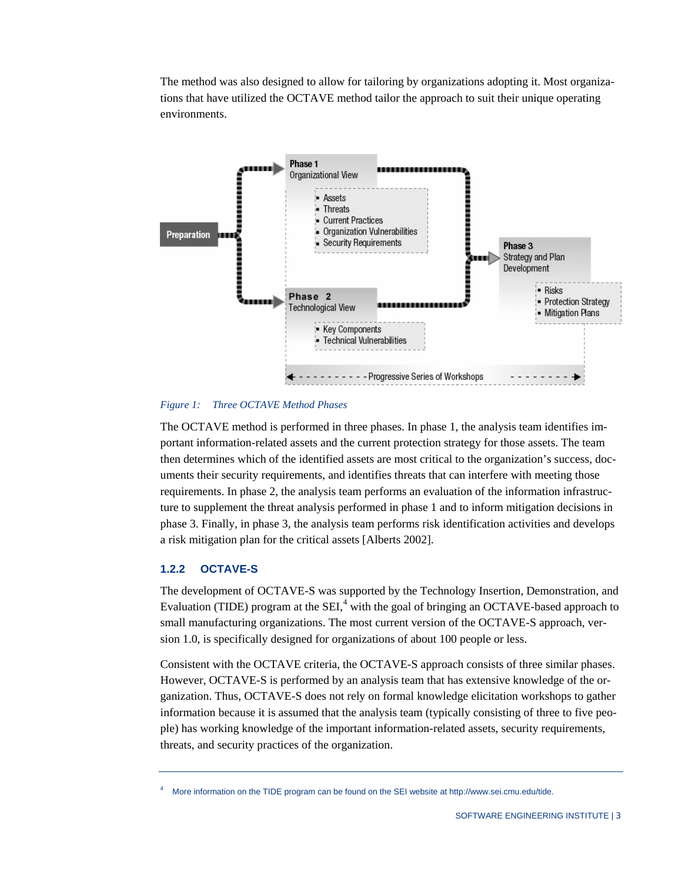The method was also designed to allow for tailoring by organizations adopting it. Most organizations that have utilized the OCTAVE method tailor the approach to suit their unique operating environments.

Preparation

Phase 1
Organizational View

- Assets
- Threats
- Current Practices
- Organization Vulnerabilities
- Security Requirements

Phase 2
Technological View

- Key Components
- Technical Vulnerabilities

Phase 3
Strategy and Plan Development

- Risks
- Protection Strategy
- Mitigation Plans

Progressive Series of Workshops

*Figure 1: Three OCTAVE Method Phases*

The OCTAVE method is performed in three phases. In phase 1, the analysis team identifies important information-related assets and the current protection strategy for those assets. The team then determines which of the identified assets are most critical to the organization's success, documents their security requirements, and identifies threats that can interfere with meeting those requirements. In phase 2, the analysis team performs an evaluation of the information infrastructure to supplement the threat analysis performed in phase 1 and to inform mitigation decisions in phase 3. Finally, in phase 3, the analysis team performs risk identification activities and develops a risk mitigation plan for the critical assets [Alberts 2002].

### 1.2.2 OCTAVE-S

The development of OCTAVE-S was supported by the Technology Insertion, Demonstration, and Evaluation (TIDE) program at the SEI,[4] with the goal of bringing an OCTAVE-based approach to small manufacturing organizations. The most current version of the OCTAVE-S approach, version 1.0, is specifically designed for organizations of about 100 people or less.

Consistent with the OCTAVE criteria, the OCTAVE-S approach consists of three similar phases. However, OCTAVE-S is performed by an analysis team that has extensive knowledge of the organization. Thus, OCTAVE-S does not rely on formal knowledge elicitation workshops to gather information because it is assumed that the analysis team (typically consisting of three to five people) has working knowledge of the important information-related assets, security requirements, threats, and security practices of the organization.

[4] More information on the TIDE program can be found on the SEI website at http://www.sei.cmu.edu/tide.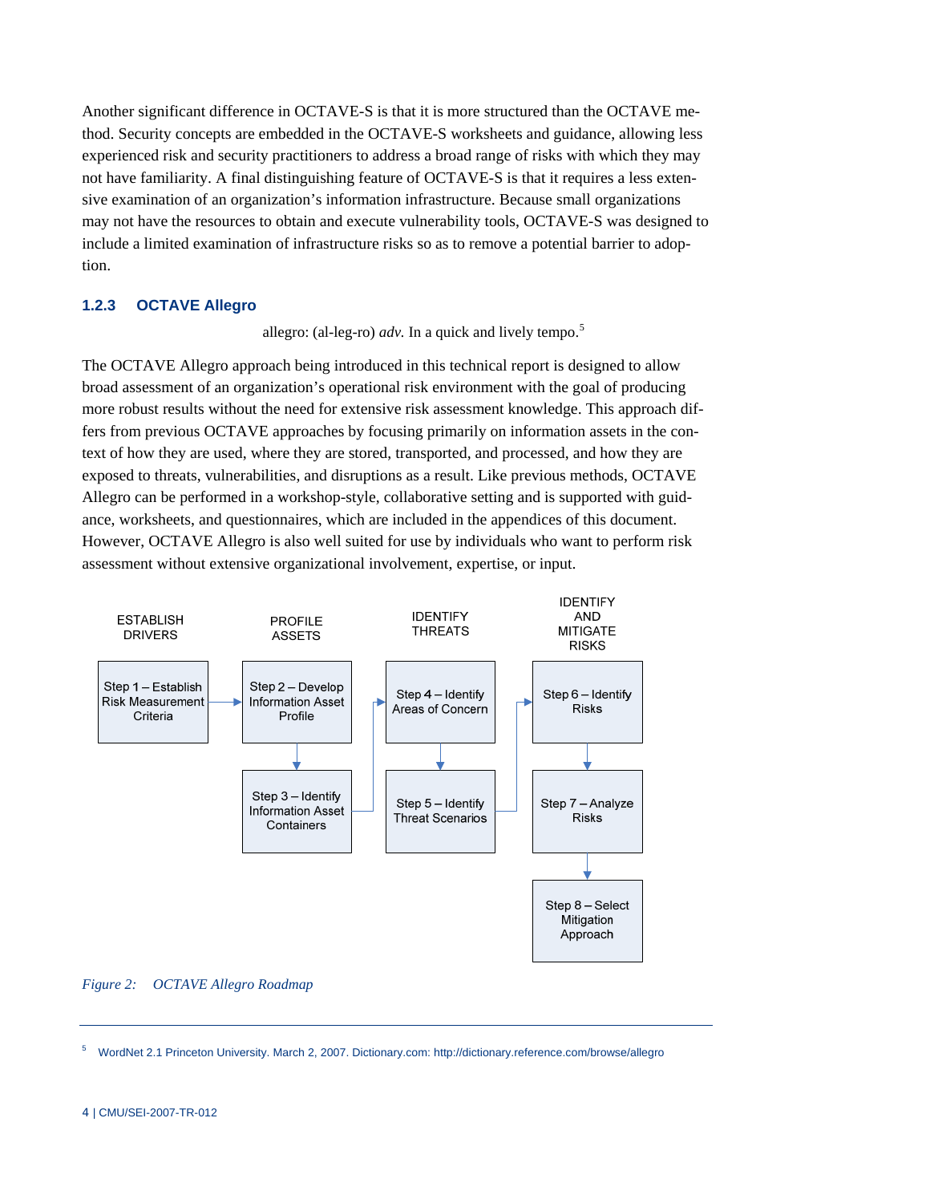Another significant difference in OCTAVE-S is that it is more structured than the OCTAVE method. Security concepts are embedded in the OCTAVE-S worksheets and guidance, allowing less experienced risk and security practitioners to address a broad range of risks with which they may not have familiarity. A final distinguishing feature of OCTAVE-S is that it requires a less extensive examination of an organization's information infrastructure. Because small organizations may not have the resources to obtain and execute vulnerability tools, OCTAVE-S was designed to include a limited examination of infrastructure risks so as to remove a potential barrier to adoption.

### 1.2.3 OCTAVE Allegro

allegro: (al-leg-ro) *adv.* In a quick and lively tempo.[5]

The OCTAVE Allegro approach being introduced in this technical report is designed to allow broad assessment of an organization's operational risk environment with the goal of producing more robust results without the need for extensive risk assessment knowledge. This approach differs from previous OCTAVE approaches by focusing primarily on information assets in the context of how they are used, where they are stored, transported, and processed, and how they are exposed to threats, vulnerabilities, and disruptions as a result. Like previous methods, OCTAVE Allegro can be performed in a workshop-style, collaborative setting and is supported with guidance, worksheets, and questionnaires, which are included in the appendices of this document. However, OCTAVE Allegro is also well suited for use by individuals who want to perform risk assessment without extensive organizational involvement, expertise, or input.

| ESTABLISH DRIVERS | PROFILE ASSETS | IDENTIFY THREATS | IDENTIFY AND MITIGATE RISKS |
|---|---|---|---|
| Step 1 – Establish Risk Measurement Criteria | Step 2 – Develop Information Asset Profile | Step 4 – Identify Areas of Concern | Step 6 – Identify Risks |
| | Step 3 – Identify Information Asset Containers | Step 5 – Identify Threat Scenarios | Step 7 – Analyze Risks |
| | | | Step 8 – Select Mitigation Approach |

*Figure 2: OCTAVE Allegro Roadmap*

[5] WordNet 2.1 Princeton University. March 2, 2007. Dictionary.com: http://dictionary.reference.com/browse/allegro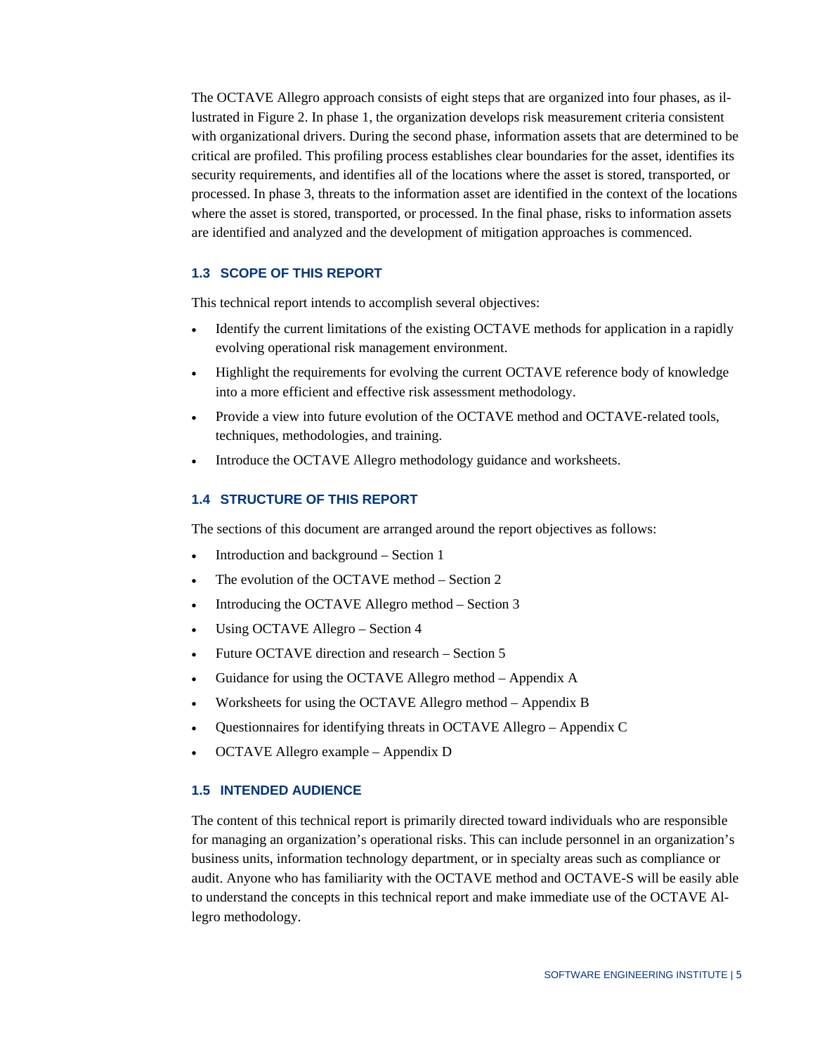The OCTAVE Allegro approach consists of eight steps that are organized into four phases, as illustrated in Figure 2. In phase 1, the organization develops risk measurement criteria consistent with organizational drivers. During the second phase, information assets that are determined to be critical are profiled. This profiling process establishes clear boundaries for the asset, identifies its security requirements, and identifies all of the locations where the asset is stored, transported, or processed. In phase 3, threats to the information asset are identified in the context of the locations where the asset is stored, transported, or processed. In the final phase, risks to information assets are identified and analyzed and the development of mitigation approaches is commenced.

### 1.3 SCOPE OF THIS REPORT

This technical report intends to accomplish several objectives:

- Identify the current limitations of the existing OCTAVE methods for application in a rapidly evolving operational risk management environment.
- Highlight the requirements for evolving the current OCTAVE reference body of knowledge into a more efficient and effective risk assessment methodology.
- Provide a view into future evolution of the OCTAVE method and OCTAVE-related tools, techniques, methodologies, and training.
- Introduce the OCTAVE Allegro methodology guidance and worksheets.

### 1.4 STRUCTURE OF THIS REPORT

The sections of this document are arranged around the report objectives as follows:

- Introduction and background – Section 1
- The evolution of the OCTAVE method – Section 2
- Introducing the OCTAVE Allegro method – Section 3
- Using OCTAVE Allegro – Section 4
- Future OCTAVE direction and research – Section 5
- Guidance for using the OCTAVE Allegro method – Appendix A
- Worksheets for using the OCTAVE Allegro method – Appendix B
- Questionnaires for identifying threats in OCTAVE Allegro – Appendix C
- OCTAVE Allegro example – Appendix D

### 1.5 INTENDED AUDIENCE

The content of this technical report is primarily directed toward individuals who are responsible for managing an organization's operational risks. This can include personnel in an organization's business units, information technology department, or in specialty areas such as compliance or audit. Anyone who has familiarity with the OCTAVE method and OCTAVE-S will be easily able to understand the concepts in this technical report and make immediate use of the OCTAVE Allegro methodology.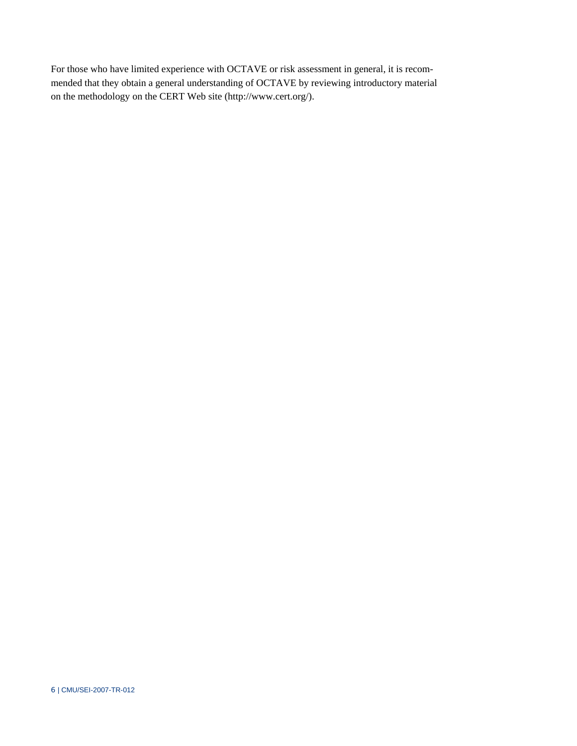For those who have limited experience with OCTAVE or risk assessment in general, it is recommended that they obtain a general understanding of OCTAVE by reviewing introductory material on the methodology on the CERT Web site (http://www.cert.org/).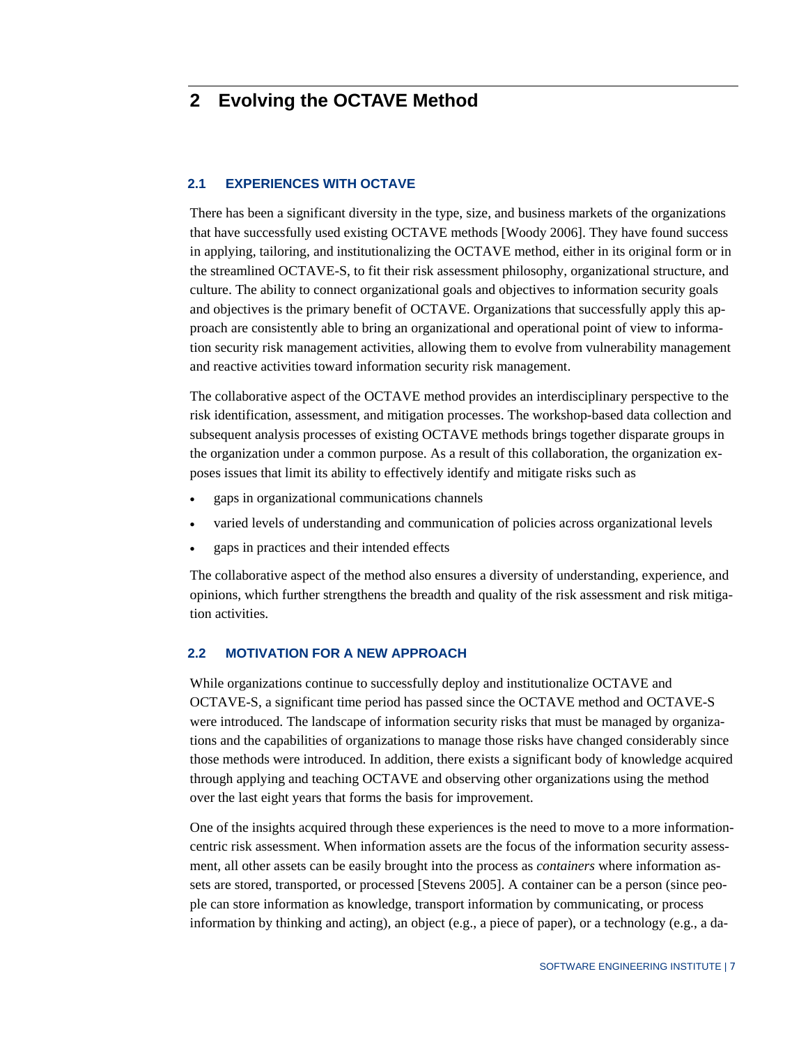# 2 Evolving the OCTAVE Method

## 2.1 EXPERIENCES WITH OCTAVE

There has been a significant diversity in the type, size, and business markets of the organizations that have successfully used existing OCTAVE methods [Woody 2006]. They have found success in applying, tailoring, and institutionalizing the OCTAVE method, either in its original form or in the streamlined OCTAVE-S, to fit their risk assessment philosophy, organizational structure, and culture. The ability to connect organizational goals and objectives to information security goals and objectives is the primary benefit of OCTAVE. Organizations that successfully apply this approach are consistently able to bring an organizational and operational point of view to information security risk management activities, allowing them to evolve from vulnerability management and reactive activities toward information security risk management.

The collaborative aspect of the OCTAVE method provides an interdisciplinary perspective to the risk identification, assessment, and mitigation processes. The workshop-based data collection and subsequent analysis processes of existing OCTAVE methods brings together disparate groups in the organization under a common purpose. As a result of this collaboration, the organization exposes issues that limit its ability to effectively identify and mitigate risks such as

- gaps in organizational communications channels
- varied levels of understanding and communication of policies across organizational levels
- gaps in practices and their intended effects

The collaborative aspect of the method also ensures a diversity of understanding, experience, and opinions, which further strengthens the breadth and quality of the risk assessment and risk mitigation activities.

## 2.2 MOTIVATION FOR A NEW APPROACH

While organizations continue to successfully deploy and institutionalize OCTAVE and OCTAVE-S, a significant time period has passed since the OCTAVE method and OCTAVE-S were introduced. The landscape of information security risks that must be managed by organizations and the capabilities of organizations to manage those risks have changed considerably since those methods were introduced. In addition, there exists a significant body of knowledge acquired through applying and teaching OCTAVE and observing other organizations using the method over the last eight years that forms the basis for improvement.

One of the insights acquired through these experiences is the need to move to a more information-centric risk assessment. When information assets are the focus of the information security assessment, all other assets can be easily brought into the process as *containers* where information assets are stored, transported, or processed [Stevens 2005]. A container can be a person (since people can store information as knowledge, transport information by communicating, or process information by thinking and acting), an object (e.g., a piece of paper), or a technology (e.g., a da-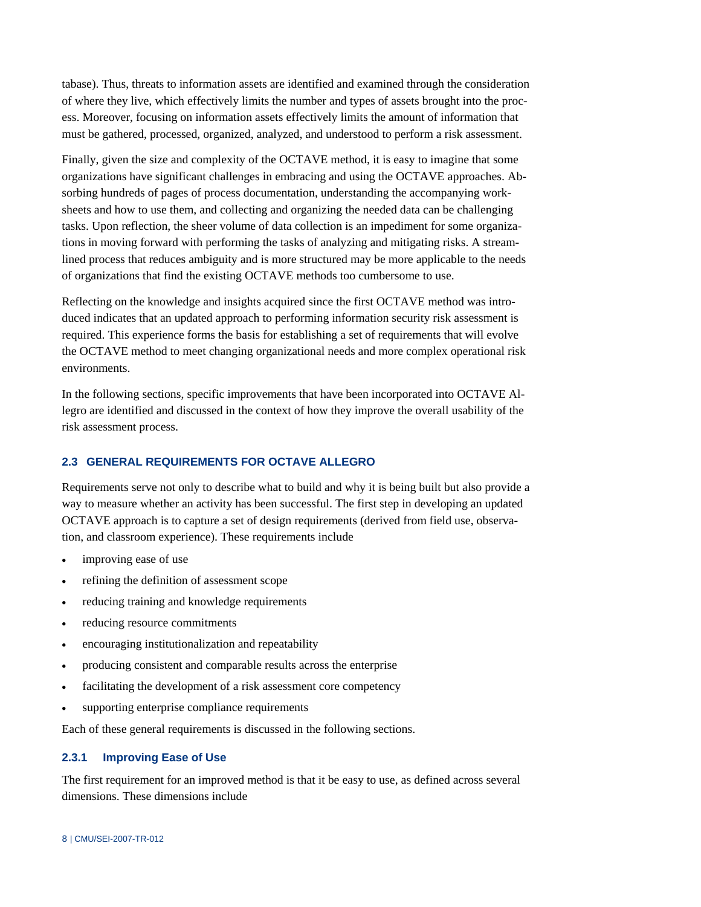tabase). Thus, threats to information assets are identified and examined through the consideration of where they live, which effectively limits the number and types of assets brought into the process. Moreover, focusing on information assets effectively limits the amount of information that must be gathered, processed, organized, analyzed, and understood to perform a risk assessment.

Finally, given the size and complexity of the OCTAVE method, it is easy to imagine that some organizations have significant challenges in embracing and using the OCTAVE approaches. Absorbing hundreds of pages of process documentation, understanding the accompanying worksheets and how to use them, and collecting and organizing the needed data can be challenging tasks. Upon reflection, the sheer volume of data collection is an impediment for some organizations in moving forward with performing the tasks of analyzing and mitigating risks. A streamlined process that reduces ambiguity and is more structured may be more applicable to the needs of organizations that find the existing OCTAVE methods too cumbersome to use.

Reflecting on the knowledge and insights acquired since the first OCTAVE method was introduced indicates that an updated approach to performing information security risk assessment is required. This experience forms the basis for establishing a set of requirements that will evolve the OCTAVE method to meet changing organizational needs and more complex operational risk environments.

In the following sections, specific improvements that have been incorporated into OCTAVE Allegro are identified and discussed in the context of how they improve the overall usability of the risk assessment process.

## 2.3 GENERAL REQUIREMENTS FOR OCTAVE ALLEGRO

Requirements serve not only to describe what to build and why it is being built but also provide a way to measure whether an activity has been successful. The first step in developing an updated OCTAVE approach is to capture a set of design requirements (derived from field use, observation, and classroom experience). These requirements include

- improving ease of use
- refining the definition of assessment scope
- reducing training and knowledge requirements
- reducing resource commitments
- encouraging institutionalization and repeatability
- producing consistent and comparable results across the enterprise
- facilitating the development of a risk assessment core competency
- supporting enterprise compliance requirements

Each of these general requirements is discussed in the following sections.

### 2.3.1 Improving Ease of Use

The first requirement for an improved method is that it be easy to use, as defined across several dimensions. These dimensions include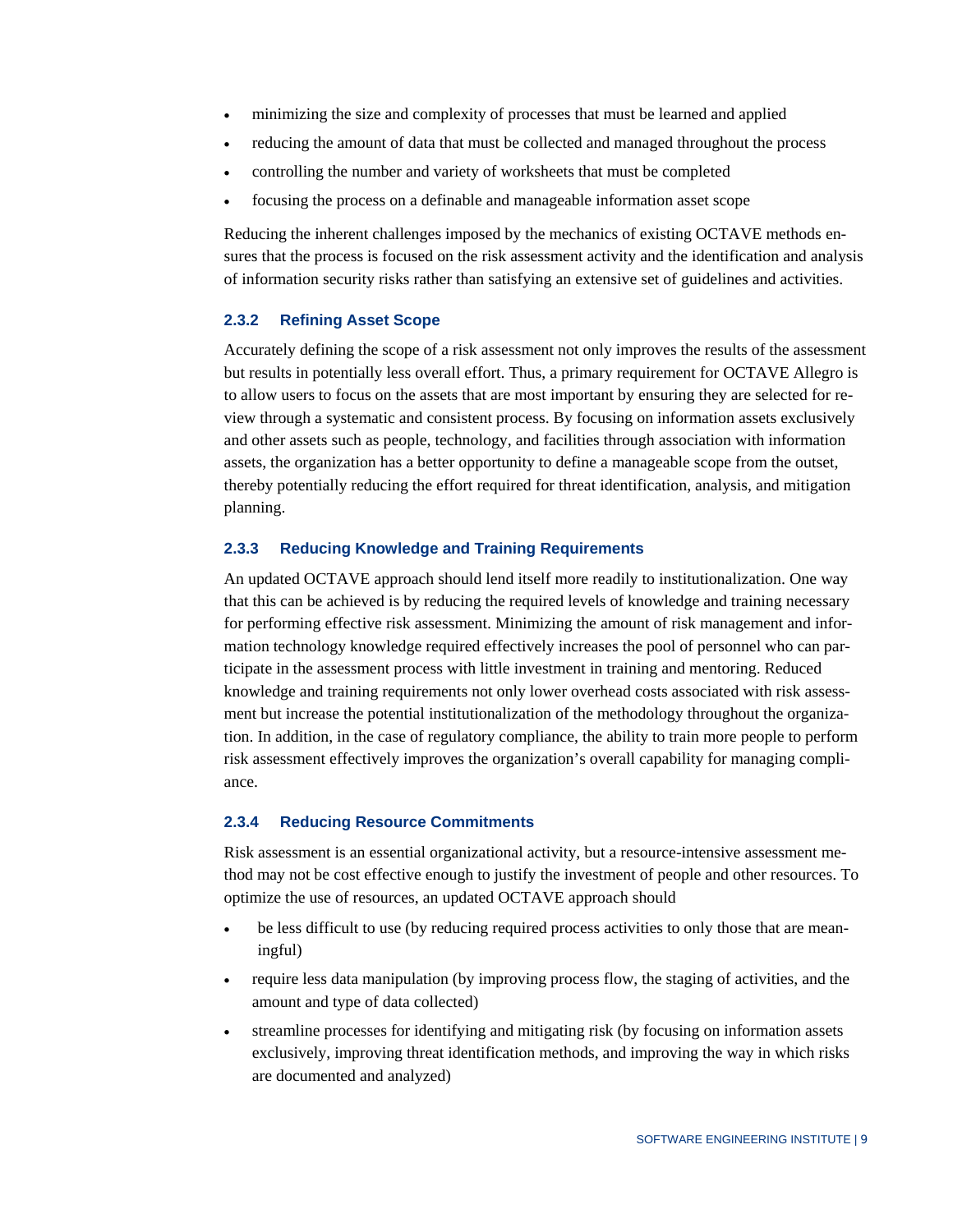- minimizing the size and complexity of processes that must be learned and applied
- reducing the amount of data that must be collected and managed throughout the process
- controlling the number and variety of worksheets that must be completed
- focusing the process on a definable and manageable information asset scope

Reducing the inherent challenges imposed by the mechanics of existing OCTAVE methods ensures that the process is focused on the risk assessment activity and the identification and analysis of information security risks rather than satisfying an extensive set of guidelines and activities.

### 2.3.2 Refining Asset Scope

Accurately defining the scope of a risk assessment not only improves the results of the assessment but results in potentially less overall effort. Thus, a primary requirement for OCTAVE Allegro is to allow users to focus on the assets that are most important by ensuring they are selected for review through a systematic and consistent process. By focusing on information assets exclusively and other assets such as people, technology, and facilities through association with information assets, the organization has a better opportunity to define a manageable scope from the outset, thereby potentially reducing the effort required for threat identification, analysis, and mitigation planning.

### 2.3.3 Reducing Knowledge and Training Requirements

An updated OCTAVE approach should lend itself more readily to institutionalization. One way that this can be achieved is by reducing the required levels of knowledge and training necessary for performing effective risk assessment. Minimizing the amount of risk management and information technology knowledge required effectively increases the pool of personnel who can participate in the assessment process with little investment in training and mentoring. Reduced knowledge and training requirements not only lower overhead costs associated with risk assessment but increase the potential institutionalization of the methodology throughout the organization. In addition, in the case of regulatory compliance, the ability to train more people to perform risk assessment effectively improves the organization's overall capability for managing compliance.

### 2.3.4 Reducing Resource Commitments

Risk assessment is an essential organizational activity, but a resource-intensive assessment method may not be cost effective enough to justify the investment of people and other resources. To optimize the use of resources, an updated OCTAVE approach should

- be less difficult to use (by reducing required process activities to only those that are meaningful)
- require less data manipulation (by improving process flow, the staging of activities, and the amount and type of data collected)
- streamline processes for identifying and mitigating risk (by focusing on information assets exclusively, improving threat identification methods, and improving the way in which risks are documented and analyzed)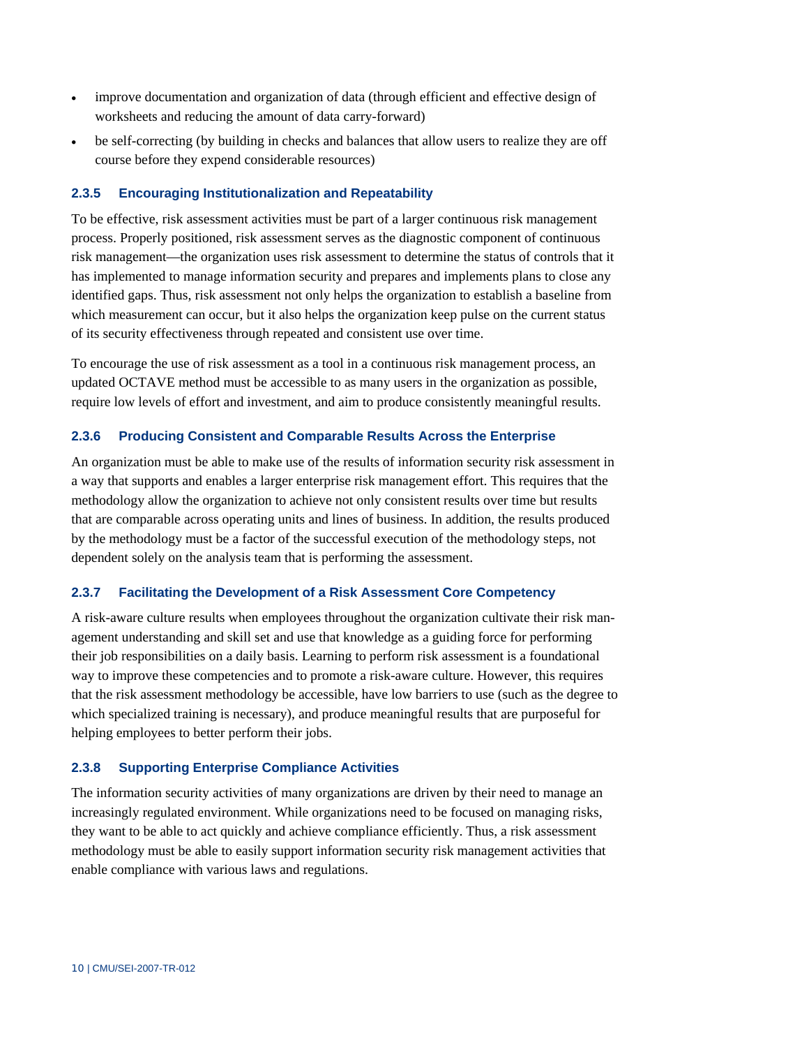- improve documentation and organization of data (through efficient and effective design of worksheets and reducing the amount of data carry-forward)
- be self-correcting (by building in checks and balances that allow users to realize they are off course before they expend considerable resources)

### 2.3.5 Encouraging Institutionalization and Repeatability

To be effective, risk assessment activities must be part of a larger continuous risk management process. Properly positioned, risk assessment serves as the diagnostic component of continuous risk management—the organization uses risk assessment to determine the status of controls that it has implemented to manage information security and prepares and implements plans to close any identified gaps. Thus, risk assessment not only helps the organization to establish a baseline from which measurement can occur, but it also helps the organization keep pulse on the current status of its security effectiveness through repeated and consistent use over time.

To encourage the use of risk assessment as a tool in a continuous risk management process, an updated OCTAVE method must be accessible to as many users in the organization as possible, require low levels of effort and investment, and aim to produce consistently meaningful results.

### 2.3.6 Producing Consistent and Comparable Results Across the Enterprise

An organization must be able to make use of the results of information security risk assessment in a way that supports and enables a larger enterprise risk management effort. This requires that the methodology allow the organization to achieve not only consistent results over time but results that are comparable across operating units and lines of business. In addition, the results produced by the methodology must be a factor of the successful execution of the methodology steps, not dependent solely on the analysis team that is performing the assessment.

### 2.3.7 Facilitating the Development of a Risk Assessment Core Competency

A risk-aware culture results when employees throughout the organization cultivate their risk management understanding and skill set and use that knowledge as a guiding force for performing their job responsibilities on a daily basis. Learning to perform risk assessment is a foundational way to improve these competencies and to promote a risk-aware culture. However, this requires that the risk assessment methodology be accessible, have low barriers to use (such as the degree to which specialized training is necessary), and produce meaningful results that are purposeful for helping employees to better perform their jobs.

### 2.3.8 Supporting Enterprise Compliance Activities

The information security activities of many organizations are driven by their need to manage an increasingly regulated environment. While organizations need to be focused on managing risks, they want to be able to act quickly and achieve compliance efficiently. Thus, a risk assessment methodology must be able to easily support information security risk management activities that enable compliance with various laws and regulations.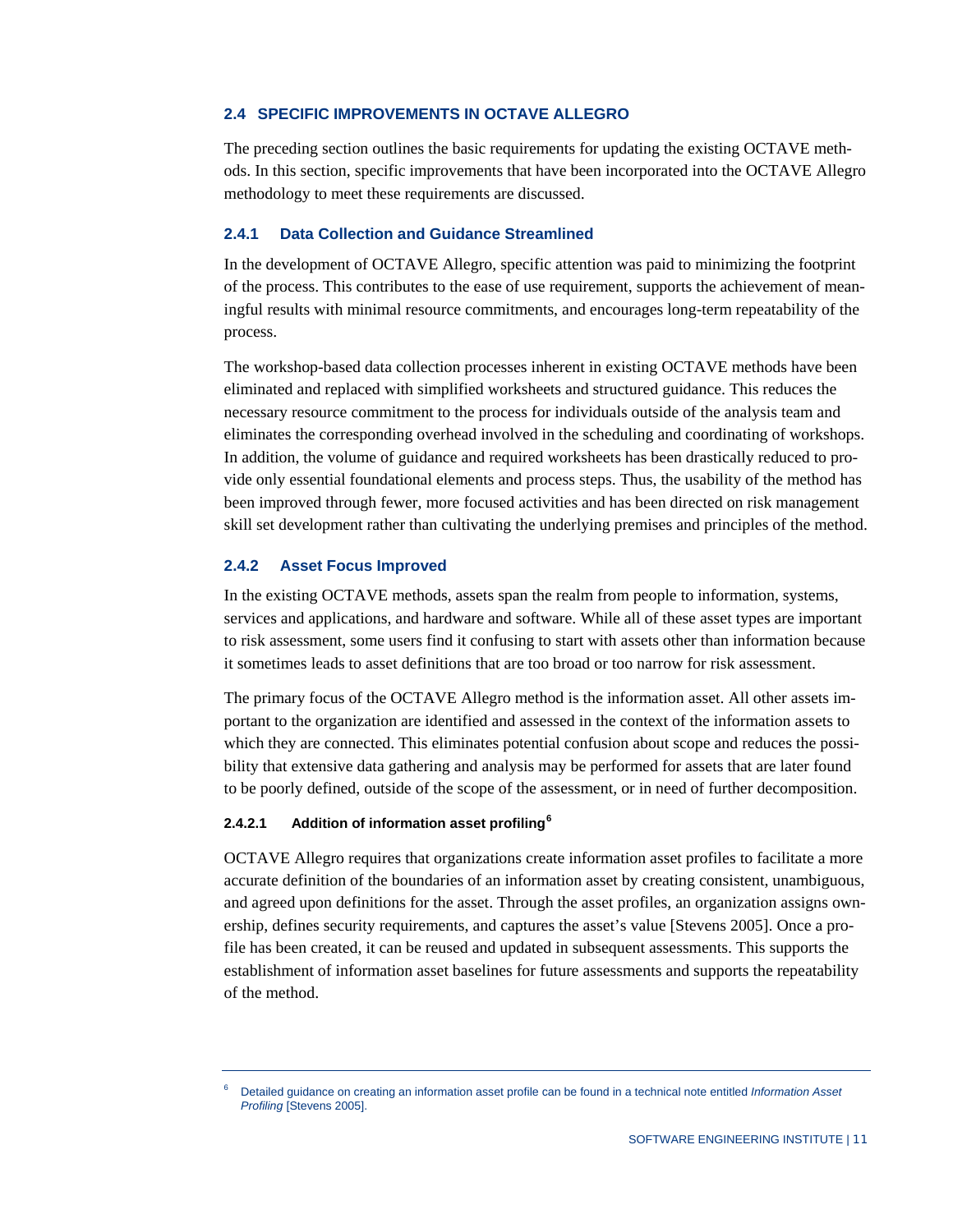## 2.4 SPECIFIC IMPROVEMENTS IN OCTAVE ALLEGRO

The preceding section outlines the basic requirements for updating the existing OCTAVE methods. In this section, specific improvements that have been incorporated into the OCTAVE Allegro methodology to meet these requirements are discussed.

### 2.4.1 Data Collection and Guidance Streamlined

In the development of OCTAVE Allegro, specific attention was paid to minimizing the footprint of the process. This contributes to the ease of use requirement, supports the achievement of meaningful results with minimal resource commitments, and encourages long-term repeatability of the process.

The workshop-based data collection processes inherent in existing OCTAVE methods have been eliminated and replaced with simplified worksheets and structured guidance. This reduces the necessary resource commitment to the process for individuals outside of the analysis team and eliminates the corresponding overhead involved in the scheduling and coordinating of workshops. In addition, the volume of guidance and required worksheets has been drastically reduced to provide only essential foundational elements and process steps. Thus, the usability of the method has been improved through fewer, more focused activities and has been directed on risk management skill set development rather than cultivating the underlying premises and principles of the method.

### 2.4.2 Asset Focus Improved

In the existing OCTAVE methods, assets span the realm from people to information, systems, services and applications, and hardware and software. While all of these asset types are important to risk assessment, some users find it confusing to start with assets other than information because it sometimes leads to asset definitions that are too broad or too narrow for risk assessment.

The primary focus of the OCTAVE Allegro method is the information asset. All other assets important to the organization are identified and assessed in the context of the information assets to which they are connected. This eliminates potential confusion about scope and reduces the possibility that extensive data gathering and analysis may be performed for assets that are later found to be poorly defined, outside of the scope of the assessment, or in need of further decomposition.

#### 2.4.2.1 Addition of information asset profiling[6]

OCTAVE Allegro requires that organizations create information asset profiles to facilitate a more accurate definition of the boundaries of an information asset by creating consistent, unambiguous, and agreed upon definitions for the asset. Through the asset profiles, an organization assigns ownership, defines security requirements, and captures the asset's value [Stevens 2005]. Once a profile has been created, it can be reused and updated in subsequent assessments. This supports the establishment of information asset baselines for future assessments and supports the repeatability of the method.

---

[6] Detailed guidance on creating an information asset profile can be found in a technical note entitled *Information Asset Profiling* [Stevens 2005].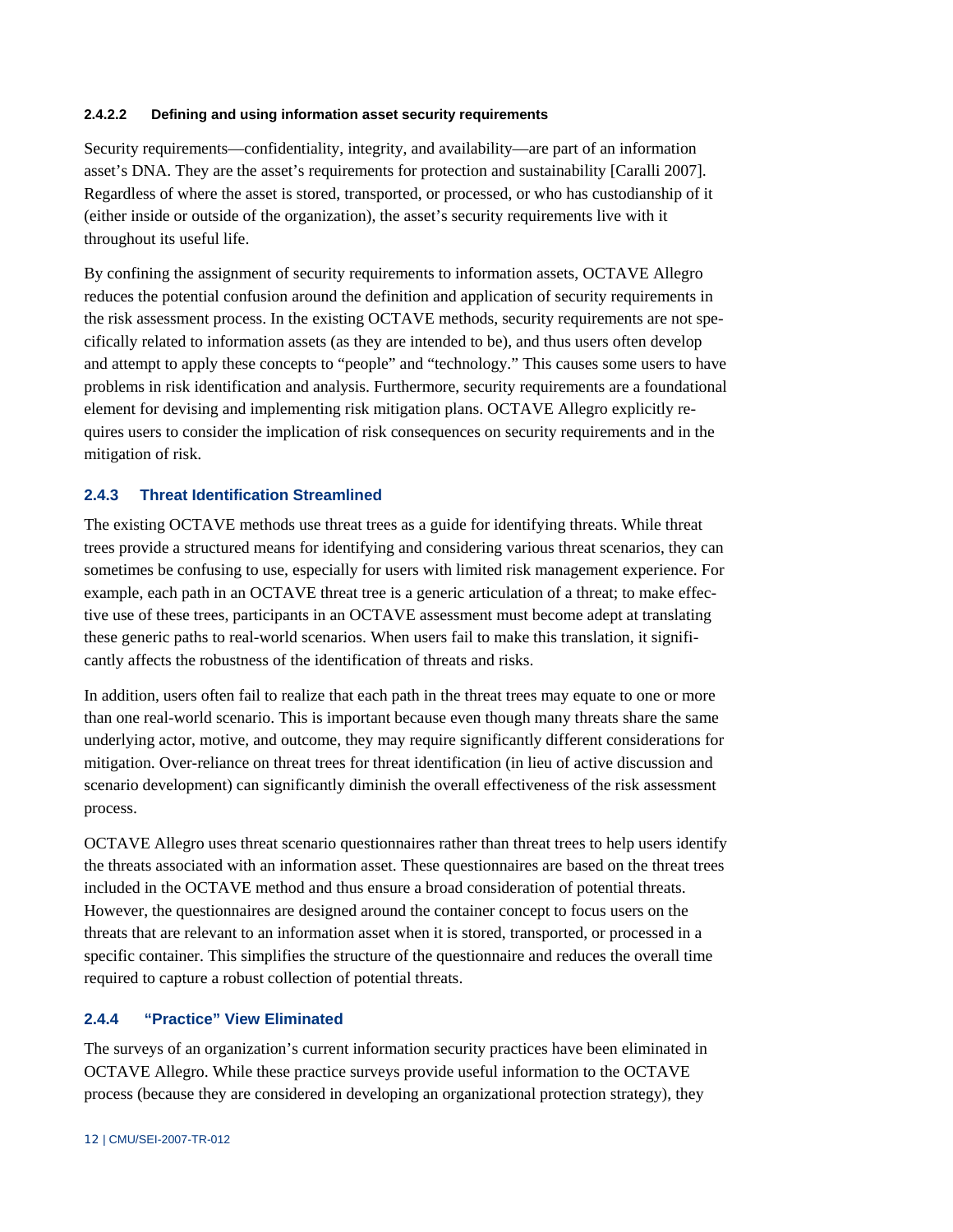#### 2.4.2.2 Defining and using information asset security requirements

Security requirements—confidentiality, integrity, and availability—are part of an information asset's DNA. They are the asset's requirements for protection and sustainability [Caralli 2007]. Regardless of where the asset is stored, transported, or processed, or who has custodianship of it (either inside or outside of the organization), the asset's security requirements live with it throughout its useful life.

By confining the assignment of security requirements to information assets, OCTAVE Allegro reduces the potential confusion around the definition and application of security requirements in the risk assessment process. In the existing OCTAVE methods, security requirements are not specifically related to information assets (as they are intended to be), and thus users often develop and attempt to apply these concepts to "people" and "technology." This causes some users to have problems in risk identification and analysis. Furthermore, security requirements are a foundational element for devising and implementing risk mitigation plans. OCTAVE Allegro explicitly requires users to consider the implication of risk consequences on security requirements and in the mitigation of risk.

### 2.4.3 Threat Identification Streamlined

The existing OCTAVE methods use threat trees as a guide for identifying threats. While threat trees provide a structured means for identifying and considering various threat scenarios, they can sometimes be confusing to use, especially for users with limited risk management experience. For example, each path in an OCTAVE threat tree is a generic articulation of a threat; to make effective use of these trees, participants in an OCTAVE assessment must become adept at translating these generic paths to real-world scenarios. When users fail to make this translation, it significantly affects the robustness of the identification of threats and risks.

In addition, users often fail to realize that each path in the threat trees may equate to one or more than one real-world scenario. This is important because even though many threats share the same underlying actor, motive, and outcome, they may require significantly different considerations for mitigation. Over-reliance on threat trees for threat identification (in lieu of active discussion and scenario development) can significantly diminish the overall effectiveness of the risk assessment process.

OCTAVE Allegro uses threat scenario questionnaires rather than threat trees to help users identify the threats associated with an information asset. These questionnaires are based on the threat trees included in the OCTAVE method and thus ensure a broad consideration of potential threats. However, the questionnaires are designed around the container concept to focus users on the threats that are relevant to an information asset when it is stored, transported, or processed in a specific container. This simplifies the structure of the questionnaire and reduces the overall time required to capture a robust collection of potential threats.

### 2.4.4 "Practice" View Eliminated

The surveys of an organization's current information security practices have been eliminated in OCTAVE Allegro. While these practice surveys provide useful information to the OCTAVE process (because they are considered in developing an organizational protection strategy), they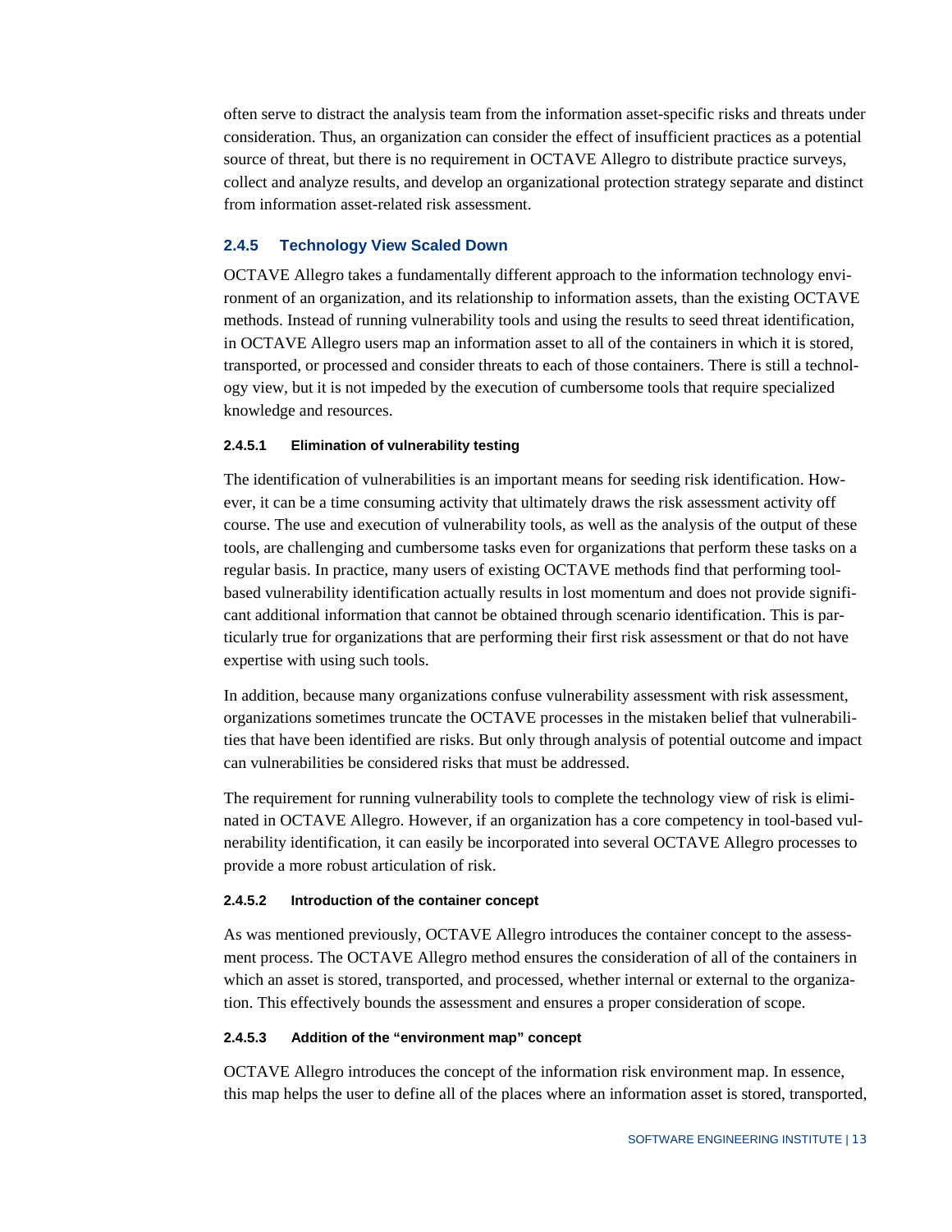often serve to distract the analysis team from the information asset-specific risks and threats under consideration. Thus, an organization can consider the effect of insufficient practices as a potential source of threat, but there is no requirement in OCTAVE Allegro to distribute practice surveys, collect and analyze results, and develop an organizational protection strategy separate and distinct from information asset-related risk assessment.

### 2.4.5 Technology View Scaled Down

OCTAVE Allegro takes a fundamentally different approach to the information technology environment of an organization, and its relationship to information assets, than the existing OCTAVE methods. Instead of running vulnerability tools and using the results to seed threat identification, in OCTAVE Allegro users map an information asset to all of the containers in which it is stored, transported, or processed and consider threats to each of those containers. There is still a technology view, but it is not impeded by the execution of cumbersome tools that require specialized knowledge and resources.

#### 2.4.5.1 Elimination of vulnerability testing

The identification of vulnerabilities is an important means for seeding risk identification. However, it can be a time consuming activity that ultimately draws the risk assessment activity off course. The use and execution of vulnerability tools, as well as the analysis of the output of these tools, are challenging and cumbersome tasks even for organizations that perform these tasks on a regular basis. In practice, many users of existing OCTAVE methods find that performing tool-based vulnerability identification actually results in lost momentum and does not provide significant additional information that cannot be obtained through scenario identification. This is particularly true for organizations that are performing their first risk assessment or that do not have expertise with using such tools.

In addition, because many organizations confuse vulnerability assessment with risk assessment, organizations sometimes truncate the OCTAVE processes in the mistaken belief that vulnerabilities that have been identified are risks. But only through analysis of potential outcome and impact can vulnerabilities be considered risks that must be addressed.

The requirement for running vulnerability tools to complete the technology view of risk is eliminated in OCTAVE Allegro. However, if an organization has a core competency in tool-based vulnerability identification, it can easily be incorporated into several OCTAVE Allegro processes to provide a more robust articulation of risk.

#### 2.4.5.2 Introduction of the container concept

As was mentioned previously, OCTAVE Allegro introduces the container concept to the assessment process. The OCTAVE Allegro method ensures the consideration of all of the containers in which an asset is stored, transported, and processed, whether internal or external to the organization. This effectively bounds the assessment and ensures a proper consideration of scope.

#### 2.4.5.3 Addition of the "environment map" concept

OCTAVE Allegro introduces the concept of the information risk environment map. In essence, this map helps the user to define all of the places where an information asset is stored, transported,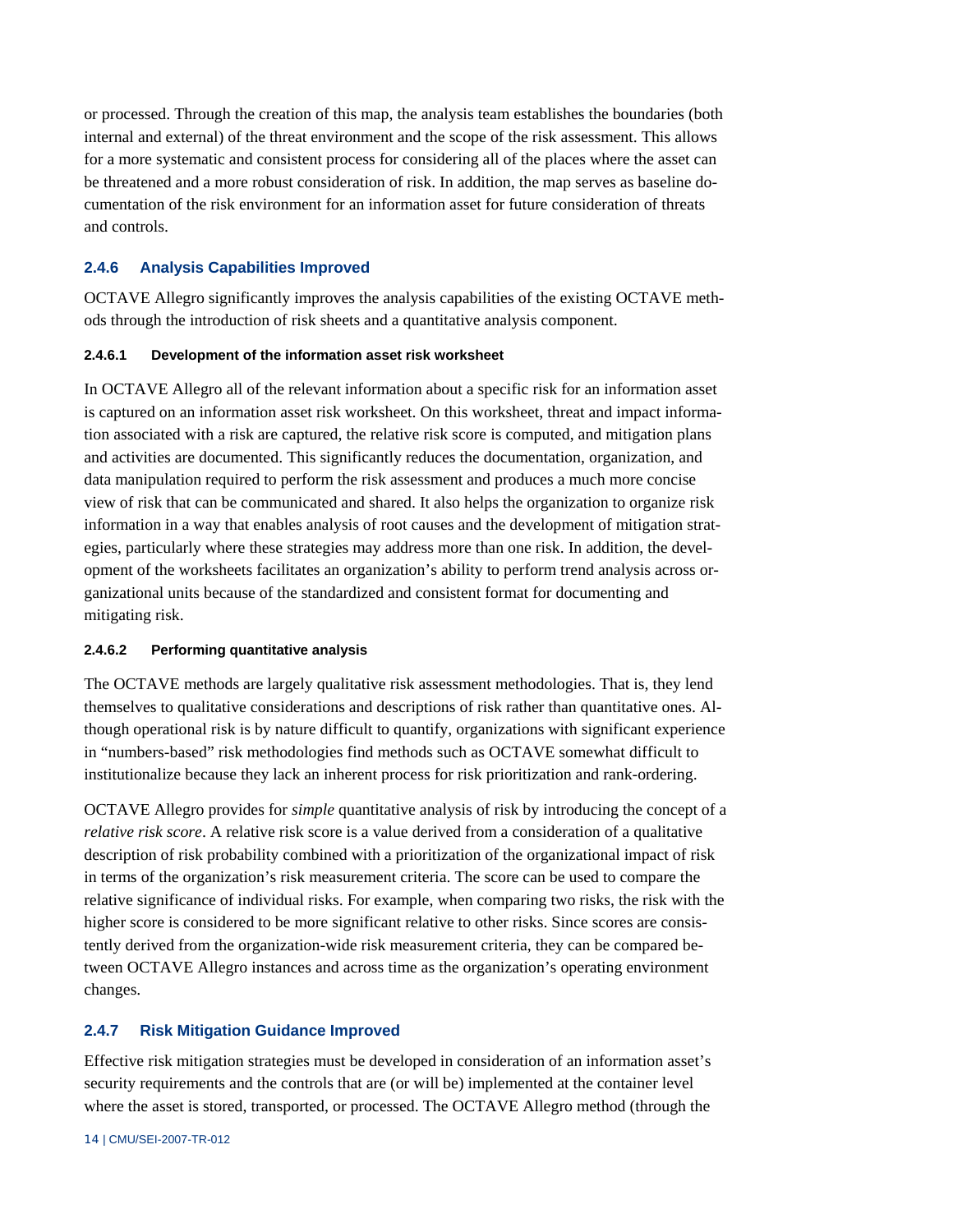or processed. Through the creation of this map, the analysis team establishes the boundaries (both internal and external) of the threat environment and the scope of the risk assessment. This allows for a more systematic and consistent process for considering all of the places where the asset can be threatened and a more robust consideration of risk. In addition, the map serves as baseline documentation of the risk environment for an information asset for future consideration of threats and controls.

### 2.4.6 Analysis Capabilities Improved

OCTAVE Allegro significantly improves the analysis capabilities of the existing OCTAVE methods through the introduction of risk sheets and a quantitative analysis component.

#### 2.4.6.1 Development of the information asset risk worksheet

In OCTAVE Allegro all of the relevant information about a specific risk for an information asset is captured on an information asset risk worksheet. On this worksheet, threat and impact information associated with a risk are captured, the relative risk score is computed, and mitigation plans and activities are documented. This significantly reduces the documentation, organization, and data manipulation required to perform the risk assessment and produces a much more concise view of risk that can be communicated and shared. It also helps the organization to organize risk information in a way that enables analysis of root causes and the development of mitigation strategies, particularly where these strategies may address more than one risk. In addition, the development of the worksheets facilitates an organization's ability to perform trend analysis across organizational units because of the standardized and consistent format for documenting and mitigating risk.

#### 2.4.6.2 Performing quantitative analysis

The OCTAVE methods are largely qualitative risk assessment methodologies. That is, they lend themselves to qualitative considerations and descriptions of risk rather than quantitative ones. Although operational risk is by nature difficult to quantify, organizations with significant experience in "numbers-based" risk methodologies find methods such as OCTAVE somewhat difficult to institutionalize because they lack an inherent process for risk prioritization and rank-ordering.

OCTAVE Allegro provides for *simple* quantitative analysis of risk by introducing the concept of a *relative risk score*. A relative risk score is a value derived from a consideration of a qualitative description of risk probability combined with a prioritization of the organizational impact of risk in terms of the organization's risk measurement criteria. The score can be used to compare the relative significance of individual risks. For example, when comparing two risks, the risk with the higher score is considered to be more significant relative to other risks. Since scores are consistently derived from the organization-wide risk measurement criteria, they can be compared between OCTAVE Allegro instances and across time as the organization's operating environment changes.

### 2.4.7 Risk Mitigation Guidance Improved

Effective risk mitigation strategies must be developed in consideration of an information asset's security requirements and the controls that are (or will be) implemented at the container level where the asset is stored, transported, or processed. The OCTAVE Allegro method (through the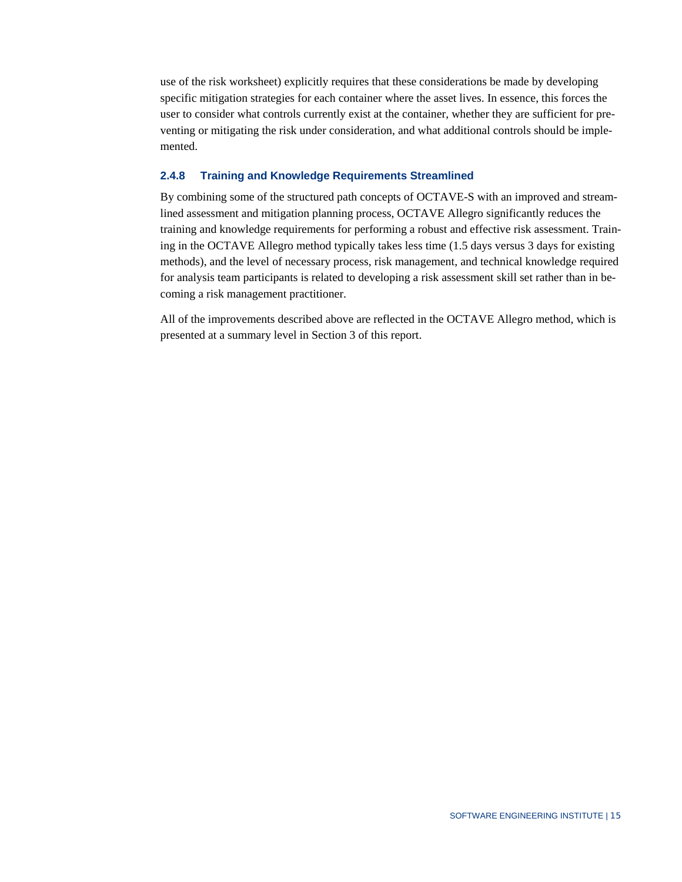use of the risk worksheet) explicitly requires that these considerations be made by developing specific mitigation strategies for each container where the asset lives. In essence, this forces the user to consider what controls currently exist at the container, whether they are sufficient for preventing or mitigating the risk under consideration, and what additional controls should be implemented.

### 2.4.8 Training and Knowledge Requirements Streamlined

By combining some of the structured path concepts of OCTAVE-S with an improved and streamlined assessment and mitigation planning process, OCTAVE Allegro significantly reduces the training and knowledge requirements for performing a robust and effective risk assessment. Training in the OCTAVE Allegro method typically takes less time (1.5 days versus 3 days for existing methods), and the level of necessary process, risk management, and technical knowledge required for analysis team participants is related to developing a risk assessment skill set rather than in becoming a risk management practitioner.

All of the improvements described above are reflected in the OCTAVE Allegro method, which is presented at a summary level in Section 3 of this report.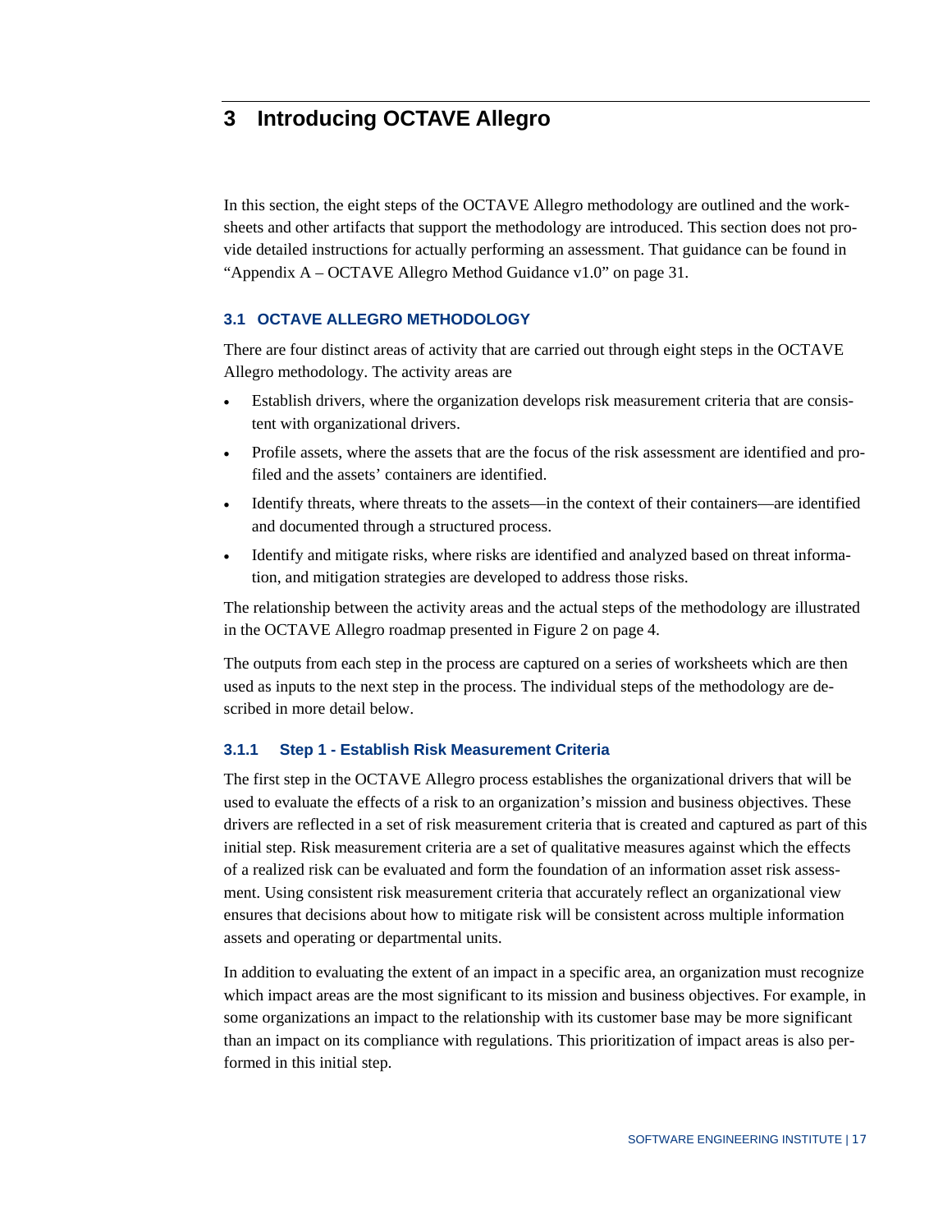# 3 Introducing OCTAVE Allegro

In this section, the eight steps of the OCTAVE Allegro methodology are outlined and the worksheets and other artifacts that support the methodology are introduced. This section does not provide detailed instructions for actually performing an assessment. That guidance can be found in "Appendix A – OCTAVE Allegro Method Guidance v1.0" on page 31.

## 3.1 OCTAVE ALLEGRO METHODOLOGY

There are four distinct areas of activity that are carried out through eight steps in the OCTAVE Allegro methodology. The activity areas are

- Establish drivers, where the organization develops risk measurement criteria that are consistent with organizational drivers.
- Profile assets, where the assets that are the focus of the risk assessment are identified and profiled and the assets' containers are identified.
- Identify threats, where threats to the assets—in the context of their containers—are identified and documented through a structured process.
- Identify and mitigate risks, where risks are identified and analyzed based on threat information, and mitigation strategies are developed to address those risks.

The relationship between the activity areas and the actual steps of the methodology are illustrated in the OCTAVE Allegro roadmap presented in Figure 2 on page 4.

The outputs from each step in the process are captured on a series of worksheets which are then used as inputs to the next step in the process. The individual steps of the methodology are described in more detail below.

### 3.1.1 Step 1 - Establish Risk Measurement Criteria

The first step in the OCTAVE Allegro process establishes the organizational drivers that will be used to evaluate the effects of a risk to an organization's mission and business objectives. These drivers are reflected in a set of risk measurement criteria that is created and captured as part of this initial step. Risk measurement criteria are a set of qualitative measures against which the effects of a realized risk can be evaluated and form the foundation of an information asset risk assessment. Using consistent risk measurement criteria that accurately reflect an organizational view ensures that decisions about how to mitigate risk will be consistent across multiple information assets and operating or departmental units.

In addition to evaluating the extent of an impact in a specific area, an organization must recognize which impact areas are the most significant to its mission and business objectives. For example, in some organizations an impact to the relationship with its customer base may be more significant than an impact on its compliance with regulations. This prioritization of impact areas is also performed in this initial step.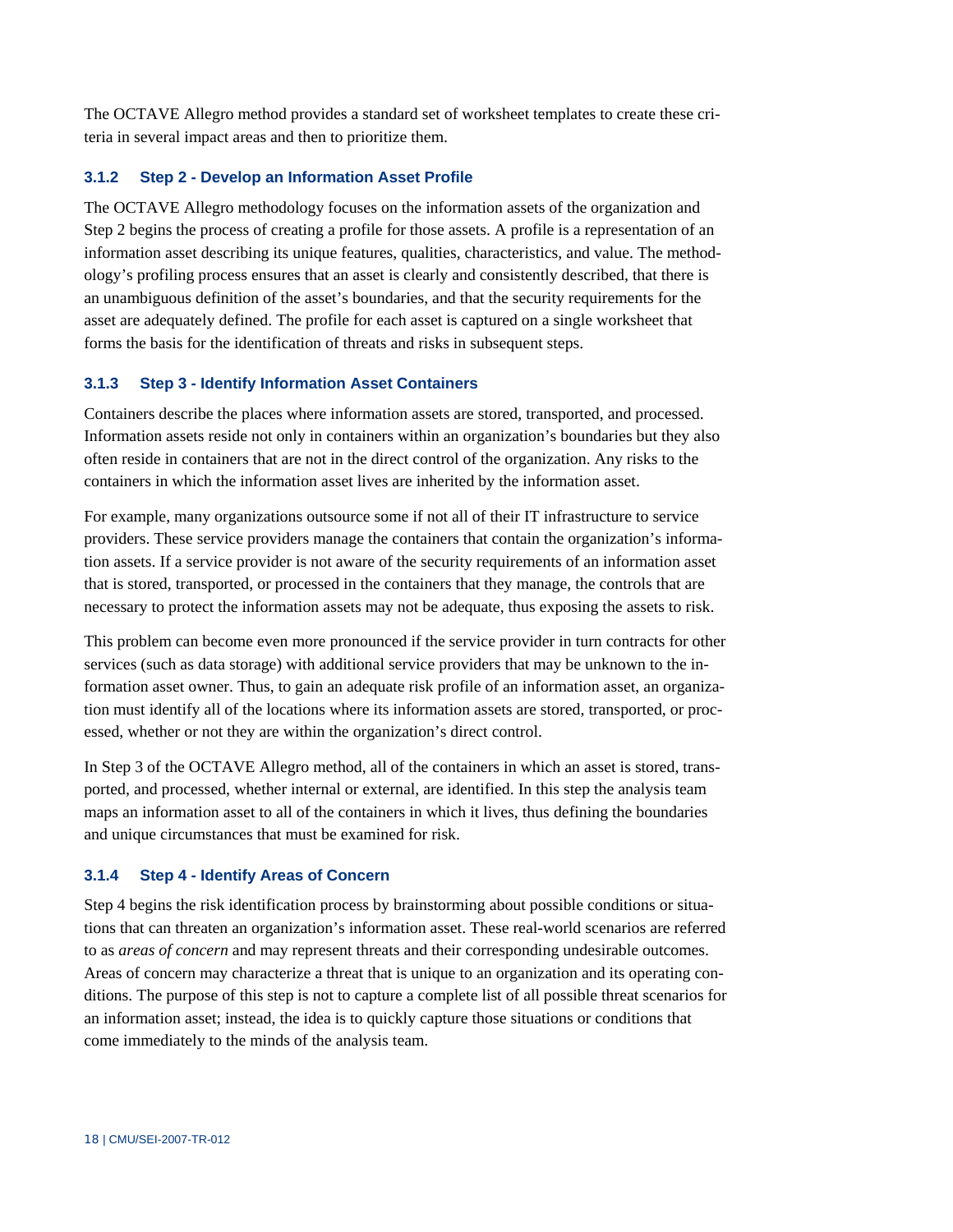The OCTAVE Allegro method provides a standard set of worksheet templates to create these criteria in several impact areas and then to prioritize them.

### 3.1.2 Step 2 - Develop an Information Asset Profile

The OCTAVE Allegro methodology focuses on the information assets of the organization and Step 2 begins the process of creating a profile for those assets. A profile is a representation of an information asset describing its unique features, qualities, characteristics, and value. The methodology's profiling process ensures that an asset is clearly and consistently described, that there is an unambiguous definition of the asset's boundaries, and that the security requirements for the asset are adequately defined. The profile for each asset is captured on a single worksheet that forms the basis for the identification of threats and risks in subsequent steps.

### 3.1.3 Step 3 - Identify Information Asset Containers

Containers describe the places where information assets are stored, transported, and processed. Information assets reside not only in containers within an organization's boundaries but they also often reside in containers that are not in the direct control of the organization. Any risks to the containers in which the information asset lives are inherited by the information asset.

For example, many organizations outsource some if not all of their IT infrastructure to service providers. These service providers manage the containers that contain the organization's information assets. If a service provider is not aware of the security requirements of an information asset that is stored, transported, or processed in the containers that they manage, the controls that are necessary to protect the information assets may not be adequate, thus exposing the assets to risk.

This problem can become even more pronounced if the service provider in turn contracts for other services (such as data storage) with additional service providers that may be unknown to the information asset owner. Thus, to gain an adequate risk profile of an information asset, an organization must identify all of the locations where its information assets are stored, transported, or processed, whether or not they are within the organization's direct control.

In Step 3 of the OCTAVE Allegro method, all of the containers in which an asset is stored, transported, and processed, whether internal or external, are identified. In this step the analysis team maps an information asset to all of the containers in which it lives, thus defining the boundaries and unique circumstances that must be examined for risk.

### 3.1.4 Step 4 - Identify Areas of Concern

Step 4 begins the risk identification process by brainstorming about possible conditions or situations that can threaten an organization's information asset. These real-world scenarios are referred to as *areas of concern* and may represent threats and their corresponding undesirable outcomes. Areas of concern may characterize a threat that is unique to an organization and its operating conditions. The purpose of this step is not to capture a complete list of all possible threat scenarios for an information asset; instead, the idea is to quickly capture those situations or conditions that come immediately to the minds of the analysis team.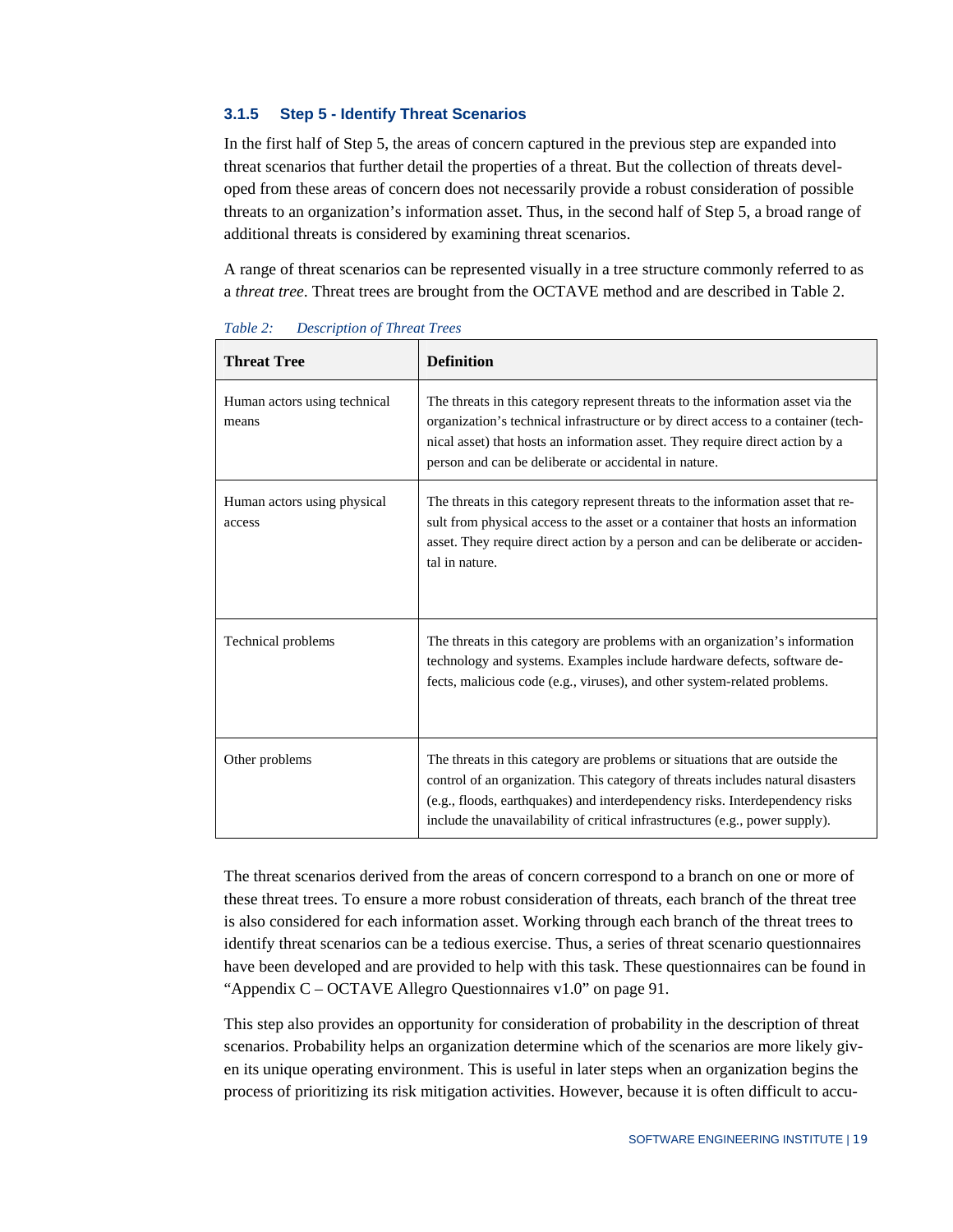### 3.1.5 Step 5 - Identify Threat Scenarios

In the first half of Step 5, the areas of concern captured in the previous step are expanded into threat scenarios that further detail the properties of a threat. But the collection of threats developed from these areas of concern does not necessarily provide a robust consideration of possible threats to an organization's information asset. Thus, in the second half of Step 5, a broad range of additional threats is considered by examining threat scenarios.

A range of threat scenarios can be represented visually in a tree structure commonly referred to as a *threat tree*. Threat trees are brought from the OCTAVE method and are described in Table 2.

*Table 2: Description of Threat Trees*

| Threat Tree | Definition |
|---|---|
| Human actors using technical means | The threats in this category represent threats to the information asset via the organization's technical infrastructure or by direct access to a container (technical asset) that hosts an information asset. They require direct action by a person and can be deliberate or accidental in nature. |
| Human actors using physical access | The threats in this category represent threats to the information asset that result from physical access to the asset or a container that hosts an information asset. They require direct action by a person and can be deliberate or accidental in nature. |
| Technical problems | The threats in this category are problems with an organization's information technology and systems. Examples include hardware defects, software defects, malicious code (e.g., viruses), and other system-related problems. |
| Other problems | The threats in this category are problems or situations that are outside the control of an organization. This category of threats includes natural disasters (e.g., floods, earthquakes) and interdependency risks. Interdependency risks include the unavailability of critical infrastructures (e.g., power supply). |

The threat scenarios derived from the areas of concern correspond to a branch on one or more of these threat trees. To ensure a more robust consideration of threats, each branch of the threat tree is also considered for each information asset. Working through each branch of the threat trees to identify threat scenarios can be a tedious exercise. Thus, a series of threat scenario questionnaires have been developed and are provided to help with this task. These questionnaires can be found in "Appendix C – OCTAVE Allegro Questionnaires v1.0" on page 91.

This step also provides an opportunity for consideration of probability in the description of threat scenarios. Probability helps an organization determine which of the scenarios are more likely given its unique operating environment. This is useful in later steps when an organization begins the process of prioritizing its risk mitigation activities. However, because it is often difficult to accu-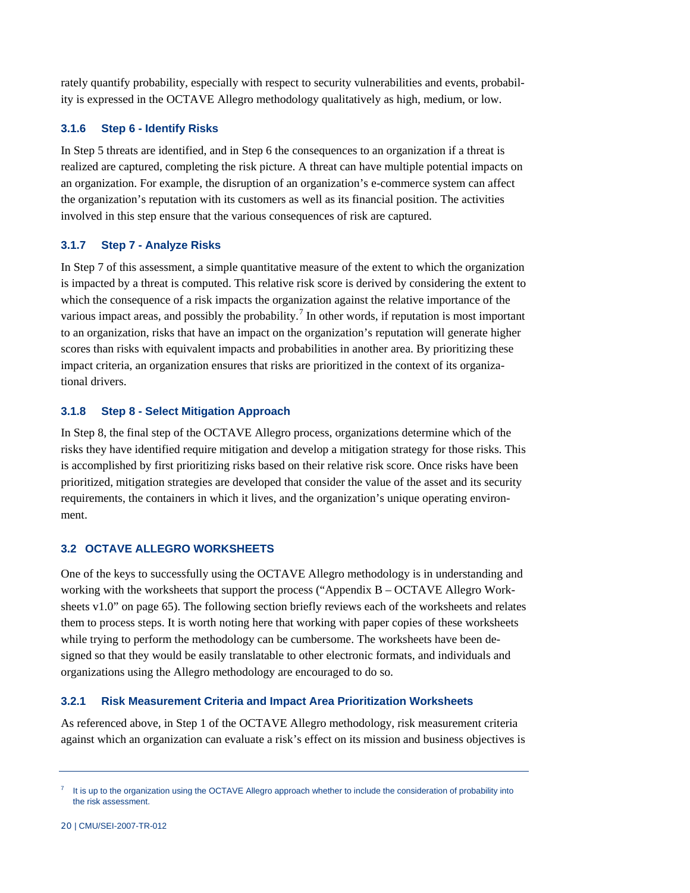rately quantify probability, especially with respect to security vulnerabilities and events, probability is expressed in the OCTAVE Allegro methodology qualitatively as high, medium, or low.

### 3.1.6 Step 6 - Identify Risks

In Step 5 threats are identified, and in Step 6 the consequences to an organization if a threat is realized are captured, completing the risk picture. A threat can have multiple potential impacts on an organization. For example, the disruption of an organization's e-commerce system can affect the organization's reputation with its customers as well as its financial position. The activities involved in this step ensure that the various consequences of risk are captured.

### 3.1.7 Step 7 - Analyze Risks

In Step 7 of this assessment, a simple quantitative measure of the extent to which the organization is impacted by a threat is computed. This relative risk score is derived by considering the extent to which the consequence of a risk impacts the organization against the relative importance of the various impact areas, and possibly the probability.[7] In other words, if reputation is most important to an organization, risks that have an impact on the organization's reputation will generate higher scores than risks with equivalent impacts and probabilities in another area. By prioritizing these impact criteria, an organization ensures that risks are prioritized in the context of its organizational drivers.

### 3.1.8 Step 8 - Select Mitigation Approach

In Step 8, the final step of the OCTAVE Allegro process, organizations determine which of the risks they have identified require mitigation and develop a mitigation strategy for those risks. This is accomplished by first prioritizing risks based on their relative risk score. Once risks have been prioritized, mitigation strategies are developed that consider the value of the asset and its security requirements, the containers in which it lives, and the organization's unique operating environment.

## 3.2 OCTAVE ALLEGRO WORKSHEETS

One of the keys to successfully using the OCTAVE Allegro methodology is in understanding and working with the worksheets that support the process ("Appendix B – OCTAVE Allegro Worksheets v1.0" on page 65). The following section briefly reviews each of the worksheets and relates them to process steps. It is worth noting here that working with paper copies of these worksheets while trying to perform the methodology can be cumbersome. The worksheets have been designed so that they would be easily translatable to other electronic formats, and individuals and organizations using the Allegro methodology are encouraged to do so.

### 3.2.1 Risk Measurement Criteria and Impact Area Prioritization Worksheets

As referenced above, in Step 1 of the OCTAVE Allegro methodology, risk measurement criteria against which an organization can evaluate a risk's effect on its mission and business objectives is

---

[7] It is up to the organization using the OCTAVE Allegro approach whether to include the consideration of probability into the risk assessment.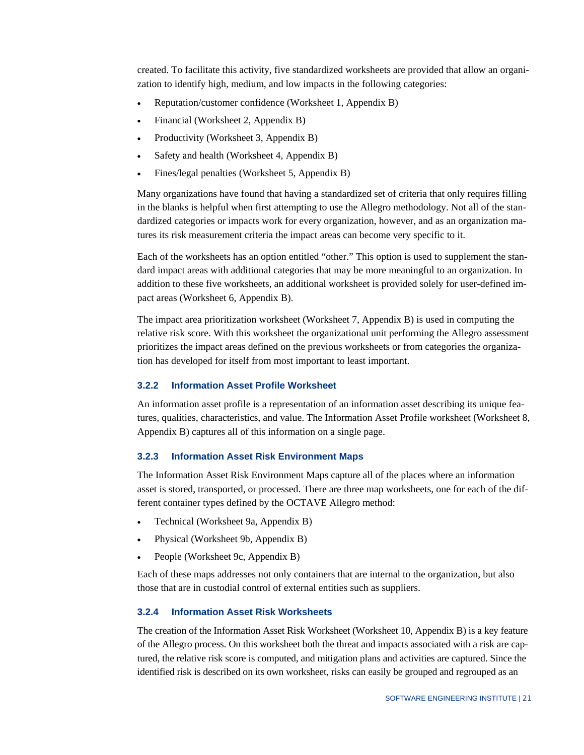created. To facilitate this activity, five standardized worksheets are provided that allow an organization to identify high, medium, and low impacts in the following categories:

- Reputation/customer confidence (Worksheet 1, Appendix B)
- Financial (Worksheet 2, Appendix B)
- Productivity (Worksheet 3, Appendix B)
- Safety and health (Worksheet 4, Appendix B)
- Fines/legal penalties (Worksheet 5, Appendix B)

Many organizations have found that having a standardized set of criteria that only requires filling in the blanks is helpful when first attempting to use the Allegro methodology. Not all of the standardized categories or impacts work for every organization, however, and as an organization matures its risk measurement criteria the impact areas can become very specific to it.

Each of the worksheets has an option entitled "other." This option is used to supplement the standard impact areas with additional categories that may be more meaningful to an organization. In addition to these five worksheets, an additional worksheet is provided solely for user-defined impact areas (Worksheet 6, Appendix B).

The impact area prioritization worksheet (Worksheet 7, Appendix B) is used in computing the relative risk score. With this worksheet the organizational unit performing the Allegro assessment prioritizes the impact areas defined on the previous worksheets or from categories the organization has developed for itself from most important to least important.

### 3.2.2 Information Asset Profile Worksheet

An information asset profile is a representation of an information asset describing its unique features, qualities, characteristics, and value. The Information Asset Profile worksheet (Worksheet 8, Appendix B) captures all of this information on a single page.

### 3.2.3 Information Asset Risk Environment Maps

The Information Asset Risk Environment Maps capture all of the places where an information asset is stored, transported, or processed. There are three map worksheets, one for each of the different container types defined by the OCTAVE Allegro method:

- Technical (Worksheet 9a, Appendix B)
- Physical (Worksheet 9b, Appendix B)
- People (Worksheet 9c, Appendix B)

Each of these maps addresses not only containers that are internal to the organization, but also those that are in custodial control of external entities such as suppliers.

### 3.2.4 Information Asset Risk Worksheets

The creation of the Information Asset Risk Worksheet (Worksheet 10, Appendix B) is a key feature of the Allegro process. On this worksheet both the threat and impacts associated with a risk are captured, the relative risk score is computed, and mitigation plans and activities are captured. Since the identified risk is described on its own worksheet, risks can easily be grouped and regrouped as an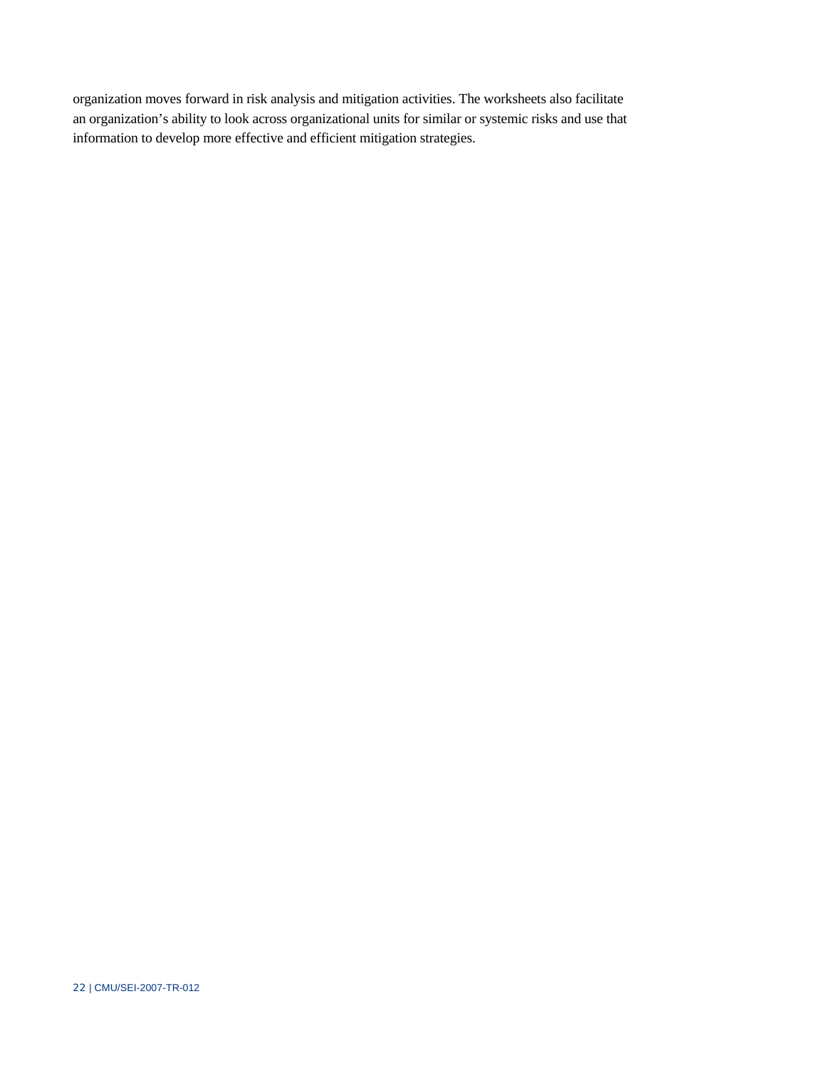organization moves forward in risk analysis and mitigation activities. The worksheets also facilitate an organization’s ability to look across organizational units for similar or systemic risks and use that information to develop more effective and efficient mitigation strategies.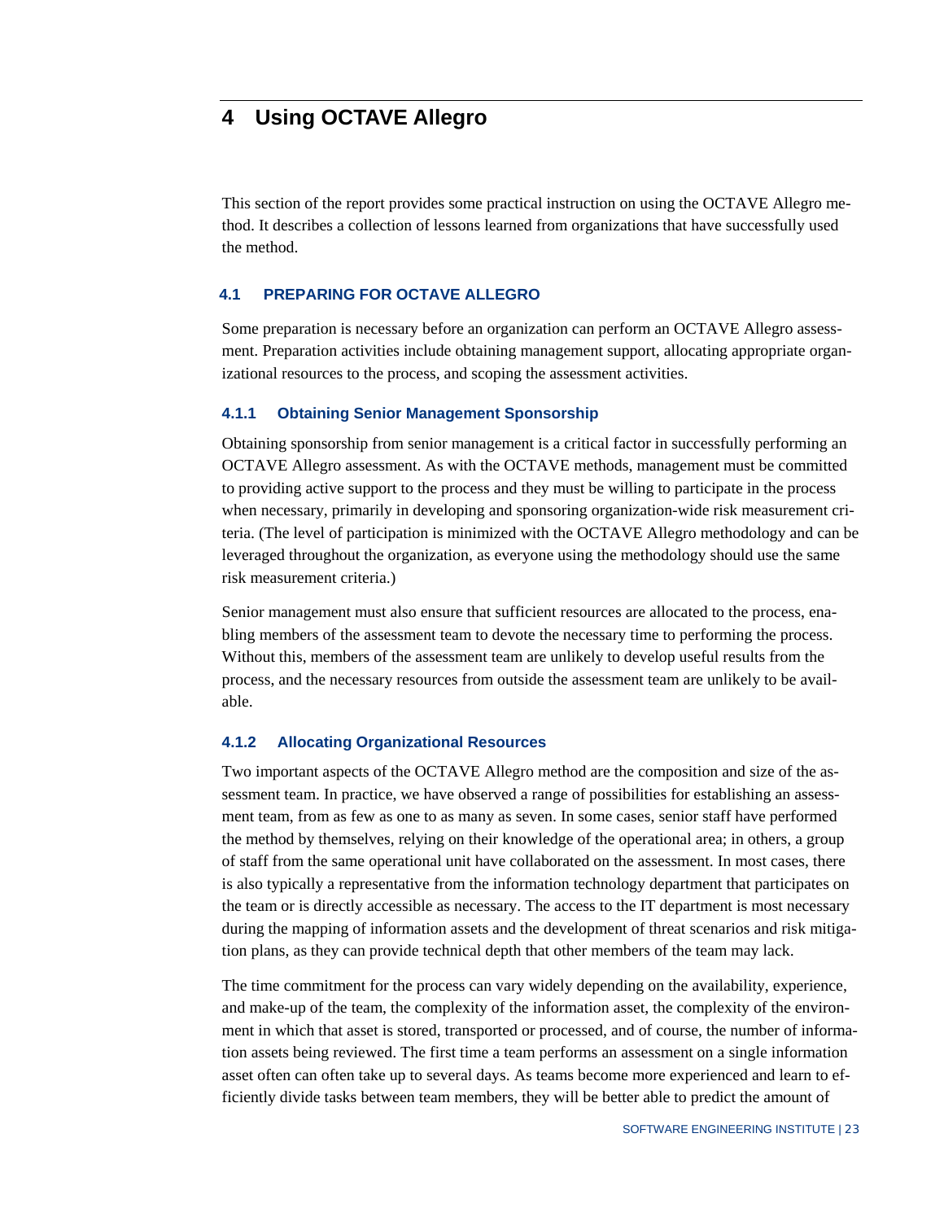# 4 Using OCTAVE Allegro

This section of the report provides some practical instruction on using the OCTAVE Allegro method. It describes a collection of lessons learned from organizations that have successfully used the method.

## 4.1 PREPARING FOR OCTAVE ALLEGRO

Some preparation is necessary before an organization can perform an OCTAVE Allegro assessment. Preparation activities include obtaining management support, allocating appropriate organizational resources to the process, and scoping the assessment activities.

### 4.1.1 Obtaining Senior Management Sponsorship

Obtaining sponsorship from senior management is a critical factor in successfully performing an OCTAVE Allegro assessment. As with the OCTAVE methods, management must be committed to providing active support to the process and they must be willing to participate in the process when necessary, primarily in developing and sponsoring organization-wide risk measurement criteria. (The level of participation is minimized with the OCTAVE Allegro methodology and can be leveraged throughout the organization, as everyone using the methodology should use the same risk measurement criteria.)

Senior management must also ensure that sufficient resources are allocated to the process, enabling members of the assessment team to devote the necessary time to performing the process. Without this, members of the assessment team are unlikely to develop useful results from the process, and the necessary resources from outside the assessment team are unlikely to be available.

### 4.1.2 Allocating Organizational Resources

Two important aspects of the OCTAVE Allegro method are the composition and size of the assessment team. In practice, we have observed a range of possibilities for establishing an assessment team, from as few as one to as many as seven. In some cases, senior staff have performed the method by themselves, relying on their knowledge of the operational area; in others, a group of staff from the same operational unit have collaborated on the assessment. In most cases, there is also typically a representative from the information technology department that participates on the team or is directly accessible as necessary. The access to the IT department is most necessary during the mapping of information assets and the development of threat scenarios and risk mitigation plans, as they can provide technical depth that other members of the team may lack.

The time commitment for the process can vary widely depending on the availability, experience, and make-up of the team, the complexity of the information asset, the complexity of the environment in which that asset is stored, transported or processed, and of course, the number of information assets being reviewed. The first time a team performs an assessment on a single information asset often can often take up to several days. As teams become more experienced and learn to efficiently divide tasks between team members, they will be better able to predict the amount of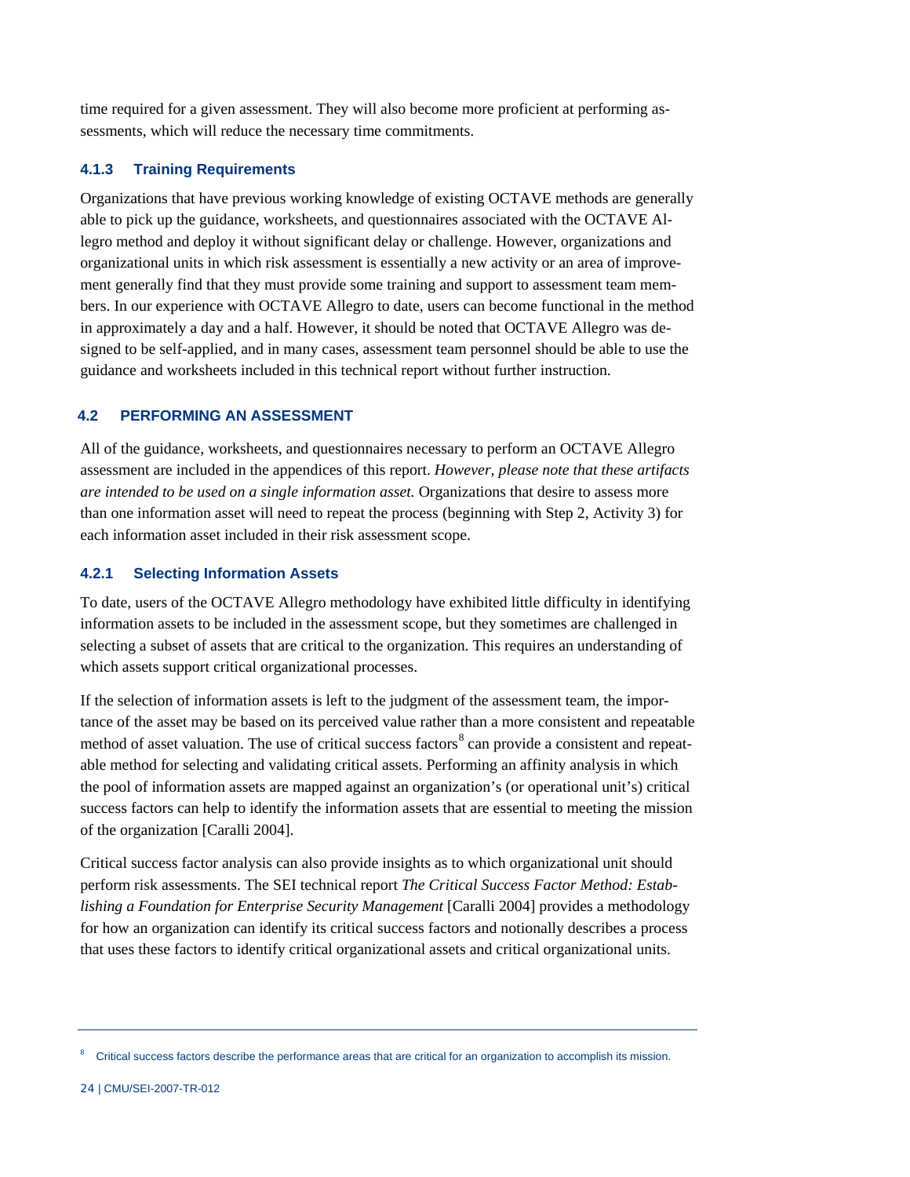time required for a given assessment. They will also become more proficient at performing assessments, which will reduce the necessary time commitments.

### 4.1.3 Training Requirements

Organizations that have previous working knowledge of existing OCTAVE methods are generally able to pick up the guidance, worksheets, and questionnaires associated with the OCTAVE Allegro method and deploy it without significant delay or challenge. However, organizations and organizational units in which risk assessment is essentially a new activity or an area of improvement generally find that they must provide some training and support to assessment team members. In our experience with OCTAVE Allegro to date, users can become functional in the method in approximately a day and a half. However, it should be noted that OCTAVE Allegro was designed to be self-applied, and in many cases, assessment team personnel should be able to use the guidance and worksheets included in this technical report without further instruction.

## 4.2 PERFORMING AN ASSESSMENT

All of the guidance, worksheets, and questionnaires necessary to perform an OCTAVE Allegro assessment are included in the appendices of this report. *However, please note that these artifacts are intended to be used on a single information asset.* Organizations that desire to assess more than one information asset will need to repeat the process (beginning with Step 2, Activity 3) for each information asset included in their risk assessment scope.

### 4.2.1 Selecting Information Assets

To date, users of the OCTAVE Allegro methodology have exhibited little difficulty in identifying information assets to be included in the assessment scope, but they sometimes are challenged in selecting a subset of assets that are critical to the organization. This requires an understanding of which assets support critical organizational processes.

If the selection of information assets is left to the judgment of the assessment team, the importance of the asset may be based on its perceived value rather than a more consistent and repeatable method of asset valuation. The use of critical success factors[8] can provide a consistent and repeatable method for selecting and validating critical assets. Performing an affinity analysis in which the pool of information assets are mapped against an organization's (or operational unit's) critical success factors can help to identify the information assets that are essential to meeting the mission of the organization [Caralli 2004].

Critical success factor analysis can also provide insights as to which organizational unit should perform risk assessments. The SEI technical report *The Critical Success Factor Method: Establishing a Foundation for Enterprise Security Management* [Caralli 2004] provides a methodology for how an organization can identify its critical success factors and notionally describes a process that uses these factors to identify critical organizational assets and critical organizational units.

---

[8] Critical success factors describe the performance areas that are critical for an organization to accomplish its mission.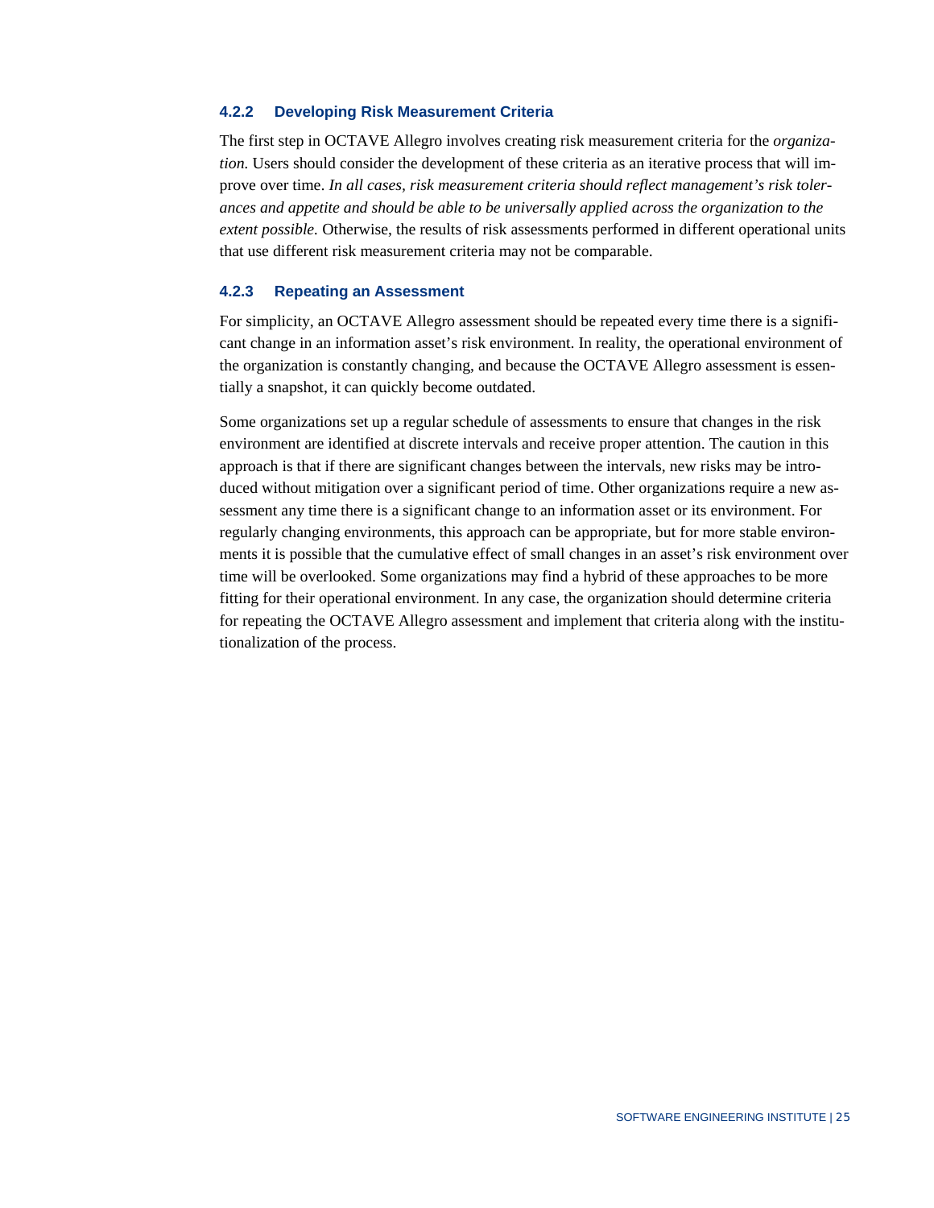### 4.2.2 Developing Risk Measurement Criteria

The first step in OCTAVE Allegro involves creating risk measurement criteria for the *organization.* Users should consider the development of these criteria as an iterative process that will improve over time. *In all cases, risk measurement criteria should reflect management's risk tolerances and appetite and should be able to be universally applied across the organization to the extent possible.* Otherwise, the results of risk assessments performed in different operational units that use different risk measurement criteria may not be comparable.

### 4.2.3 Repeating an Assessment

For simplicity, an OCTAVE Allegro assessment should be repeated every time there is a significant change in an information asset's risk environment. In reality, the operational environment of the organization is constantly changing, and because the OCTAVE Allegro assessment is essentially a snapshot, it can quickly become outdated.

Some organizations set up a regular schedule of assessments to ensure that changes in the risk environment are identified at discrete intervals and receive proper attention. The caution in this approach is that if there are significant changes between the intervals, new risks may be introduced without mitigation over a significant period of time. Other organizations require a new assessment any time there is a significant change to an information asset or its environment. For regularly changing environments, this approach can be appropriate, but for more stable environments it is possible that the cumulative effect of small changes in an asset's risk environment over time will be overlooked. Some organizations may find a hybrid of these approaches to be more fitting for their operational environment. In any case, the organization should determine criteria for repeating the OCTAVE Allegro assessment and implement that criteria along with the institutionalization of the process.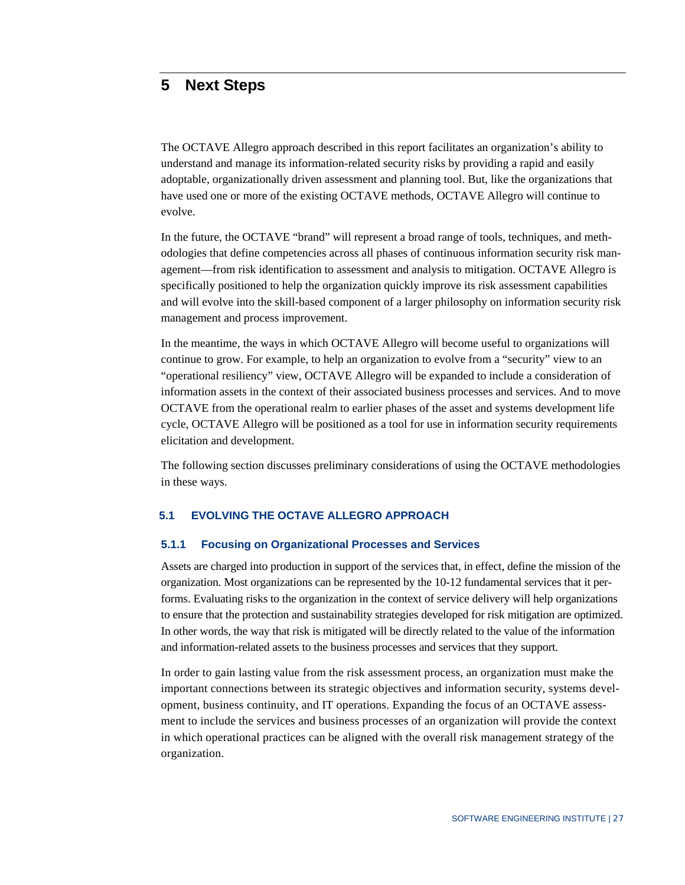# 5 Next Steps

The OCTAVE Allegro approach described in this report facilitates an organization's ability to understand and manage its information-related security risks by providing a rapid and easily adoptable, organizationally driven assessment and planning tool. But, like the organizations that have used one or more of the existing OCTAVE methods, OCTAVE Allegro will continue to evolve.

In the future, the OCTAVE "brand" will represent a broad range of tools, techniques, and methodologies that define competencies across all phases of continuous information security risk management—from risk identification to assessment and analysis to mitigation. OCTAVE Allegro is specifically positioned to help the organization quickly improve its risk assessment capabilities and will evolve into the skill-based component of a larger philosophy on information security risk management and process improvement.

In the meantime, the ways in which OCTAVE Allegro will become useful to organizations will continue to grow. For example, to help an organization to evolve from a "security" view to an "operational resiliency" view, OCTAVE Allegro will be expanded to include a consideration of information assets in the context of their associated business processes and services. And to move OCTAVE from the operational realm to earlier phases of the asset and systems development life cycle, OCTAVE Allegro will be positioned as a tool for use in information security requirements elicitation and development.

The following section discusses preliminary considerations of using the OCTAVE methodologies in these ways.

## 5.1 EVOLVING THE OCTAVE ALLEGRO APPROACH

### 5.1.1 Focusing on Organizational Processes and Services

Assets are charged into production in support of the services that, in effect, define the mission of the organization. Most organizations can be represented by the 10-12 fundamental services that it performs. Evaluating risks to the organization in the context of service delivery will help organizations to ensure that the protection and sustainability strategies developed for risk mitigation are optimized. In other words, the way that risk is mitigated will be directly related to the value of the information and information-related assets to the business processes and services that they support.

In order to gain lasting value from the risk assessment process, an organization must make the important connections between its strategic objectives and information security, systems development, business continuity, and IT operations. Expanding the focus of an OCTAVE assessment to include the services and business processes of an organization will provide the context in which operational practices can be aligned with the overall risk management strategy of the organization.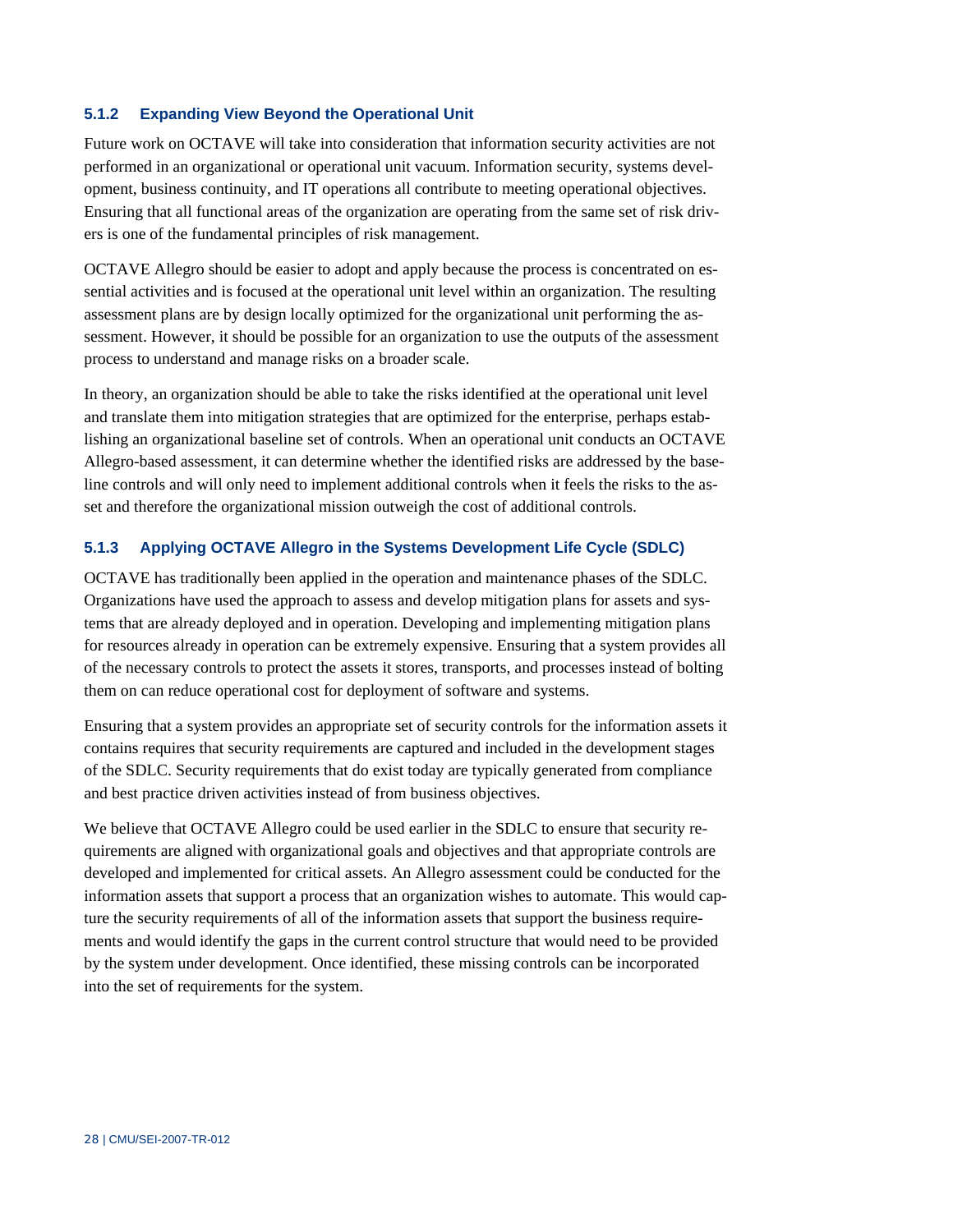### 5.1.2 Expanding View Beyond the Operational Unit

Future work on OCTAVE will take into consideration that information security activities are not performed in an organizational or operational unit vacuum. Information security, systems development, business continuity, and IT operations all contribute to meeting operational objectives. Ensuring that all functional areas of the organization are operating from the same set of risk drivers is one of the fundamental principles of risk management.

OCTAVE Allegro should be easier to adopt and apply because the process is concentrated on essential activities and is focused at the operational unit level within an organization. The resulting assessment plans are by design locally optimized for the organizational unit performing the assessment. However, it should be possible for an organization to use the outputs of the assessment process to understand and manage risks on a broader scale.

In theory, an organization should be able to take the risks identified at the operational unit level and translate them into mitigation strategies that are optimized for the enterprise, perhaps establishing an organizational baseline set of controls. When an operational unit conducts an OCTAVE Allegro-based assessment, it can determine whether the identified risks are addressed by the baseline controls and will only need to implement additional controls when it feels the risks to the asset and therefore the organizational mission outweigh the cost of additional controls.

### 5.1.3 Applying OCTAVE Allegro in the Systems Development Life Cycle (SDLC)

OCTAVE has traditionally been applied in the operation and maintenance phases of the SDLC. Organizations have used the approach to assess and develop mitigation plans for assets and systems that are already deployed and in operation. Developing and implementing mitigation plans for resources already in operation can be extremely expensive. Ensuring that a system provides all of the necessary controls to protect the assets it stores, transports, and processes instead of bolting them on can reduce operational cost for deployment of software and systems.

Ensuring that a system provides an appropriate set of security controls for the information assets it contains requires that security requirements are captured and included in the development stages of the SDLC. Security requirements that do exist today are typically generated from compliance and best practice driven activities instead of from business objectives.

We believe that OCTAVE Allegro could be used earlier in the SDLC to ensure that security requirements are aligned with organizational goals and objectives and that appropriate controls are developed and implemented for critical assets. An Allegro assessment could be conducted for the information assets that support a process that an organization wishes to automate. This would capture the security requirements of all of the information assets that support the business requirements and would identify the gaps in the current control structure that would need to be provided by the system under development. Once identified, these missing controls can be incorporated into the set of requirements for the system.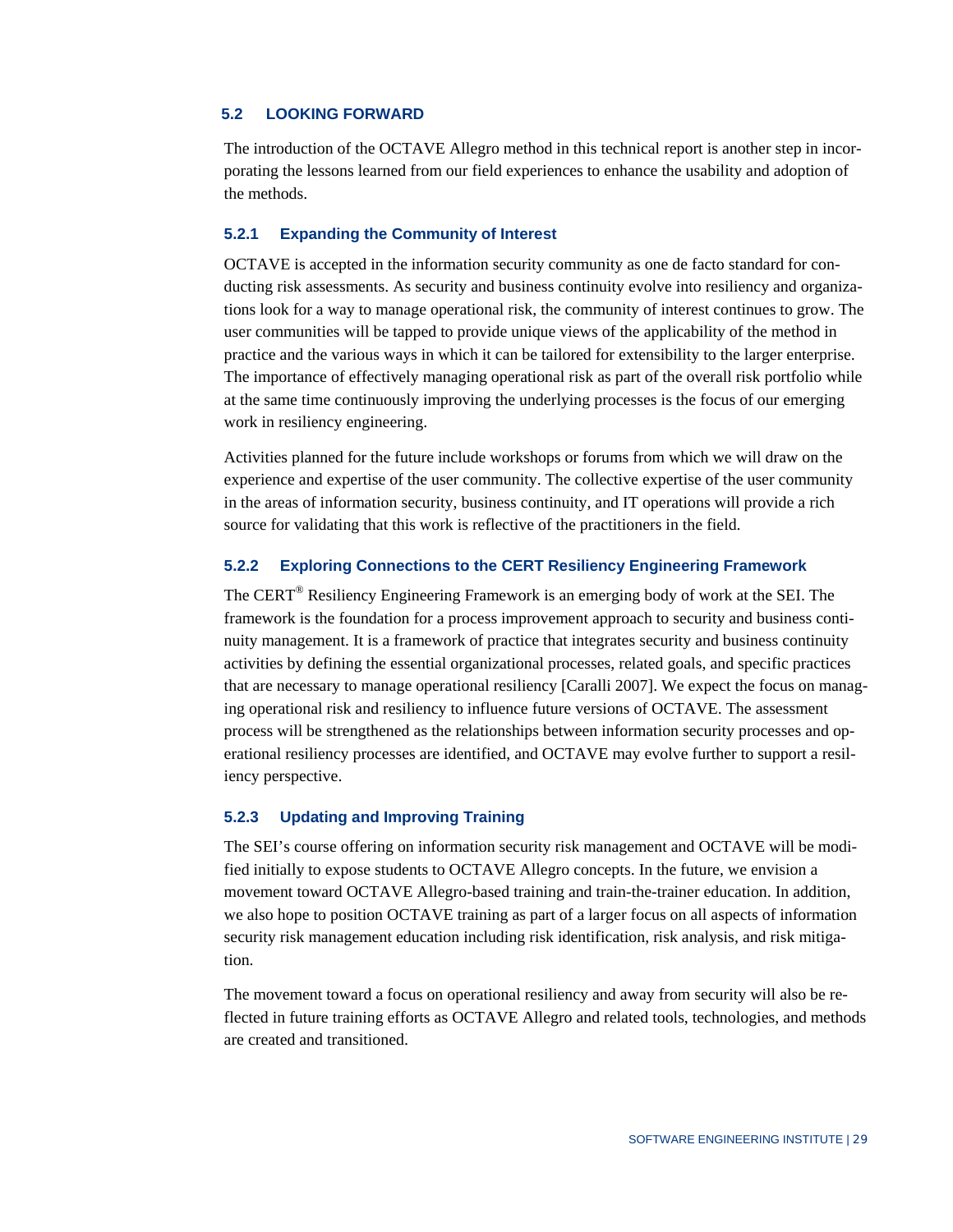## 5.2 LOOKING FORWARD

The introduction of the OCTAVE Allegro method in this technical report is another step in incorporating the lessons learned from our field experiences to enhance the usability and adoption of the methods.

### 5.2.1 Expanding the Community of Interest

OCTAVE is accepted in the information security community as one de facto standard for conducting risk assessments. As security and business continuity evolve into resiliency and organizations look for a way to manage operational risk, the community of interest continues to grow. The user communities will be tapped to provide unique views of the applicability of the method in practice and the various ways in which it can be tailored for extensibility to the larger enterprise. The importance of effectively managing operational risk as part of the overall risk portfolio while at the same time continuously improving the underlying processes is the focus of our emerging work in resiliency engineering.

Activities planned for the future include workshops or forums from which we will draw on the experience and expertise of the user community. The collective expertise of the user community in the areas of information security, business continuity, and IT operations will provide a rich source for validating that this work is reflective of the practitioners in the field.

### 5.2.2 Exploring Connections to the CERT Resiliency Engineering Framework

The CERT® Resiliency Engineering Framework is an emerging body of work at the SEI. The framework is the foundation for a process improvement approach to security and business continuity management. It is a framework of practice that integrates security and business continuity activities by defining the essential organizational processes, related goals, and specific practices that are necessary to manage operational resiliency [Caralli 2007]. We expect the focus on managing operational risk and resiliency to influence future versions of OCTAVE. The assessment process will be strengthened as the relationships between information security processes and operational resiliency processes are identified, and OCTAVE may evolve further to support a resiliency perspective.

### 5.2.3 Updating and Improving Training

The SEI's course offering on information security risk management and OCTAVE will be modified initially to expose students to OCTAVE Allegro concepts. In the future, we envision a movement toward OCTAVE Allegro-based training and train-the-trainer education. In addition, we also hope to position OCTAVE training as part of a larger focus on all aspects of information security risk management education including risk identification, risk analysis, and risk mitigation.

The movement toward a focus on operational resiliency and away from security will also be reflected in future training efforts as OCTAVE Allegro and related tools, technologies, and methods are created and transitioned.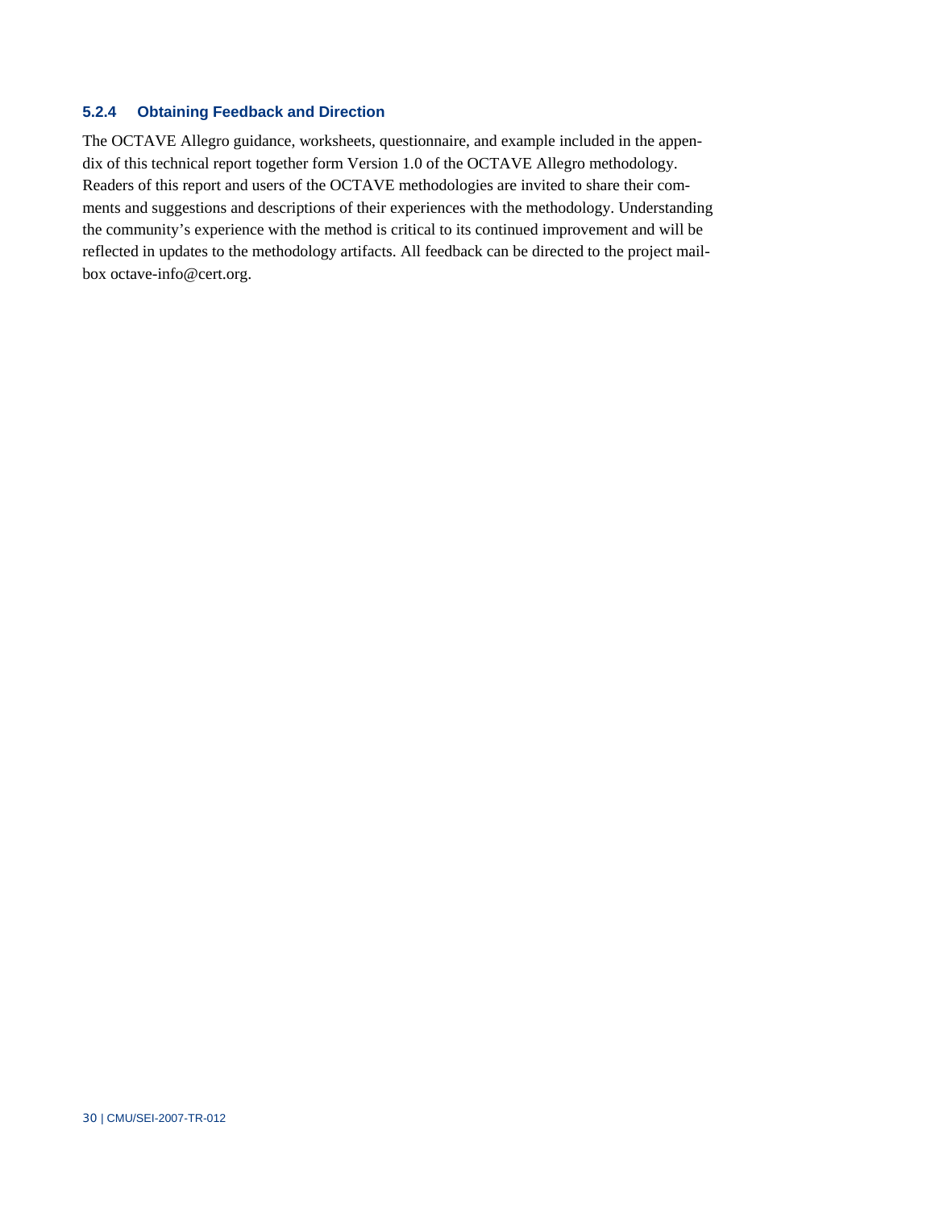### 5.2.4 Obtaining Feedback and Direction

The OCTAVE Allegro guidance, worksheets, questionnaire, and example included in the appendix of this technical report together form Version 1.0 of the OCTAVE Allegro methodology. Readers of this report and users of the OCTAVE methodologies are invited to share their comments and suggestions and descriptions of their experiences with the methodology. Understanding the community's experience with the method is critical to its continued improvement and will be reflected in updates to the methodology artifacts. All feedback can be directed to the project mailbox octave-info@cert.org.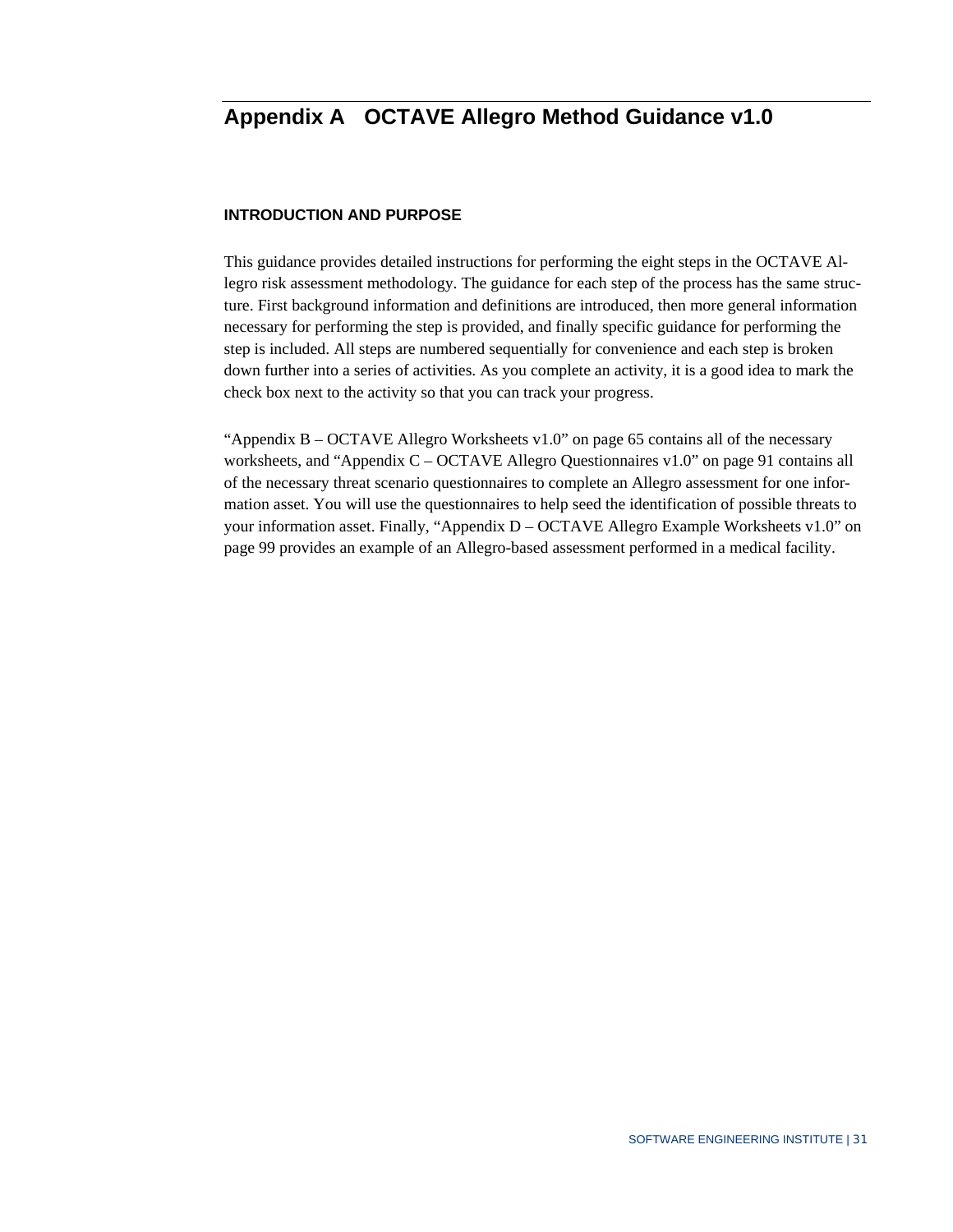# Appendix A OCTAVE Allegro Method Guidance v1.0

## INTRODUCTION AND PURPOSE

This guidance provides detailed instructions for performing the eight steps in the OCTAVE Allegro risk assessment methodology. The guidance for each step of the process has the same structure. First background information and definitions are introduced, then more general information necessary for performing the step is provided, and finally specific guidance for performing the step is included. All steps are numbered sequentially for convenience and each step is broken down further into a series of activities. As you complete an activity, it is a good idea to mark the check box next to the activity so that you can track your progress.

“Appendix B – OCTAVE Allegro Worksheets v1.0” on page 65 contains all of the necessary worksheets, and “Appendix C – OCTAVE Allegro Questionnaires v1.0” on page 91 contains all of the necessary threat scenario questionnaires to complete an Allegro assessment for one information asset. You will use the questionnaires to help seed the identification of possible threats to your information asset. Finally, “Appendix D – OCTAVE Allegro Example Worksheets v1.0” on page 99 provides an example of an Allegro-based assessment performed in a medical facility.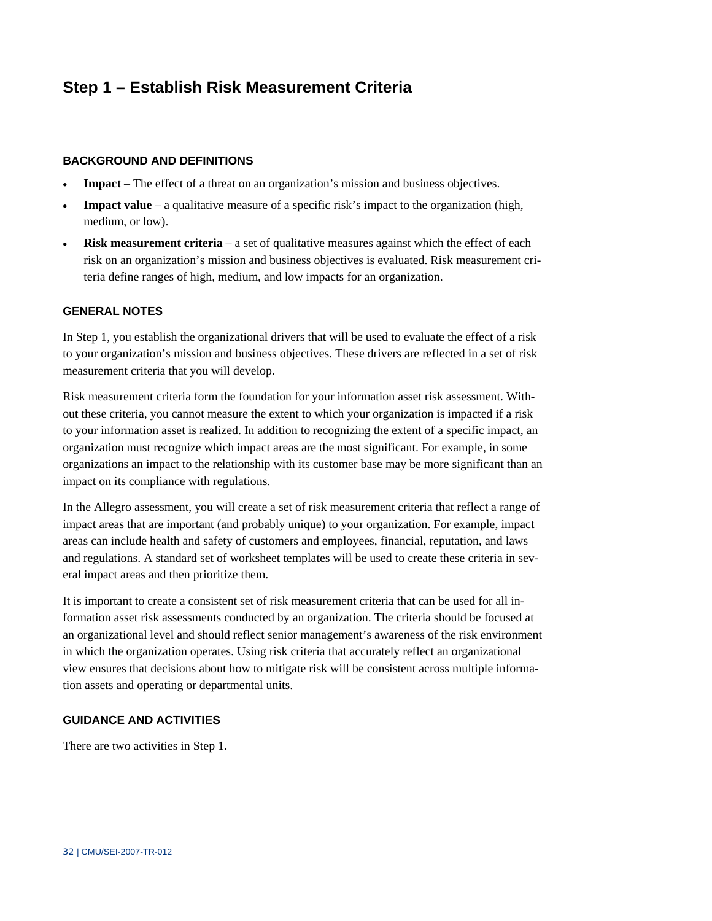## Step 1 – Establish Risk Measurement Criteria

### BACKGROUND AND DEFINITIONS

- **Impact** – The effect of a threat on an organization's mission and business objectives.
- **Impact value** – a qualitative measure of a specific risk's impact to the organization (high, medium, or low).
- **Risk measurement criteria** – a set of qualitative measures against which the effect of each risk on an organization's mission and business objectives is evaluated. Risk measurement criteria define ranges of high, medium, and low impacts for an organization.

### GENERAL NOTES

In Step 1, you establish the organizational drivers that will be used to evaluate the effect of a risk to your organization's mission and business objectives. These drivers are reflected in a set of risk measurement criteria that you will develop.

Risk measurement criteria form the foundation for your information asset risk assessment. Without these criteria, you cannot measure the extent to which your organization is impacted if a risk to your information asset is realized. In addition to recognizing the extent of a specific impact, an organization must recognize which impact areas are the most significant. For example, in some organizations an impact to the relationship with its customer base may be more significant than an impact on its compliance with regulations.

In the Allegro assessment, you will create a set of risk measurement criteria that reflect a range of impact areas that are important (and probably unique) to your organization. For example, impact areas can include health and safety of customers and employees, financial, reputation, and laws and regulations. A standard set of worksheet templates will be used to create these criteria in several impact areas and then prioritize them.

It is important to create a consistent set of risk measurement criteria that can be used for all information asset risk assessments conducted by an organization. The criteria should be focused at an organizational level and should reflect senior management's awareness of the risk environment in which the organization operates. Using risk criteria that accurately reflect an organizational view ensures that decisions about how to mitigate risk will be consistent across multiple information assets and operating or departmental units.

### GUIDANCE AND ACTIVITIES

There are two activities in Step 1.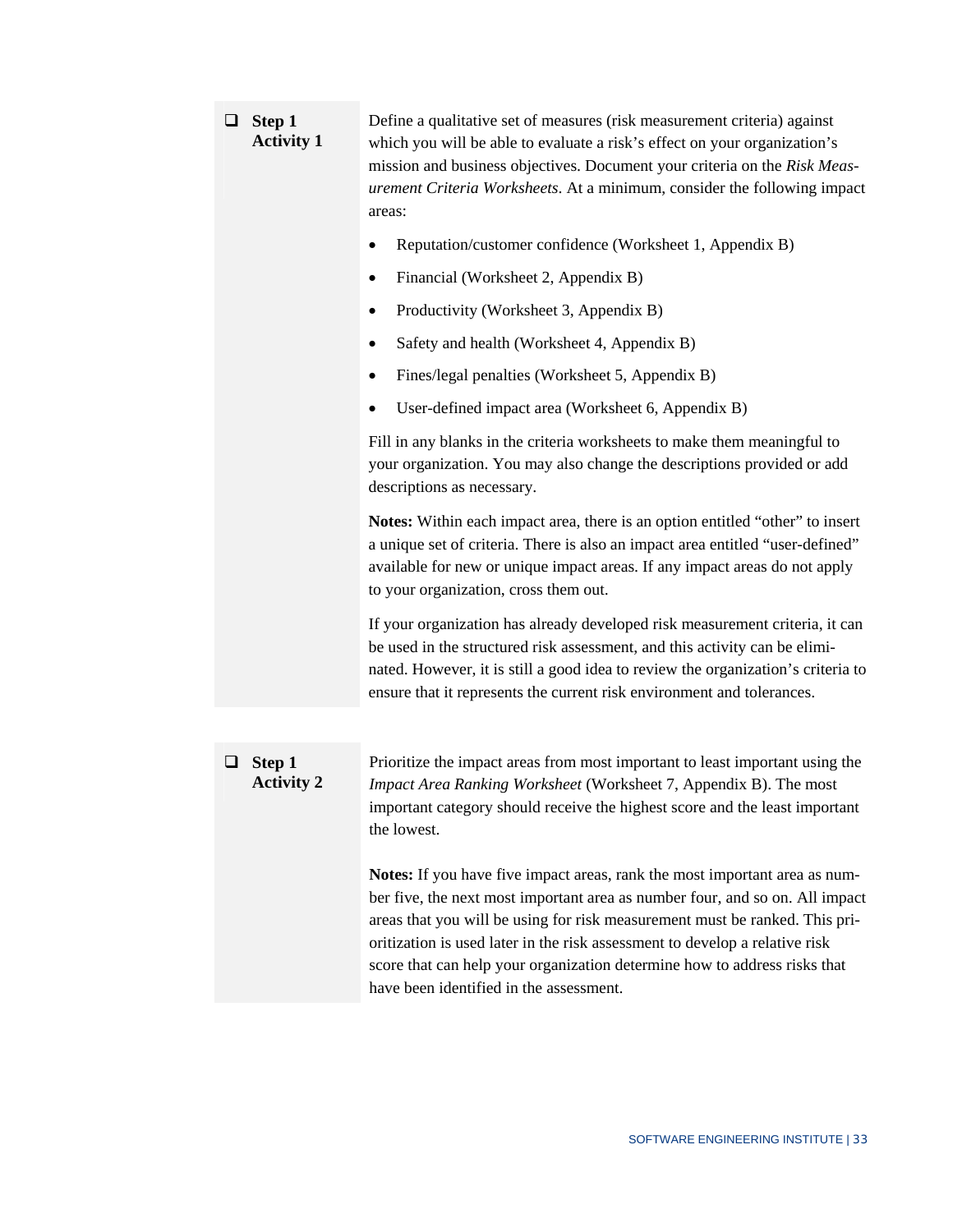- [ ] **Step 1 Activity 1**

Define a qualitative set of measures (risk measurement criteria) against which you will be able to evaluate a risk's effect on your organization's mission and business objectives. Document your criteria on the *Risk Measurement Criteria Worksheets*. At a minimum, consider the following impact areas:

- Reputation/customer confidence (Worksheet 1, Appendix B)
- Financial (Worksheet 2, Appendix B)
- Productivity (Worksheet 3, Appendix B)
- Safety and health (Worksheet 4, Appendix B)
- Fines/legal penalties (Worksheet 5, Appendix B)
- User-defined impact area (Worksheet 6, Appendix B)

Fill in any blanks in the criteria worksheets to make them meaningful to your organization. You may also change the descriptions provided or add descriptions as necessary.

**Notes:** Within each impact area, there is an option entitled "other" to insert a unique set of criteria. There is also an impact area entitled "user-defined" available for new or unique impact areas. If any impact areas do not apply to your organization, cross them out.

If your organization has already developed risk measurement criteria, it can be used in the structured risk assessment, and this activity can be eliminated. However, it is still a good idea to review the organization's criteria to ensure that it represents the current risk environment and tolerances.

- [ ] **Step 1 Activity 2**

Prioritize the impact areas from most important to least important using the *Impact Area Ranking Worksheet* (Worksheet 7, Appendix B). The most important category should receive the highest score and the least important the lowest.

**Notes:** If you have five impact areas, rank the most important area as number five, the next most important area as number four, and so on. All impact areas that you will be using for risk measurement must be ranked. This prioritization is used later in the risk assessment to develop a relative risk score that can help your organization determine how to address risks that have been identified in the assessment.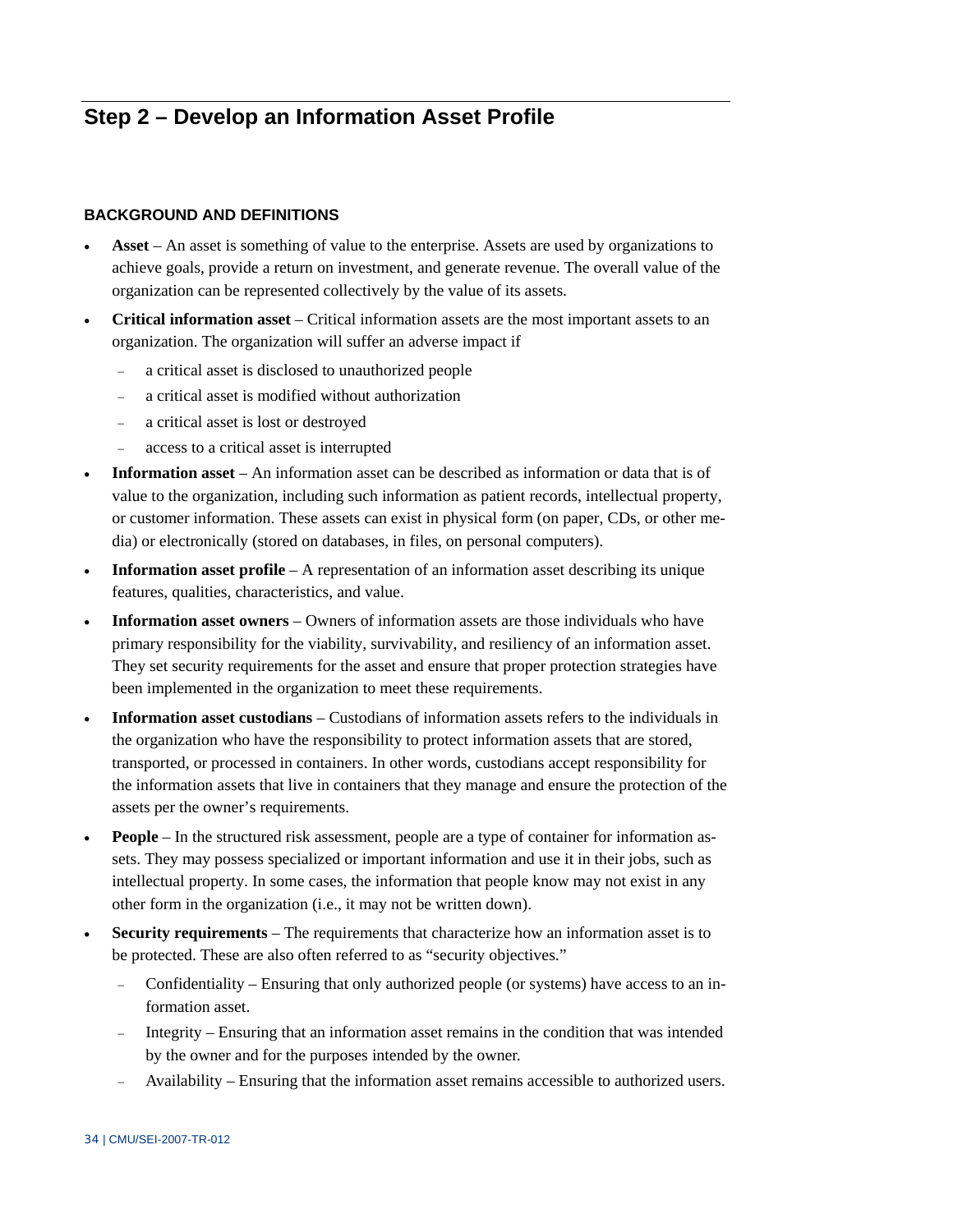## Step 2 – Develop an Information Asset Profile

### BACKGROUND AND DEFINITIONS

- **Asset** – An asset is something of value to the enterprise. Assets are used by organizations to achieve goals, provide a return on investment, and generate revenue. The overall value of the organization can be represented collectively by the value of its assets.
- **Critical information asset** – Critical information assets are the most important assets to an organization. The organization will suffer an adverse impact if
  - a critical asset is disclosed to unauthorized people
  - a critical asset is modified without authorization
  - a critical asset is lost or destroyed
  - access to a critical asset is interrupted
- **Information asset** – An information asset can be described as information or data that is of value to the organization, including such information as patient records, intellectual property, or customer information. These assets can exist in physical form (on paper, CDs, or other media) or electronically (stored on databases, in files, on personal computers).
- **Information asset profile** – A representation of an information asset describing its unique features, qualities, characteristics, and value.
- **Information asset owners** – Owners of information assets are those individuals who have primary responsibility for the viability, survivability, and resiliency of an information asset. They set security requirements for the asset and ensure that proper protection strategies have been implemented in the organization to meet these requirements.
- **Information asset custodians** – Custodians of information assets refers to the individuals in the organization who have the responsibility to protect information assets that are stored, transported, or processed in containers. In other words, custodians accept responsibility for the information assets that live in containers that they manage and ensure the protection of the assets per the owner's requirements.
- **People** – In the structured risk assessment, people are a type of container for information assets. They may possess specialized or important information and use it in their jobs, such as intellectual property. In some cases, the information that people know may not exist in any other form in the organization (i.e., it may not be written down).
- **Security requirements** – The requirements that characterize how an information asset is to be protected. These are also often referred to as "security objectives."
  - Confidentiality – Ensuring that only authorized people (or systems) have access to an information asset.
  - Integrity – Ensuring that an information asset remains in the condition that was intended by the owner and for the purposes intended by the owner.
  - Availability – Ensuring that the information asset remains accessible to authorized users.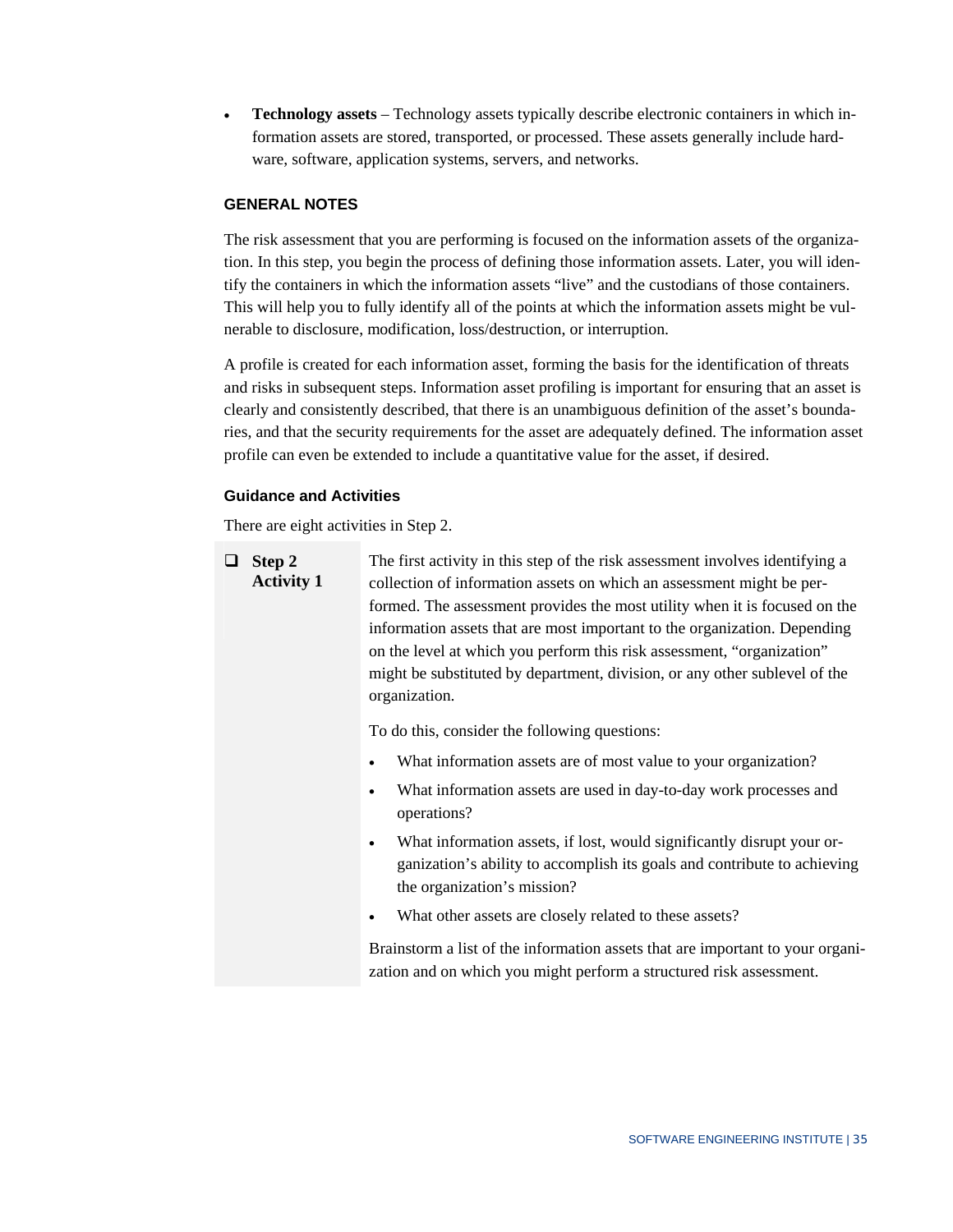- **Technology assets** – Technology assets typically describe electronic containers in which information assets are stored, transported, or processed. These assets generally include hardware, software, application systems, servers, and networks.

### GENERAL NOTES

The risk assessment that you are performing is focused on the information assets of the organization. In this step, you begin the process of defining those information assets. Later, you will identify the containers in which the information assets "live" and the custodians of those containers. This will help you to fully identify all of the points at which the information assets might be vulnerable to disclosure, modification, loss/destruction, or interruption.

A profile is created for each information asset, forming the basis for the identification of threats and risks in subsequent steps. Information asset profiling is important for ensuring that an asset is clearly and consistently described, that there is an unambiguous definition of the asset's boundaries, and that the security requirements for the asset are adequately defined. The information asset profile can even be extended to include a quantitative value for the asset, if desired.

#### Guidance and Activities

There are eight activities in Step 2.

❑ **Step 2 Activity 1**

The first activity in this step of the risk assessment involves identifying a collection of information assets on which an assessment might be performed. The assessment provides the most utility when it is focused on the information assets that are most important to the organization. Depending on the level at which you perform this risk assessment, "organization" might be substituted by department, division, or any other sublevel of the organization.

To do this, consider the following questions:

- What information assets are of most value to your organization?
- What information assets are used in day-to-day work processes and operations?
- What information assets, if lost, would significantly disrupt your organization's ability to accomplish its goals and contribute to achieving the organization's mission?
- What other assets are closely related to these assets?

Brainstorm a list of the information assets that are important to your organization and on which you might perform a structured risk assessment.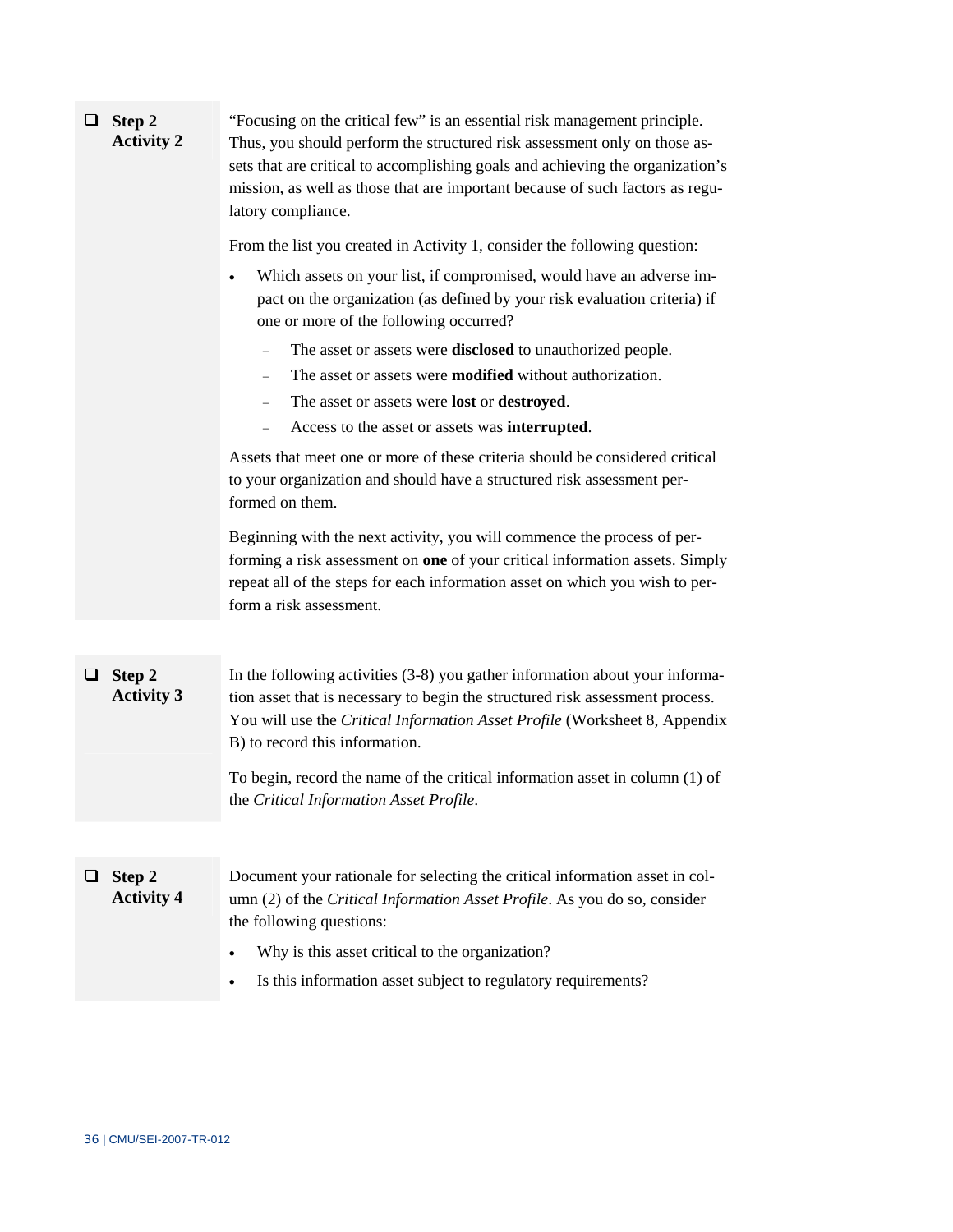- [ ] **Step 2 Activity 2**

"Focusing on the critical few" is an essential risk management principle. Thus, you should perform the structured risk assessment only on those assets that are critical to accomplishing goals and achieving the organization's mission, as well as those that are important because of such factors as regulatory compliance.

From the list you created in Activity 1, consider the following question:

- Which assets on your list, if compromised, would have an adverse impact on the organization (as defined by your risk evaluation criteria) if one or more of the following occurred?
  - The asset or assets were **disclosed** to unauthorized people.
  - The asset or assets were **modified** without authorization.
  - The asset or assets were **lost** or **destroyed**.
  - Access to the asset or assets was **interrupted**.

Assets that meet one or more of these criteria should be considered critical to your organization and should have a structured risk assessment performed on them.

Beginning with the next activity, you will commence the process of performing a risk assessment on **one** of your critical information assets. Simply repeat all of the steps for each information asset on which you wish to perform a risk assessment.

- [ ] **Step 2 Activity 3**

In the following activities (3-8) you gather information about your information asset that is necessary to begin the structured risk assessment process. You will use the *Critical Information Asset Profile* (Worksheet 8, Appendix B) to record this information.

To begin, record the name of the critical information asset in column (1) of the *Critical Information Asset Profile*.

- [ ] **Step 2 Activity 4**

Document your rationale for selecting the critical information asset in column (2) of the *Critical Information Asset Profile*. As you do so, consider the following questions:

- Why is this asset critical to the organization?
- Is this information asset subject to regulatory requirements?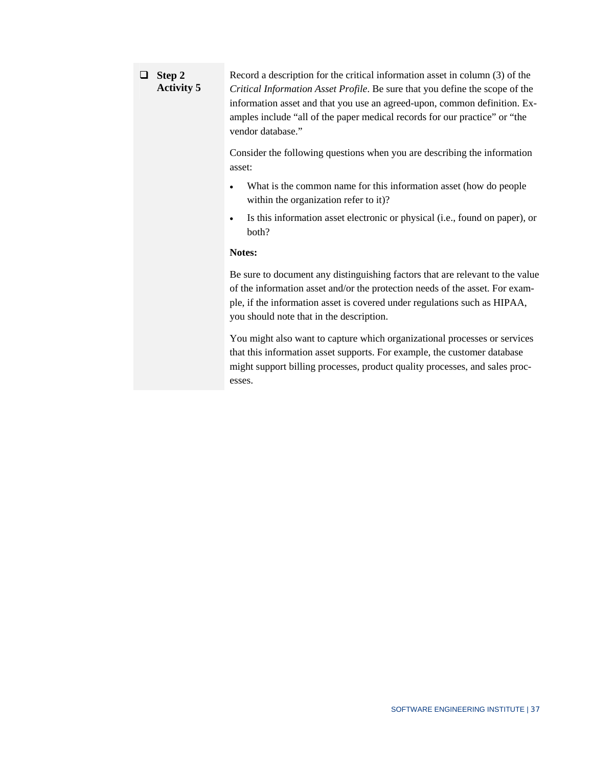- [ ] **Step 2 Activity 5**

Record a description for the critical information asset in column (3) of the *Critical Information Asset Profile*. Be sure that you define the scope of the information asset and that you use an agreed-upon, common definition. Examples include “all of the paper medical records for our practice” or “the vendor database.”

Consider the following questions when you are describing the information asset:

- What is the common name for this information asset (how do people within the organization refer to it)?
- Is this information asset electronic or physical (i.e., found on paper), or both?

**Notes:**

Be sure to document any distinguishing factors that are relevant to the value of the information asset and/or the protection needs of the asset. For example, if the information asset is covered under regulations such as HIPAA, you should note that in the description.

You might also want to capture which organizational processes or services that this information asset supports. For example, the customer database might support billing processes, product quality processes, and sales processes.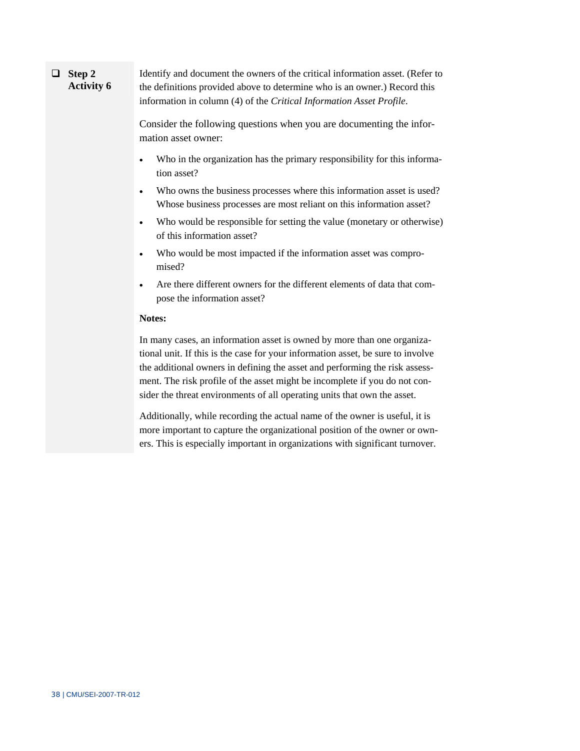❑ **Step 2 Activity 6**

Identify and document the owners of the critical information asset. (Refer to the definitions provided above to determine who is an owner.) Record this information in column (4) of the *Critical Information Asset Profile*.

Consider the following questions when you are documenting the information asset owner:

- Who in the organization has the primary responsibility for this information asset?
- Who owns the business processes where this information asset is used? Whose business processes are most reliant on this information asset?
- Who would be responsible for setting the value (monetary or otherwise) of this information asset?
- Who would be most impacted if the information asset was compromised?
- Are there different owners for the different elements of data that compose the information asset?

**Notes:**

In many cases, an information asset is owned by more than one organizational unit. If this is the case for your information asset, be sure to involve the additional owners in defining the asset and performing the risk assessment. The risk profile of the asset might be incomplete if you do not consider the threat environments of all operating units that own the asset.

Additionally, while recording the actual name of the owner is useful, it is more important to capture the organizational position of the owner or owners. This is especially important in organizations with significant turnover.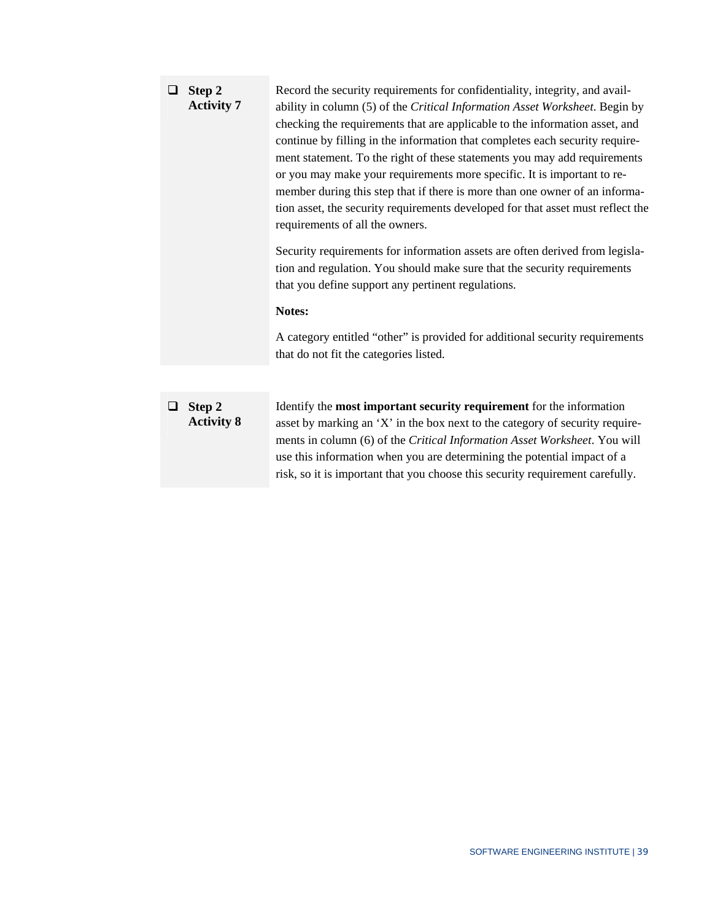❑ **Step 2 Activity 7**

Record the security requirements for confidentiality, integrity, and availability in column (5) of the *Critical Information Asset Worksheet*. Begin by checking the requirements that are applicable to the information asset, and continue by filling in the information that completes each security requirement statement. To the right of these statements you may add requirements or you may make your requirements more specific. It is important to remember during this step that if there is more than one owner of an information asset, the security requirements developed for that asset must reflect the requirements of all the owners.

Security requirements for information assets are often derived from legislation and regulation. You should make sure that the security requirements that you define support any pertinent regulations.

**Notes:**

A category entitled "other" is provided for additional security requirements that do not fit the categories listed.

❑ **Step 2 Activity 8**

Identify the **most important security requirement** for the information asset by marking an 'X' in the box next to the category of security requirements in column (6) of the *Critical Information Asset Worksheet*. You will use this information when you are determining the potential impact of a risk, so it is important that you choose this security requirement carefully.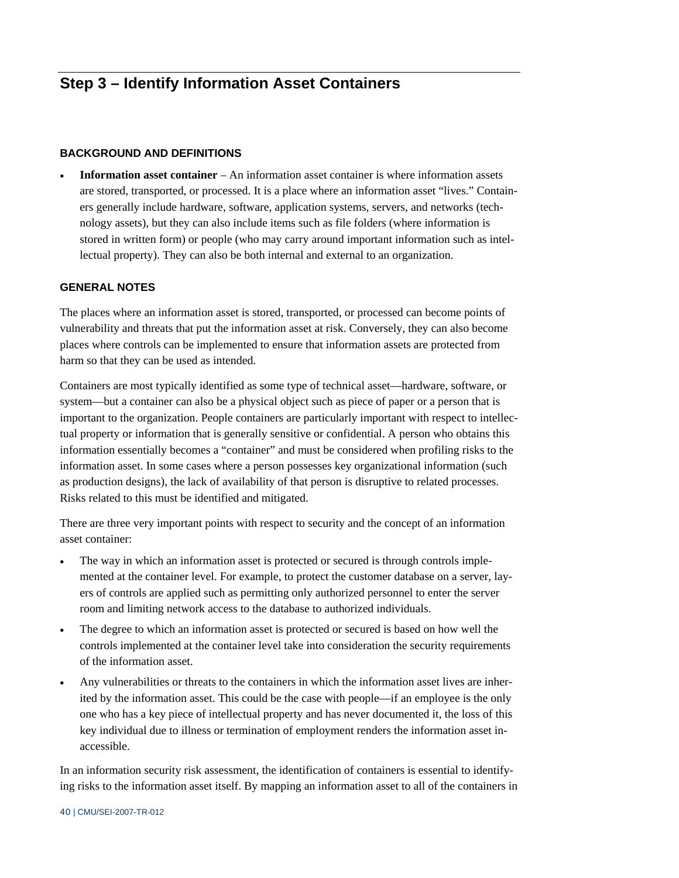## Step 3 – Identify Information Asset Containers

### BACKGROUND AND DEFINITIONS

- **Information asset container** – An information asset container is where information assets are stored, transported, or processed. It is a place where an information asset "lives." Containers generally include hardware, software, application systems, servers, and networks (technology assets), but they can also include items such as file folders (where information is stored in written form) or people (who may carry around important information such as intellectual property). They can also be both internal and external to an organization.

### GENERAL NOTES

The places where an information asset is stored, transported, or processed can become points of vulnerability and threats that put the information asset at risk. Conversely, they can also become places where controls can be implemented to ensure that information assets are protected from harm so that they can be used as intended.

Containers are most typically identified as some type of technical asset—hardware, software, or system—but a container can also be a physical object such as piece of paper or a person that is important to the organization. People containers are particularly important with respect to intellectual property or information that is generally sensitive or confidential. A person who obtains this information essentially becomes a "container" and must be considered when profiling risks to the information asset. In some cases where a person possesses key organizational information (such as production designs), the lack of availability of that person is disruptive to related processes. Risks related to this must be identified and mitigated.

There are three very important points with respect to security and the concept of an information asset container:

- The way in which an information asset is protected or secured is through controls implemented at the container level. For example, to protect the customer database on a server, layers of controls are applied such as permitting only authorized personnel to enter the server room and limiting network access to the database to authorized individuals.
- The degree to which an information asset is protected or secured is based on how well the controls implemented at the container level take into consideration the security requirements of the information asset.
- Any vulnerabilities or threats to the containers in which the information asset lives are inherited by the information asset. This could be the case with people—if an employee is the only one who has a key piece of intellectual property and has never documented it, the loss of this key individual due to illness or termination of employment renders the information asset inaccessible.

In an information security risk assessment, the identification of containers is essential to identifying risks to the information asset itself. By mapping an information asset to all of the containers in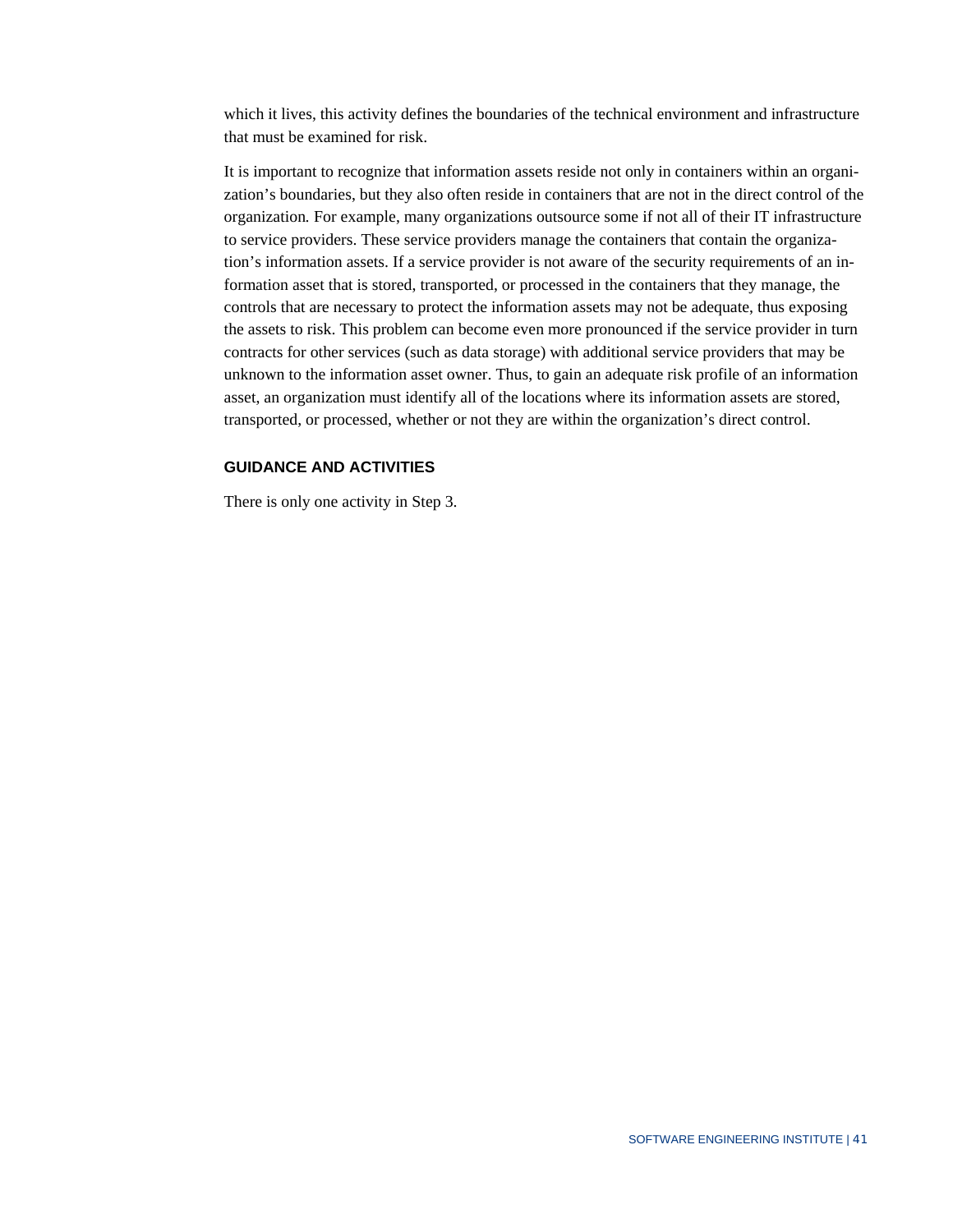which it lives, this activity defines the boundaries of the technical environment and infrastructure that must be examined for risk.

It is important to recognize that information assets reside not only in containers within an organization's boundaries, but they also often reside in containers that are not in the direct control of the organization. For example, many organizations outsource some if not all of their IT infrastructure to service providers. These service providers manage the containers that contain the organization's information assets. If a service provider is not aware of the security requirements of an information asset that is stored, transported, or processed in the containers that they manage, the controls that are necessary to protect the information assets may not be adequate, thus exposing the assets to risk. This problem can become even more pronounced if the service provider in turn contracts for other services (such as data storage) with additional service providers that may be unknown to the information asset owner. Thus, to gain an adequate risk profile of an information asset, an organization must identify all of the locations where its information assets are stored, transported, or processed, whether or not they are within the organization's direct control.

### GUIDANCE AND ACTIVITIES

There is only one activity in Step 3.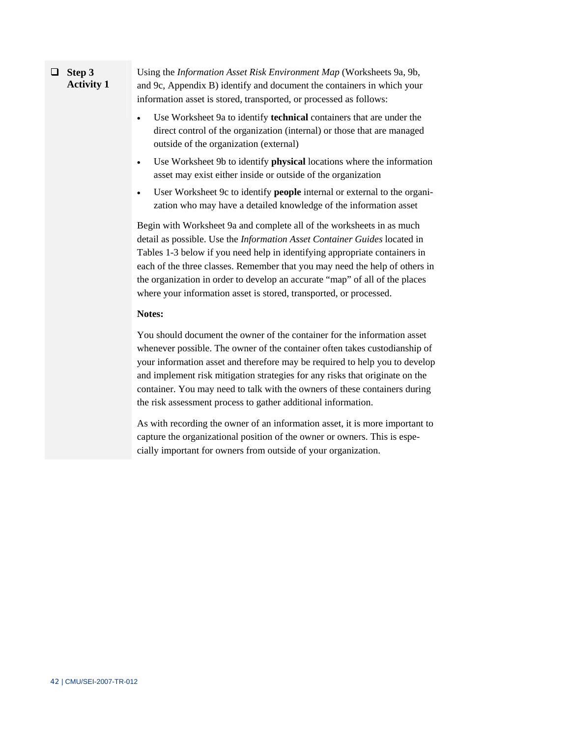❑ **Step 3 Activity 1**

Using the *Information Asset Risk Environment Map* (Worksheets 9a, 9b, and 9c, Appendix B) identify and document the containers in which your information asset is stored, transported, or processed as follows:

- Use Worksheet 9a to identify **technical** containers that are under the direct control of the organization (internal) or those that are managed outside of the organization (external)
- Use Worksheet 9b to identify **physical** locations where the information asset may exist either inside or outside of the organization
- User Worksheet 9c to identify **people** internal or external to the organization who may have a detailed knowledge of the information asset

Begin with Worksheet 9a and complete all of the worksheets in as much detail as possible. Use the *Information Asset Container Guides* located in Tables 1-3 below if you need help in identifying appropriate containers in each of the three classes. Remember that you may need the help of others in the organization in order to develop an accurate "map" of all of the places where your information asset is stored, transported, or processed.

**Notes:**

You should document the owner of the container for the information asset whenever possible. The owner of the container often takes custodianship of your information asset and therefore may be required to help you to develop and implement risk mitigation strategies for any risks that originate on the container. You may need to talk with the owners of these containers during the risk assessment process to gather additional information.

As with recording the owner of an information asset, it is more important to capture the organizational position of the owner or owners. This is especially important for owners from outside of your organization.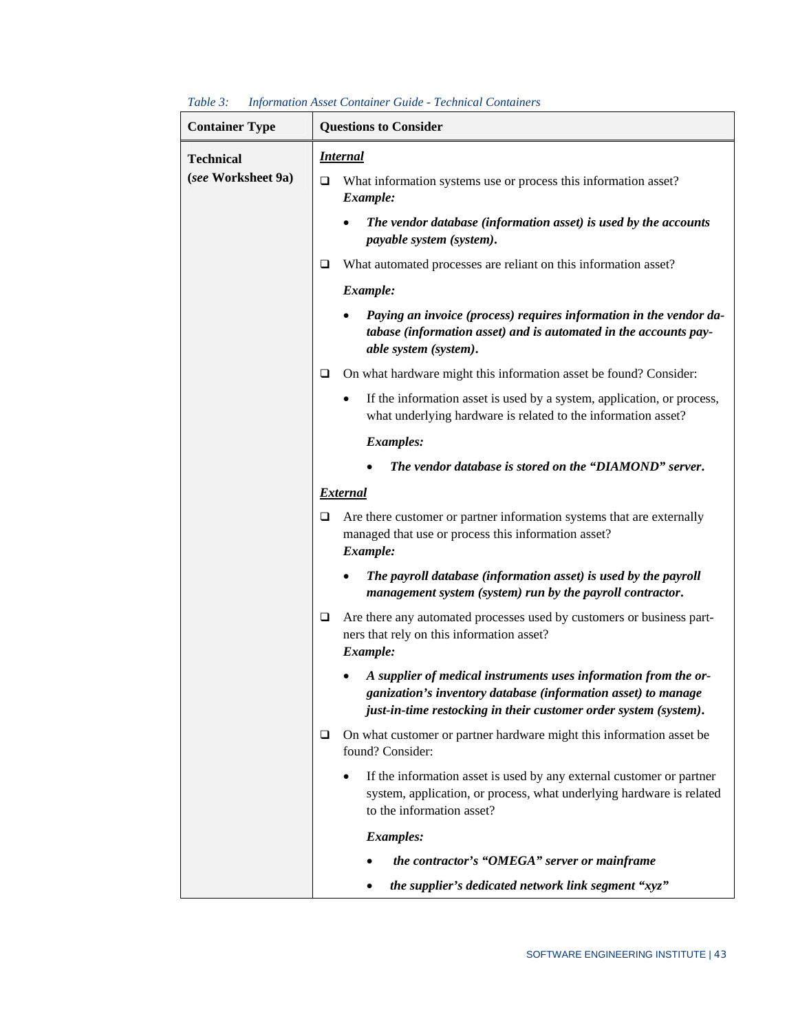*Table 3: Information Asset Container Guide - Technical Containers*

| Container Type | Questions to Consider |
|---|---|
| **Technical** (*see* **Worksheet 9a**) | ***Internal***<br>❑ What information systems use or process this information asset?<br>***Example:***<br>• ***The vendor database (information asset) is used by the accounts payable system (system).***<br>❑ What automated processes are reliant on this information asset?<br>***Example:***<br>• ***Paying an invoice (process) requires information in the vendor database (information asset) and is automated in the accounts payable system (system).***<br>❑ On what hardware might this information asset be found? Consider:<br>• If the information asset is used by a system, application, or process, what underlying hardware is related to the information asset?<br>***Examples:***<br>• ***The vendor database is stored on the "DIAMOND" server.***<br>***External***<br>❑ Are there customer or partner information systems that are externally managed that use or process this information asset?<br>***Example:***<br>• ***The payroll database (information asset) is used by the payroll management system (system) run by the payroll contractor.***<br>❑ Are there any automated processes used by customers or business partners that rely on this information asset?<br>***Example:***<br>• ***A supplier of medical instruments uses information from the organization's inventory database (information asset) to manage just-in-time restocking in their customer order system (system).***<br>❑ On what customer or partner hardware might this information asset be found? Consider:<br>• If the information asset is used by any external customer or partner system, application, or process, what underlying hardware is related to the information asset?<br>***Examples:***<br>• ***the contractor's "OMEGA" server or mainframe***<br>• ***the supplier's dedicated network link segment "xyz"*** |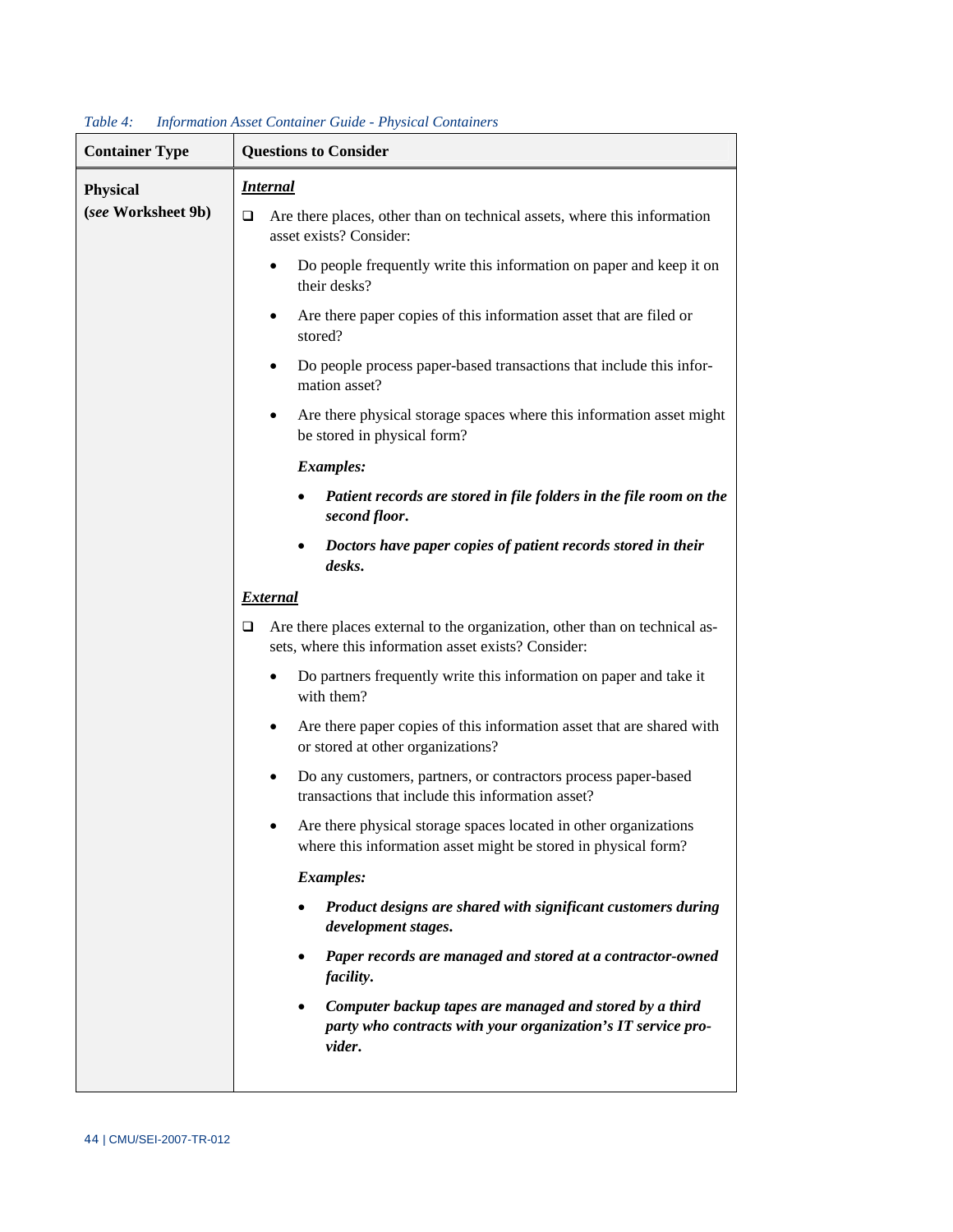*Table 4: Information Asset Container Guide - Physical Containers*

| Container Type | Questions to Consider |
|---|---|
| **Physical** (*see* **Worksheet 9b)** | ***Internal***<br><br>❑ Are there places, other than on technical assets, where this information asset exists? Consider:<br>• Do people frequently write this information on paper and keep it on their desks?<br>• Are there paper copies of this information asset that are filed or stored?<br>• Do people process paper-based transactions that include this information asset?<br>• Are there physical storage spaces where this information asset might be stored in physical form?<br><br>***Examples:***<br>• ***Patient records are stored in file folders in the file room on the second floor.***<br>• ***Doctors have paper copies of patient records stored in their desks.***<br><br>***External***<br><br>❑ Are there places external to the organization, other than on technical assets, where this information asset exists? Consider:<br>• Do partners frequently write this information on paper and take it with them?<br>• Are there paper copies of this information asset that are shared with or stored at other organizations?<br>• Do any customers, partners, or contractors process paper-based transactions that include this information asset?<br>• Are there physical storage spaces located in other organizations where this information asset might be stored in physical form?<br><br>***Examples:***<br>• ***Product designs are shared with significant customers during development stages.***<br>• ***Paper records are managed and stored at a contractor-owned facility.***<br>• ***Computer backup tapes are managed and stored by a third party who contracts with your organization's IT service provider.*** |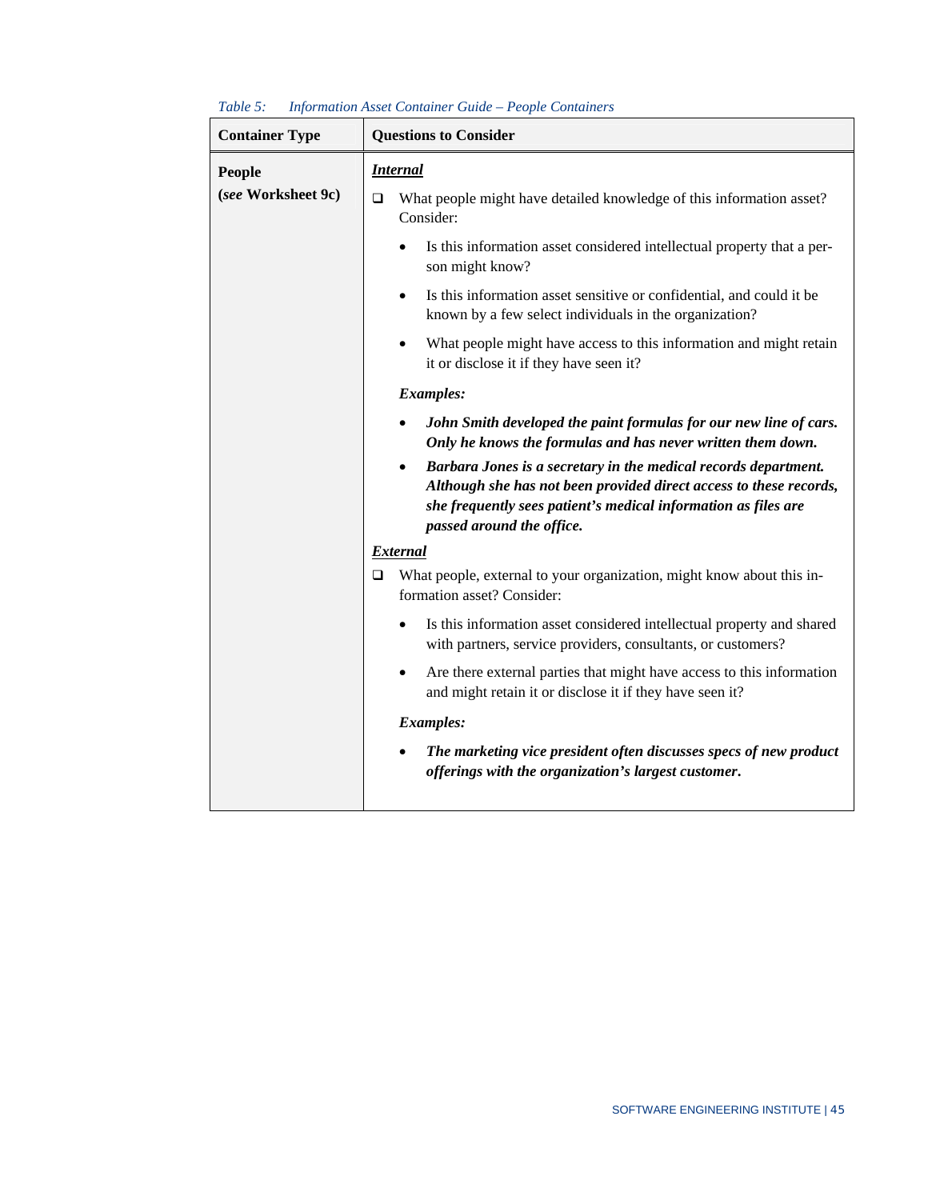*Table 5: Information Asset Container Guide – People Containers*

| Container Type | Questions to Consider |
|---|---|
| **People** **(*see* Worksheet 9c)** | ***<u>Internal</u>*** <br> ❑ What people might have detailed knowledge of this information asset? Consider: <br> • Is this information asset considered intellectual property that a person might know? <br> • Is this information asset sensitive or confidential, and could it be known by a few select individuals in the organization? <br> • What people might have access to this information and might retain it or disclose it if they have seen it? <br> ***Examples:*** <br> • ***John Smith developed the paint formulas for our new line of cars. Only he knows the formulas and has never written them down.*** <br> • ***Barbara Jones is a secretary in the medical records department. Although she has not been provided direct access to these records, she frequently sees patient's medical information as files are passed around the office.*** <br> ***<u>External</u>*** <br> ❑ What people, external to your organization, might know about this information asset? Consider: <br> • Is this information asset considered intellectual property and shared with partners, service providers, consultants, or customers? <br> • Are there external parties that might have access to this information and might retain it or disclose it if they have seen it? <br> ***Examples:*** <br> • ***The marketing vice president often discusses specs of new product offerings with the organization's largest customer.*** |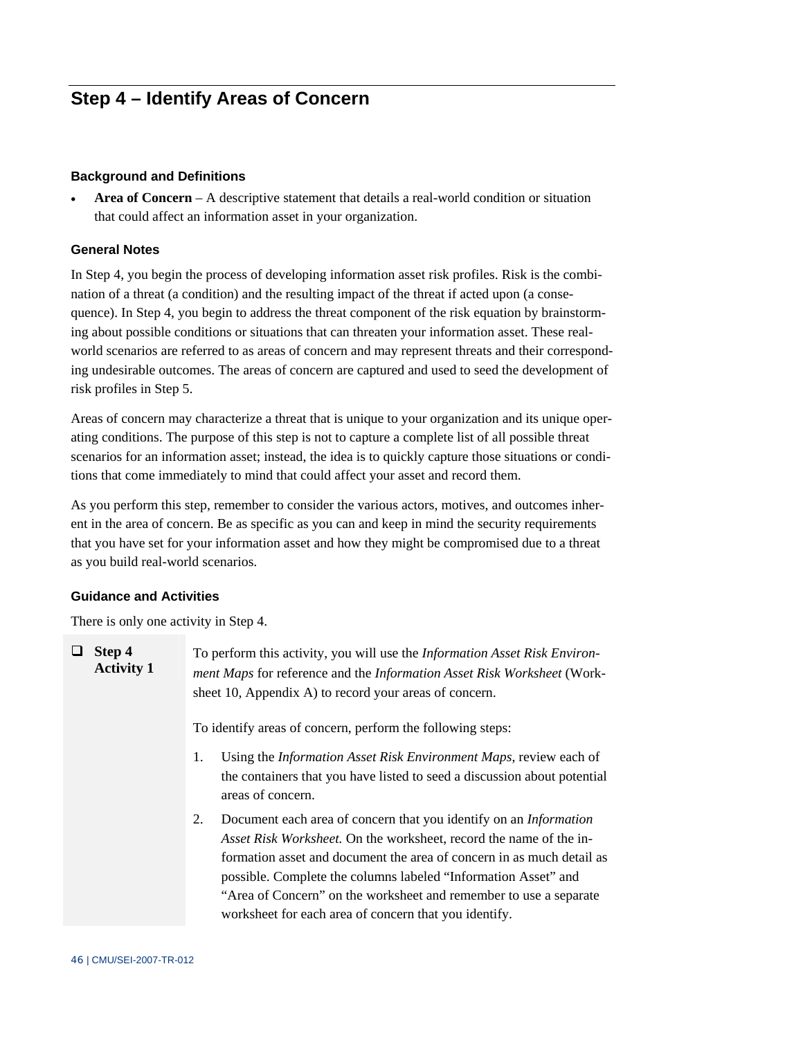## Step 4 – Identify Areas of Concern

### Background and Definitions

- **Area of Concern** – A descriptive statement that details a real-world condition or situation that could affect an information asset in your organization.

### General Notes

In Step 4, you begin the process of developing information asset risk profiles. Risk is the combination of a threat (a condition) and the resulting impact of the threat if acted upon (a consequence). In Step 4, you begin to address the threat component of the risk equation by brainstorming about possible conditions or situations that can threaten your information asset. These real-world scenarios are referred to as areas of concern and may represent threats and their corresponding undesirable outcomes. The areas of concern are captured and used to seed the development of risk profiles in Step 5.

Areas of concern may characterize a threat that is unique to your organization and its unique operating conditions. The purpose of this step is not to capture a complete list of all possible threat scenarios for an information asset; instead, the idea is to quickly capture those situations or conditions that come immediately to mind that could affect your asset and record them.

As you perform this step, remember to consider the various actors, motives, and outcomes inherent in the area of concern. Be as specific as you can and keep in mind the security requirements that you have set for your information asset and how they might be compromised due to a threat as you build real-world scenarios.

### Guidance and Activities

There is only one activity in Step 4.

| ❑ **Step 4 Activity 1** | To perform this activity, you will use the *Information Asset Risk Environment Maps* for reference and the *Information Asset Risk Worksheet* (Worksheet 10, Appendix A) to record your areas of concern.<br><br>To identify areas of concern, perform the following steps:<br><br>1. Using the *Information Asset Risk Environment Maps*, review each of the containers that you have listed to seed a discussion about potential areas of concern.<br>2. Document each area of concern that you identify on an *Information Asset Risk Worksheet.* On the worksheet, record the name of the information asset and document the area of concern in as much detail as possible. Complete the columns labeled "Information Asset" and "Area of Concern" on the worksheet and remember to use a separate worksheet for each area of concern that you identify. |
|---|---|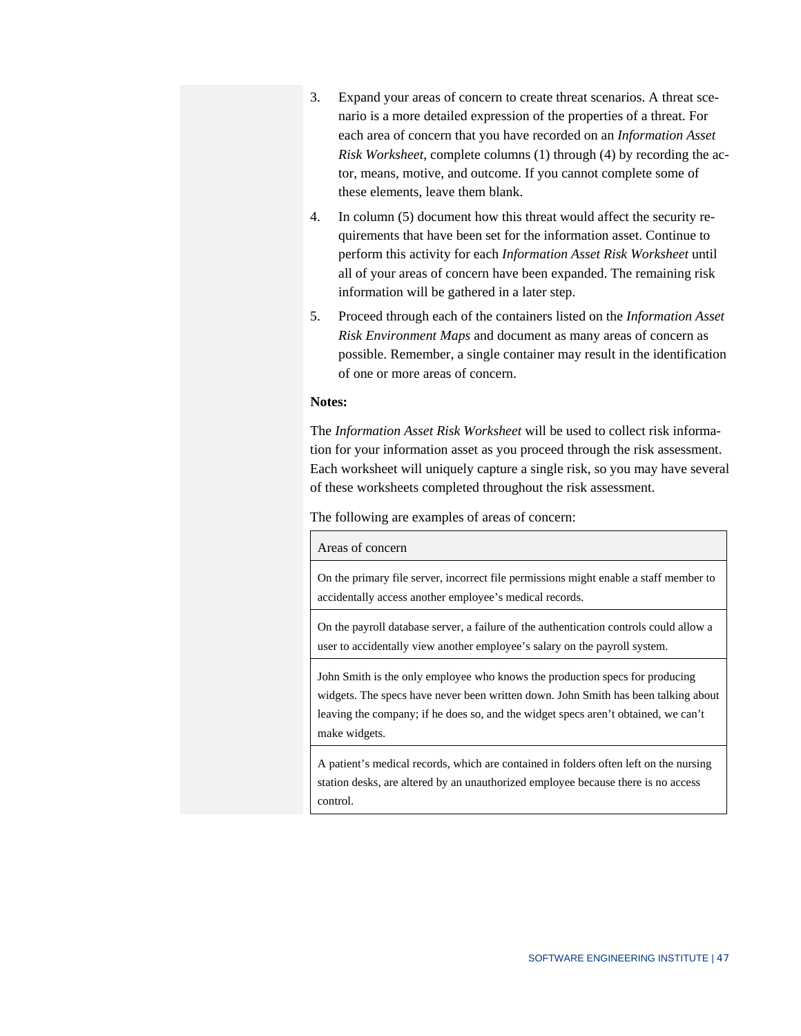3. Expand your areas of concern to create threat scenarios. A threat scenario is a more detailed expression of the properties of a threat. For each area of concern that you have recorded on an *Information Asset Risk Worksheet*, complete columns (1) through (4) by recording the actor, means, motive, and outcome. If you cannot complete some of these elements, leave them blank.
4. In column (5) document how this threat would affect the security requirements that have been set for the information asset. Continue to perform this activity for each *Information Asset Risk Worksheet* until all of your areas of concern have been expanded. The remaining risk information will be gathered in a later step.
5. Proceed through each of the containers listed on the *Information Asset Risk Environment Maps* and document as many areas of concern as possible. Remember, a single container may result in the identification of one or more areas of concern.

**Notes:**

The *Information Asset Risk Worksheet* will be used to collect risk information for your information asset as you proceed through the risk assessment. Each worksheet will uniquely capture a single risk, so you may have several of these worksheets completed throughout the risk assessment.

The following are examples of areas of concern:

| Areas of concern |
| --- |
| On the primary file server, incorrect file permissions might enable a staff member to accidentally access another employee's medical records. |
| On the payroll database server, a failure of the authentication controls could allow a user to accidentally view another employee's salary on the payroll system. |
| John Smith is the only employee who knows the production specs for producing widgets. The specs have never been written down. John Smith has been talking about leaving the company; if he does so, and the widget specs aren't obtained, we can't make widgets. |
| A patient's medical records, which are contained in folders often left on the nursing station desks, are altered by an unauthorized employee because there is no access control. |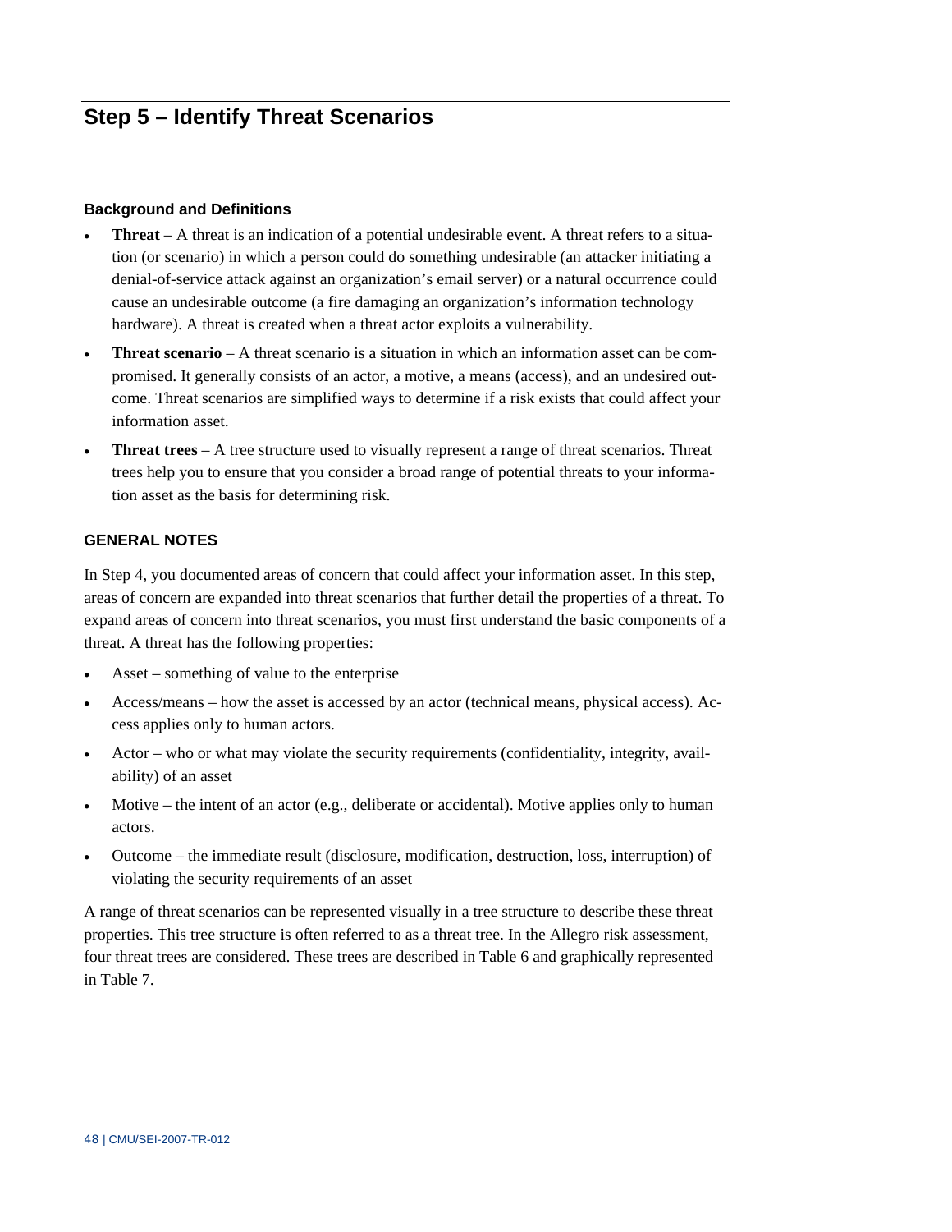## Step 5 – Identify Threat Scenarios

### Background and Definitions

- **Threat** – A threat is an indication of a potential undesirable event. A threat refers to a situation (or scenario) in which a person could do something undesirable (an attacker initiating a denial-of-service attack against an organization's email server) or a natural occurrence could cause an undesirable outcome (a fire damaging an organization's information technology hardware). A threat is created when a threat actor exploits a vulnerability.
- **Threat scenario** – A threat scenario is a situation in which an information asset can be compromised. It generally consists of an actor, a motive, a means (access), and an undesired outcome. Threat scenarios are simplified ways to determine if a risk exists that could affect your information asset.
- **Threat trees** – A tree structure used to visually represent a range of threat scenarios. Threat trees help you to ensure that you consider a broad range of potential threats to your information asset as the basis for determining risk.

### GENERAL NOTES

In Step 4, you documented areas of concern that could affect your information asset. In this step, areas of concern are expanded into threat scenarios that further detail the properties of a threat. To expand areas of concern into threat scenarios, you must first understand the basic components of a threat. A threat has the following properties:

- Asset – something of value to the enterprise
- Access/means – how the asset is accessed by an actor (technical means, physical access). Access applies only to human actors.
- Actor – who or what may violate the security requirements (confidentiality, integrity, availability) of an asset
- Motive – the intent of an actor (e.g., deliberate or accidental). Motive applies only to human actors.
- Outcome – the immediate result (disclosure, modification, destruction, loss, interruption) of violating the security requirements of an asset

A range of threat scenarios can be represented visually in a tree structure to describe these threat properties. This tree structure is often referred to as a threat tree. In the Allegro risk assessment, four threat trees are considered. These trees are described in Table 6 and graphically represented in Table 7.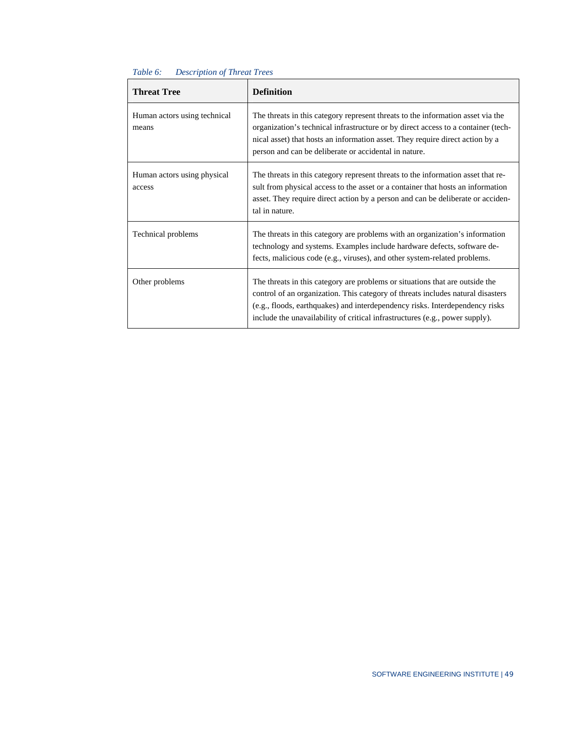*Table 6: Description of Threat Trees*

| Threat Tree | Definition |
| --- | --- |
| Human actors using technical means | The threats in this category represent threats to the information asset via the organization's technical infrastructure or by direct access to a container (technical asset) that hosts an information asset. They require direct action by a person and can be deliberate or accidental in nature. |
| Human actors using physical access | The threats in this category represent threats to the information asset that result from physical access to the asset or a container that hosts an information asset. They require direct action by a person and can be deliberate or accidental in nature. |
| Technical problems | The threats in this category are problems with an organization's information technology and systems. Examples include hardware defects, software defects, malicious code (e.g., viruses), and other system-related problems. |
| Other problems | The threats in this category are problems or situations that are outside the control of an organization. This category of threats includes natural disasters (e.g., floods, earthquakes) and interdependency risks. Interdependency risks include the unavailability of critical infrastructures (e.g., power supply). |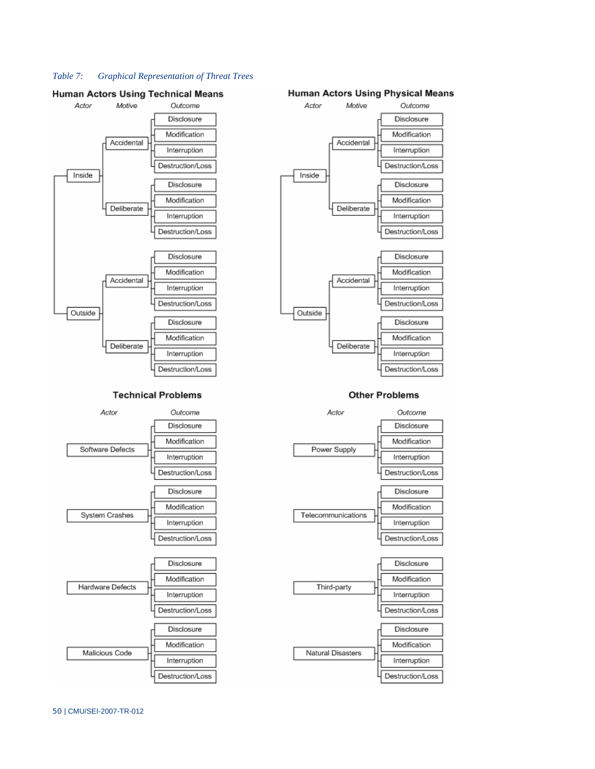*Table 7: Graphical Representation of Threat Trees*

**Human Actors Using Technical Means**

| Actor | Motive | Outcome |
|---|---|---|
| Inside | Accidental | Disclosure |
| | | Modification |
| | | Interruption |
| | | Destruction/Loss |
| | Deliberate | Disclosure |
| | | Modification |
| | | Interruption |
| | | Destruction/Loss |
| Outside | Accidental | Disclosure |
| | | Modification |
| | | Interruption |
| | | Destruction/Loss |
| | Deliberate | Disclosure |
| | | Modification |
| | | Interruption |
| | | Destruction/Loss |

**Human Actors Using Physical Means**

| Actor | Motive | Outcome |
|---|---|---|
| Inside | Accidental | Disclosure |
| | | Modification |
| | | Interruption |
| | | Destruction/Loss |
| | Deliberate | Disclosure |
| | | Modification |
| | | Interruption |
| | | Destruction/Loss |
| Outside | Accidental | Disclosure |
| | | Modification |
| | | Interruption |
| | | Destruction/Loss |
| | Deliberate | Disclosure |
| | | Modification |
| | | Interruption |
| | | Destruction/Loss |

**Technical Problems**

| Actor | Outcome |
|---|---|
| Software Defects | Disclosure |
| | Modification |
| | Interruption |
| | Destruction/Loss |
| System Crashes | Disclosure |
| | Modification |
| | Interruption |
| | Destruction/Loss |
| Hardware Defects | Disclosure |
| | Modification |
| | Interruption |
| | Destruction/Loss |
| Malicious Code | Disclosure |
| | Modification |
| | Interruption |
| | Destruction/Loss |

**Other Problems**

| Actor | Outcome |
|---|---|
| Power Supply | Disclosure |
| | Modification |
| | Interruption |
| | Destruction/Loss |
| Telecommunications | Disclosure |
| | Modification |
| | Interruption |
| | Destruction/Loss |
| Third-party | Disclosure |
| | Modification |
| | Interruption |
| | Destruction/Loss |
| Natural Disasters | Disclosure |
| | Modification |
| | Interruption |
| | Destruction/Loss |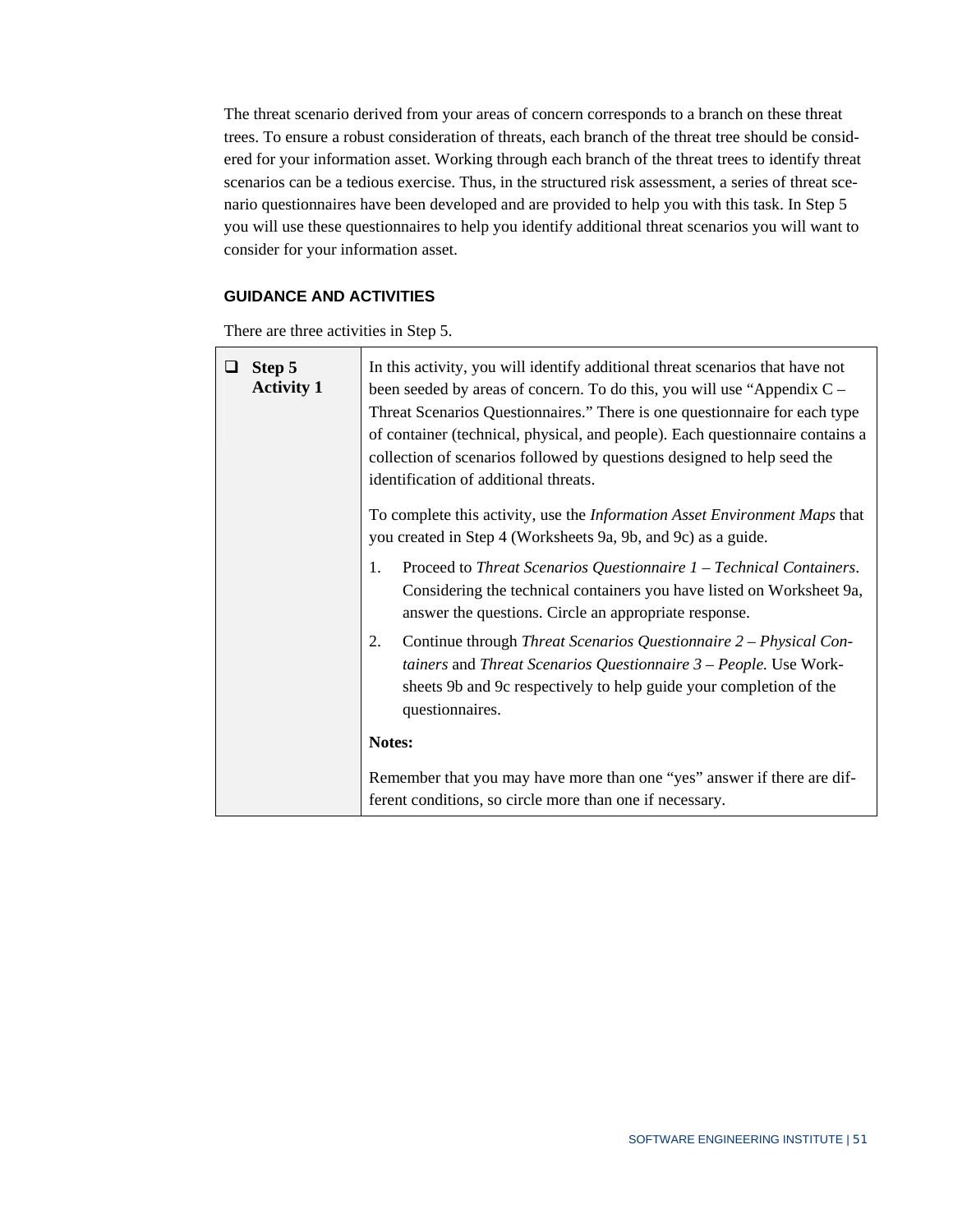The threat scenario derived from your areas of concern corresponds to a branch on these threat trees. To ensure a robust consideration of threats, each branch of the threat tree should be considered for your information asset. Working through each branch of the threat trees to identify threat scenarios can be a tedious exercise. Thus, in the structured risk assessment, a series of threat scenario questionnaires have been developed and are provided to help you with this task. In Step 5 you will use these questionnaires to help you identify additional threat scenarios you will want to consider for your information asset.

### GUIDANCE AND ACTIVITIES

There are three activities in Step 5.

| | |
|---|---|
| ❑ **Step 5 Activity 1** | In this activity, you will identify additional threat scenarios that have not been seeded by areas of concern. To do this, you will use "Appendix C – Threat Scenarios Questionnaires." There is one questionnaire for each type of container (technical, physical, and people). Each questionnaire contains a collection of scenarios followed by questions designed to help seed the identification of additional threats.<br><br>To complete this activity, use the *Information Asset Environment Maps* that you created in Step 4 (Worksheets 9a, 9b, and 9c) as a guide.<br><br>1. Proceed to *Threat Scenarios Questionnaire 1 – Technical Containers*. Considering the technical containers you have listed on Worksheet 9a, answer the questions. Circle an appropriate response.<br>2. Continue through *Threat Scenarios Questionnaire 2 – Physical Containers* and *Threat Scenarios Questionnaire 3 – People.* Use Worksheets 9b and 9c respectively to help guide your completion of the questionnaires.<br><br>**Notes:**<br><br>Remember that you may have more than one "yes" answer if there are different conditions, so circle more than one if necessary. |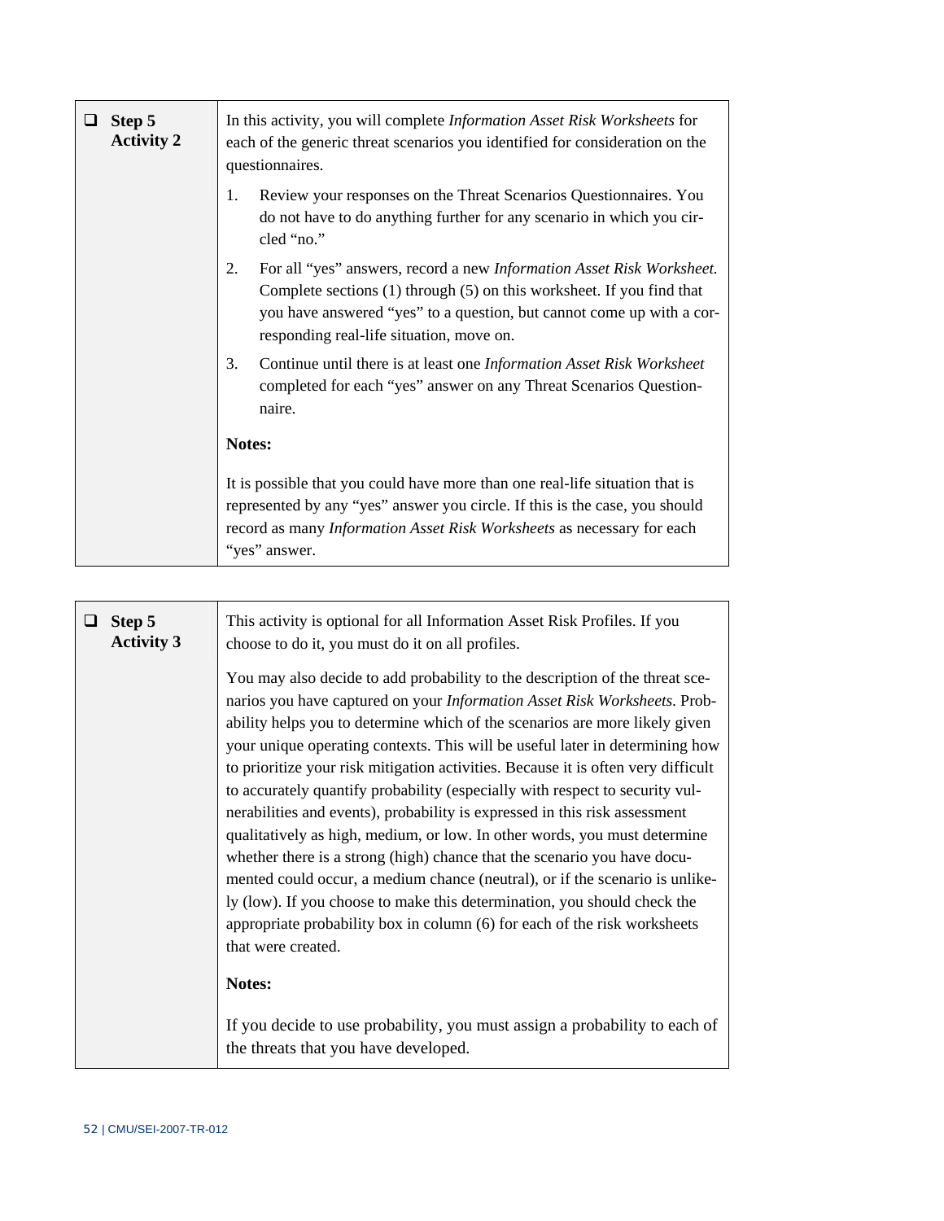| ❑ **Step 5 Activity 2** | In this activity, you will complete *Information Asset Risk Worksheets* for each of the generic threat scenarios you identified for consideration on the questionnaires.<br><br>1. Review your responses on the Threat Scenarios Questionnaires. You do not have to do anything further for any scenario in which you circled "no."<br>2. For all "yes" answers, record a new *Information Asset Risk Worksheet.* Complete sections (1) through (5) on this worksheet. If you find that you have answered "yes" to a question, but cannot come up with a corresponding real-life situation, move on.<br>3. Continue until there is at least one *Information Asset Risk Worksheet* completed for each "yes" answer on any Threat Scenarios Questionnaire.<br><br>**Notes:**<br><br>It is possible that you could have more than one real-life situation that is represented by any "yes" answer you circle. If this is the case, you should record as many *Information Asset Risk Worksheets* as necessary for each "yes" answer. |
|---|---|

| ❑ **Step 5 Activity 3** | This activity is optional for all Information Asset Risk Profiles. If you choose to do it, you must do it on all profiles.<br><br>You may also decide to add probability to the description of the threat scenarios you have captured on your *Information Asset Risk Worksheets*. Probability helps you to determine which of the scenarios are more likely given your unique operating contexts. This will be useful later in determining how to prioritize your risk mitigation activities. Because it is often very difficult to accurately quantify probability (especially with respect to security vulnerabilities and events), probability is expressed in this risk assessment qualitatively as high, medium, or low. In other words, you must determine whether there is a strong (high) chance that the scenario you have documented could occur, a medium chance (neutral), or if the scenario is unlikely (low). If you choose to make this determination, you should check the appropriate probability box in column (6) for each of the risk worksheets that were created.<br><br>**Notes:**<br><br>If you decide to use probability, you must assign a probability to each of the threats that you have developed. |
|---|---|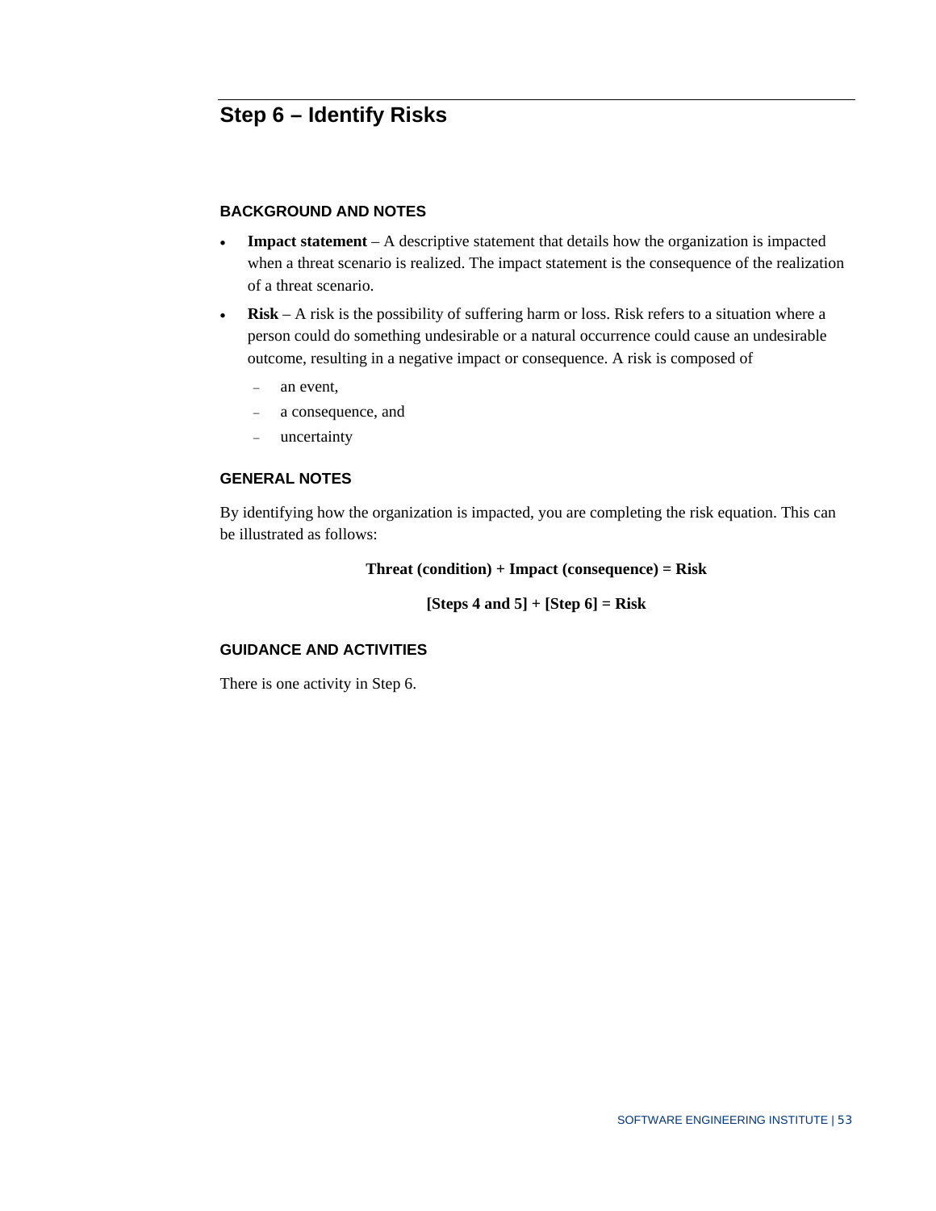## Step 6 – Identify Risks

### BACKGROUND AND NOTES

- **Impact statement** – A descriptive statement that details how the organization is impacted when a threat scenario is realized. The impact statement is the consequence of the realization of a threat scenario.
- **Risk** – A risk is the possibility of suffering harm or loss. Risk refers to a situation where a person could do something undesirable or a natural occurrence could cause an undesirable outcome, resulting in a negative impact or consequence. A risk is composed of
  - an event,
  - a consequence, and
  - uncertainty

### GENERAL NOTES

By identifying how the organization is impacted, you are completing the risk equation. This can be illustrated as follows:

**Threat (condition) + Impact (consequence) = Risk**

**[Steps 4 and 5] + [Step 6] = Risk**

### GUIDANCE AND ACTIVITIES

There is one activity in Step 6.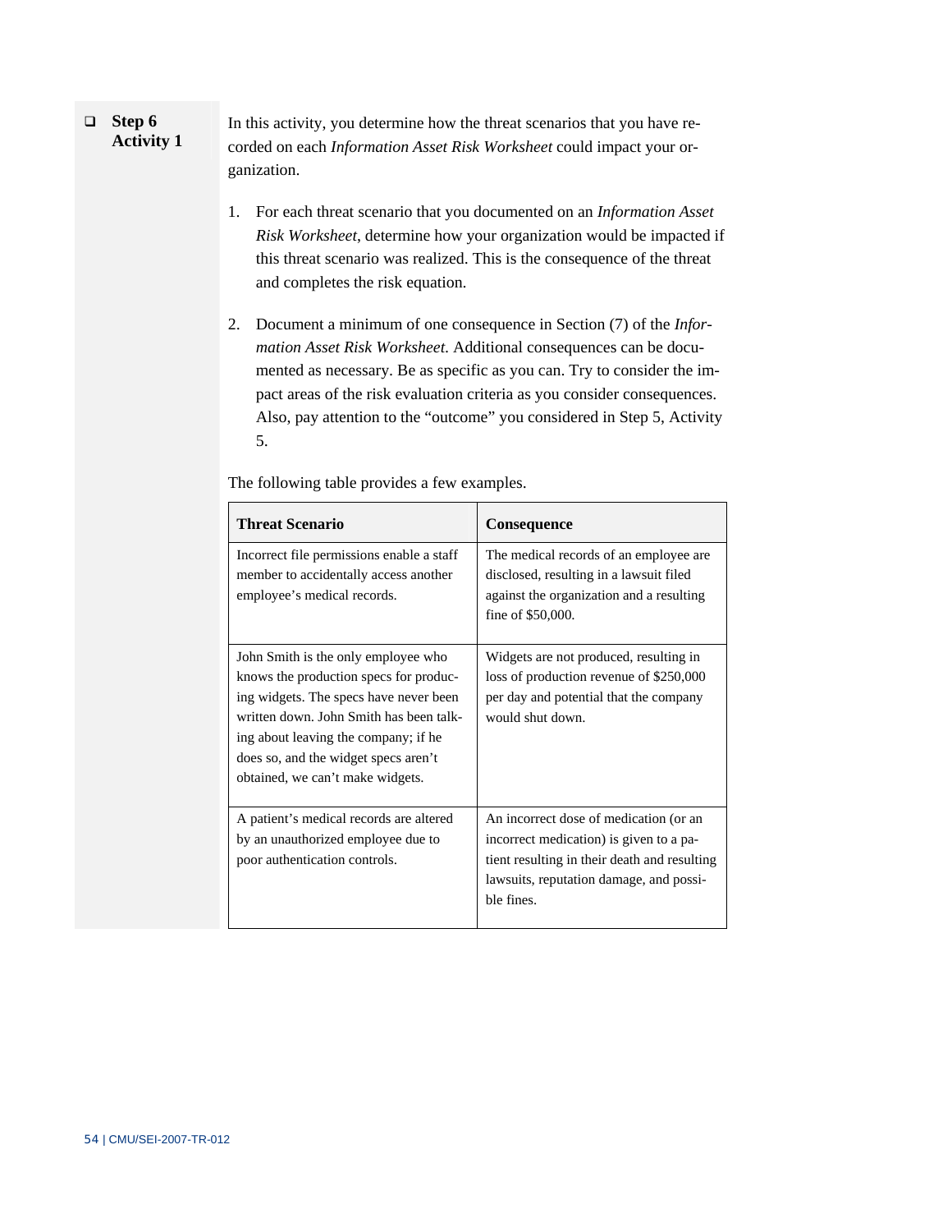**Step 6 Activity 1**

In this activity, you determine how the threat scenarios that you have recorded on each *Information Asset Risk Worksheet* could impact your organization.

1. For each threat scenario that you documented on an *Information Asset Risk Worksheet*, determine how your organization would be impacted if this threat scenario was realized. This is the consequence of the threat and completes the risk equation.

2. Document a minimum of one consequence in Section (7) of the *Information Asset Risk Worksheet*. Additional consequences can be documented as necessary. Be as specific as you can. Try to consider the impact areas of the risk evaluation criteria as you consider consequences. Also, pay attention to the "outcome" you considered in Step 5, Activity 5.

The following table provides a few examples.

| Threat Scenario | Consequence |
| --- | --- |
| Incorrect file permissions enable a staff member to accidentally access another employee's medical records. | The medical records of an employee are disclosed, resulting in a lawsuit filed against the organization and a resulting fine of $50,000. |
| John Smith is the only employee who knows the production specs for producing widgets. The specs have never been written down. John Smith has been talking about leaving the company; if he does so, and the widget specs aren't obtained, we can't make widgets. | Widgets are not produced, resulting in loss of production revenue of $250,000 per day and potential that the company would shut down. |
| A patient's medical records are altered by an unauthorized employee due to poor authentication controls. | An incorrect dose of medication (or an incorrect medication) is given to a patient resulting in their death and resulting lawsuits, reputation damage, and possible fines. |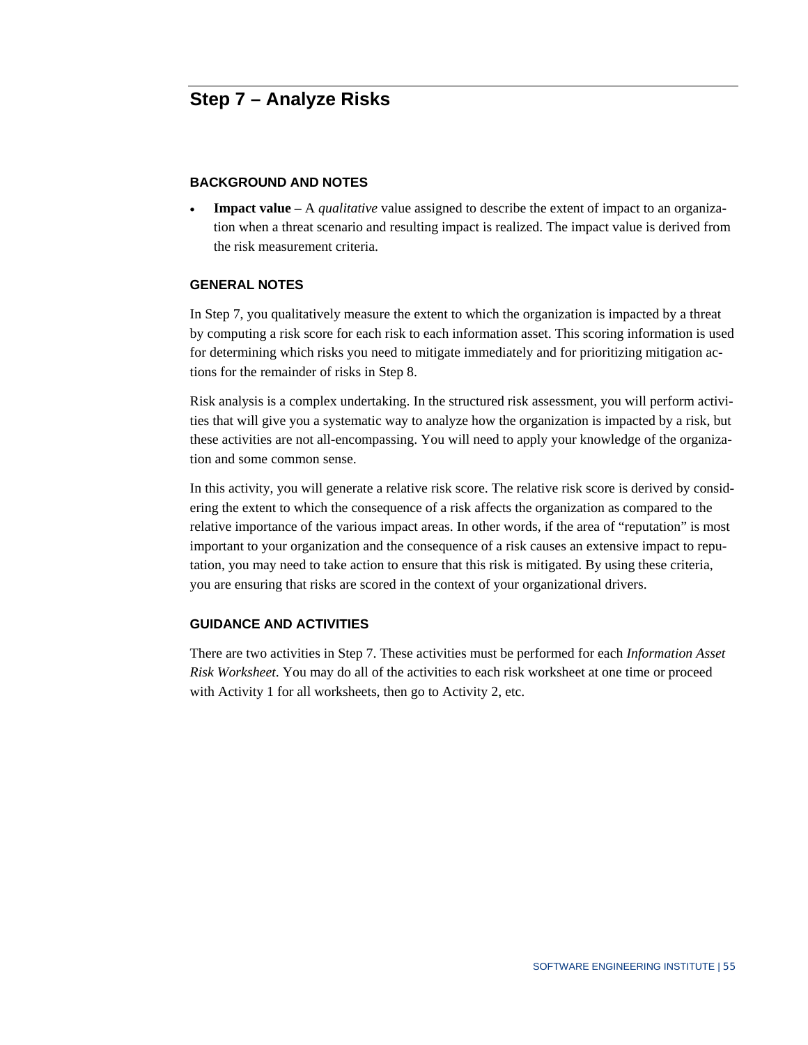## Step 7 – Analyze Risks

### BACKGROUND AND NOTES

- **Impact value** – A *qualitative* value assigned to describe the extent of impact to an organization when a threat scenario and resulting impact is realized. The impact value is derived from the risk measurement criteria.

### GENERAL NOTES

In Step 7, you qualitatively measure the extent to which the organization is impacted by a threat by computing a risk score for each risk to each information asset. This scoring information is used for determining which risks you need to mitigate immediately and for prioritizing mitigation actions for the remainder of risks in Step 8.

Risk analysis is a complex undertaking. In the structured risk assessment, you will perform activities that will give you a systematic way to analyze how the organization is impacted by a risk, but these activities are not all-encompassing. You will need to apply your knowledge of the organization and some common sense.

In this activity, you will generate a relative risk score. The relative risk score is derived by considering the extent to which the consequence of a risk affects the organization as compared to the relative importance of the various impact areas. In other words, if the area of "reputation" is most important to your organization and the consequence of a risk causes an extensive impact to reputation, you may need to take action to ensure that this risk is mitigated. By using these criteria, you are ensuring that risks are scored in the context of your organizational drivers.

### GUIDANCE AND ACTIVITIES

There are two activities in Step 7. These activities must be performed for each *Information Asset Risk Worksheet*. You may do all of the activities to each risk worksheet at one time or proceed with Activity 1 for all worksheets, then go to Activity 2, etc.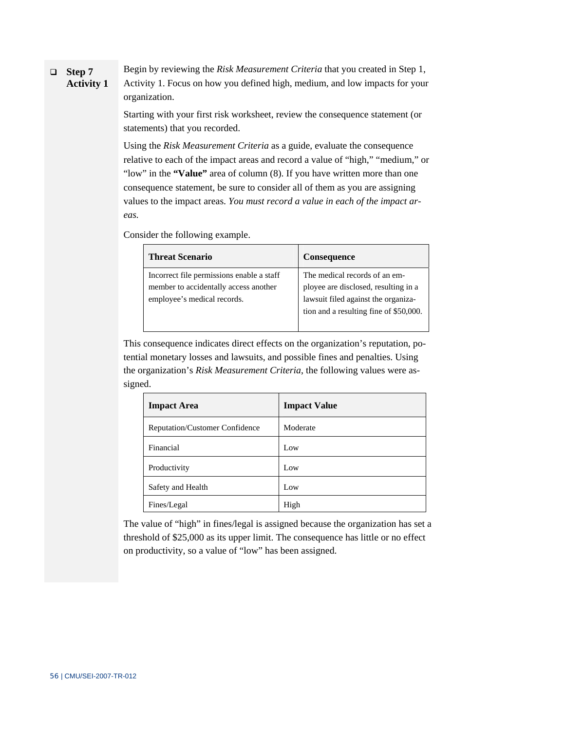- [ ] **Step 7 Activity 1**

Begin by reviewing the *Risk Measurement Criteria* that you created in Step 1, Activity 1. Focus on how you defined high, medium, and low impacts for your organization.

Starting with your first risk worksheet, review the consequence statement (or statements) that you recorded.

Using the *Risk Measurement Criteria* as a guide, evaluate the consequence relative to each of the impact areas and record a value of "high," "medium," or "low" in the **"Value"** area of column (8). If you have written more than one consequence statement, be sure to consider all of them as you are assigning values to the impact areas. *You must record a value in each of the impact areas.*

Consider the following example.

| **Threat Scenario** | **Consequence** |
|---|---|
| Incorrect file permissions enable a staff member to accidentally access another employee's medical records. | The medical records of an employee are disclosed, resulting in a lawsuit filed against the organization and a resulting fine of $50,000. |

This consequence indicates direct effects on the organization's reputation, potential monetary losses and lawsuits, and possible fines and penalties. Using the organization's *Risk Measurement Criteria*, the following values were assigned.

| **Impact Area** | **Impact Value** |
|---|---|
| Reputation/Customer Confidence | Moderate |
| Financial | Low |
| Productivity | Low |
| Safety and Health | Low |
| Fines/Legal | High |

The value of "high" in fines/legal is assigned because the organization has set a threshold of $25,000 as its upper limit. The consequence has little or no effect on productivity, so a value of "low" has been assigned.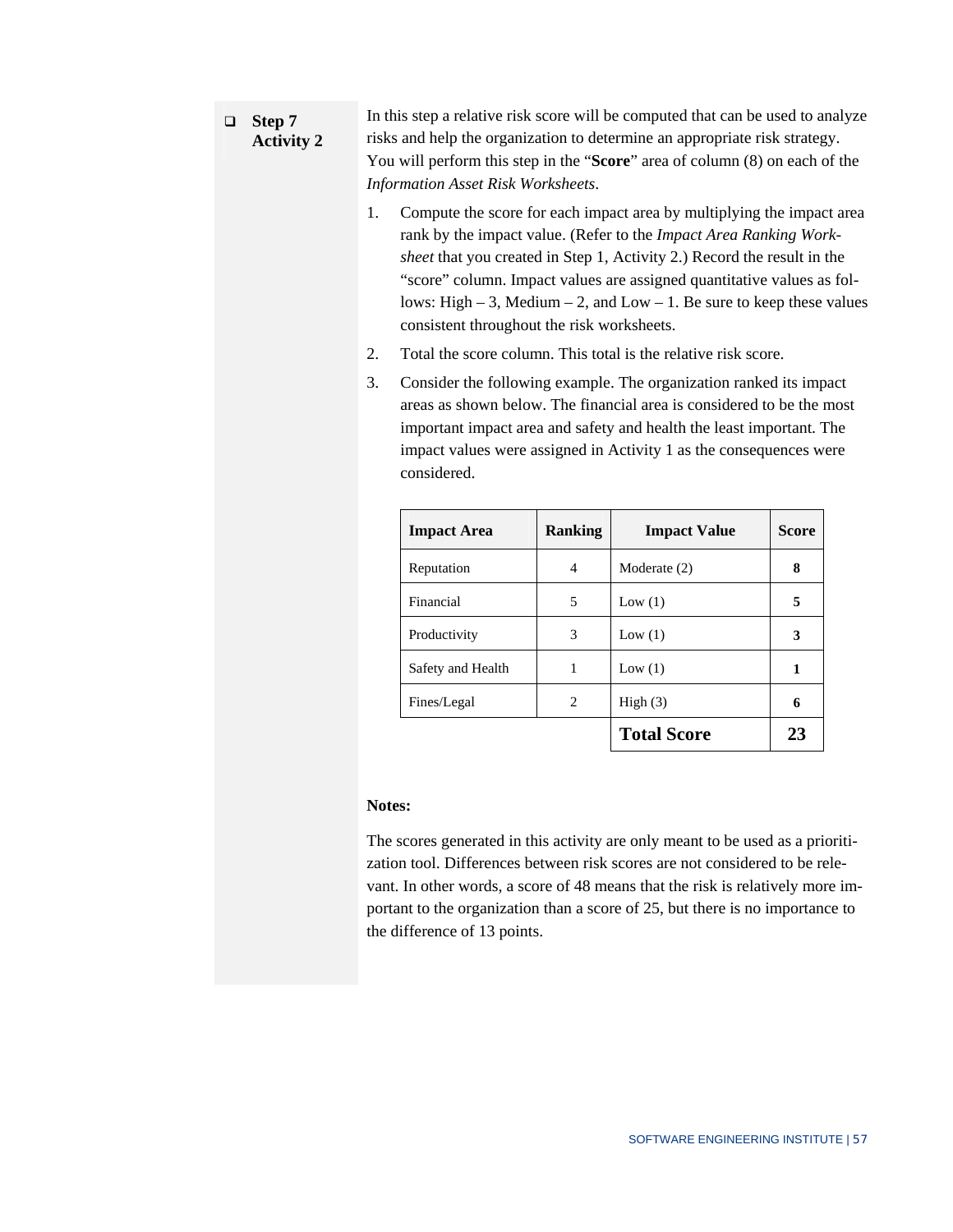- [ ] **Step 7 Activity 2**

In this step a relative risk score will be computed that can be used to analyze risks and help the organization to determine an appropriate risk strategy. You will perform this step in the "**Score**" area of column (8) on each of the *Information Asset Risk Worksheets*.

1. Compute the score for each impact area by multiplying the impact area rank by the impact value. (Refer to the *Impact Area Ranking Worksheet* that you created in Step 1, Activity 2.) Record the result in the "score" column. Impact values are assigned quantitative values as follows: High – 3, Medium – 2, and Low – 1. Be sure to keep these values consistent throughout the risk worksheets.
2. Total the score column. This total is the relative risk score.
3. Consider the following example. The organization ranked its impact areas as shown below. The financial area is considered to be the most important impact area and safety and health the least important. The impact values were assigned in Activity 1 as the consequences were considered.

| Impact Area | Ranking | Impact Value | Score |
|---|---|---|---|
| Reputation | 4 | Moderate (2) | **8** |
| Financial | 5 | Low (1) | **5** |
| Productivity | 3 | Low (1) | **3** |
| Safety and Health | 1 | Low (1) | **1** |
| Fines/Legal | 2 | High (3) | **6** |
| | | **Total Score** | **23** |

**Notes:**

The scores generated in this activity are only meant to be used as a prioritization tool. Differences between risk scores are not considered to be relevant. In other words, a score of 48 means that the risk is relatively more important to the organization than a score of 25, but there is no importance to the difference of 13 points.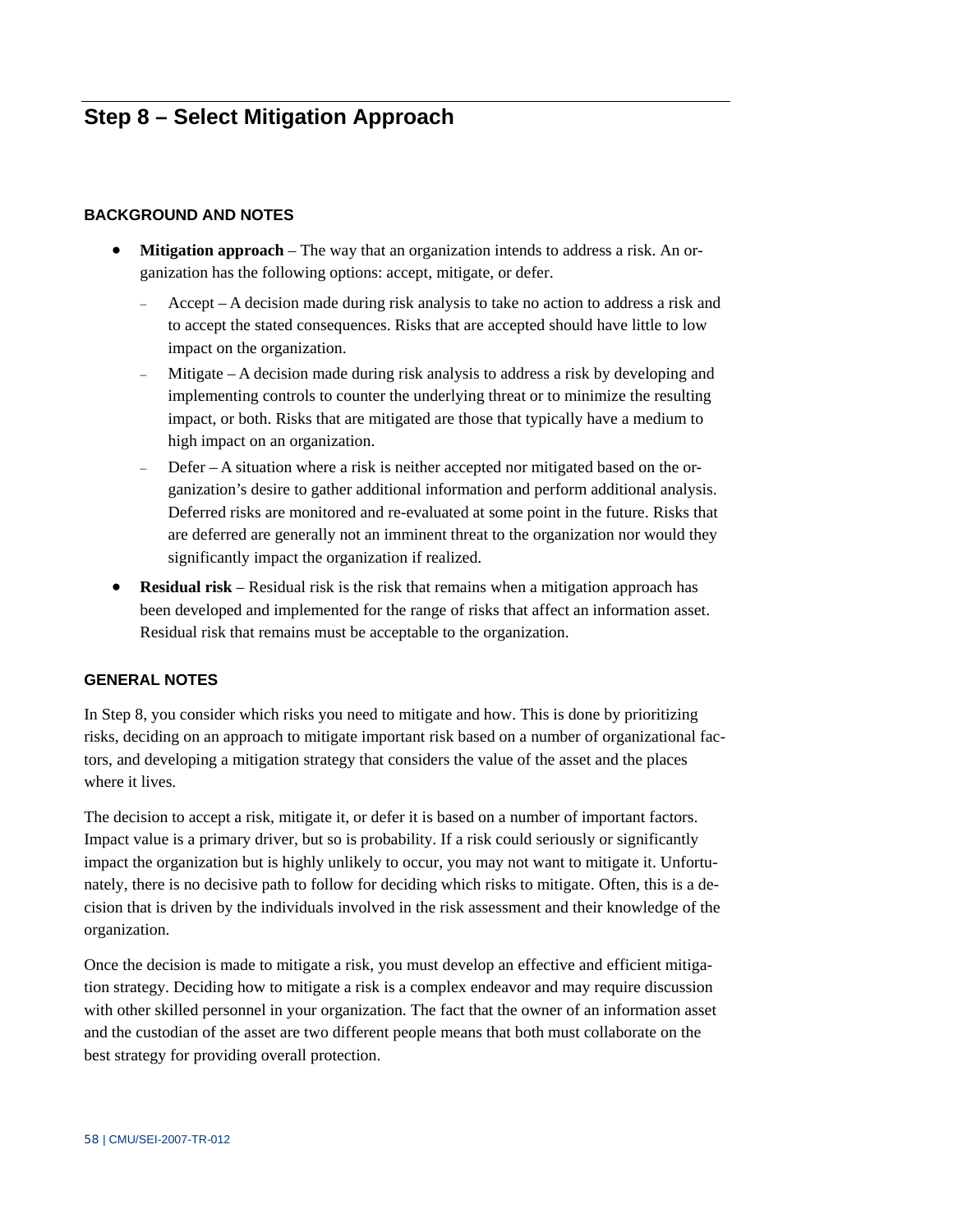## Step 8 – Select Mitigation Approach

### BACKGROUND AND NOTES

- **Mitigation approach** – The way that an organization intends to address a risk. An organization has the following options: accept, mitigate, or defer.
  - Accept – A decision made during risk analysis to take no action to address a risk and to accept the stated consequences. Risks that are accepted should have little to low impact on the organization.
  - Mitigate – A decision made during risk analysis to address a risk by developing and implementing controls to counter the underlying threat or to minimize the resulting impact, or both. Risks that are mitigated are those that typically have a medium to high impact on an organization.
  - Defer – A situation where a risk is neither accepted nor mitigated based on the organization's desire to gather additional information and perform additional analysis. Deferred risks are monitored and re-evaluated at some point in the future. Risks that are deferred are generally not an imminent threat to the organization nor would they significantly impact the organization if realized.
- **Residual risk** – Residual risk is the risk that remains when a mitigation approach has been developed and implemented for the range of risks that affect an information asset. Residual risk that remains must be acceptable to the organization.

### GENERAL NOTES

In Step 8, you consider which risks you need to mitigate and how. This is done by prioritizing risks, deciding on an approach to mitigate important risk based on a number of organizational factors, and developing a mitigation strategy that considers the value of the asset and the places where it lives.

The decision to accept a risk, mitigate it, or defer it is based on a number of important factors. Impact value is a primary driver, but so is probability. If a risk could seriously or significantly impact the organization but is highly unlikely to occur, you may not want to mitigate it. Unfortunately, there is no decisive path to follow for deciding which risks to mitigate. Often, this is a decision that is driven by the individuals involved in the risk assessment and their knowledge of the organization.

Once the decision is made to mitigate a risk, you must develop an effective and efficient mitigation strategy. Deciding how to mitigate a risk is a complex endeavor and may require discussion with other skilled personnel in your organization. The fact that the owner of an information asset and the custodian of the asset are two different people means that both must collaborate on the best strategy for providing overall protection.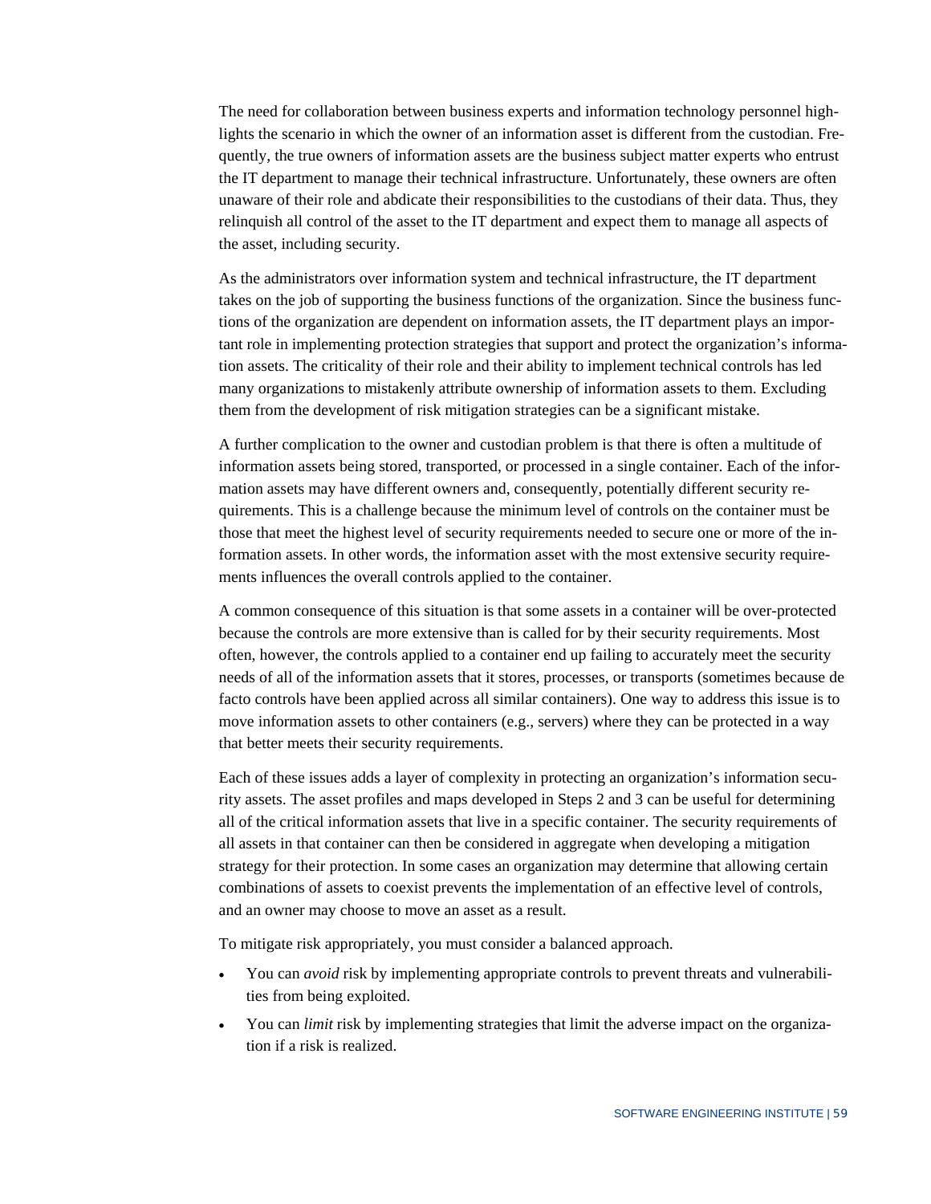The need for collaboration between business experts and information technology personnel highlights the scenario in which the owner of an information asset is different from the custodian. Frequently, the true owners of information assets are the business subject matter experts who entrust the IT department to manage their technical infrastructure. Unfortunately, these owners are often unaware of their role and abdicate their responsibilities to the custodians of their data. Thus, they relinquish all control of the asset to the IT department and expect them to manage all aspects of the asset, including security.

As the administrators over information system and technical infrastructure, the IT department takes on the job of supporting the business functions of the organization. Since the business functions of the organization are dependent on information assets, the IT department plays an important role in implementing protection strategies that support and protect the organization's information assets. The criticality of their role and their ability to implement technical controls has led many organizations to mistakenly attribute ownership of information assets to them. Excluding them from the development of risk mitigation strategies can be a significant mistake.

A further complication to the owner and custodian problem is that there is often a multitude of information assets being stored, transported, or processed in a single container. Each of the information assets may have different owners and, consequently, potentially different security requirements. This is a challenge because the minimum level of controls on the container must be those that meet the highest level of security requirements needed to secure one or more of the information assets. In other words, the information asset with the most extensive security requirements influences the overall controls applied to the container.

A common consequence of this situation is that some assets in a container will be over-protected because the controls are more extensive than is called for by their security requirements. Most often, however, the controls applied to a container end up failing to accurately meet the security needs of all of the information assets that it stores, processes, or transports (sometimes because de facto controls have been applied across all similar containers). One way to address this issue is to move information assets to other containers (e.g., servers) where they can be protected in a way that better meets their security requirements.

Each of these issues adds a layer of complexity in protecting an organization's information security assets. The asset profiles and maps developed in Steps 2 and 3 can be useful for determining all of the critical information assets that live in a specific container. The security requirements of all assets in that container can then be considered in aggregate when developing a mitigation strategy for their protection. In some cases an organization may determine that allowing certain combinations of assets to coexist prevents the implementation of an effective level of controls, and an owner may choose to move an asset as a result.

To mitigate risk appropriately, you must consider a balanced approach.

- You can *avoid* risk by implementing appropriate controls to prevent threats and vulnerabilities from being exploited.
- You can *limit* risk by implementing strategies that limit the adverse impact on the organization if a risk is realized.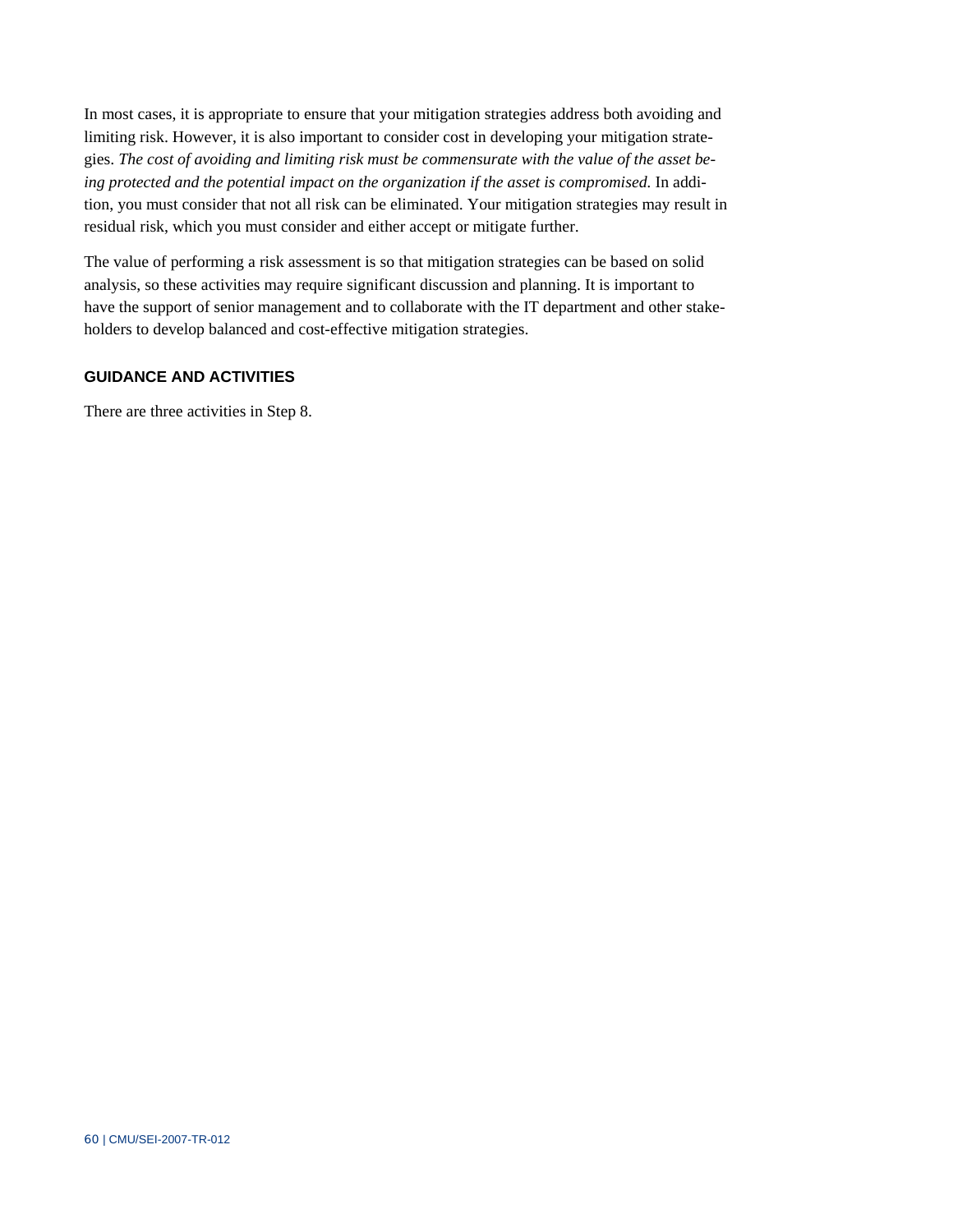In most cases, it is appropriate to ensure that your mitigation strategies address both avoiding and limiting risk. However, it is also important to consider cost in developing your mitigation strategies. *The cost of avoiding and limiting risk must be commensurate with the value of the asset being protected and the potential impact on the organization if the asset is compromised.* In addition, you must consider that not all risk can be eliminated. Your mitigation strategies may result in residual risk, which you must consider and either accept or mitigate further.

The value of performing a risk assessment is so that mitigation strategies can be based on solid analysis, so these activities may require significant discussion and planning. It is important to have the support of senior management and to collaborate with the IT department and other stakeholders to develop balanced and cost-effective mitigation strategies.

### GUIDANCE AND ACTIVITIES

There are three activities in Step 8.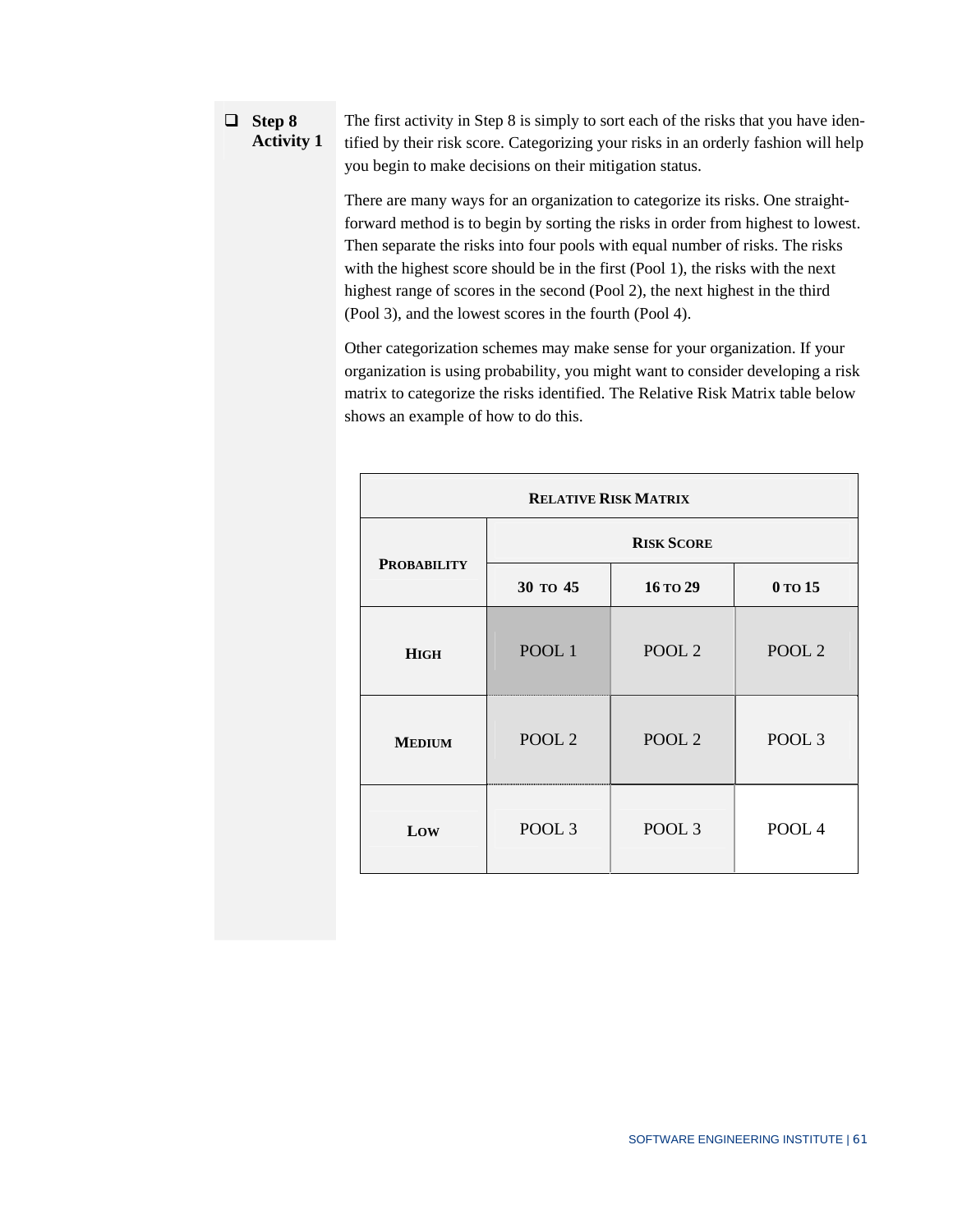**☐ Step 8 Activity 1**

The first activity in Step 8 is simply to sort each of the risks that you have identified by their risk score. Categorizing your risks in an orderly fashion will help you begin to make decisions on their mitigation status.

There are many ways for an organization to categorize its risks. One straightforward method is to begin by sorting the risks in order from highest to lowest. Then separate the risks into four pools with equal number of risks. The risks with the highest score should be in the first (Pool 1), the risks with the next highest range of scores in the second (Pool 2), the next highest in the third (Pool 3), and the lowest scores in the fourth (Pool 4).

Other categorization schemes may make sense for your organization. If your organization is using probability, you might want to consider developing a risk matrix to categorize the risks identified. The Relative Risk Matrix table below shows an example of how to do this.

| RELATIVE RISK MATRIX | | | |
|---|---|---|---|
| PROBABILITY | RISK SCORE | | |
| | 30 TO 45 | 16 TO 29 | 0 TO 15 |
| HIGH | POOL 1 | POOL 2 | POOL 2 |
| MEDIUM | POOL 2 | POOL 2 | POOL 3 |
| LOW | POOL 3 | POOL 3 | POOL 4 |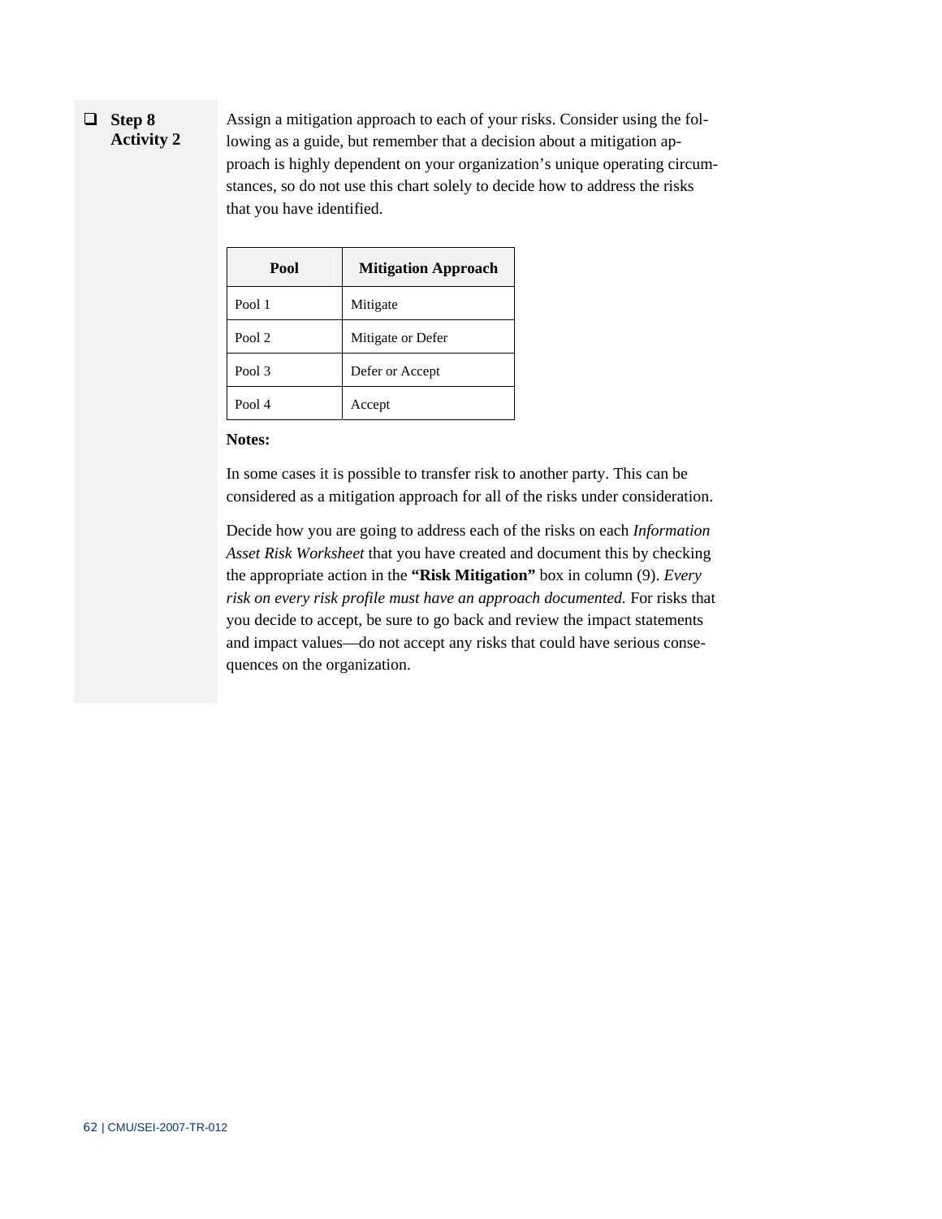- [ ] **Step 8 Activity 2**

Assign a mitigation approach to each of your risks. Consider using the following as a guide, but remember that a decision about a mitigation approach is highly dependent on your organization's unique operating circumstances, so do not use this chart solely to decide how to address the risks that you have identified.

| Pool | Mitigation Approach |
|---|---|
| Pool 1 | Mitigate |
| Pool 2 | Mitigate or Defer |
| Pool 3 | Defer or Accept |
| Pool 4 | Accept |

**Notes:**

In some cases it is possible to transfer risk to another party. This can be considered as a mitigation approach for all of the risks under consideration.

Decide how you are going to address each of the risks on each *Information Asset Risk Worksheet* that you have created and document this by checking the appropriate action in the **"Risk Mitigation"** box in column (9). *Every risk on every risk profile must have an approach documented.* For risks that you decide to accept, be sure to go back and review the impact statements and impact values—do not accept any risks that could have serious consequences on the organization.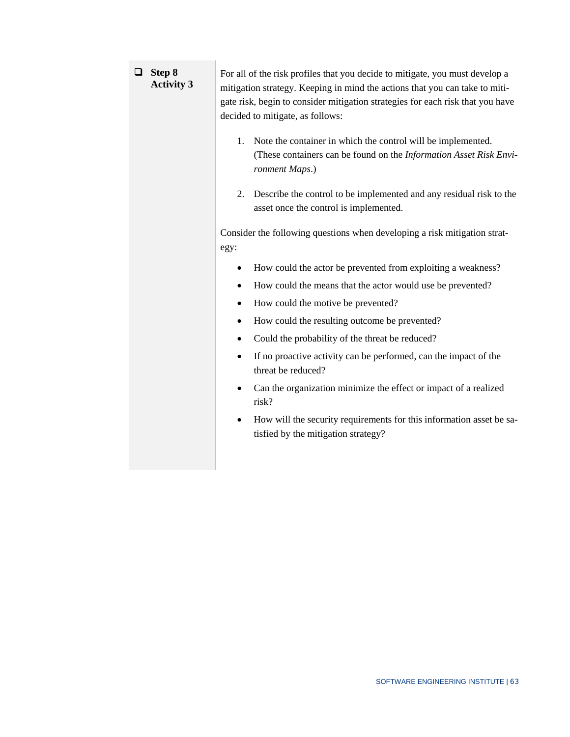- [ ] **Step 8 Activity 3**

For all of the risk profiles that you decide to mitigate, you must develop a mitigation strategy. Keeping in mind the actions that you can take to mitigate risk, begin to consider mitigation strategies for each risk that you have decided to mitigate, as follows:

1. Note the container in which the control will be implemented. (These containers can be found on the *Information Asset Risk Environment Maps*.)

2. Describe the control to be implemented and any residual risk to the asset once the control is implemented.

Consider the following questions when developing a risk mitigation strategy:

- How could the actor be prevented from exploiting a weakness?
- How could the means that the actor would use be prevented?
- How could the motive be prevented?
- How could the resulting outcome be prevented?
- Could the probability of the threat be reduced?
- If no proactive activity can be performed, can the impact of the threat be reduced?
- Can the organization minimize the effect or impact of a realized risk?
- How will the security requirements for this information asset be satisfied by the mitigation strategy?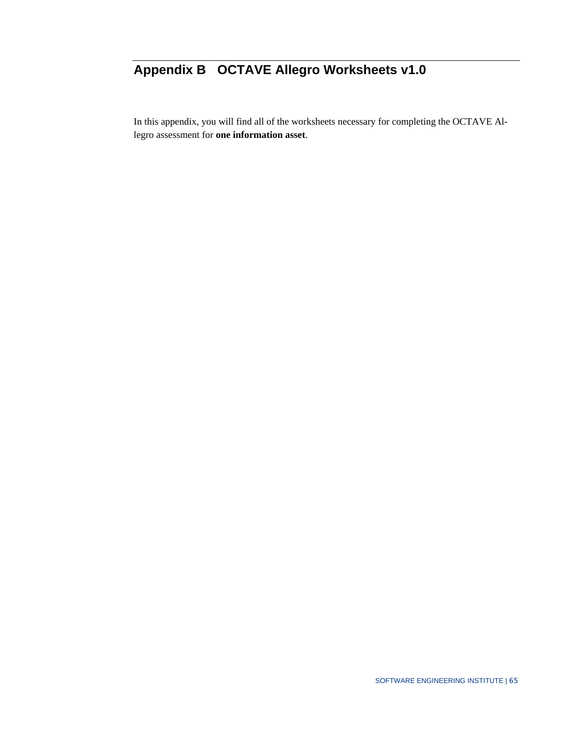# Appendix B OCTAVE Allegro Worksheets v1.0

In this appendix, you will find all of the worksheets necessary for completing the OCTAVE Allegro assessment for **one information asset**.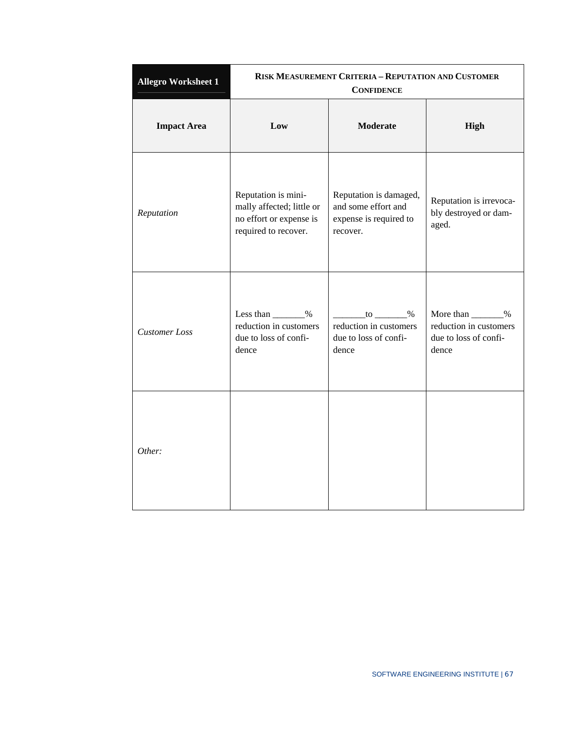| Allegro Worksheet 1 | Risk Measurement Criteria – Reputation and Customer Confidence | | |
|---|---|---|---|
| **Impact Area** | **Low** | **Moderate** | **High** |
| *Reputation* | Reputation is minimally affected; little or no effort or expense is required to recover. | Reputation is damaged, and some effort and expense is required to recover. | Reputation is irrevocably destroyed or damaged. |
| *Customer Loss* | Less than _______% reduction in customers due to loss of confidence | _______to _______% reduction in customers due to loss of confidence | More than _______% reduction in customers due to loss of confidence |
| *Other:* | | | |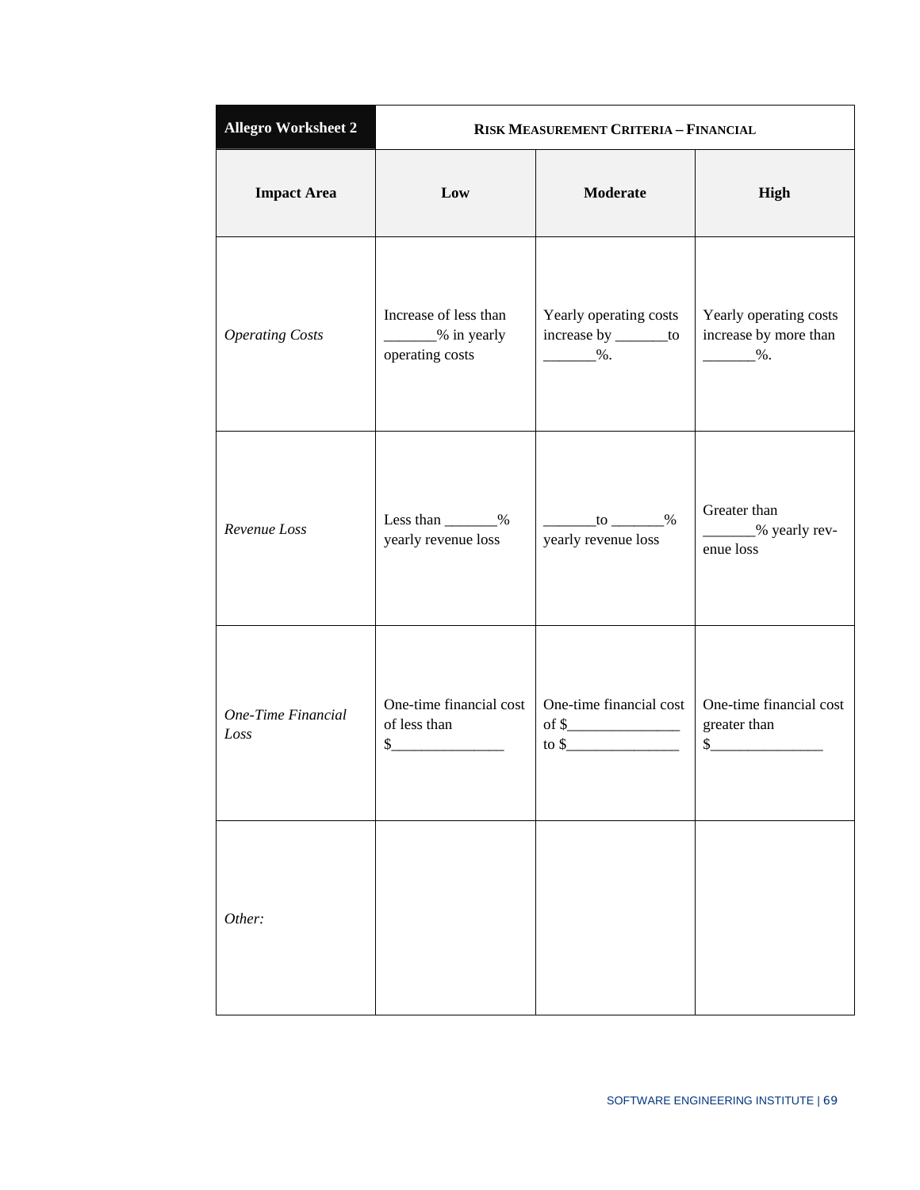| **Allegro Worksheet 2** | **RISK MEASUREMENT CRITERIA – FINANCIAL** | | |
|---|---|---|---|
| **Impact Area** | **Low** | **Moderate** | **High** |
| *Operating Costs* | Increase of less than _______% in yearly operating costs | Yearly operating costs increase by _______to _______%. | Yearly operating costs increase by more than _______%. |
| *Revenue Loss* | Less than _______% yearly revenue loss | _______to _______% yearly revenue loss | Greater than _______% yearly revenue loss |
| *One-Time Financial Loss* | One-time financial cost of less than $_______________ | One-time financial cost of $_______________ to $_______________ | One-time financial cost greater than $_______________ |
| *Other:* | | | |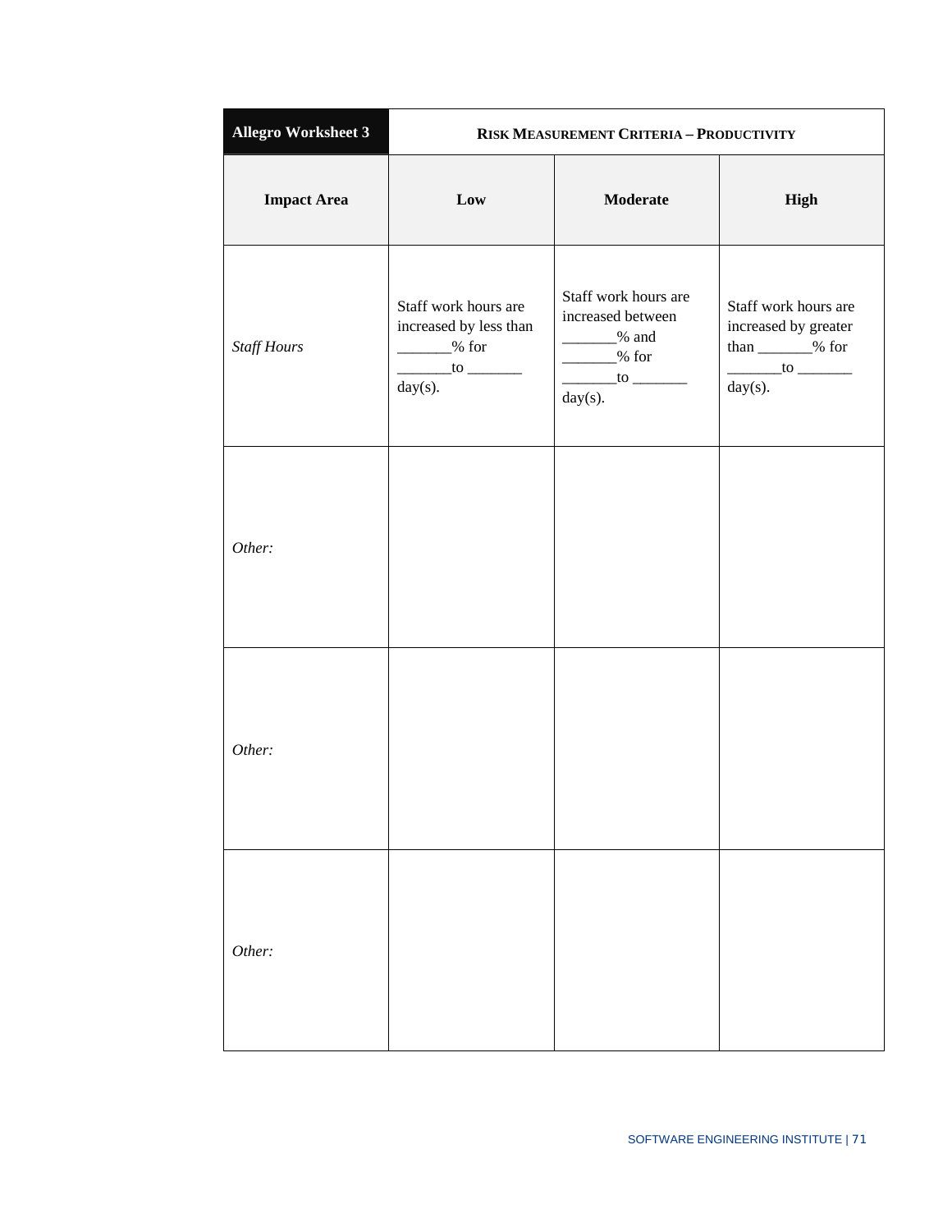| Allegro Worksheet 3 | RISK MEASUREMENT CRITERIA – PRODUCTIVITY | | |
|---|---|---|---|
| **Impact Area** | **Low** | **Moderate** | **High** |
| *Staff Hours* | Staff work hours are increased by less than _______% for _______to _______ day(s). | Staff work hours are increased between _______% and _______% for _______to _______ day(s). | Staff work hours are increased by greater than _______% for _______to _______ day(s). |
| *Other:* | | | |
| *Other:* | | | |
| *Other:* | | | |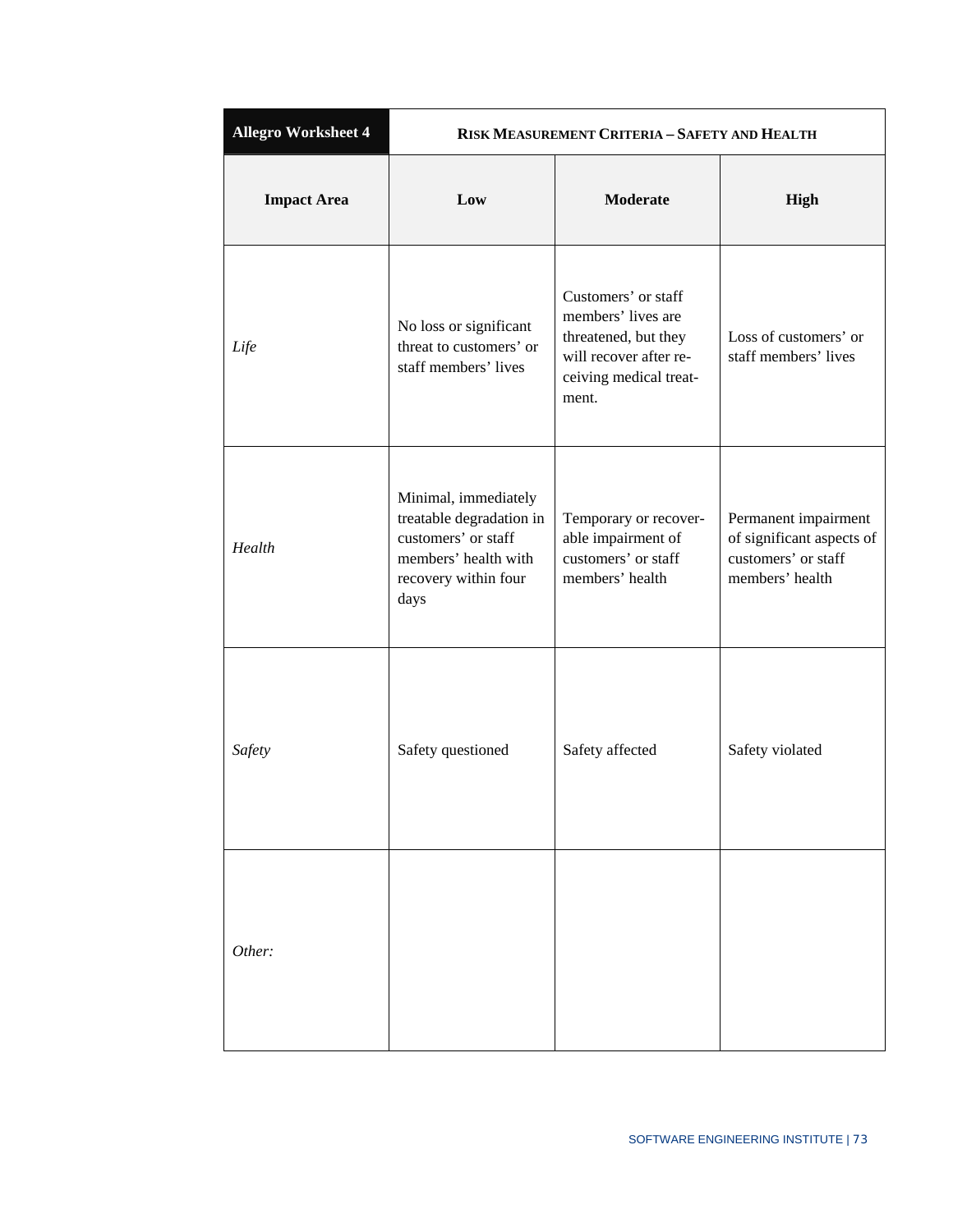| Allegro Worksheet 4 | Risk Measurement Criteria – Safety and Health | | |
|---|---|---|---|
| **Impact Area** | **Low** | **Moderate** | **High** |
| *Life* | No loss or significant threat to customers' or staff members' lives | Customers' or staff members' lives are threatened, but they will recover after receiving medical treatment. | Loss of customers' or staff members' lives |
| *Health* | Minimal, immediately treatable degradation in customers' or staff members' health with recovery within four days | Temporary or recoverable impairment of customers' or staff members' health | Permanent impairment of significant aspects of customers' or staff members' health |
| *Safety* | Safety questioned | Safety affected | Safety violated |
| *Other:* | | | |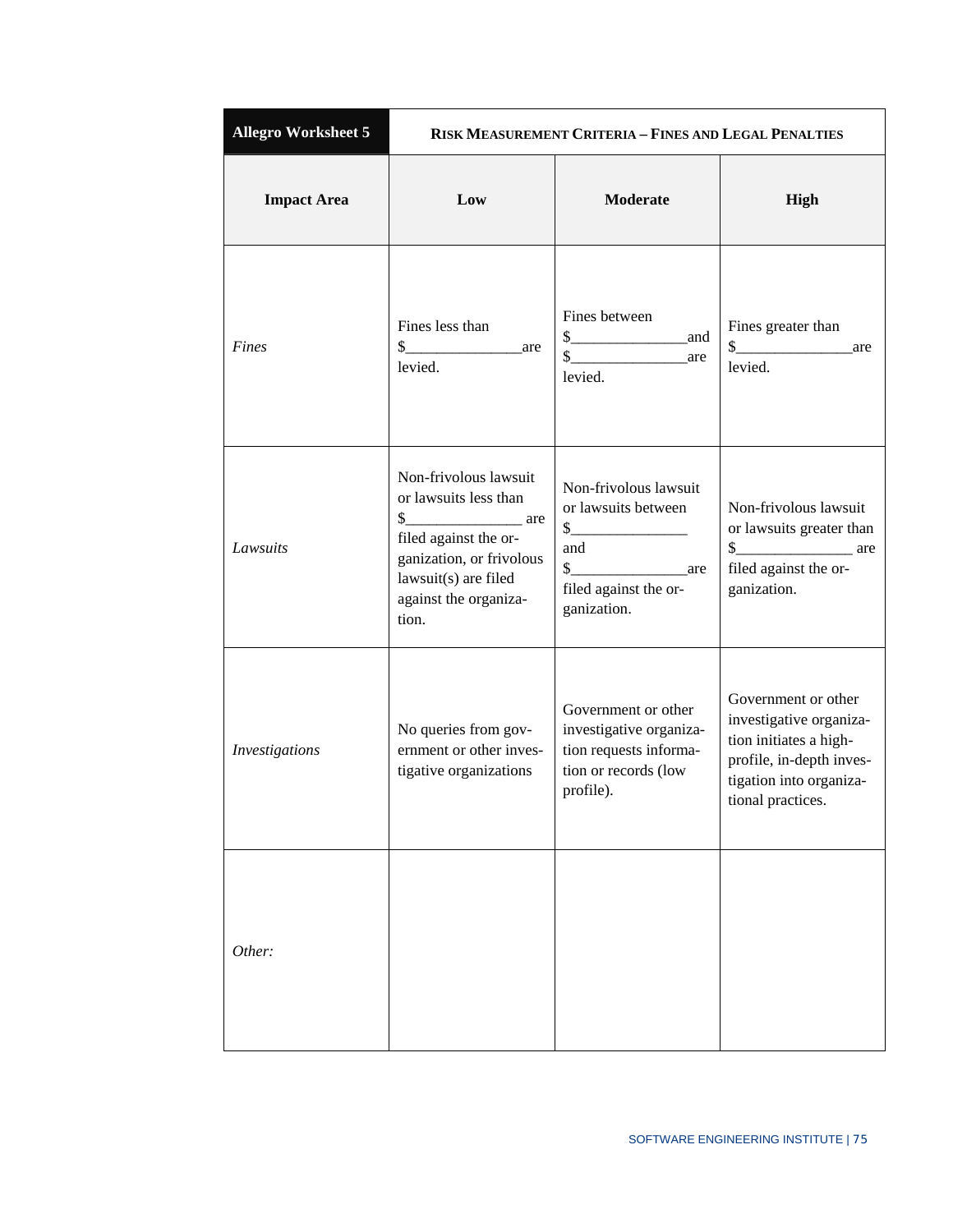| **Allegro Worksheet 5** | **RISK MEASUREMENT CRITERIA – FINES AND LEGAL PENALTIES** | | |
|---|---|---|---|
| **Impact Area** | **Low** | **Moderate** | **High** |
| *Fines* | Fines less than $_______________are levied. | Fines between $_______________and $_______________are levied. | Fines greater than $_______________are levied. |
| *Lawsuits* | Non-frivolous lawsuit or lawsuits less than $_______________ are filed against the organization, or frivolous lawsuit(s) are filed against the organization. | Non-frivolous lawsuit or lawsuits between $_______________ and $_______________are filed against the organization. | Non-frivolous lawsuit or lawsuits greater than $_______________ are filed against the organization. |
| *Investigations* | No queries from government or other investigative organizations | Government or other investigative organization requests information or records (low profile). | Government or other investigative organization initiates a high-profile, in-depth investigation into organizational practices. |
| *Other:* | | | |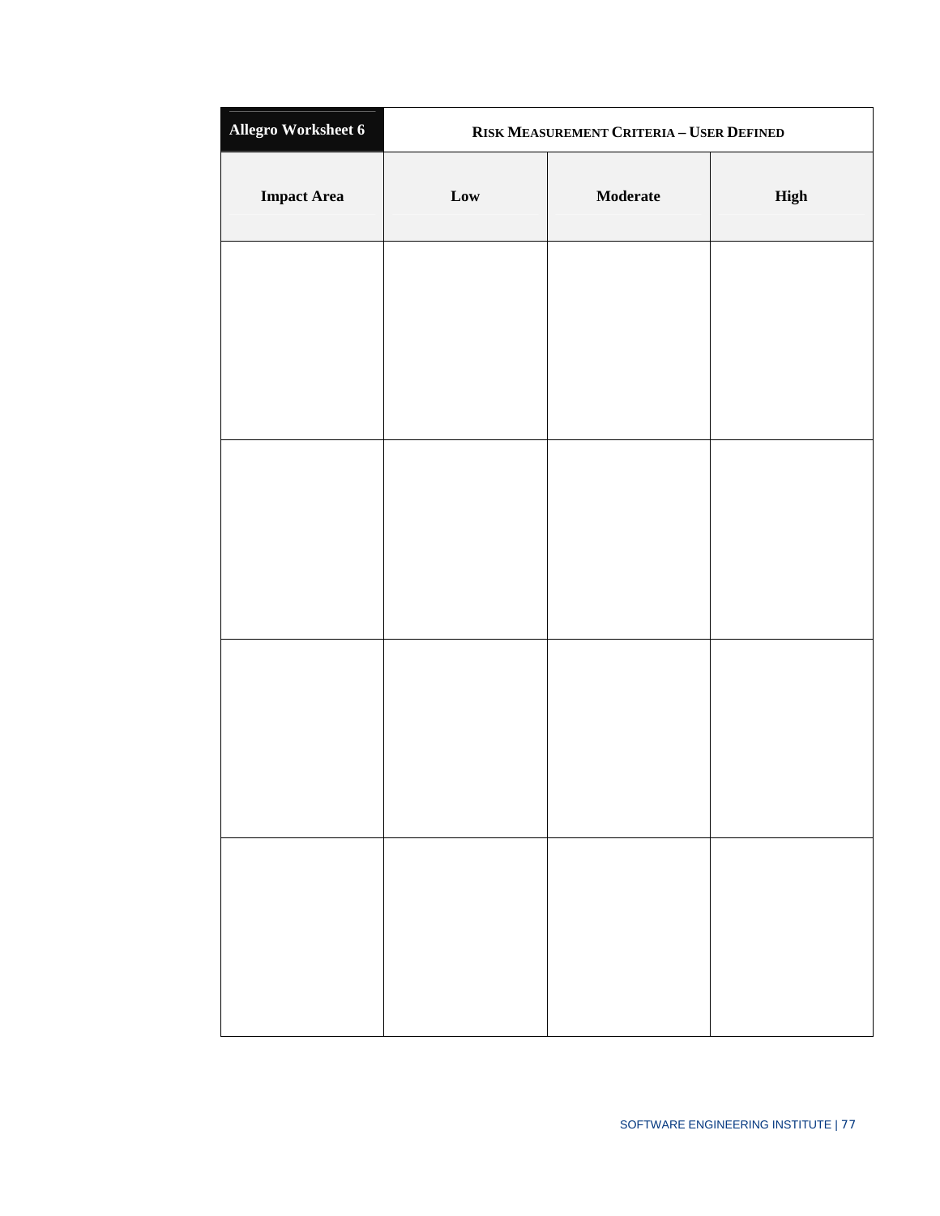| Allegro Worksheet 6 | Risk Measurement Criteria – User Defined | | |
|---|---|---|---|
| **Impact Area** | **Low** | **Moderate** | **High** |
| | | | |
| | | | |
| | | | |
| | | | |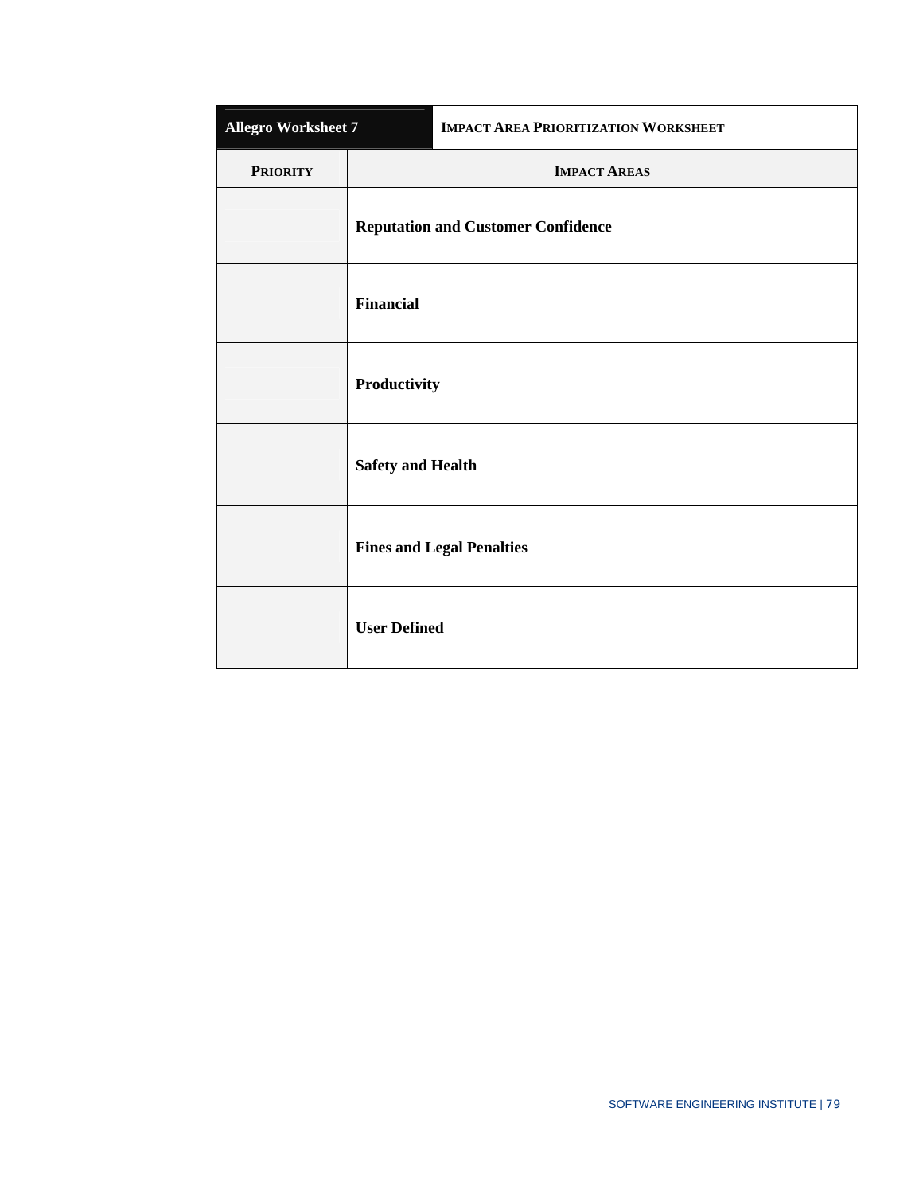| **Allegro Worksheet 7** | **IMPACT AREA PRIORITIZATION WORKSHEET** |
|---|---|
| **PRIORITY** | **IMPACT AREAS** |
| | **Reputation and Customer Confidence** |
| | **Financial** |
| | **Productivity** |
| | **Safety and Health** |
| | **Fines and Legal Penalties** |
| | **User Defined** |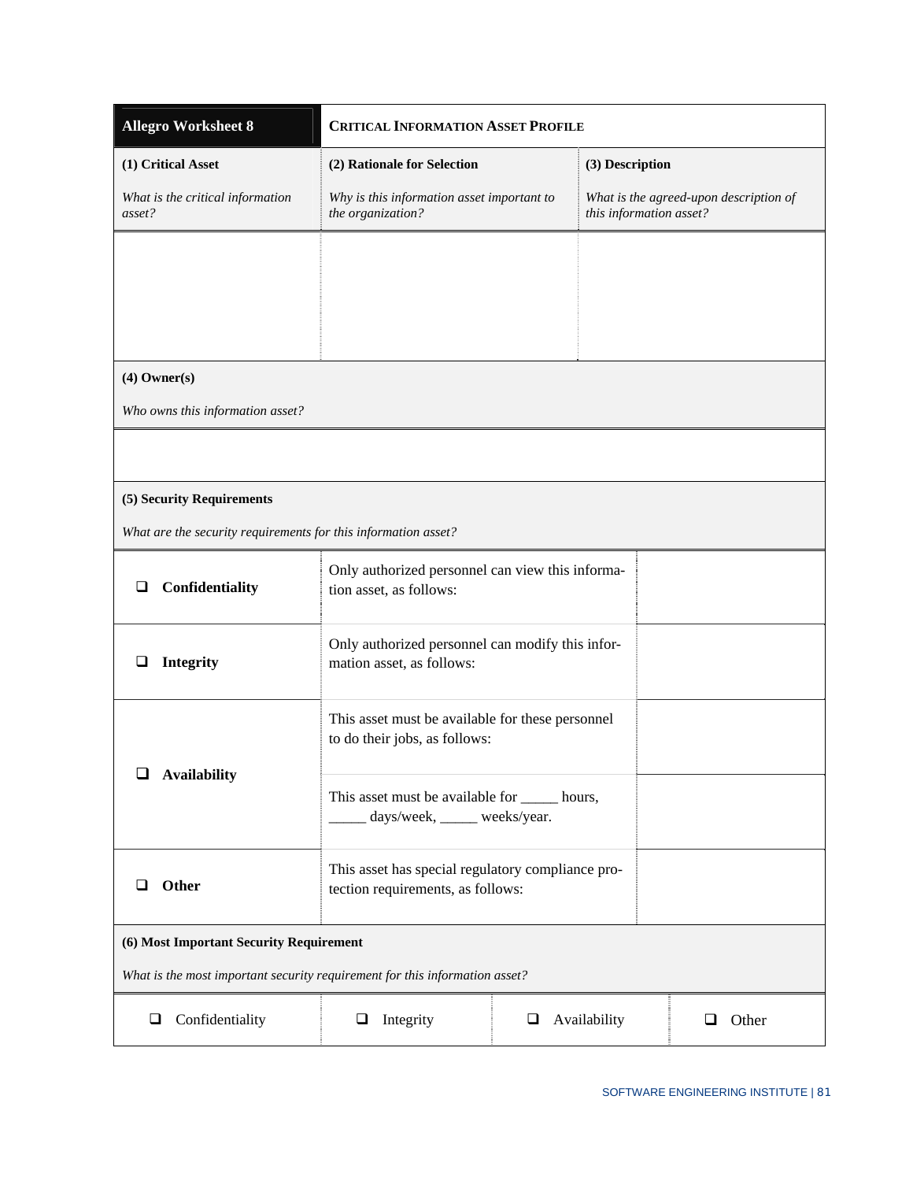| **Allegro Worksheet 8** | **CRITICAL INFORMATION ASSET PROFILE** | |
|---|---|---|
| **(1) Critical Asset**<br>*What is the critical information asset?* | **(2) Rationale for Selection**<br>*Why is this information asset important to the organization?* | **(3) Description**<br>*What is the agreed-upon description of this information asset?* |
| | | |

| **(4) Owner(s)** |
|---|
| *Who owns this information asset?* |
| |

| **(5) Security Requirements**<br>*What are the security requirements for this information asset?* | | |
|---|---|---|
| ❑ **Confidentiality** | Only authorized personnel can view this information asset, as follows: | |
| ❑ **Integrity** | Only authorized personnel can modify this information asset, as follows: | |
| ❑ **Availability** | This asset must be available for these personnel to do their jobs, as follows: | |
| | This asset must be available for _____ hours, _____ days/week, _____ weeks/year. | |
| ❑ **Other** | This asset has special regulatory compliance protection requirements, as follows: | |

| **(6) Most Important Security Requirement**<br>*What is the most important security requirement for this information asset?* | | | |
|---|---|---|---|
| ❑ Confidentiality | ❑ Integrity | ❑ Availability | ❑ Other |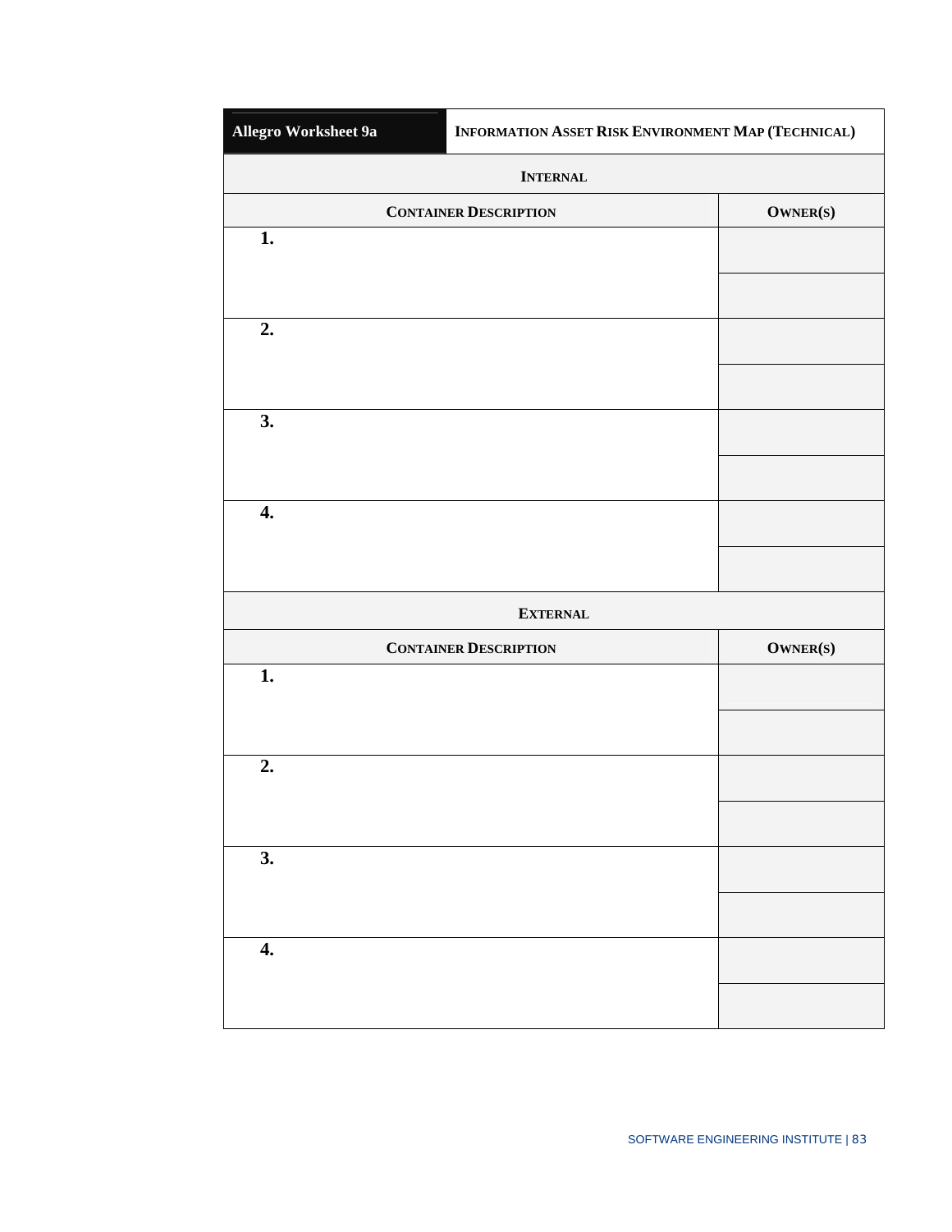| Allegro Worksheet 9a | Information Asset Risk Environment Map (Technical) |
| --- | --- |
| **Internal** | |
| **Container Description** | **Owner(s)** |
| **1.** | |
| | |
| **2.** | |
| | |
| **3.** | |
| | |
| **4.** | |
| | |
| **External** | |
| **Container Description** | **Owner(s)** |
| **1.** | |
| | |
| **2.** | |
| | |
| **3.** | |
| | |
| **4.** | |
| | |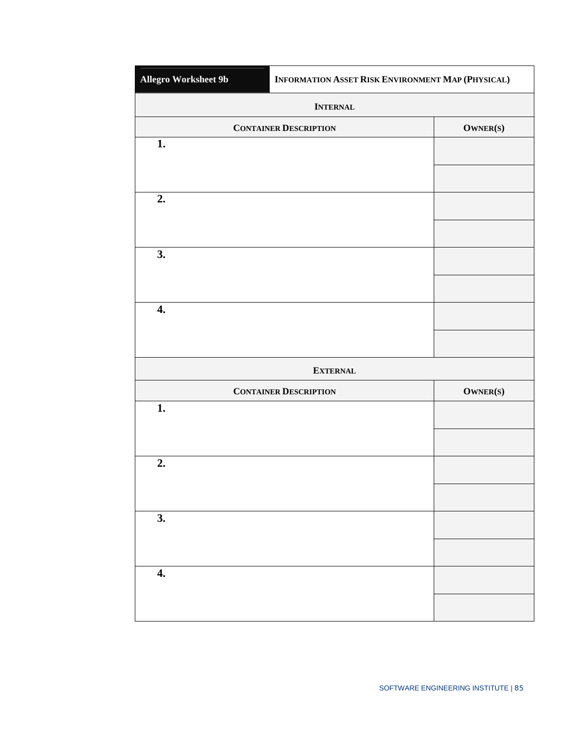| Allegro Worksheet 9b | Information Asset Risk Environment Map (Physical) |
|---|---|
| **Internal** | |
| **Container Description** | **Owner(s)** |
| **1.** | |
| | |
| **2.** | |
| | |
| **3.** | |
| | |
| **4.** | |
| | |
| **External** | |
| **Container Description** | **Owner(s)** |
| **1.** | |
| | |
| **2.** | |
| | |
| **3.** | |
| | |
| **4.** | |
| | |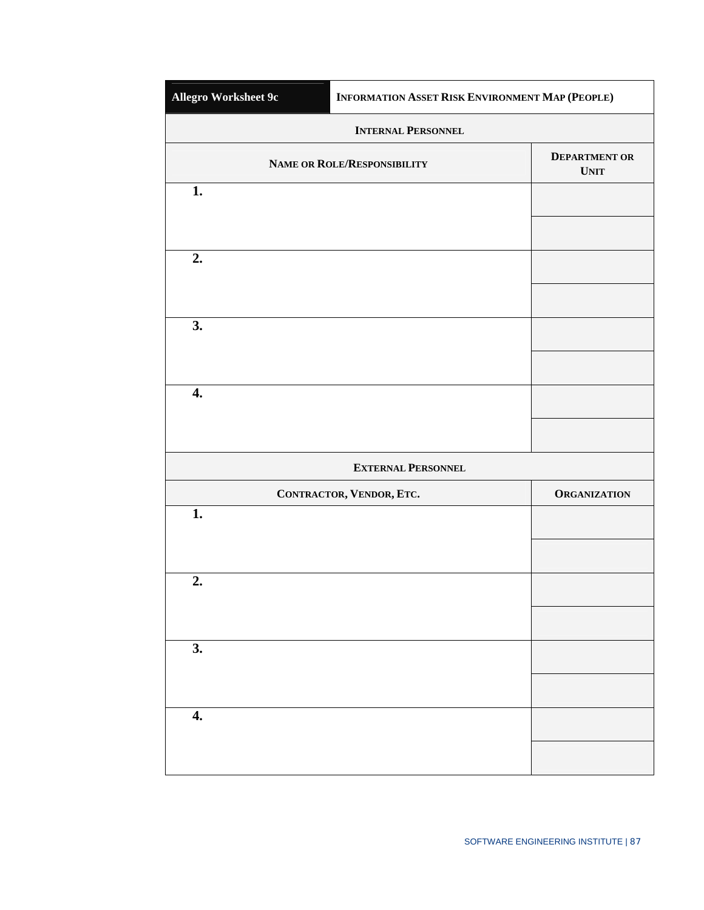| Allegro Worksheet 9c | Information Asset Risk Environment Map (People) |
|---|---|
| **Internal Personnel** | |
| **Name or Role/Responsibility** | **Department or Unit** |
| 1. | |
| 2. | |
| 3. | |
| 4. | |
| **External Personnel** | |
| **Contractor, Vendor, Etc.** | **Organization** |
| 1. | |
| 2. | |
| 3. | |
| 4. | |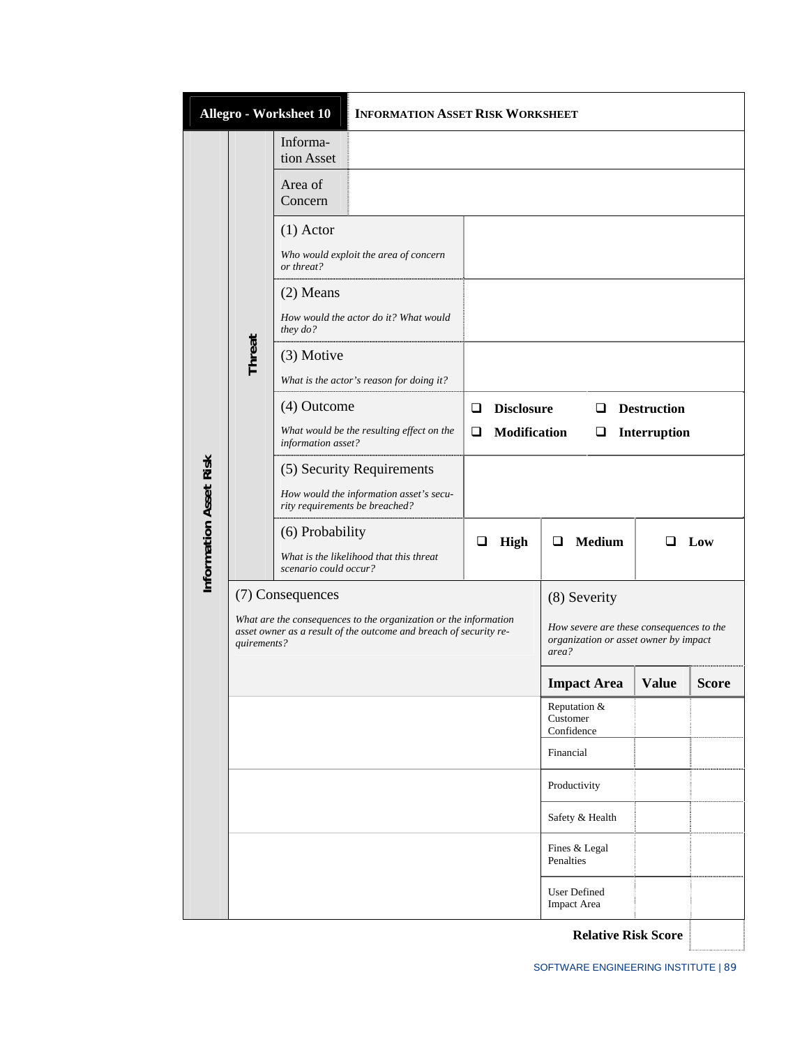| **Allegro - Worksheet 10** | **INFORMATION ASSET RISK WORKSHEET** | | | |
|---|---|---|---|---|
| Information Asset | | | | |
| Area of Concern | | | | |
| (1) Actor<br>*Who would exploit the area of concern or threat?* | | | | |
| (2) Means<br>*How would the actor do it? What would they do?* | | | | |
| (3) Motive<br>*What is the actor's reason for doing it?* | | | | |
| (4) Outcome<br>*What would be the resulting effect on the information asset?* | ❑ **Disclosure**<br>❑ **Modification** | ❑ **Destruction**<br>❑ **Interruption** | | |
| (5) Security Requirements<br>*How would the information asset's security requirements be breached?* | | | | |
| (6) Probability<br>*What is the likelihood that this threat scenario could occur?* | ❑ **High** | ❑ **Medium** | ❑ **Low** | |

*Information Asset Risk — Threat*

| (7) Consequences<br>*What are the consequences to the organization or the information asset owner as a result of the outcome and breach of security requirements?* | (8) Severity<br>*How severe are these consequences to the organization or asset owner by impact area?* | | |
|---|---|---|---|
| | **Impact Area** | **Value** | **Score** |
| | Reputation & Customer Confidence | | |
| | Financial | | |
| | Productivity | | |
| | Safety & Health | | |
| | Fines & Legal Penalties | | |
| | User Defined Impact Area | | |
| | | **Relative Risk Score** | |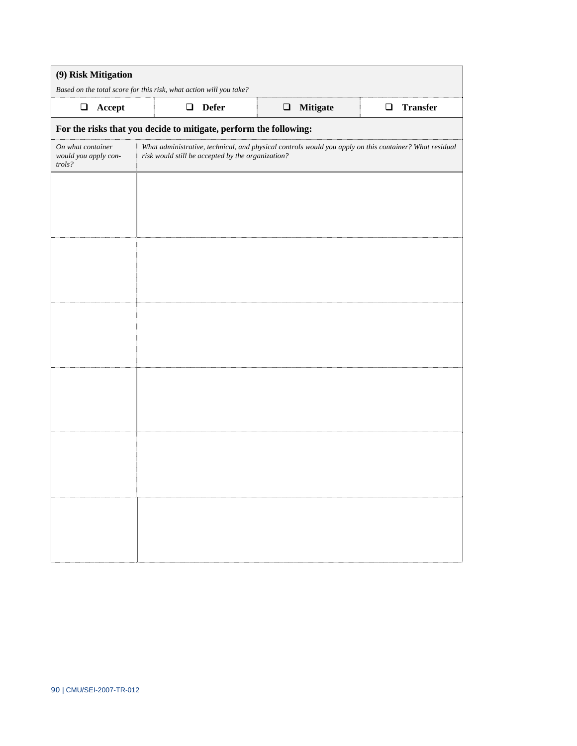**(9) Risk Mitigation**

*Based on the total score for this risk, what action will you take?*

| ❑ Accept | ❑ Defer | ❑ Mitigate | ❑ Transfer |
|---|---|---|---|

**For the risks that you decide to mitigate, perform the following:**

| *On what container would you apply controls?* | *What administrative, technical, and physical controls would you apply on this container? What residual risk would still be accepted by the organization?* |
|---|---|
| | |
| | |
| | |
| | |
| | |
| | |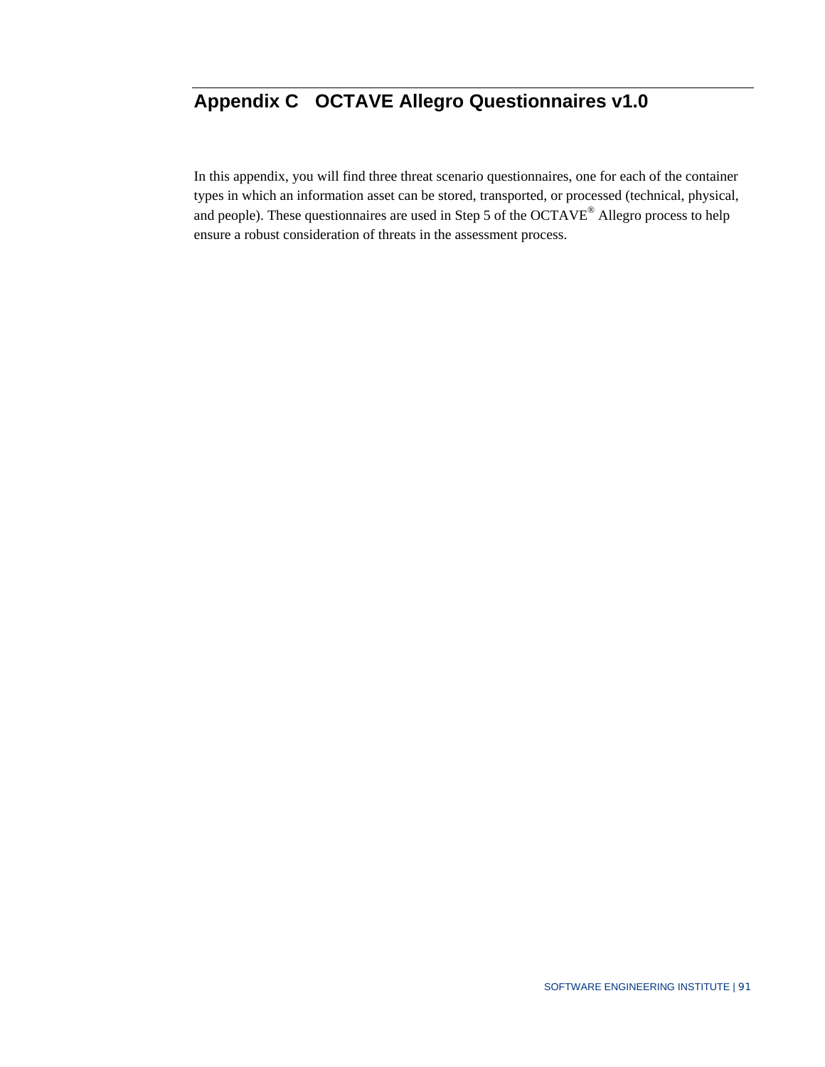# Appendix C OCTAVE Allegro Questionnaires v1.0

In this appendix, you will find three threat scenario questionnaires, one for each of the container types in which an information asset can be stored, transported, or processed (technical, physical, and people). These questionnaires are used in Step 5 of the OCTAVE® Allegro process to help ensure a robust consideration of threats in the assessment process.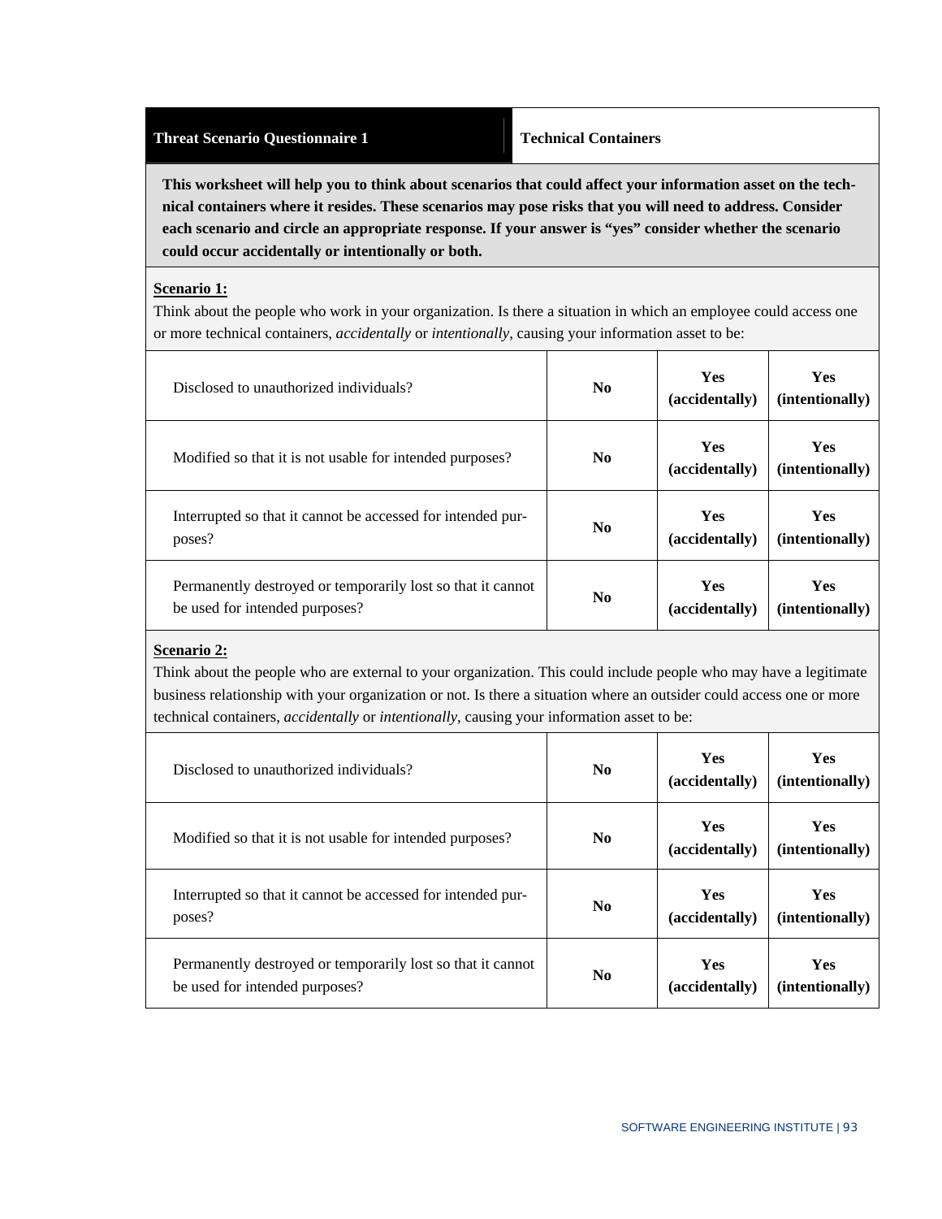| Threat Scenario Questionnaire 1 | Technical Containers |
|---|---|

**This worksheet will help you to think about scenarios that could affect your information asset on the technical containers where it resides. These scenarios may pose risks that you will need to address. Consider each scenario and circle an appropriate response. If your answer is "yes" consider whether the scenario could occur accidentally or intentionally or both.**

**Scenario 1:**

Think about the people who work in your organization. Is there a situation in which an employee could access one or more technical containers, *accidentally* or *intentionally*, causing your information asset to be:

| | | | |
|---|---|---|---|
| Disclosed to unauthorized individuals? | **No** | **Yes (accidentally)** | **Yes (intentionally)** |
| Modified so that it is not usable for intended purposes? | **No** | **Yes (accidentally)** | **Yes (intentionally)** |
| Interrupted so that it cannot be accessed for intended purposes? | **No** | **Yes (accidentally)** | **Yes (intentionally)** |
| Permanently destroyed or temporarily lost so that it cannot be used for intended purposes? | **No** | **Yes (accidentally)** | **Yes (intentionally)** |

**Scenario 2:**

Think about the people who are external to your organization. This could include people who may have a legitimate business relationship with your organization or not. Is there a situation where an outsider could access one or more technical containers, *accidentally* or *intentionally*, causing your information asset to be:

| | | | |
|---|---|---|---|
| Disclosed to unauthorized individuals? | **No** | **Yes (accidentally)** | **Yes (intentionally)** |
| Modified so that it is not usable for intended purposes? | **No** | **Yes (accidentally)** | **Yes (intentionally)** |
| Interrupted so that it cannot be accessed for intended purposes? | **No** | **Yes (accidentally)** | **Yes (intentionally)** |
| Permanently destroyed or temporarily lost so that it cannot be used for intended purposes? | **No** | **Yes (accidentally)** | **Yes (intentionally)** |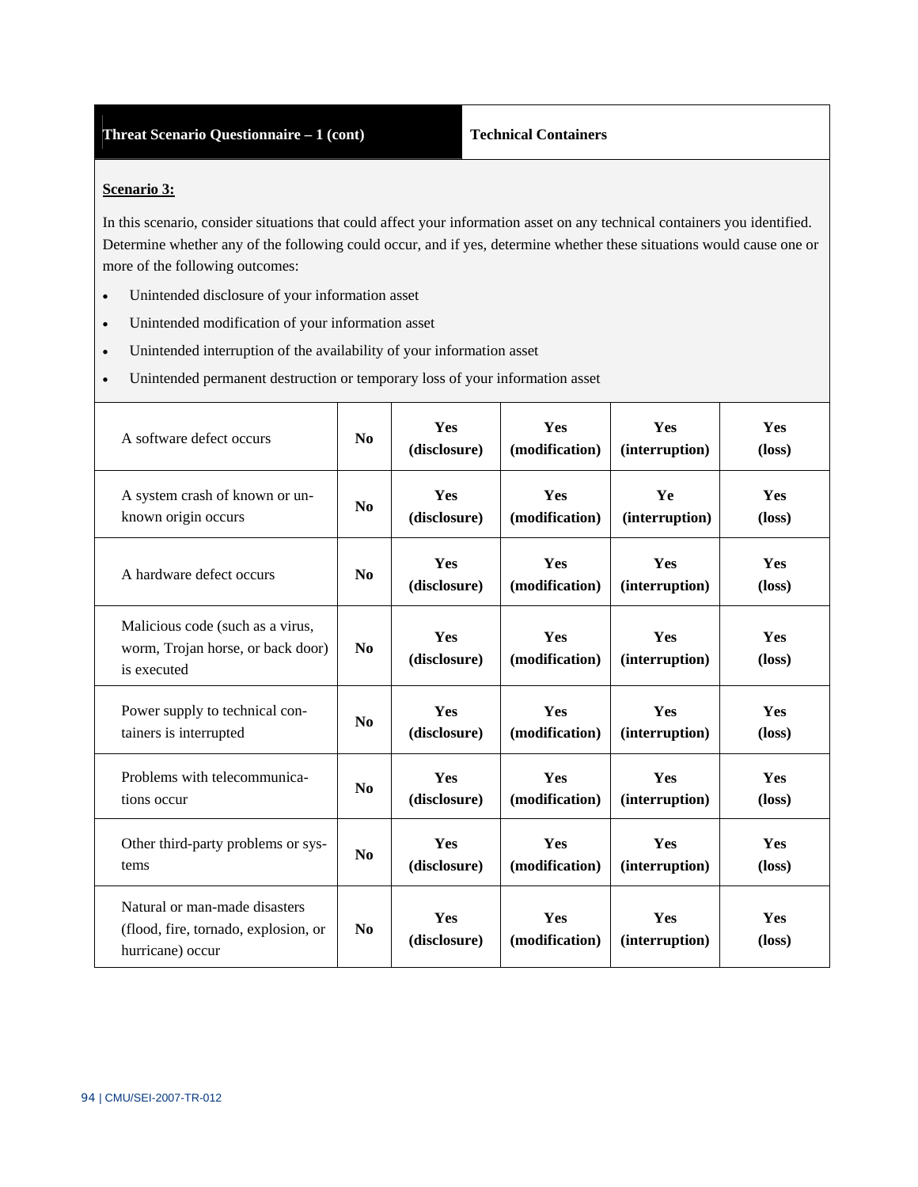| Threat Scenario Questionnaire – 1 (cont) | Technical Containers |
|---|---|

**Scenario 3:**

In this scenario, consider situations that could affect your information asset on any technical containers you identified. Determine whether any of the following could occur, and if yes, determine whether these situations would cause one or more of the following outcomes:

- Unintended disclosure of your information asset
- Unintended modification of your information asset
- Unintended interruption of the availability of your information asset
- Unintended permanent destruction or temporary loss of your information asset

| | | | | | |
|---|---|---|---|---|---|
| A software defect occurs | **No** | **Yes (disclosure)** | **Yes (modification)** | **Yes (interruption)** | **Yes (loss)** |
| A system crash of known or unknown origin occurs | **No** | **Yes (disclosure)** | **Yes (modification)** | **Ye (interruption)** | **Yes (loss)** |
| A hardware defect occurs | **No** | **Yes (disclosure)** | **Yes (modification)** | **Yes (interruption)** | **Yes (loss)** |
| Malicious code (such as a virus, worm, Trojan horse, or back door) is executed | **No** | **Yes (disclosure)** | **Yes (modification)** | **Yes (interruption)** | **Yes (loss)** |
| Power supply to technical containers is interrupted | **No** | **Yes (disclosure)** | **Yes (modification)** | **Yes (interruption)** | **Yes (loss)** |
| Problems with telecommunications occur | **No** | **Yes (disclosure)** | **Yes (modification)** | **Yes (interruption)** | **Yes (loss)** |
| Other third-party problems or systems | **No** | **Yes (disclosure)** | **Yes (modification)** | **Yes (interruption)** | **Yes (loss)** |
| Natural or man-made disasters (flood, fire, tornado, explosion, or hurricane) occur | **No** | **Yes (disclosure)** | **Yes (modification)** | **Yes (interruption)** | **Yes (loss)** |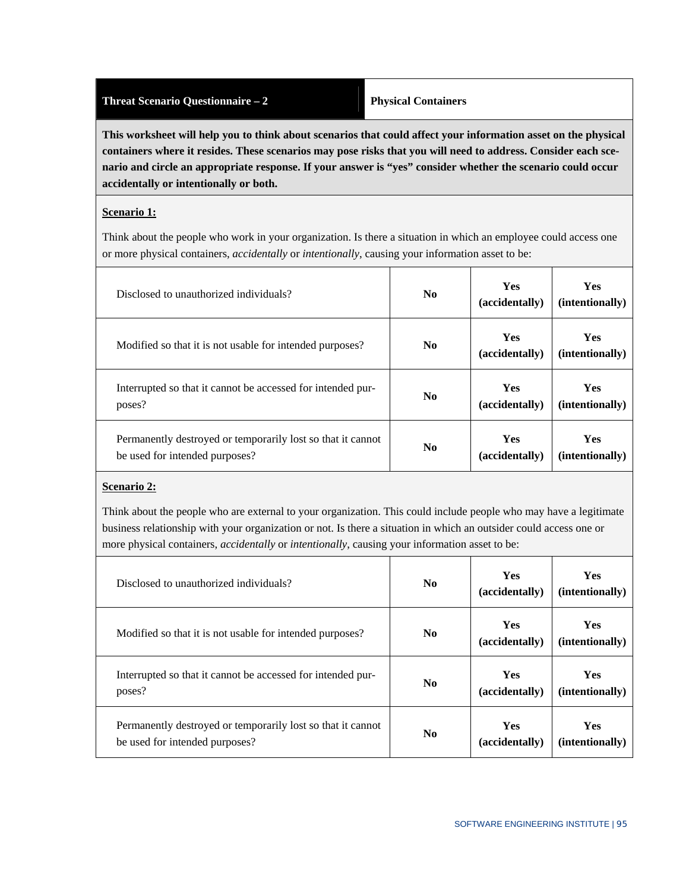| **Threat Scenario Questionnaire – 2** | **Physical Containers** |
| --- | --- |

**This worksheet will help you to think about scenarios that could affect your information asset on the physical containers where it resides. These scenarios may pose risks that you will need to address. Consider each scenario and circle an appropriate response. If your answer is "yes" consider whether the scenario could occur accidentally or intentionally or both.**

**Scenario 1:**

Think about the people who work in your organization. Is there a situation in which an employee could access one or more physical containers, *accidentally* or *intentionally*, causing your information asset to be:

| | | | |
| --- | --- | --- | --- |
| Disclosed to unauthorized individuals? | **No** | **Yes (accidentally)** | **Yes (intentionally)** |
| Modified so that it is not usable for intended purposes? | **No** | **Yes (accidentally)** | **Yes (intentionally)** |
| Interrupted so that it cannot be accessed for intended purposes? | **No** | **Yes (accidentally)** | **Yes (intentionally)** |
| Permanently destroyed or temporarily lost so that it cannot be used for intended purposes? | **No** | **Yes (accidentally)** | **Yes (intentionally)** |

**Scenario 2:**

Think about the people who are external to your organization. This could include people who may have a legitimate business relationship with your organization or not. Is there a situation in which an outsider could access one or more physical containers, *accidentally* or *intentionally*, causing your information asset to be:

| | | | |
| --- | --- | --- | --- |
| Disclosed to unauthorized individuals? | **No** | **Yes (accidentally)** | **Yes (intentionally)** |
| Modified so that it is not usable for intended purposes? | **No** | **Yes (accidentally)** | **Yes (intentionally)** |
| Interrupted so that it cannot be accessed for intended purposes? | **No** | **Yes (accidentally)** | **Yes (intentionally)** |
| Permanently destroyed or temporarily lost so that it cannot be used for intended purposes? | **No** | **Yes (accidentally)** | **Yes (intentionally)** |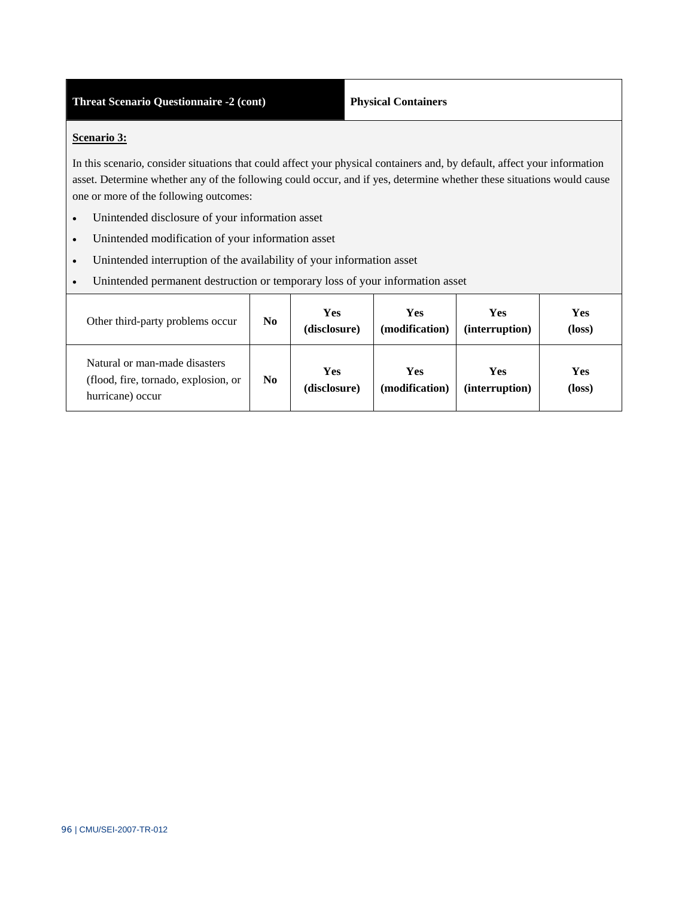| Threat Scenario Questionnaire -2 (cont) | Physical Containers |
|---|---|

**Scenario 3:**

In this scenario, consider situations that could affect your physical containers and, by default, affect your information asset. Determine whether any of the following could occur, and if yes, determine whether these situations would cause one or more of the following outcomes:

- Unintended disclosure of your information asset
- Unintended modification of your information asset
- Unintended interruption of the availability of your information asset
- Unintended permanent destruction or temporary loss of your information asset

| | | | | | |
|---|---|---|---|---|---|
| Other third-party problems occur | **No** | **Yes (disclosure)** | **Yes (modification)** | **Yes (interruption)** | **Yes (loss)** |
| Natural or man-made disasters (flood, fire, tornado, explosion, or hurricane) occur | **No** | **Yes (disclosure)** | **Yes (modification)** | **Yes (interruption)** | **Yes (loss)** |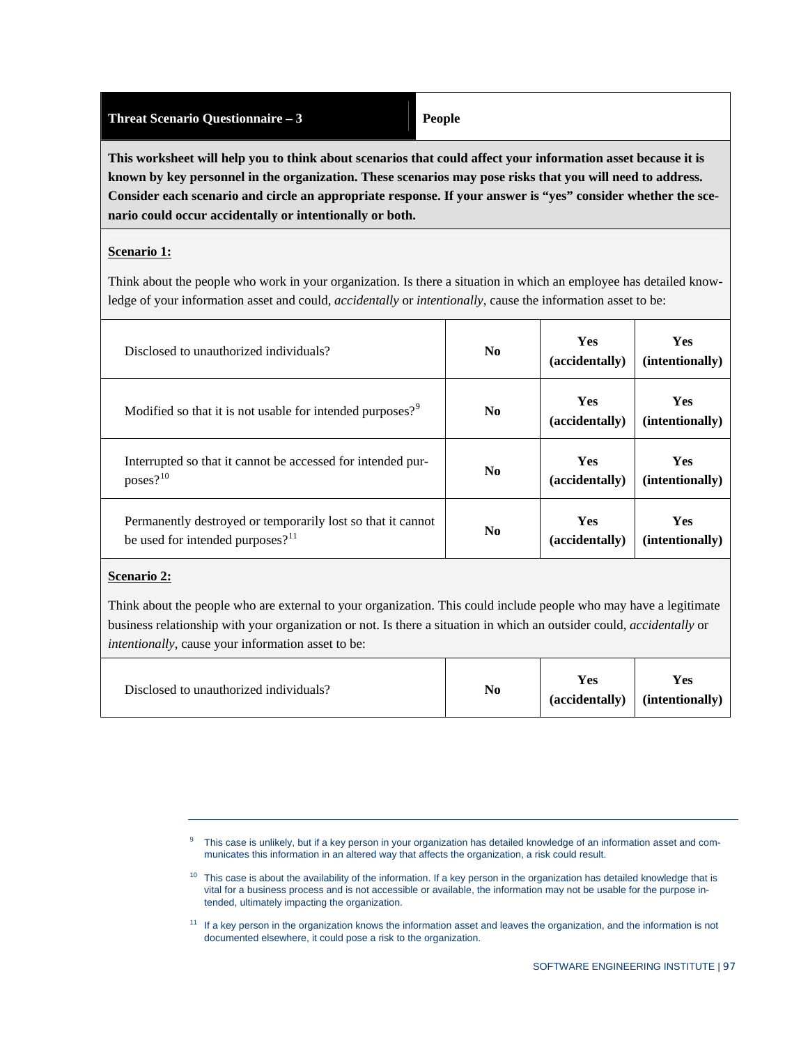| **Threat Scenario Questionnaire – 3** | **People** |
|---|---|

**This worksheet will help you to think about scenarios that could affect your information asset because it is known by key personnel in the organization. These scenarios may pose risks that you will need to address. Consider each scenario and circle an appropriate response. If your answer is "yes" consider whether the scenario could occur accidentally or intentionally or both.**

**Scenario 1:**

Think about the people who work in your organization. Is there a situation in which an employee has detailed knowledge of your information asset and could, *accidentally* or *intentionally*, cause the information asset to be:

| | | | |
|---|---|---|---|
| Disclosed to unauthorized individuals? | **No** | **Yes (accidentally)** | **Yes (intentionally)** |
| Modified so that it is not usable for intended purposes?[9] | **No** | **Yes (accidentally)** | **Yes (intentionally)** |
| Interrupted so that it cannot be accessed for intended purposes?[10] | **No** | **Yes (accidentally)** | **Yes (intentionally)** |
| Permanently destroyed or temporarily lost so that it cannot be used for intended purposes?[11] | **No** | **Yes (accidentally)** | **Yes (intentionally)** |

**Scenario 2:**

Think about the people who are external to your organization. This could include people who may have a legitimate business relationship with your organization or not. Is there a situation in which an outsider could, *accidentally* or *intentionally*, cause your information asset to be:

| | | | |
|---|---|---|---|
| Disclosed to unauthorized individuals? | **No** | **Yes (accidentally)** | **Yes (intentionally)** |

---

[9] This case is unlikely, but if a key person in your organization has detailed knowledge of an information asset and communicates this information in an altered way that affects the organization, a risk could result.

[10] This case is about the availability of the information. If a key person in the organization has detailed knowledge that is vital for a business process and is not accessible or available, the information may not be usable for the purpose intended, ultimately impacting the organization.

[11] If a key person in the organization knows the information asset and leaves the organization, and the information is not documented elsewhere, it could pose a risk to the organization.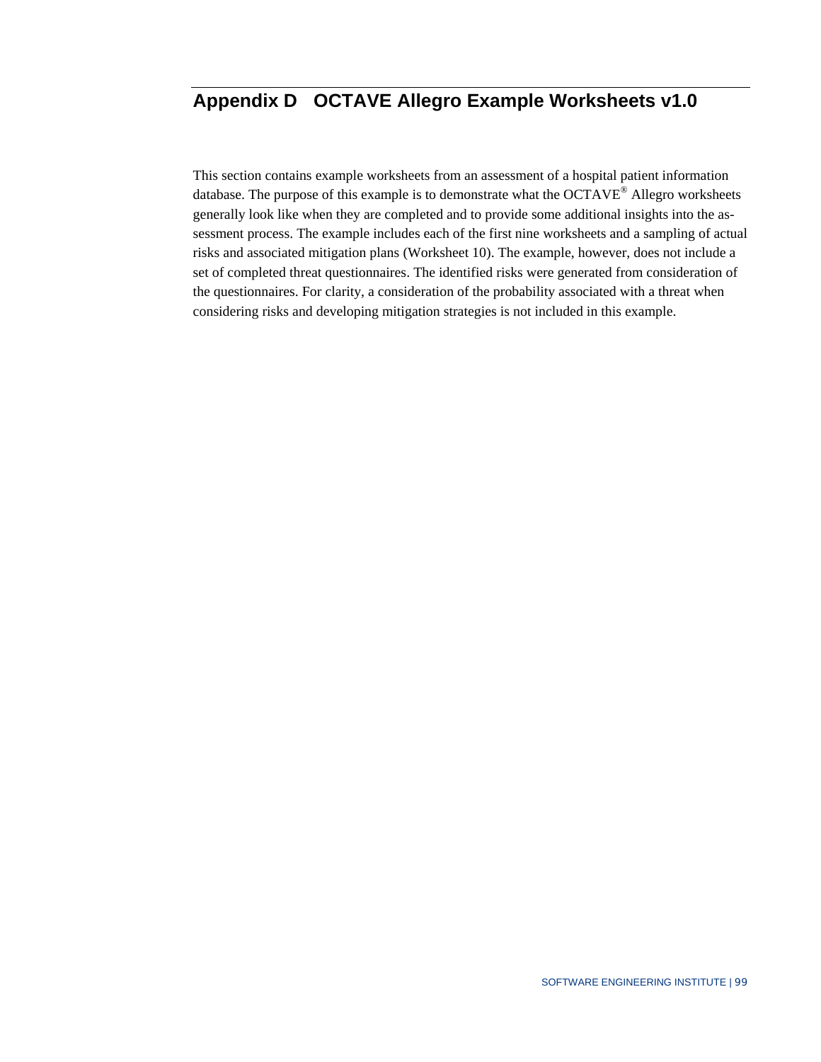# Appendix D OCTAVE Allegro Example Worksheets v1.0

This section contains example worksheets from an assessment of a hospital patient information database. The purpose of this example is to demonstrate what the OCTAVE® Allegro worksheets generally look like when they are completed and to provide some additional insights into the assessment process. The example includes each of the first nine worksheets and a sampling of actual risks and associated mitigation plans (Worksheet 10). The example, however, does not include a set of completed threat questionnaires. The identified risks were generated from consideration of the questionnaires. For clarity, a consideration of the probability associated with a threat when considering risks and developing mitigation strategies is not included in this example.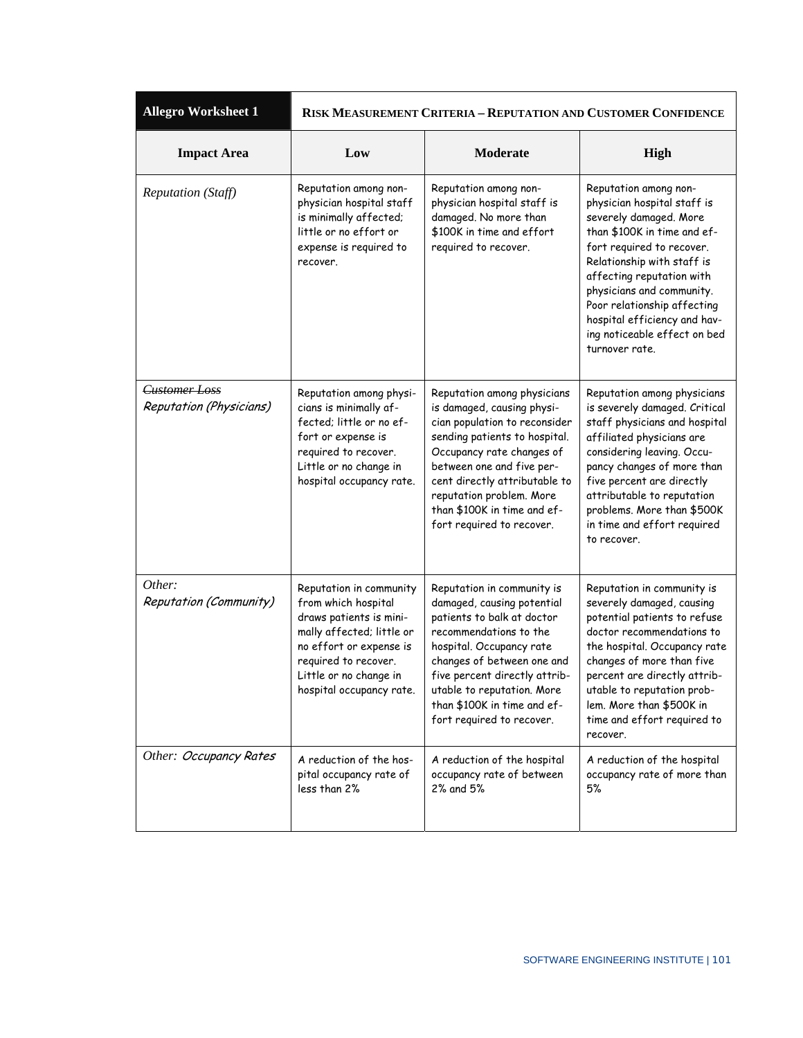| Allegro Worksheet 1 | RISK MEASUREMENT CRITERIA – REPUTATION AND CUSTOMER CONFIDENCE | | |
|---|---|---|---|
| **Impact Area** | **Low** | **Moderate** | **High** |
| *Reputation (Staff)* | Reputation among non-physician hospital staff is minimally affected; little or no effort or expense is required to recover. | Reputation among non-physician hospital staff is damaged. No more than $100K in time and effort required to recover. | Reputation among non-physician hospital staff is severely damaged. More than $100K in time and effort required to recover. Relationship with staff is affecting reputation with physicians and community. Poor relationship affecting hospital efficiency and having noticeable effect on bed turnover rate. |
| ~~*Customer Loss*~~ *Reputation (Physicians)* | Reputation among physicians is minimally affected; little or no effort or expense is required to recover. Little or no change in hospital occupancy rate. | Reputation among physicians is damaged, causing physician population to reconsider sending patients to hospital. Occupancy rate changes of between one and five percent directly attributable to reputation problem. More than $100K in time and effort required to recover. | Reputation among physicians is severely damaged. Critical staff physicians and hospital affiliated physicians are considering leaving. Occupancy changes of more than five percent are directly attributable to reputation problems. More than $500K in time and effort required to recover. |
| *Other: Reputation (Community)* | Reputation in community from which hospital draws patients is minimally affected; little or no effort or expense is required to recover. Little or no change in hospital occupancy rate. | Reputation in community is damaged, causing potential patients to balk at doctor recommendations to the hospital. Occupancy rate changes of between one and five percent directly attributable to reputation. More than $100K in time and effort required to recover. | Reputation in community is severely damaged, causing potential patients to refuse doctor recommendations to the hospital. Occupancy rate changes of more than five percent are directly attributable to reputation problem. More than $500K in time and effort required to recover. |
| *Other: Occupancy Rates* | A reduction of the hospital occupancy rate of less than 2% | A reduction of the hospital occupancy rate of between 2% and 5% | A reduction of the hospital occupancy rate of more than 5% |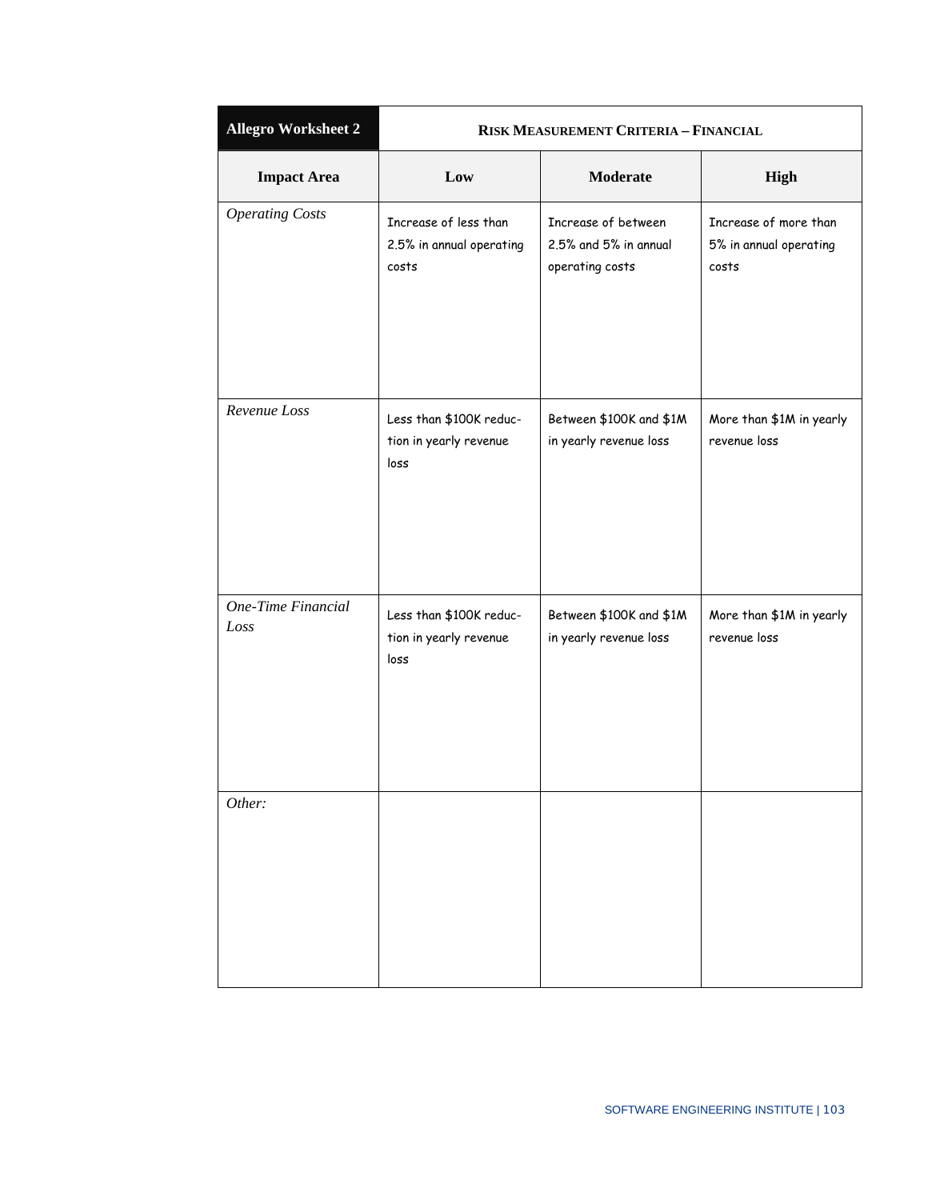| Allegro Worksheet 2 | Risk Measurement Criteria – Financial | | |
|---|---|---|---|
| **Impact Area** | **Low** | **Moderate** | **High** |
| *Operating Costs* | Increase of less than 2.5% in annual operating costs | Increase of between 2.5% and 5% in annual operating costs | Increase of more than 5% in annual operating costs |
| *Revenue Loss* | Less than $100K reduction in yearly revenue loss | Between $100K and $1M in yearly revenue loss | More than $1M in yearly revenue loss |
| *One-Time Financial Loss* | Less than $100K reduction in yearly revenue loss | Between $100K and $1M in yearly revenue loss | More than $1M in yearly revenue loss |
| *Other:* | | | |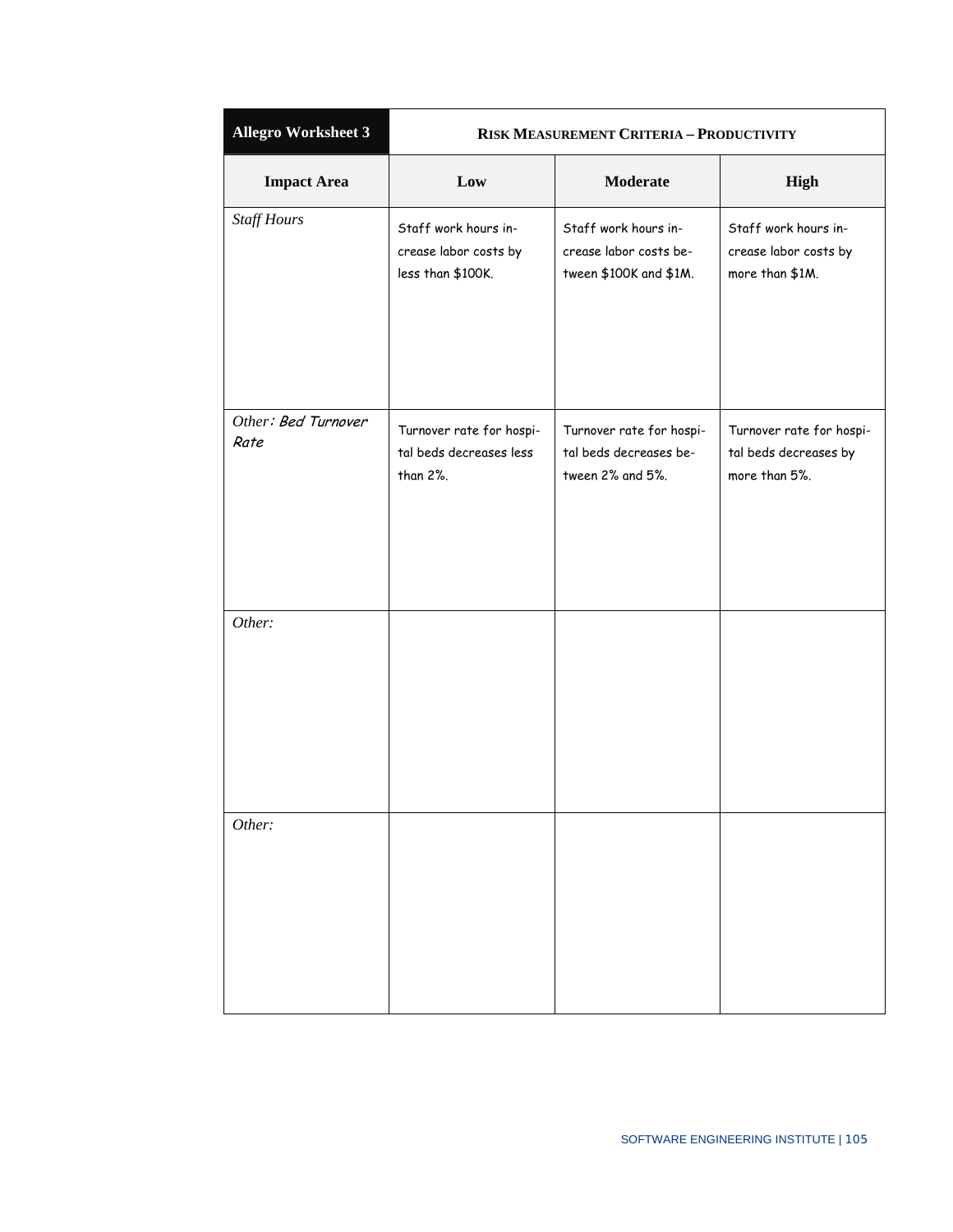| Allegro Worksheet 3 | RISK MEASUREMENT CRITERIA – PRODUCTIVITY | | |
|---|---|---|---|
| **Impact Area** | **Low** | **Moderate** | **High** |
| *Staff Hours* | Staff work hours increase labor costs by less than $100K. | Staff work hours increase labor costs between $100K and $1M. | Staff work hours increase labor costs by more than $1M. |
| *Other: Bed Turnover Rate* | Turnover rate for hospital beds decreases less than 2%. | Turnover rate for hospital beds decreases between 2% and 5%. | Turnover rate for hospital beds decreases by more than 5%. |
| *Other:* | | | |
| *Other:* | | | |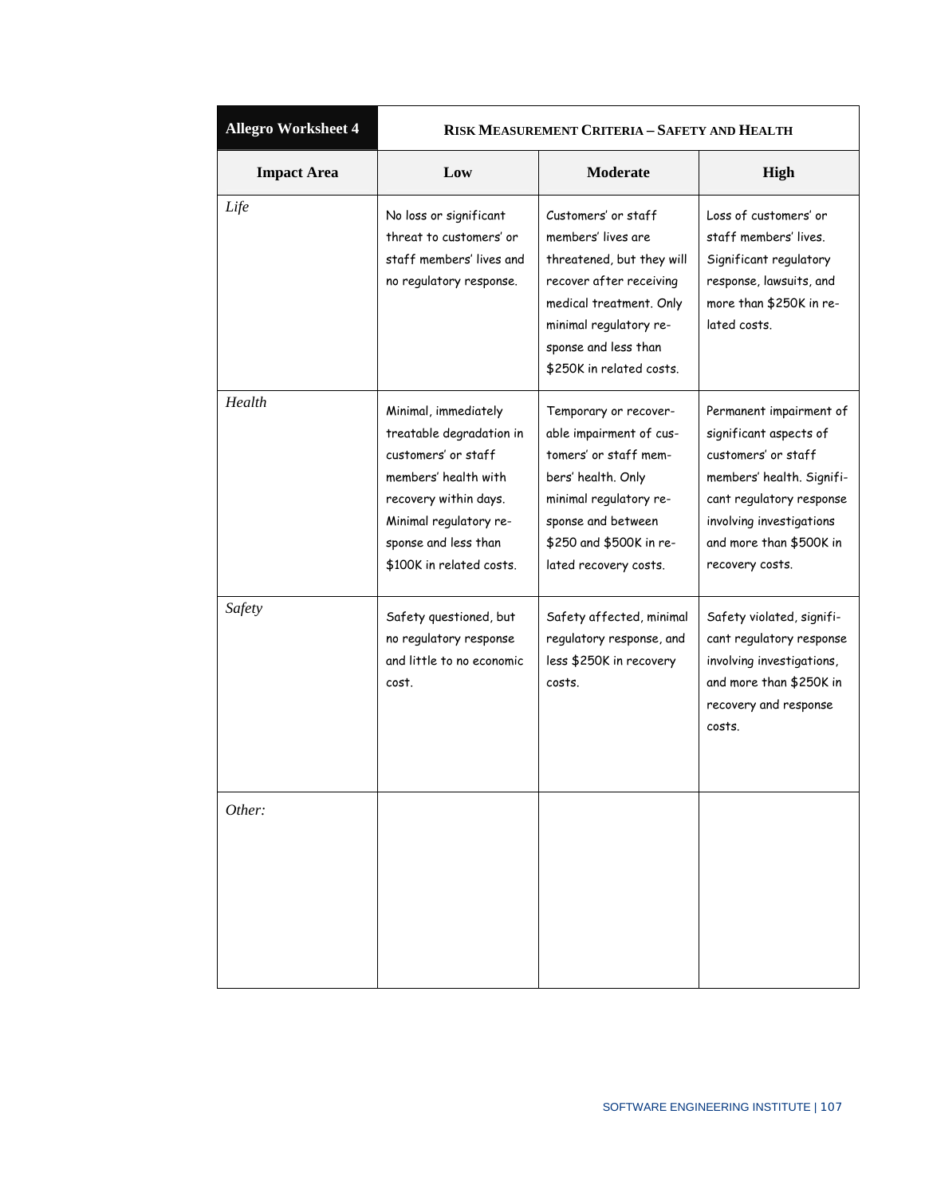| **Allegro Worksheet 4** | **RISK MEASUREMENT CRITERIA – SAFETY AND HEALTH** | | |
|---|---|---|---|
| **Impact Area** | **Low** | **Moderate** | **High** |
| *Life* | No loss or significant threat to customers' or staff members' lives and no regulatory response. | Customers' or staff members' lives are threatened, but they will recover after receiving medical treatment. Only minimal regulatory response and less than $250K in related costs. | Loss of customers' or staff members' lives. Significant regulatory response, lawsuits, and more than $250K in related costs. |
| *Health* | Minimal, immediately treatable degradation in customers' or staff members' health with recovery within days. Minimal regulatory response and less than $100K in related costs. | Temporary or recoverable impairment of customers' or staff members' health. Only minimal regulatory response and between $250 and $500K in related recovery costs. | Permanent impairment of significant aspects of customers' or staff members' health. Significant regulatory response involving investigations and more than $500K in recovery costs. |
| *Safety* | Safety questioned, but no regulatory response and little to no economic cost. | Safety affected, minimal regulatory response, and less $250K in recovery costs. | Safety violated, significant regulatory response involving investigations, and more than $250K in recovery and response costs. |
| *Other:* | | | |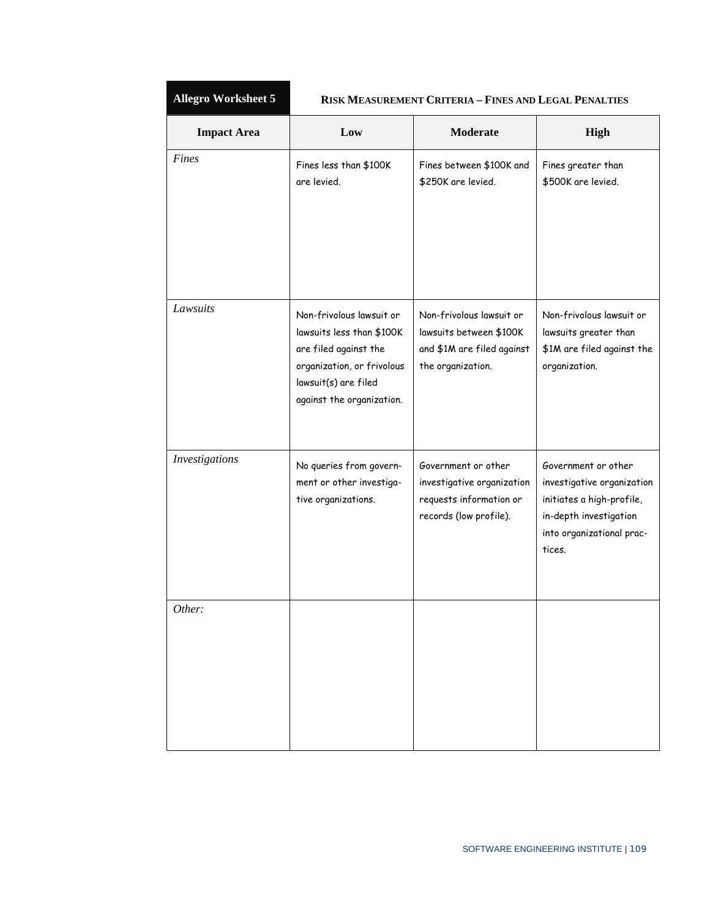**Allegro Worksheet 5** **RISK MEASUREMENT CRITERIA – FINES AND LEGAL PENALTIES**

| Impact Area | Low | Moderate | High |
|---|---|---|---|
| *Fines* | Fines less than $100K are levied. | Fines between $100K and $250K are levied. | Fines greater than $500K are levied. |
| *Lawsuits* | Non-frivolous lawsuit or lawsuits less than $100K are filed against the organization, or frivolous lawsuit(s) are filed against the organization. | Non-frivolous lawsuit or lawsuits between $100K and $1M are filed against the organization. | Non-frivolous lawsuit or lawsuits greater than $1M are filed against the organization. |
| *Investigations* | No queries from government or other investigative organizations. | Government or other investigative organization requests information or records (low profile). | Government or other investigative organization initiates a high-profile, in-depth investigation into organizational practices. |
| *Other:* | | | |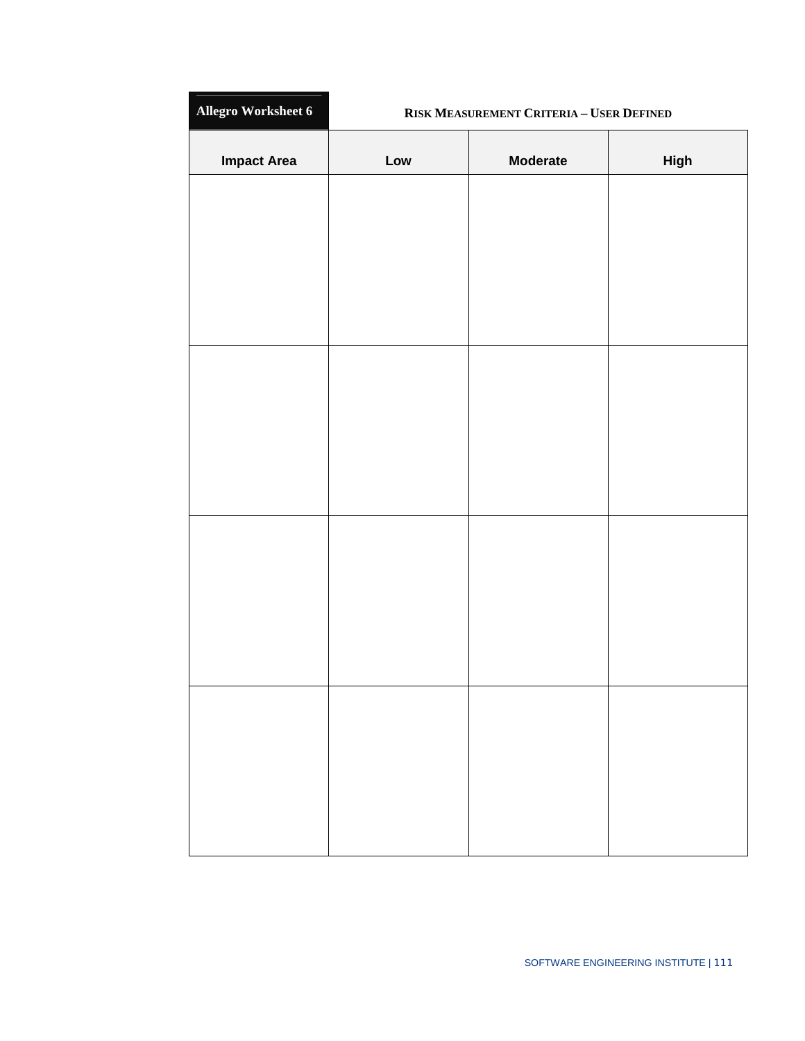**Allegro Worksheet 6** **RISK MEASUREMENT CRITERIA – USER DEFINED**

| Impact Area | Low | Moderate | High |
|---|---|---|---|
| | | | |
| | | | |
| | | | |
| | | | |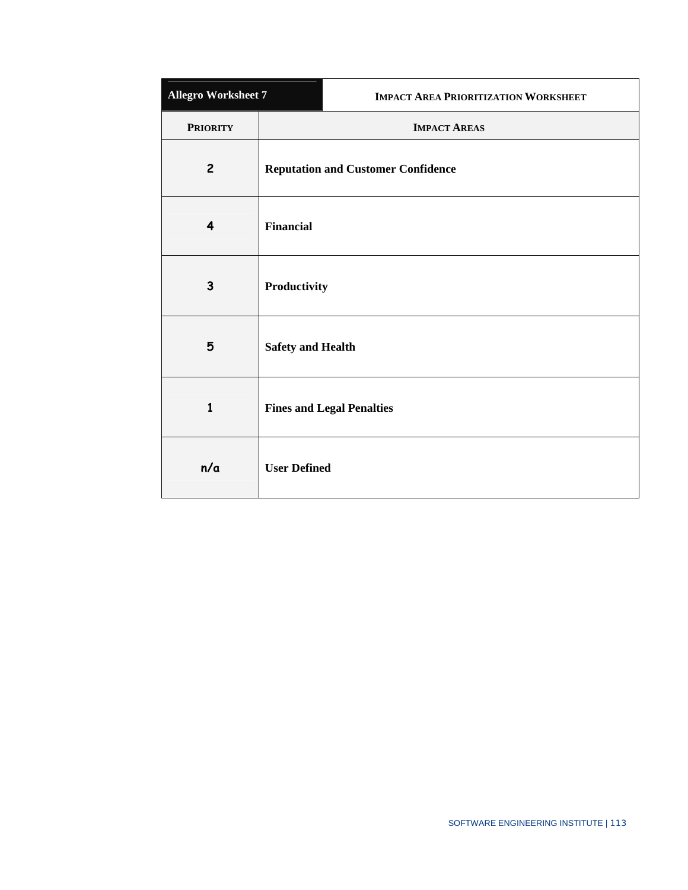| Allegro Worksheet 7 | IMPACT AREA PRIORITIZATION WORKSHEET |
|---|---|
| **PRIORITY** | **IMPACT AREAS** |
| 2 | **Reputation and Customer Confidence** |
| 4 | **Financial** |
| 3 | **Productivity** |
| 5 | **Safety and Health** |
| 1 | **Fines and Legal Penalties** |
| n/a | **User Defined** |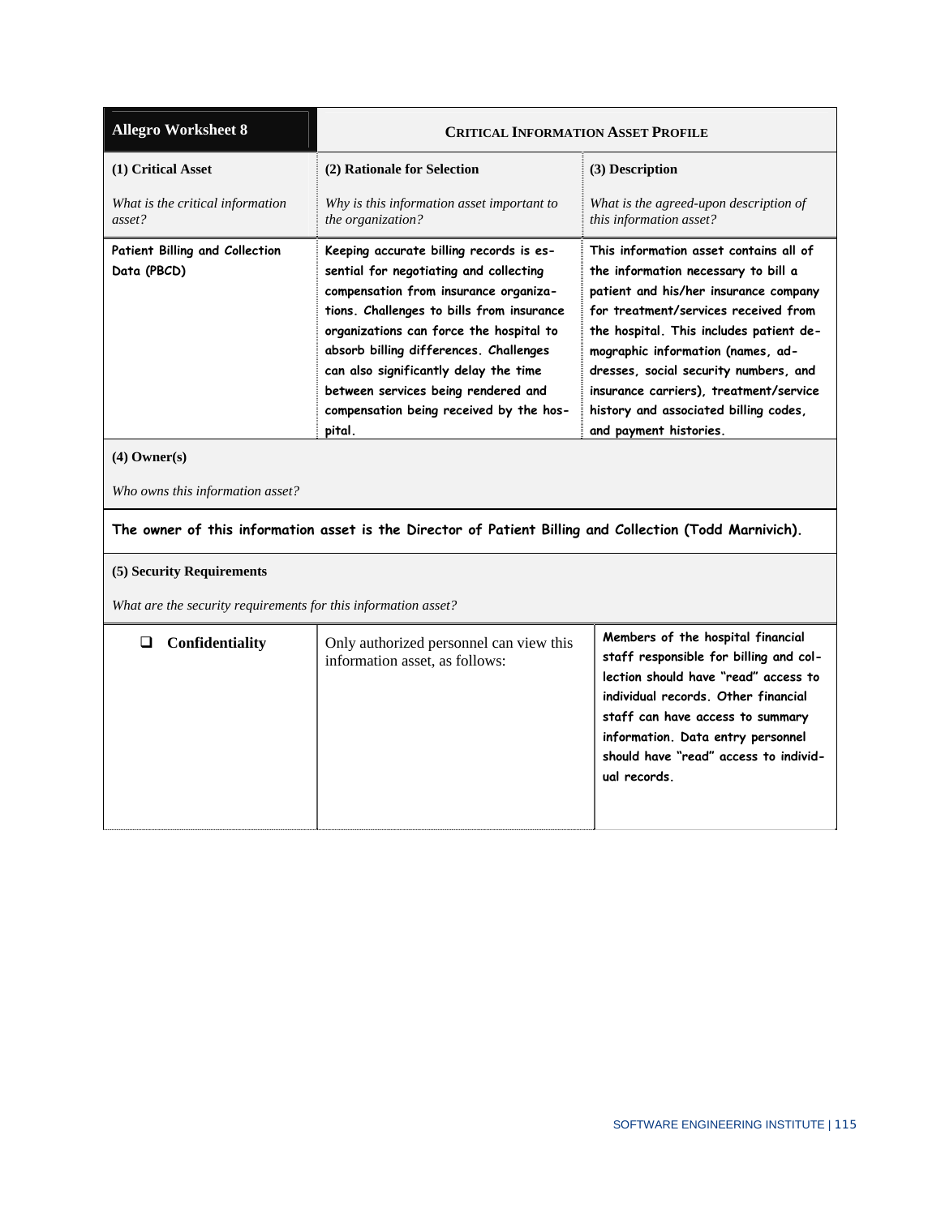| **Allegro Worksheet 8** | **CRITICAL INFORMATION ASSET PROFILE** | |
|---|---|---|
| **(1) Critical Asset**<br><br>*What is the critical information asset?* | **(2) Rationale for Selection**<br><br>*Why is this information asset important to the organization?* | **(3) Description**<br><br>*What is the agreed-upon description of this information asset?* |
| Patient Billing and Collection Data (PBCD) | Keeping accurate billing records is essential for negotiating and collecting compensation from insurance organizations. Challenges to bills from insurance organizations can force the hospital to absorb billing differences. Challenges can also significantly delay the time between services being rendered and compensation being received by the hospital. | This information asset contains all of the information necessary to bill a patient and his/her insurance company for treatment/services received from the hospital. This includes patient demographic information (names, addresses, social security numbers, and insurance carriers), treatment/service history and associated billing codes, and payment histories. |
| **(4) Owner(s)**<br><br>*Who owns this information asset?* | | |
| The owner of this information asset is the Director of Patient Billing and Collection (Todd Marnivich). | | |
| **(5) Security Requirements**<br><br>*What are the security requirements for this information asset?* | | |
| ❑ **Confidentiality** | Only authorized personnel can view this information asset, as follows: | Members of the hospital financial staff responsible for billing and collection should have "read" access to individual records. Other financial staff can have access to summary information. Data entry personnel should have "read" access to individual records. |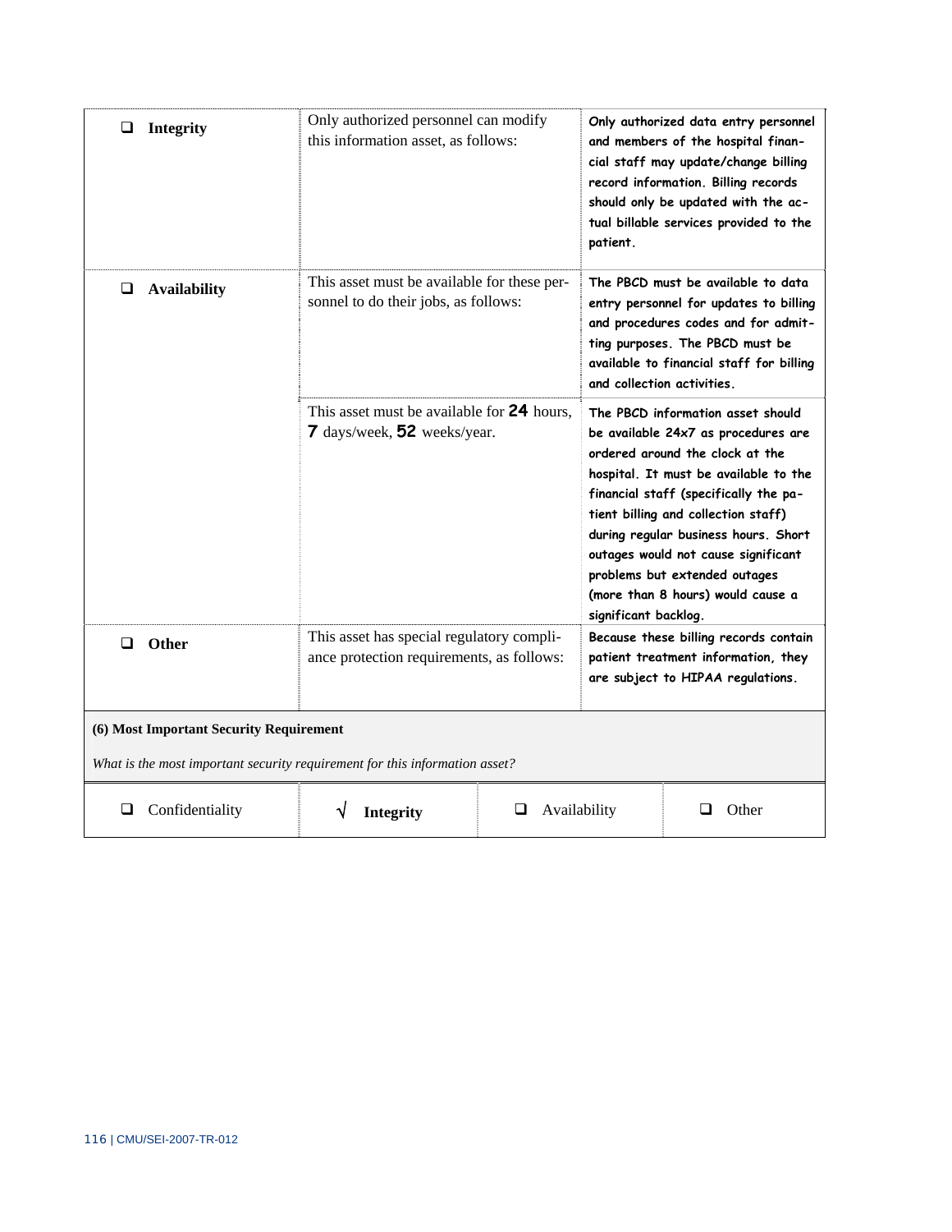| | | |
|---|---|---|
| ❑ **Integrity** | Only authorized personnel can modify this information asset, as follows: | Only authorized data entry personnel and members of the hospital financial staff may update/change billing record information. Billing records should only be updated with the actual billable services provided to the patient. |
| ❑ **Availability** | This asset must be available for these personnel to do their jobs, as follows: | The PBCD must be available to data entry personnel for updates to billing and procedures codes and for admitting purposes. The PBCD must be available to financial staff for billing and collection activities. |
| | This asset must be available for **24** hours, **7** days/week, **52** weeks/year. | The PBCD information asset should be available 24x7 as procedures are ordered around the clock at the hospital. It must be available to the financial staff (specifically the patient billing and collection staff) during regular business hours. Short outages would not cause significant problems but extended outages (more than 8 hours) would cause a significant backlog. |
| ❑ **Other** | This asset has special regulatory compliance protection requirements, as follows: | Because these billing records contain patient treatment information, they are subject to HIPAA regulations. |

**(6) Most Important Security Requirement**

*What is the most important security requirement for this information asset?*

| | | | |
|---|---|---|---|
| ❑ Confidentiality | √ **Integrity** | ❑ Availability | ❑ Other |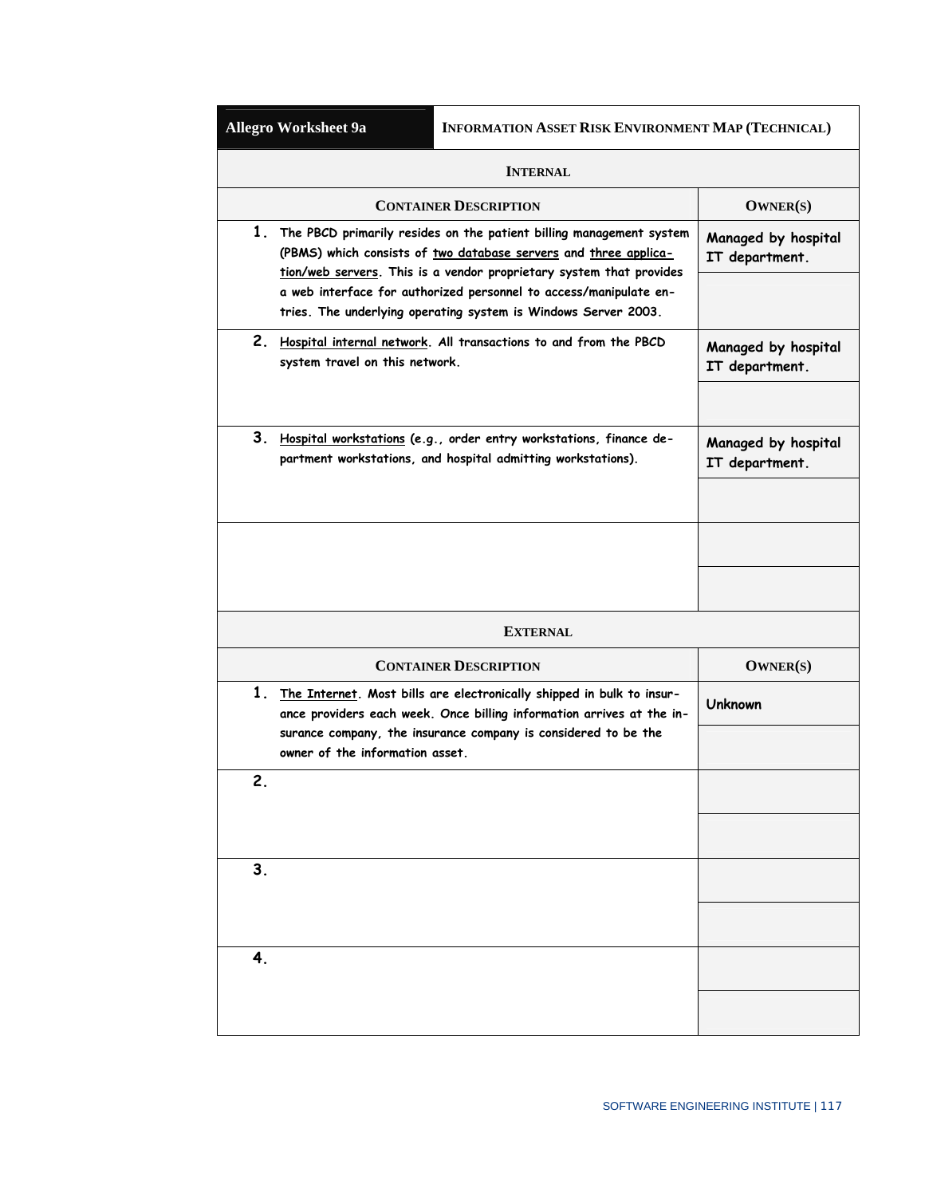| **Allegro Worksheet 9a** | **INFORMATION ASSET RISK ENVIRONMENT MAP (TECHNICAL)** |
|---|---|
| **INTERNAL** | |
| **CONTAINER DESCRIPTION** | **OWNER(S)** |
| 1. The PBCD primarily resides on the patient billing management system (PBMS) which consists of <u>two database servers</u> and <u>three application/web servers</u>. This is a vendor proprietary system that provides a web interface for authorized personnel to access/manipulate entries. The underlying operating system is Windows Server 2003. | Managed by hospital IT department. |
| 2. <u>Hospital internal network</u>. All transactions to and from the PBCD system travel on this network. | Managed by hospital IT department. |
| 3. <u>Hospital workstations</u> (e.g., order entry workstations, finance department workstations, and hospital admitting workstations). | Managed by hospital IT department. |
| | |
| **EXTERNAL** | |
| **CONTAINER DESCRIPTION** | **OWNER(S)** |
| 1. <u>The Internet</u>. Most bills are electronically shipped in bulk to insurance providers each week. Once billing information arrives at the insurance company, the insurance company is considered to be the owner of the information asset. | Unknown |
| 2. | |
| 3. | |
| 4. | |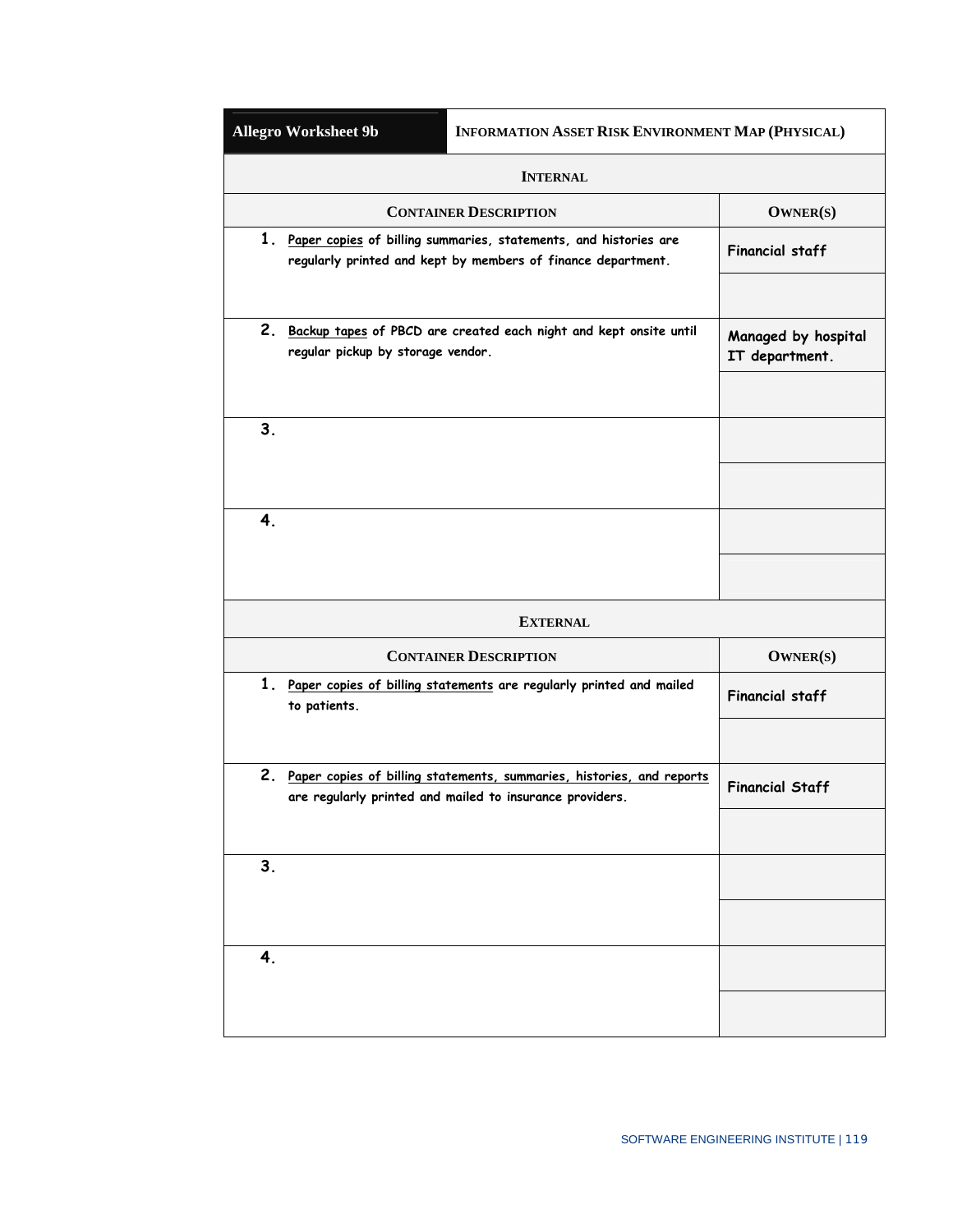| Allegro Worksheet 9b | Information Asset Risk Environment Map (Physical) |
|---|---|
| **Internal** | |
| **Container Description** | **Owner(s)** |
| 1. Paper copies of billing summaries, statements, and histories are regularly printed and kept by members of finance department. | Financial staff |
| 2. Backup tapes of PBCD are created each night and kept onsite until regular pickup by storage vendor. | Managed by hospital IT department. |
| 3. | |
| 4. | |
| **External** | |
| **Container Description** | **Owner(s)** |
| 1. Paper copies of billing statements are regularly printed and mailed to patients. | Financial staff |
| 2. Paper copies of billing statements, summaries, histories, and reports are regularly printed and mailed to insurance providers. | Financial Staff |
| 3. | |
| 4. | |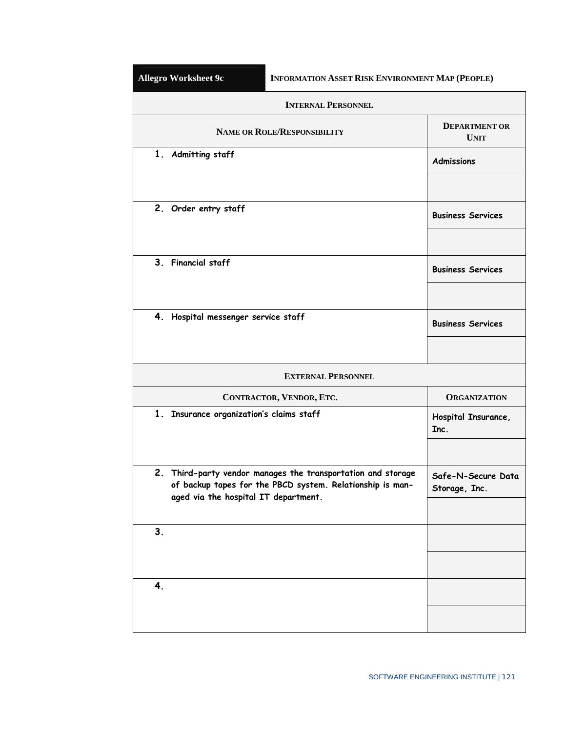| **Allegro Worksheet 9c** | **INFORMATION ASSET RISK ENVIRONMENT MAP (PEOPLE)** |
|---|---|

| **INTERNAL PERSONNEL** | |
|---|---|
| **NAME OR ROLE/RESPONSIBILITY** | **DEPARTMENT OR UNIT** |
| 1. Admitting staff | Admissions |
| 2. Order entry staff | Business Services |
| 3. Financial staff | Business Services |
| 4. Hospital messenger service staff | Business Services |

| **EXTERNAL PERSONNEL** | |
|---|---|
| **CONTRACTOR, VENDOR, ETC.** | **ORGANIZATION** |
| 1. Insurance organization's claims staff | Hospital Insurance, Inc. |
| 2. Third-party vendor manages the transportation and storage of backup tapes for the PBCD system. Relationship is managed via the hospital IT department. | Safe-N-Secure Data Storage, Inc. |
| 3. | |
| 4. | |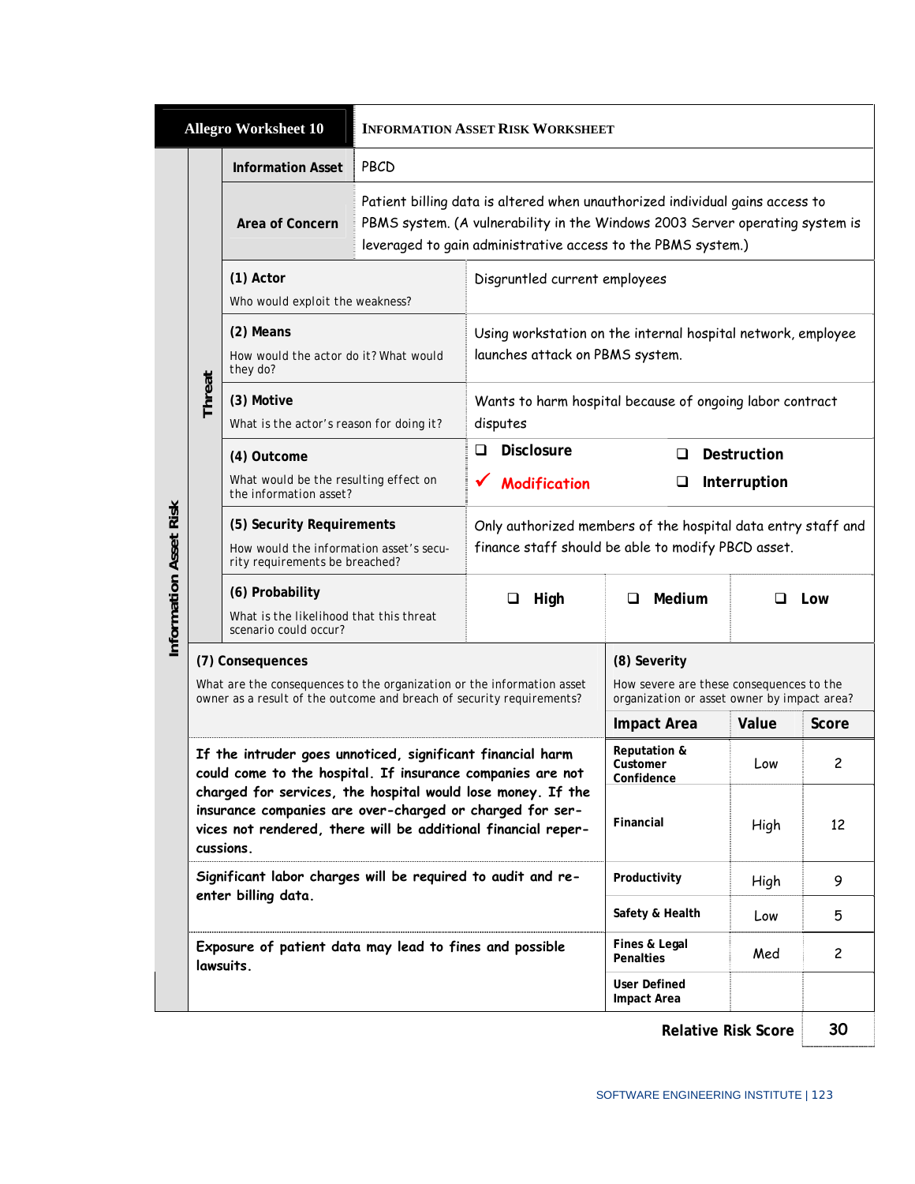| **Allegro Worksheet 10** | **INFORMATION ASSET RISK WORKSHEET** | | | |
|---|---|---|---|---|
| **Information Asset** | PBCD | | | |
| **Area of Concern** | Patient billing data is altered when unauthorized individual gains access to PBMS system. (A vulnerability in the Windows 2003 Server operating system is leveraged to gain administrative access to the PBMS system.) | | | |
| **(1) Actor**<br>Who would exploit the weakness? | Disgruntled current employees | | | |
| **(2) Means**<br>How would the actor do it? What would they do? | Using workstation on the internal hospital network, employee launches attack on PBMS system. | | | |
| **(3) Motive**<br>What is the actor's reason for doing it? | Wants to harm hospital because of ongoing labor contract disputes | | | |
| **(4) Outcome**<br>What would be the resulting effect on the information asset? | ❑ Disclosure<br>✔ **Modification** | | ❑ Destruction<br>❑ Interruption | |
| **(5) Security Requirements**<br>How would the information asset's security requirements be breached? | Only authorized members of the hospital data entry staff and finance staff should be able to modify PBCD asset. | | | |
| **(6) Probability**<br>What is the likelihood that this threat scenario could occur? | ❑ High | ❑ Medium | ❑ Low | |

| **(7) Consequences**<br>What are the consequences to the organization or the information asset owner as a result of the outcome and breach of security requirements? | **(8) Severity**<br>How severe are these consequences to the organization or asset owner by impact area? | | |
|---|---|---|---|
| | **Impact Area** | **Value** | **Score** |
| If the intruder goes unnoticed, significant financial harm could come to the hospital. If insurance companies are not charged for services, the hospital would lose money. If the insurance companies are over-charged or charged for services not rendered, there will be additional financial repercussions. | **Reputation & Customer Confidence** | Low | 2 |
| | **Financial** | High | 12 |
| Significant labor charges will be required to audit and re-enter billing data. | **Productivity** | High | 9 |
| | **Safety & Health** | Low | 5 |
| Exposure of patient data may lead to fines and possible lawsuits. | **Fines & Legal Penalties** | Med | 2 |
| | **User Defined Impact Area** | | |
| | | **Relative Risk Score** | **30** |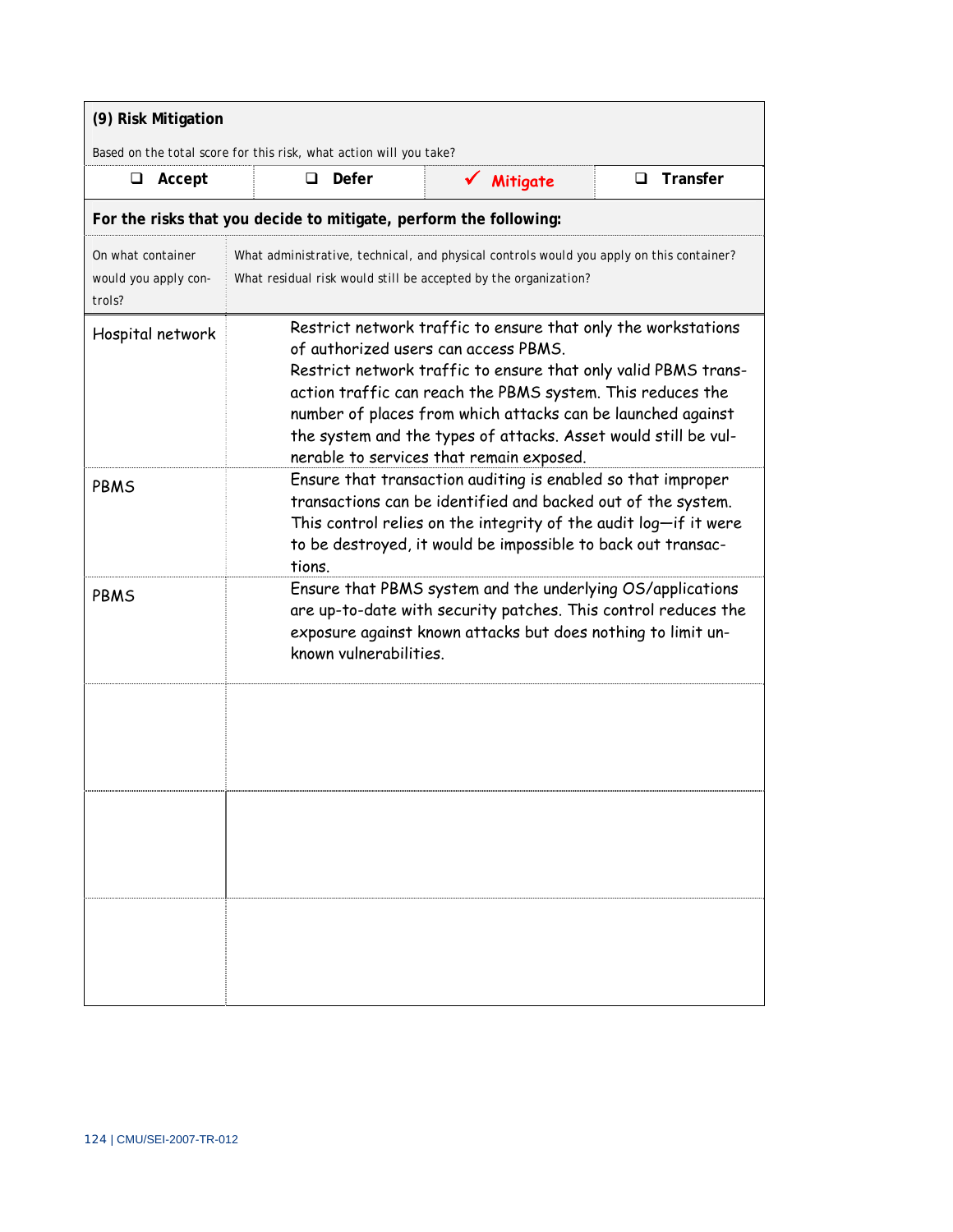**(9) Risk Mitigation**

Based on the total score for this risk, what action will you take?

| ❑ Accept | ❑ Defer | ✓ Mitigate | ❑ Transfer |
|---|---|---|---|

**For the risks that you decide to mitigate, perform the following:**

| On what container would you apply controls? | What administrative, technical, and physical controls would you apply on this container? What residual risk would still be accepted by the organization? |
|---|---|
| Hospital network | Restrict network traffic to ensure that only the workstations of authorized users can access PBMS. Restrict network traffic to ensure that only valid PBMS transaction traffic can reach the PBMS system. This reduces the number of places from which attacks can be launched against the system and the types of attacks. Asset would still be vulnerable to services that remain exposed. |
| PBMS | Ensure that transaction auditing is enabled so that improper transactions can be identified and backed out of the system. This control relies on the integrity of the audit log—if it were to be destroyed, it would be impossible to back out transactions. |
| PBMS | Ensure that PBMS system and the underlying OS/applications are up-to-date with security patches. This control reduces the exposure against known attacks but does nothing to limit unknown vulnerabilities. |
| | |
| | |
| | |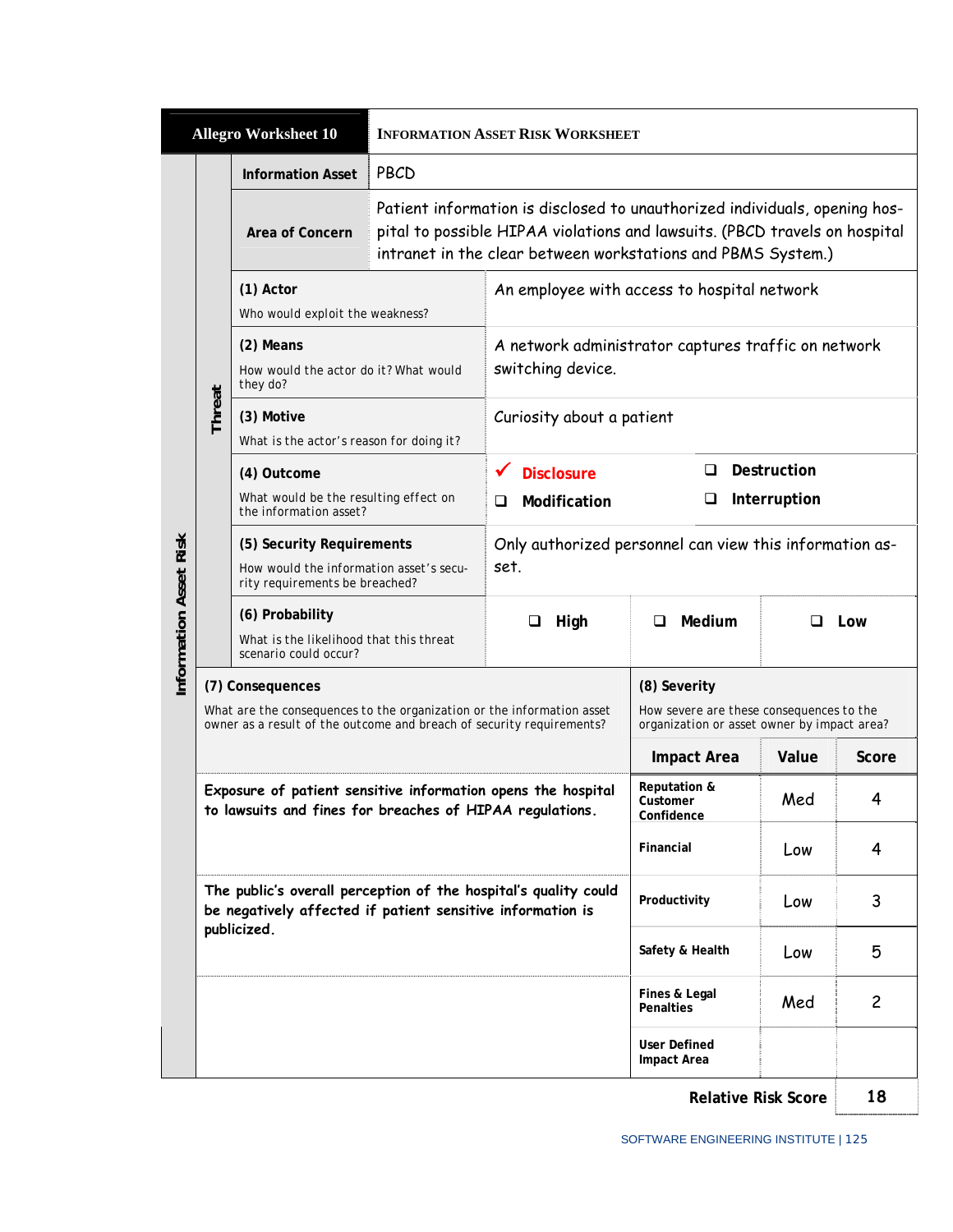| Allegro Worksheet 10 | INFORMATION ASSET RISK WORKSHEET | | |
|---|---|---|---|
| **Information Asset** | PBCD | | |
| **Area of Concern** | Patient information is disclosed to unauthorized individuals, opening hospital to possible HIPAA violations and lawsuits. (PBCD travels on hospital intranet in the clear between workstations and PBMS System.) | | |

**Information Asset Risk — Threat**

| | | | |
|---|---|---|---|
| **(1) Actor**<br>Who would exploit the weakness? | An employee with access to hospital network | | |
| **(2) Means**<br>How would the actor do it? What would they do? | A network administrator captures traffic on network switching device. | | |
| **(3) Motive**<br>What is the actor's reason for doing it? | Curiosity about a patient | | |
| **(4) Outcome**<br>What would be the resulting effect on the information asset? | ✔ Disclosure<br>❑ Modification | ❑ Destruction<br>❑ Interruption | |
| **(5) Security Requirements**<br>How would the information asset's security requirements be breached? | Only authorized personnel can view this information asset. | | |
| **(6) Probability**<br>What is the likelihood that this threat scenario could occur? | ❑ High | ❑ Medium | ❑ Low |

| **(7) Consequences**<br>What are the consequences to the organization or the information asset owner as a result of the outcome and breach of security requirements? | **(8) Severity**<br>How severe are these consequences to the organization or asset owner by impact area? | | |
|---|---|---|---|
| | **Impact Area** | **Value** | **Score** |
| **Exposure of patient sensitive information opens the hospital to lawsuits and fines for breaches of HIPAA regulations.** | **Reputation & Customer Confidence** | Med | 4 |
| | **Financial** | Low | 4 |
| **The public's overall perception of the hospital's quality could be negatively affected if patient sensitive information is publicized.** | **Productivity** | Low | 3 |
| | **Safety & Health** | Low | 5 |
| | **Fines & Legal Penalties** | Med | 2 |
| | **User Defined Impact Area** | | |
| | | **Relative Risk Score** | **18** |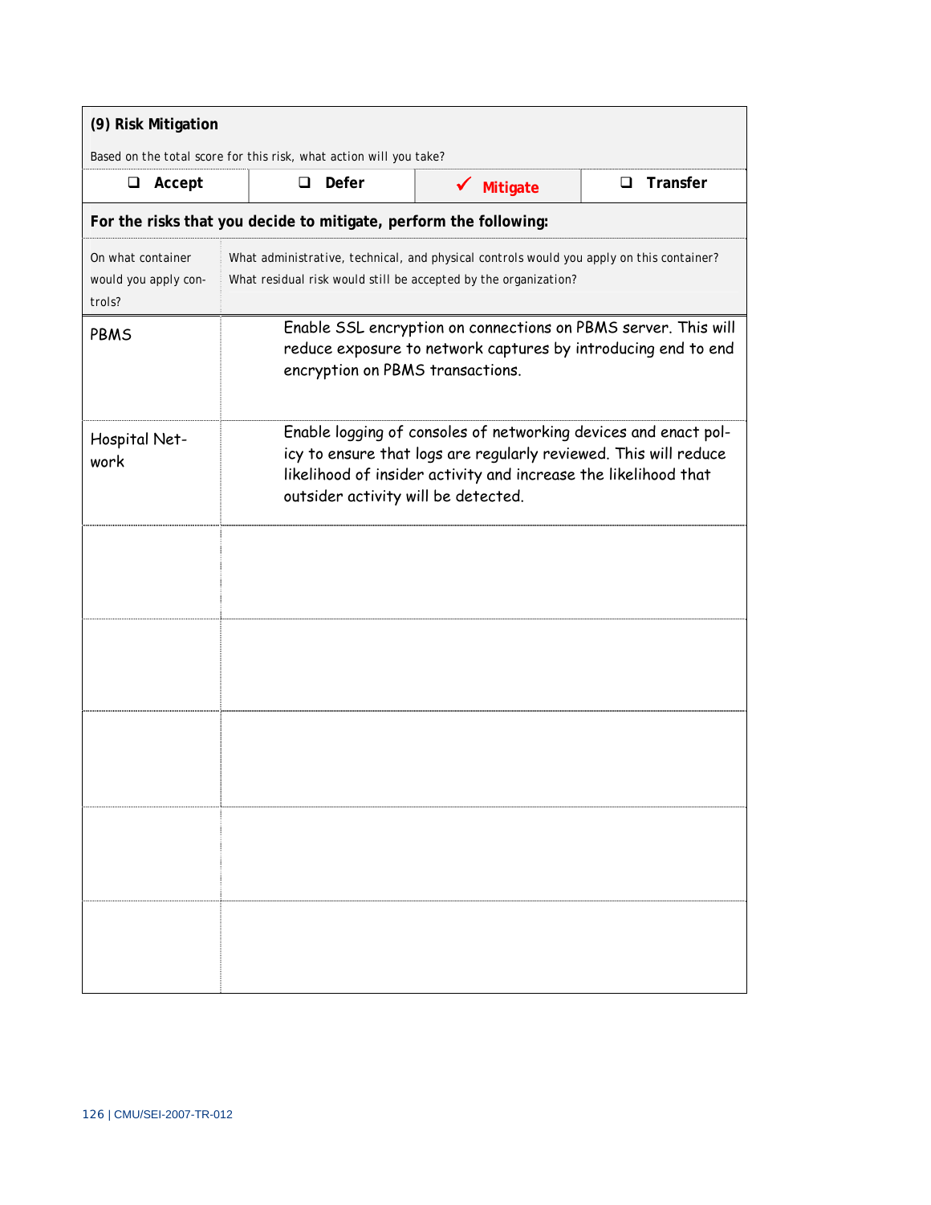**(9) Risk Mitigation**

Based on the total score for this risk, what action will you take?

| ❑ Accept | ❑ Defer | ✓ Mitigate | ❑ Transfer |
|---|---|---|---|

**For the risks that you decide to mitigate, perform the following:**

| On what container would you apply controls? | What administrative, technical, and physical controls would you apply on this container? What residual risk would still be accepted by the organization? |
|---|---|
| PBMS | Enable SSL encryption on connections on PBMS server. This will reduce exposure to network captures by introducing end to end encryption on PBMS transactions. |
| Hospital Network | Enable logging of consoles of networking devices and enact policy to ensure that logs are regularly reviewed. This will reduce likelihood of insider activity and increase the likelihood that outsider activity will be detected. |
| | |
| | |
| | |
| | |
| | |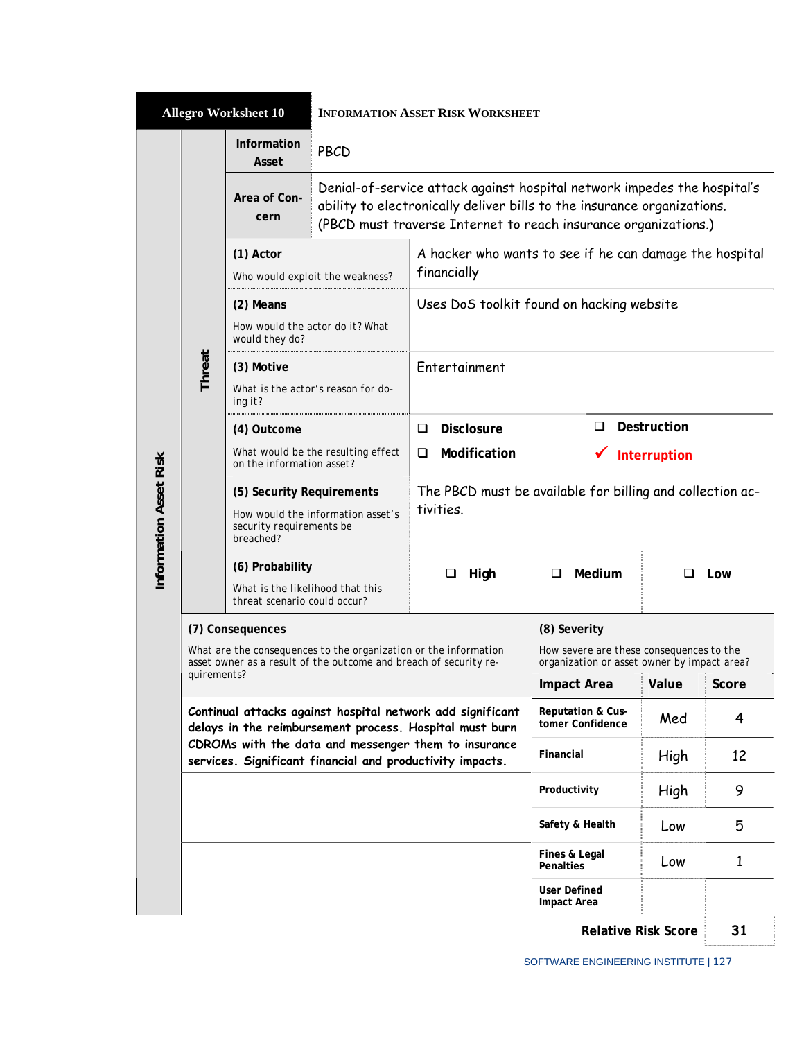| Allegro Worksheet 10 | INFORMATION ASSET RISK WORKSHEET | | | |
|---|---|---|---|---|
| **Information Asset** | PBCD | | | |
| **Area of Concern** | Denial-of-service attack against hospital network impedes the hospital's ability to electronically deliver bills to the insurance organizations. (PBCD must traverse Internet to reach insurance organizations.) | | | |
| **Threat** | | | | |
| **(1) Actor**<br>Who would exploit the weakness? | A hacker who wants to see if he can damage the hospital financially | | | |
| **(2) Means**<br>How would the actor do it? What would they do? | Uses DoS toolkit found on hacking website | | | |
| **(3) Motive**<br>What is the actor's reason for doing it? | Entertainment | | | |
| **(4) Outcome**<br>What would be the resulting effect on the information asset? | ☐ Disclosure<br>☐ Modification | ☐ Destruction<br>✓ **Interruption** | | |
| **(5) Security Requirements**<br>How would the information asset's security requirements be breached? | The PBCD must be available for billing and collection activities. | | | |
| **(6) Probability**<br>What is the likelihood that this threat scenario could occur? | ☐ High | ☐ Medium | ☐ Low | |

**Information Asset Risk**

| (7) Consequences<br>What are the consequences to the organization or the information asset owner as a result of the outcome and breach of security requirements? | (8) Severity<br>How severe are these consequences to the organization or asset owner by impact area? | | |
|---|---|---|---|
| | **Impact Area** | **Value** | **Score** |
| **Continual attacks against hospital network add significant delays in the reimbursement process. Hospital must burn CDROMs with the data and messenger them to insurance services. Significant financial and productivity impacts.** | **Reputation & Customer Confidence** | Med | 4 |
| | **Financial** | High | 12 |
| | **Productivity** | High | 9 |
| | **Safety & Health** | Low | 5 |
| | **Fines & Legal Penalties** | Low | 1 |
| | **User Defined Impact Area** | | |
| | | **Relative Risk Score** | **31** |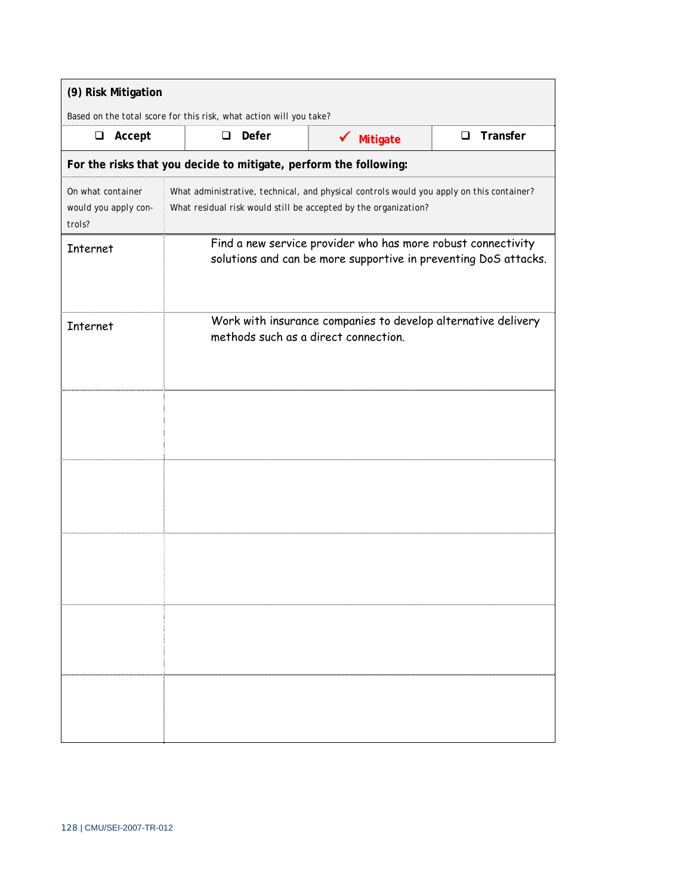**(9) Risk Mitigation**

Based on the total score for this risk, what action will you take?

| ❑ Accept | ❑ Defer | ✓ Mitigate | ❑ Transfer |
|---|---|---|---|

**For the risks that you decide to mitigate, perform the following:**

| On what container would you apply controls? | What administrative, technical, and physical controls would you apply on this container? What residual risk would still be accepted by the organization? |
|---|---|
| Internet | Find a new service provider who has more robust connectivity solutions and can be more supportive in preventing DoS attacks. |
| Internet | Work with insurance companies to develop alternative delivery methods such as a direct connection. |
| | |
| | |
| | |
| | |
| | |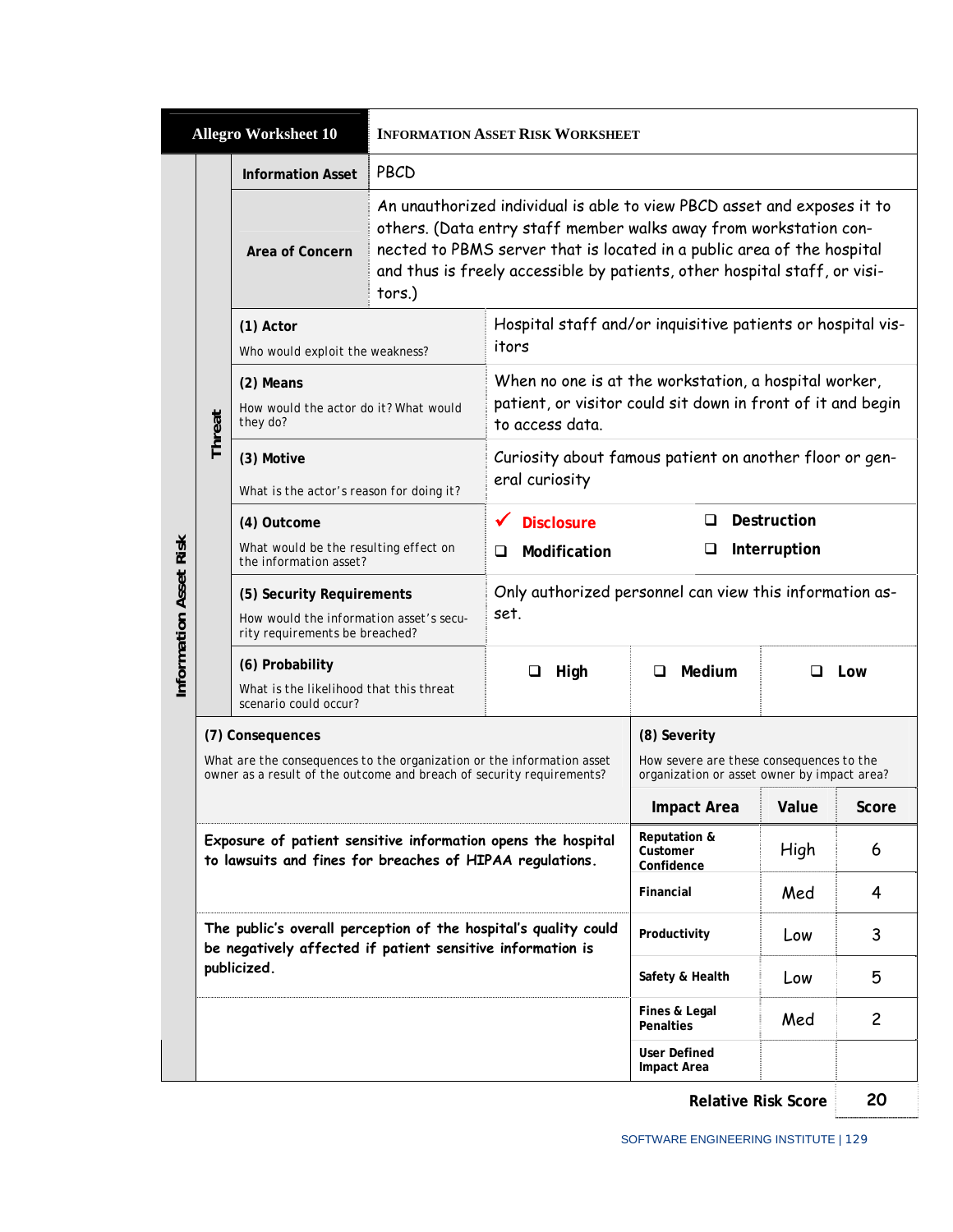| **Allegro Worksheet 10** | **INFORMATION ASSET RISK WORKSHEET** | | | |
|---|---|---|---|---|
| **Information Asset** | PBCD | | | |
| **Area of Concern** | An unauthorized individual is able to view PBCD asset and exposes it to others. (Data entry staff member walks away from workstation connected to PBMS server that is located in a public area of the hospital and thus is freely accessible by patients, other hospital staff, or visitors.) | | | |
| **(1) Actor**<br>Who would exploit the weakness? | Hospital staff and/or inquisitive patients or hospital visitors | | | |
| **(2) Means**<br>How would the actor do it? What would they do? | When no one is at the workstation, a hospital worker, patient, or visitor could sit down in front of it and begin to access data. | | | |
| **(3) Motive**<br>What is the actor's reason for doing it? | Curiosity about famous patient on another floor or general curiosity | | | |
| **(4) Outcome**<br>What would be the resulting effect on the information asset? | ✔ **Disclosure** | ❑ **Destruction** | | |
| | ❑ **Modification** | ❑ **Interruption** | | |
| **(5) Security Requirements**<br>How would the information asset's security requirements be breached? | Only authorized personnel can view this information asset. | | | |
| **(6) Probability**<br>What is the likelihood that this threat scenario could occur? | ❑ **High** | ❑ **Medium** | ❑ **Low** | |

*Threat* / *Information Asset Risk*

| **(7) Consequences**<br>What are the consequences to the organization or the information asset owner as a result of the outcome and breach of security requirements? | **(8) Severity**<br>How severe are these consequences to the organization or asset owner by impact area? | | |
|---|---|---|---|
| | **Impact Area** | **Value** | **Score** |
| Exposure of patient sensitive information opens the hospital to lawsuits and fines for breaches of HIPAA regulations. | Reputation & Customer Confidence | High | 6 |
| | Financial | Med | 4 |
| The public's overall perception of the hospital's quality could be negatively affected if patient sensitive information is publicized. | Productivity | Low | 3 |
| | Safety & Health | Low | 5 |
| | Fines & Legal Penalties | Med | 2 |
| | User Defined Impact Area | | |
| | | **Relative Risk Score** | **20** |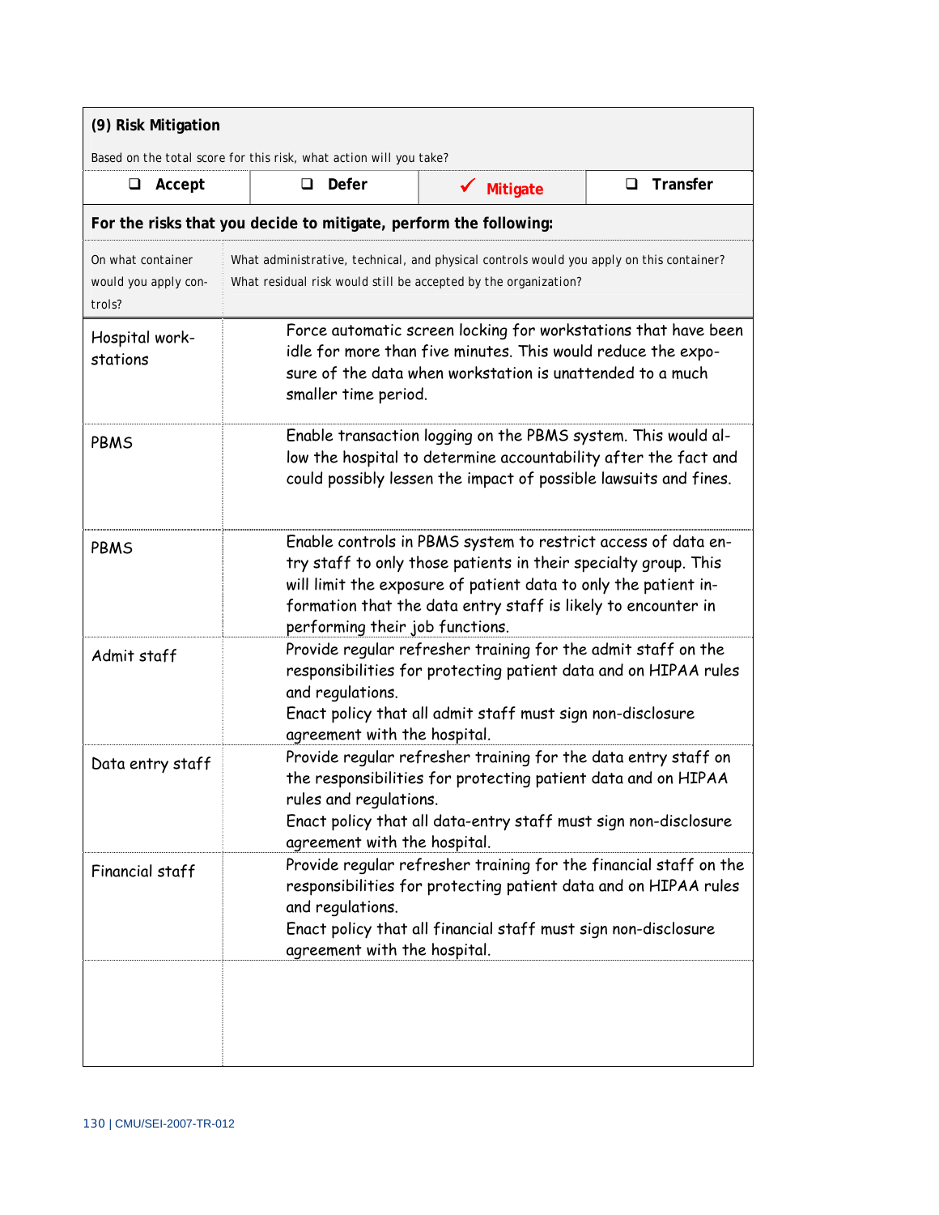**(9) Risk Mitigation**

Based on the total score for this risk, what action will you take?

| ☐ Accept | ☐ Defer | ✓ Mitigate | ☐ Transfer |
|---|---|---|---|

**For the risks that you decide to mitigate, perform the following:**

| On what container would you apply controls? | What administrative, technical, and physical controls would you apply on this container? What residual risk would still be accepted by the organization? |
|---|---|
| Hospital workstations | Force automatic screen locking for workstations that have been idle for more than five minutes. This would reduce the exposure of the data when workstation is unattended to a much smaller time period. |
| PBMS | Enable transaction logging on the PBMS system. This would allow the hospital to determine accountability after the fact and could possibly lessen the impact of possible lawsuits and fines. |
| PBMS | Enable controls in PBMS system to restrict access of data entry staff to only those patients in their specialty group. This will limit the exposure of patient data to only the patient information that the data entry staff is likely to encounter in performing their job functions. |
| Admit staff | Provide regular refresher training for the admit staff on the responsibilities for protecting patient data and on HIPAA rules and regulations.<br>Enact policy that all admit staff must sign non-disclosure agreement with the hospital. |
| Data entry staff | Provide regular refresher training for the data entry staff on the responsibilities for protecting patient data and on HIPAA rules and regulations.<br>Enact policy that all data-entry staff must sign non-disclosure agreement with the hospital. |
| Financial staff | Provide regular refresher training for the financial staff on the responsibilities for protecting patient data and on HIPAA rules and regulations.<br>Enact policy that all financial staff must sign non-disclosure agreement with the hospital. |
| | |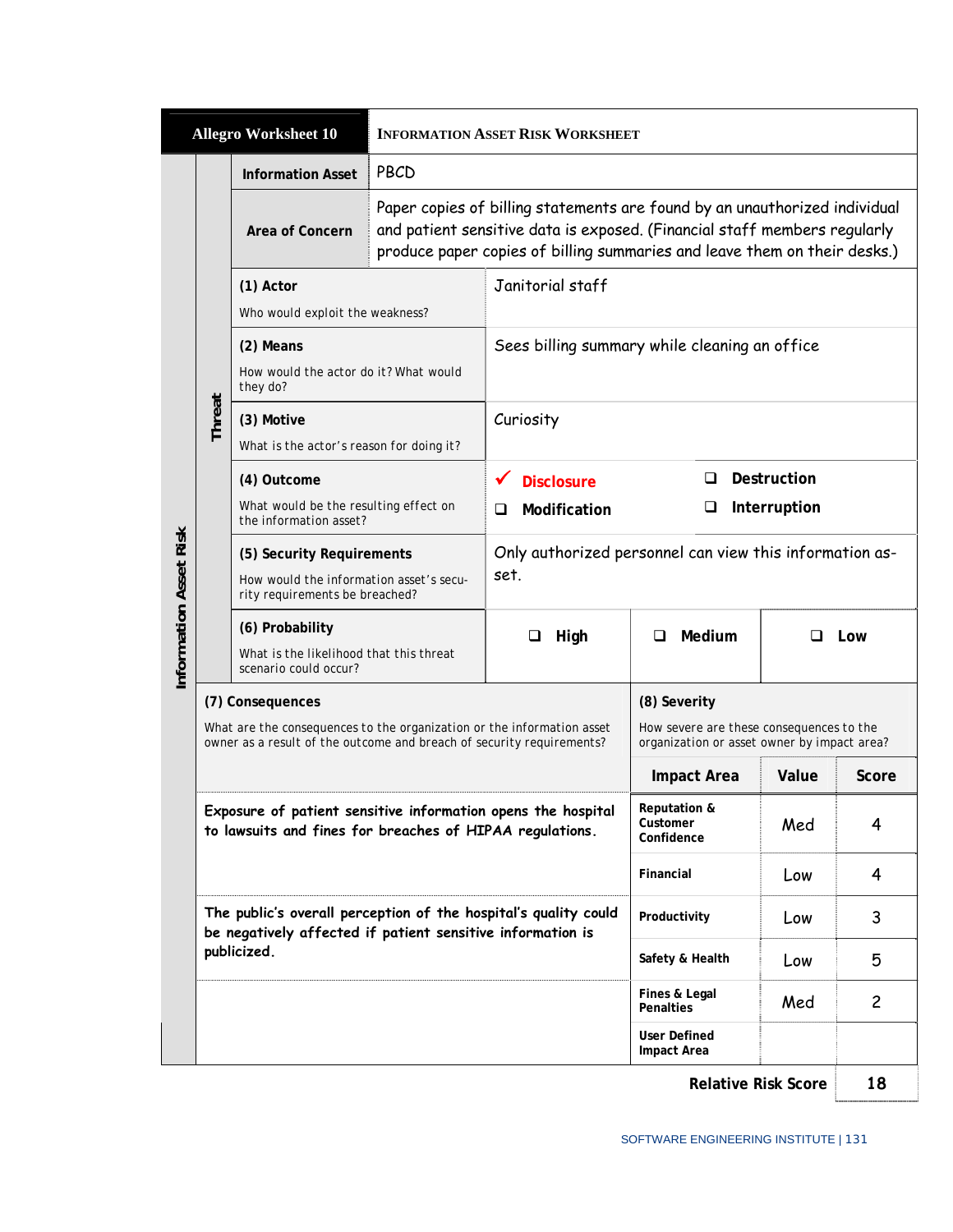| Allegro Worksheet 10 | INFORMATION ASSET RISK WORKSHEET | | | |
|---|---|---|---|---|
| **Information Asset** | PBCD | | | |
| **Area of Concern** | Paper copies of billing statements are found by an unauthorized individual and patient sensitive data is exposed. (Financial staff members regularly produce paper copies of billing summaries and leave them on their desks.) | | | |
| **(1) Actor** Who would exploit the weakness? | Janitorial staff | | | |
| **(2) Means** How would the actor do it? What would they do? | Sees billing summary while cleaning an office | | | |
| **(3) Motive** What is the actor's reason for doing it? | Curiosity | | | |
| **(4) Outcome** What would be the resulting effect on the information asset? | ✔ **Disclosure** ❑ **Modification** | ❑ **Destruction** ❑ **Interruption** | | |
| **(5) Security Requirements** How would the information asset's security requirements be breached? | Only authorized personnel can view this information asset. | | | |
| **(6) Probability** What is the likelihood that this threat scenario could occur? | ❑ **High** | ❑ **Medium** | ❑ **Low** | |

*Information Asset Risk — Threat*

| **(7) Consequences** What are the consequences to the organization or the information asset owner as a result of the outcome and breach of security requirements? | **(8) Severity** How severe are these consequences to the organization or asset owner by impact area? | | |
|---|---|---|---|
| | **Impact Area** | **Value** | **Score** |
| Exposure of patient sensitive information opens the hospital to lawsuits and fines for breaches of HIPAA regulations. | Reputation & Customer Confidence | Med | 4 |
| | Financial | Low | 4 |
| The public's overall perception of the hospital's quality could be negatively affected if patient sensitive information is publicized. | Productivity | Low | 3 |
| | Safety & Health | Low | 5 |
| | Fines & Legal Penalties | Med | 2 |
| | User Defined Impact Area | | |
| | | **Relative Risk Score** | **18** |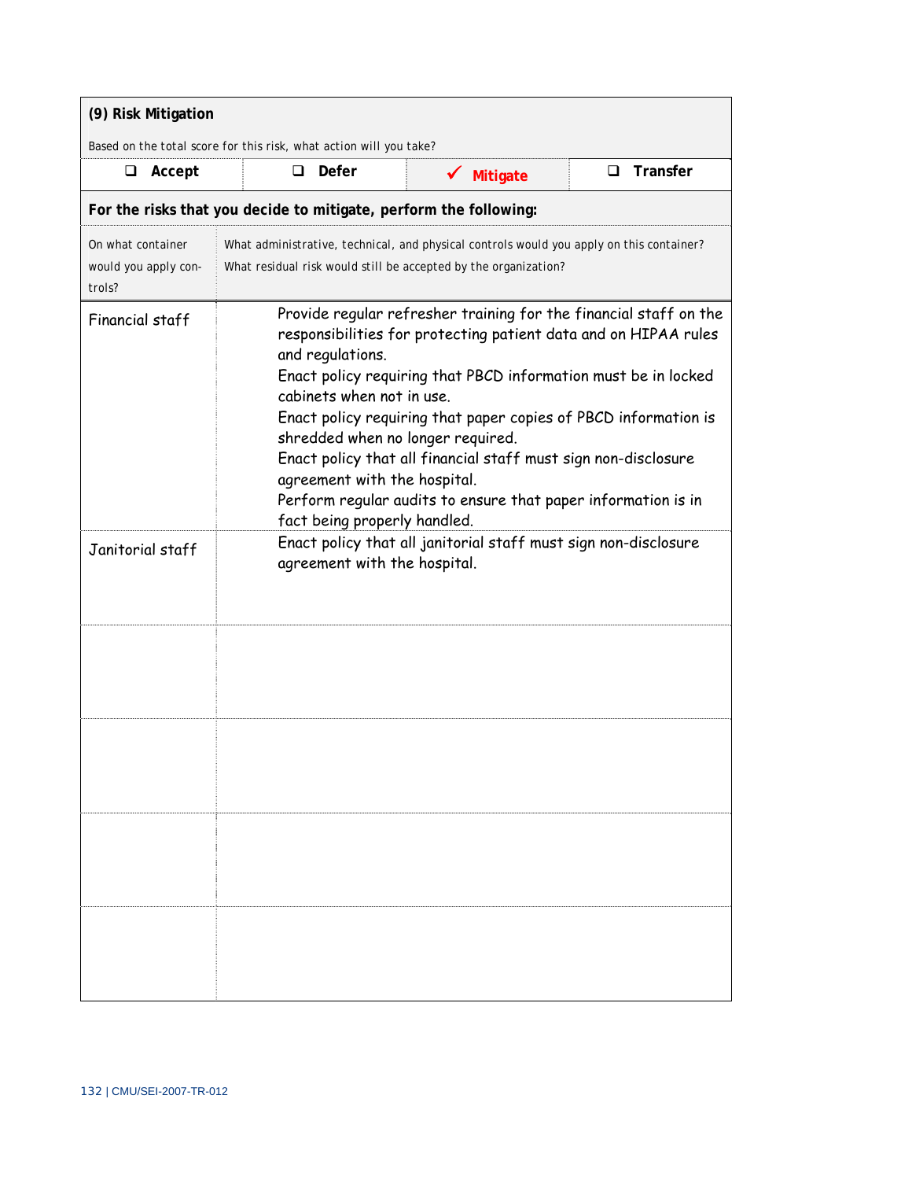**(9) Risk Mitigation**

Based on the total score for this risk, what action will you take?

| ❑ Accept | ❑ Defer | ✓ Mitigate | ❑ Transfer |
|---|---|---|---|

**For the risks that you decide to mitigate, perform the following:**

| On what container would you apply controls? | What administrative, technical, and physical controls would you apply on this container? What residual risk would still be accepted by the organization? |
|---|---|
| Financial staff | Provide regular refresher training for the financial staff on the responsibilities for protecting patient data and on HIPAA rules and regulations.<br>Enact policy requiring that PBCD information must be in locked cabinets when not in use.<br>Enact policy requiring that paper copies of PBCD information is shredded when no longer required.<br>Enact policy that all financial staff must sign non-disclosure agreement with the hospital.<br>Perform regular audits to ensure that paper information is in fact being properly handled. |
| Janitorial staff | Enact policy that all janitorial staff must sign non-disclosure agreement with the hospital. |
| | |
| | |
| | |
| | |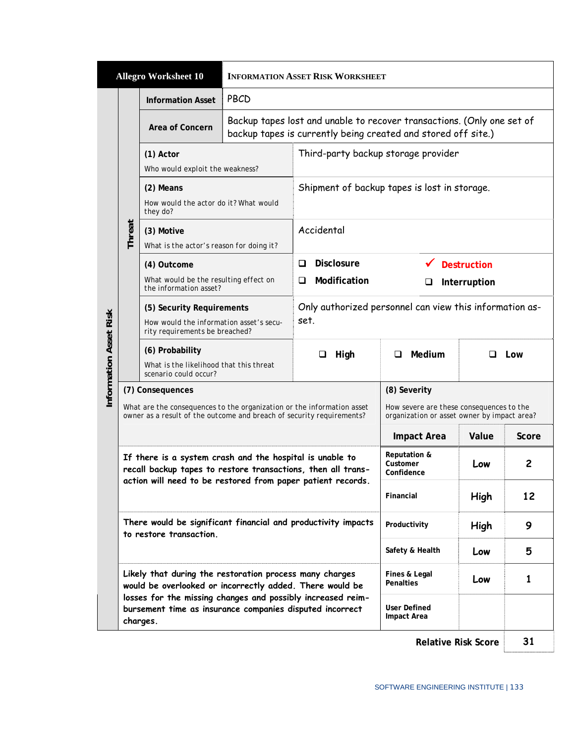## Allegro Worksheet 10 — Information Asset Risk Worksheet

**Information Asset Risk**

| | |
|---|---|
| **Information Asset** | PBCD |
| **Area of Concern** | Backup tapes lost and unable to recover transactions. (Only one set of backup tapes is currently being created and stored off site.) |

**Threat**

| | | | | |
|---|---|---|---|---|
| **(1) Actor** Who would exploit the weakness? | Third-party backup storage provider | | | |
| **(2) Means** How would the actor do it? What would they do? | Shipment of backup tapes is lost in storage. | | | |
| **(3) Motive** What is the actor's reason for doing it? | Accidental | | | |
| **(4) Outcome** What would be the resulting effect on the information asset? | ❑ Disclosure | ✔ Destruction | ❑ Modification | ❑ Interruption |
| **(5) Security Requirements** How would the information asset's security requirements be breached? | Only authorized personnel can view this information asset. | | | |
| **(6) Probability** What is the likelihood that this threat scenario could occur? | ❑ High | ❑ Medium | ❑ Low | |

| **(7) Consequences** What are the consequences to the organization or the information asset owner as a result of the outcome and breach of security requirements? | **(8) Severity** How severe are these consequences to the organization or asset owner by impact area? | | |
|---|---|---|---|
| | **Impact Area** | **Value** | **Score** |
| If there is a system crash and the hospital is unable to recall backup tapes to restore transactions, then all transaction will need to be restored from paper patient records. | Reputation & Customer Confidence | Low | 2 |
| | Financial | High | 12 |
| There would be significant financial and productivity impacts to restore transaction. | Productivity | High | 9 |
| | Safety & Health | Low | 5 |
| Likely that during the restoration process many charges would be overlooked or incorrectly added. There would be losses for the missing changes and possibly increased reimbursement time as insurance companies disputed incorrect charges. | Fines & Legal Penalties | Low | 1 |
| | User Defined Impact Area | | |
| | | **Relative Risk Score** | **31** |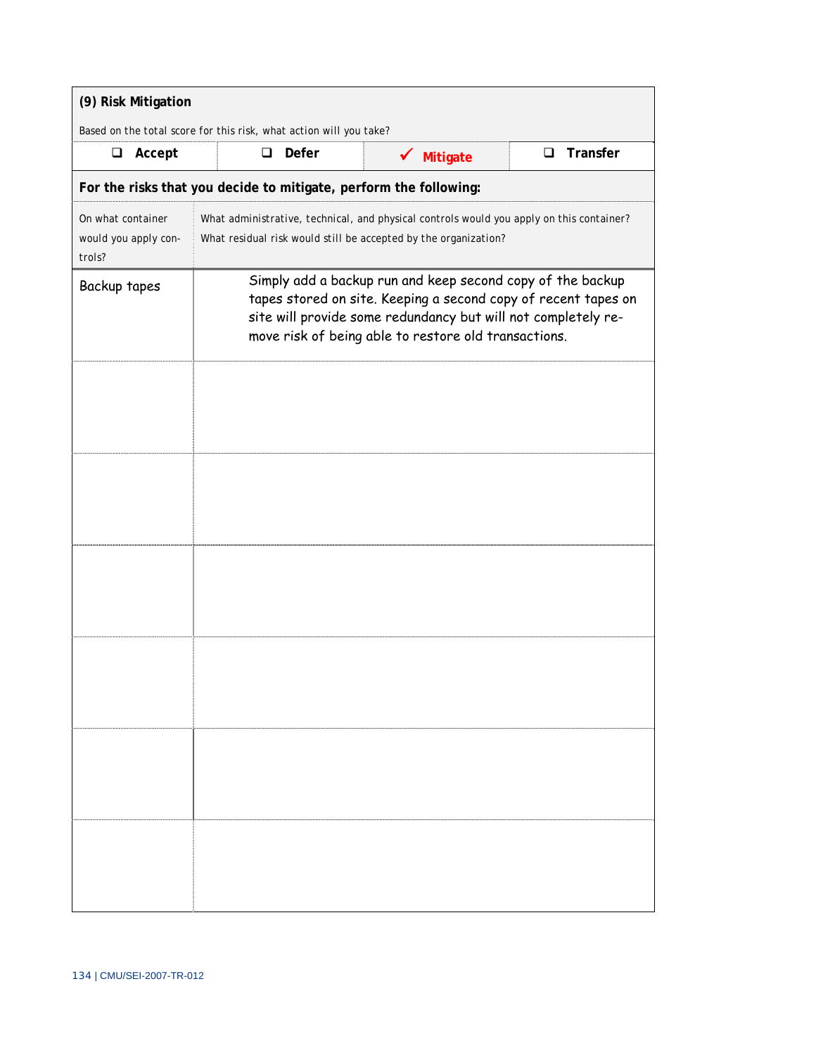**(9) Risk Mitigation**

Based on the total score for this risk, what action will you take?

| ❑ Accept | ❑ Defer | ✓ Mitigate | ❑ Transfer |
|---|---|---|---|

**For the risks that you decide to mitigate, perform the following:**

| On what container would you apply controls? | What administrative, technical, and physical controls would you apply on this container? What residual risk would still be accepted by the organization? |
|---|---|
| Backup tapes | Simply add a backup run and keep second copy of the backup tapes stored on site. Keeping a second copy of recent tapes on site will provide some redundancy but will not completely remove risk of being able to restore old transactions. |
| | |
| | |
| | |
| | |
| | |
| | |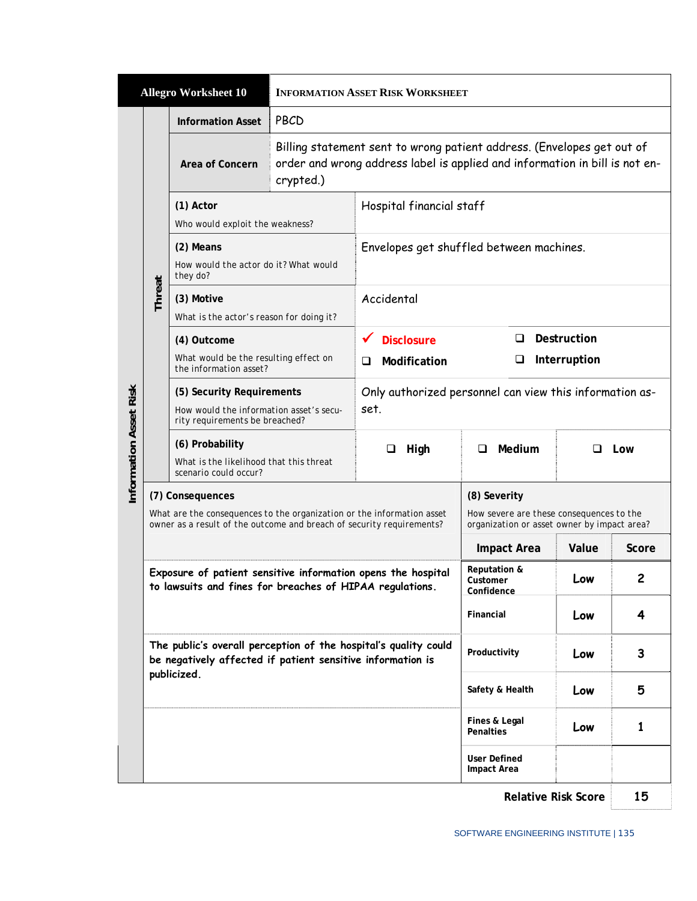| Allegro Worksheet 10 | INFORMATION ASSET RISK WORKSHEET | | | |
|---|---|---|---|---|
| **Information Asset** | PBCD | | | |
| **Area of Concern** | Billing statement sent to wrong patient address. (Envelopes get out of order and wrong address label is applied and information in bill is not encrypted.) | | | |
| **(1) Actor**<br>Who would exploit the weakness? | Hospital financial staff | | | |
| **(2) Means**<br>How would the actor do it? What would they do? | Envelopes get shuffled between machines. | | | |
| **(3) Motive**<br>What is the actor's reason for doing it? | Accidental | | | |
| **(4) Outcome**<br>What would be the resulting effect on the information asset? | ✔ **Disclosure** | ❑ **Destruction** | | |
| | ❑ **Modification** | ❑ **Interruption** | | |
| **(5) Security Requirements**<br>How would the information asset's security requirements be breached? | Only authorized personnel can view this information asset. | | | |
| **(6) Probability**<br>What is the likelihood that this threat scenario could occur? | ❑ **High** | ❑ **Medium** | ❑ **Low** | |

| **(7) Consequences**<br>What are the consequences to the organization or the information asset owner as a result of the outcome and breach of security requirements? | **(8) Severity**<br>How severe are these consequences to the organization or asset owner by impact area? | | |
|---|---|---|---|
| | **Impact Area** | **Value** | **Score** |
| **Exposure of patient sensitive information opens the hospital to lawsuits and fines for breaches of HIPAA regulations.** | **Reputation & Customer Confidence** | **Low** | **2** |
| | **Financial** | **Low** | **4** |
| **The public's overall perception of the hospital's quality could be negatively affected if patient sensitive information is publicized.** | **Productivity** | **Low** | **3** |
| | **Safety & Health** | **Low** | **5** |
| | **Fines & Legal Penalties** | **Low** | **1** |
| | **User Defined Impact Area** | | |
| | | **Relative Risk Score** | **15** |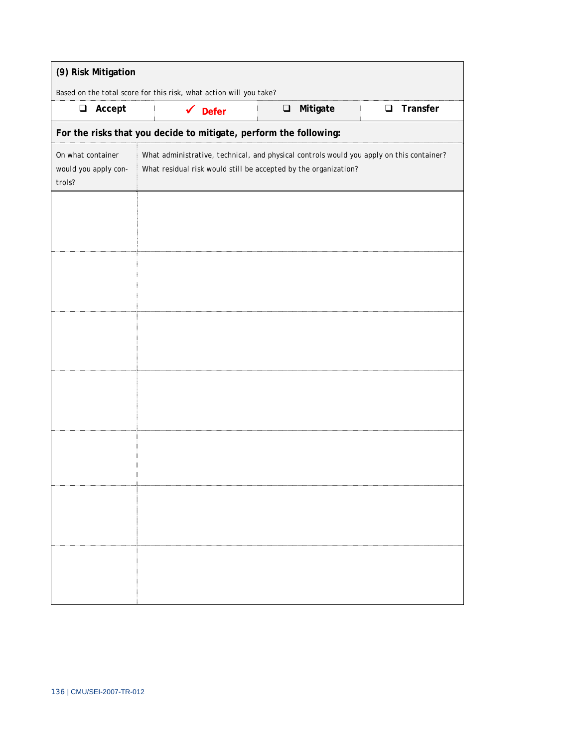**(9) Risk Mitigation**

Based on the total score for this risk, what action will you take?

| ☐ Accept | ✓ Defer | ☐ Mitigate | ☐ Transfer |
|---|---|---|---|

**For the risks that you decide to mitigate, perform the following:**

| On what container would you apply controls? | What administrative, technical, and physical controls would you apply on this container? What residual risk would still be accepted by the organization? |
|---|---|
| | |
| | |
| | |
| | |
| | |
| | |
| | |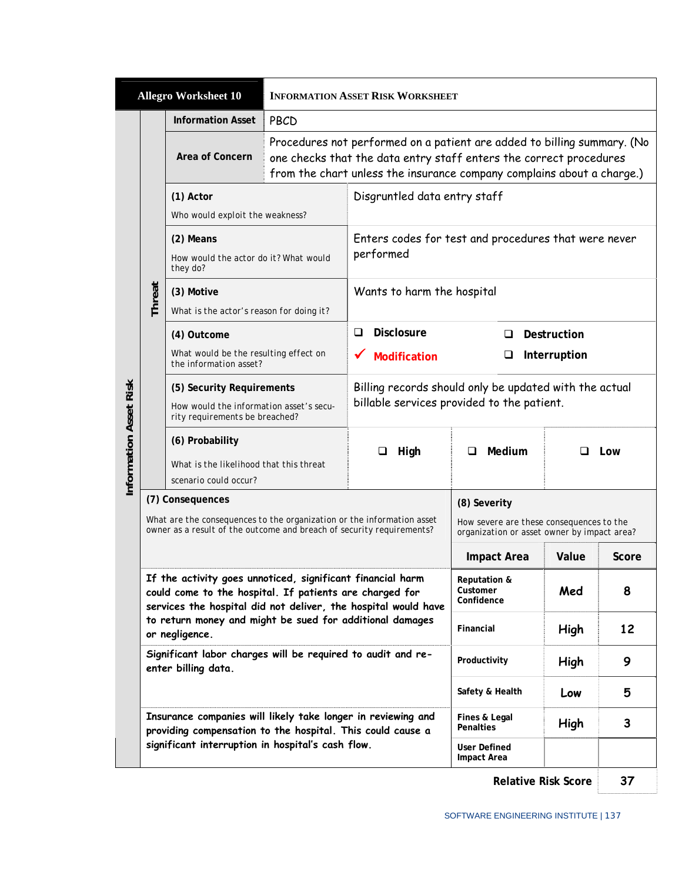| Allegro Worksheet 10 | INFORMATION ASSET RISK WORKSHEET | | | |
|---|---|---|---|---|
| Information Asset | PBCD | | | |
| Area of Concern | Procedures not performed on a patient are added to billing summary. (No one checks that the data entry staff enters the correct procedures from the chart unless the insurance company complains about a charge.) | | | |
| **(1) Actor** Who would exploit the weakness? | Disgruntled data entry staff | | | |
| **(2) Means** How would the actor do it? What would they do? | Enters codes for test and procedures that were never performed | | | |
| **(3) Motive** What is the actor's reason for doing it? | Wants to harm the hospital | | | |
| **(4) Outcome** What would be the resulting effect on the information asset? | ❑ Disclosure ✓ **Modification** | ❑ Destruction ❑ Interruption | | |
| **(5) Security Requirements** How would the information asset's security requirements be breached? | Billing records should only be updated with the actual billable services provided to the patient. | | | |
| **(6) Probability** What is the likelihood that this threat scenario could occur? | ❑ High | ❑ Medium | ❑ Low | |

*Information Asset Risk — Threat*

| (7) Consequences — What are the consequences to the organization or the information asset owner as a result of the outcome and breach of security requirements? | (8) Severity — How severe are these consequences to the organization or asset owner by impact area? | | |
|---|---|---|---|
| | **Impact Area** | **Value** | **Score** |
| If the activity goes unnoticed, significant financial harm could come to the hospital. If patients are charged for services the hospital did not deliver, the hospital would have to return money and might be sued for additional damages or negligence. | Reputation & Customer Confidence | Med | 8 |
| | Financial | High | 12 |
| Significant labor charges will be required to audit and re-enter billing data. | Productivity | High | 9 |
| | Safety & Health | Low | 5 |
| Insurance companies will likely take longer in reviewing and providing compensation to the hospital. This could cause a significant interruption in hospital's cash flow. | Fines & Legal Penalties | High | 3 |
| | User Defined Impact Area | | |
| | | **Relative Risk Score** | **37** |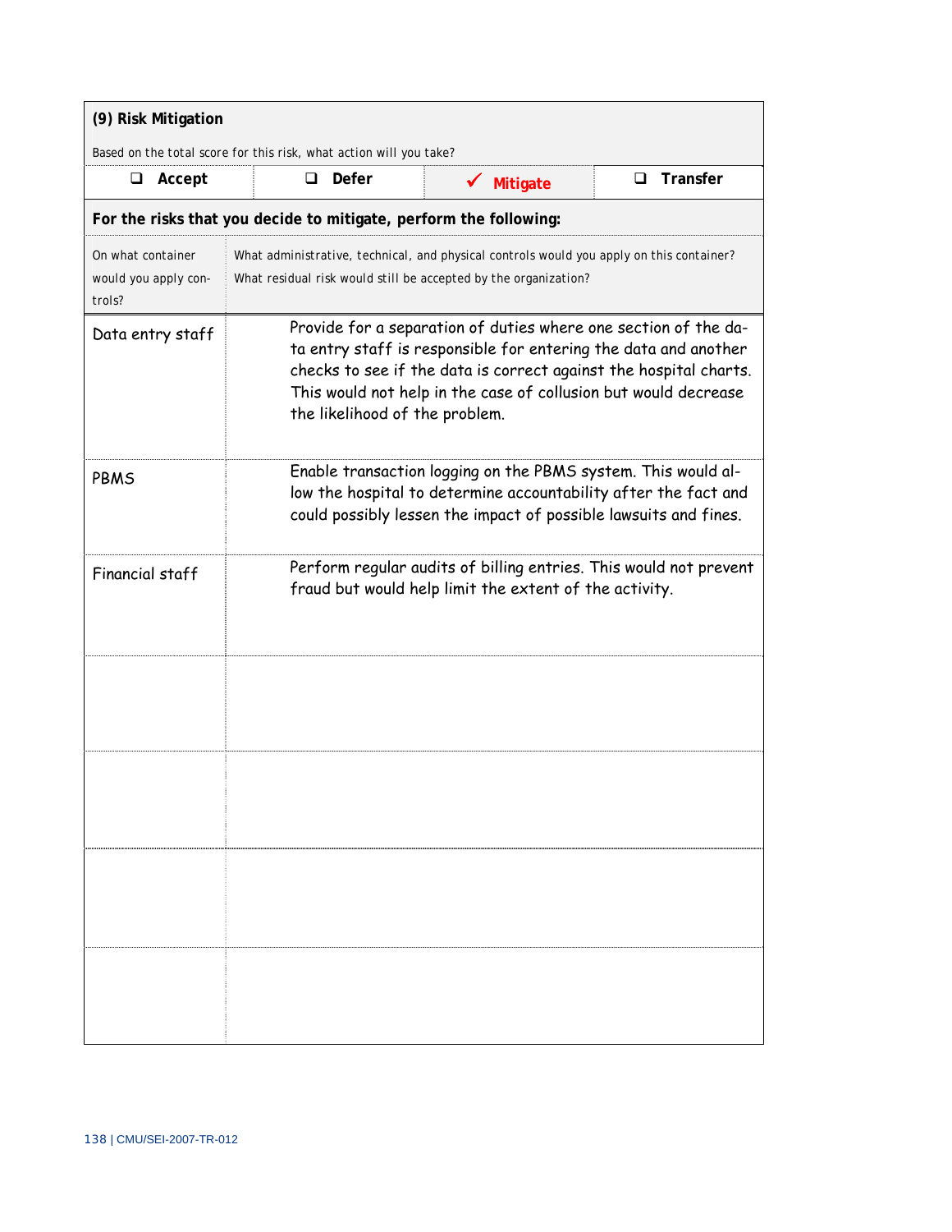**(9) Risk Mitigation**

Based on the total score for this risk, what action will you take?

| ❑ Accept | ❑ Defer | ✓ Mitigate | ❑ Transfer |
|---|---|---|---|

**For the risks that you decide to mitigate, perform the following:**

| On what container would you apply controls? | What administrative, technical, and physical controls would you apply on this container? What residual risk would still be accepted by the organization? |
|---|---|
| Data entry staff | Provide for a separation of duties where one section of the data entry staff is responsible for entering the data and another checks to see if the data is correct against the hospital charts. This would not help in the case of collusion but would decrease the likelihood of the problem. |
| PBMS | Enable transaction logging on the PBMS system. This would allow the hospital to determine accountability after the fact and could possibly lessen the impact of possible lawsuits and fines. |
| Financial staff | Perform regular audits of billing entries. This would not prevent fraud but would help limit the extent of the activity. |
| | |
| | |
| | |
| | |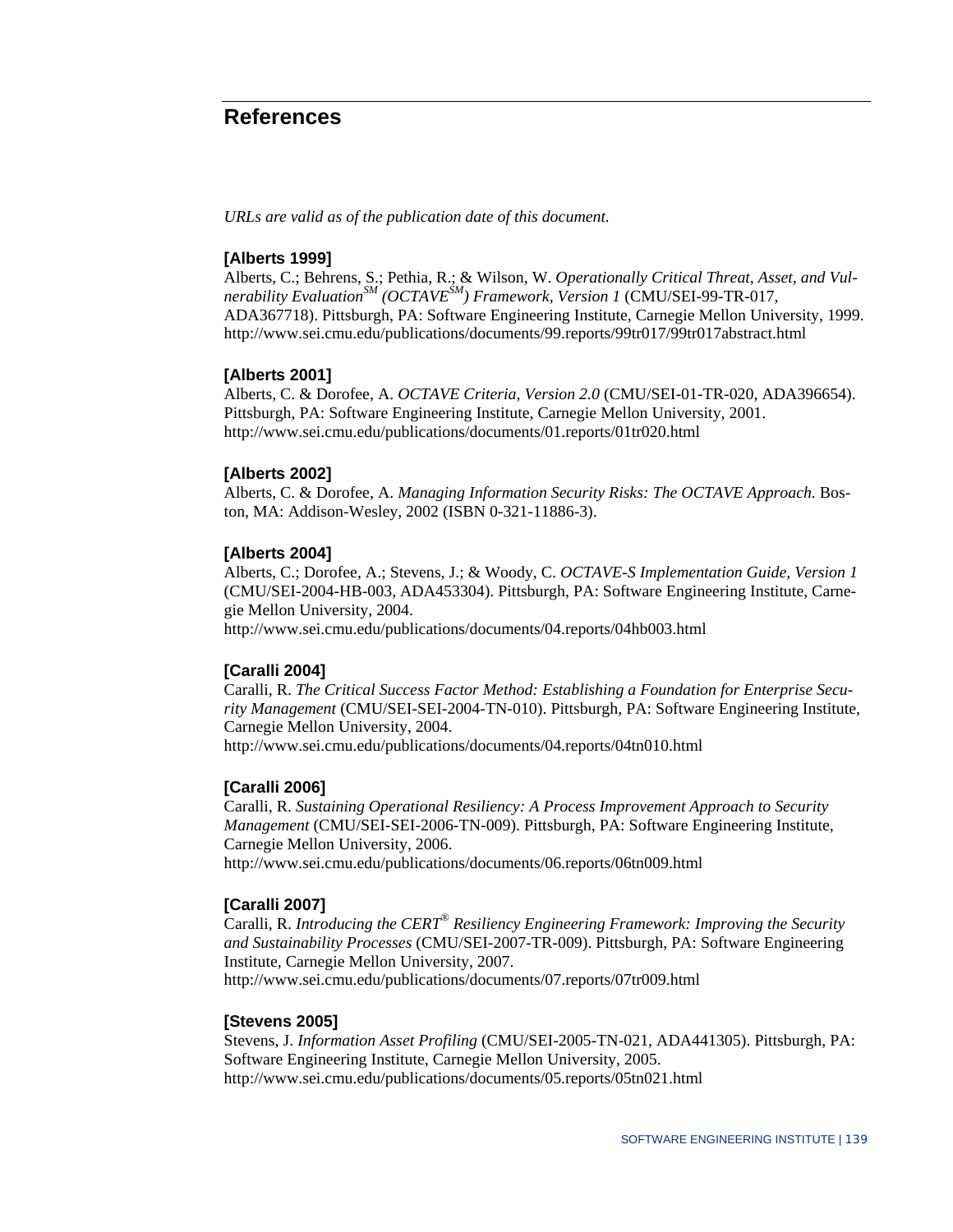## References

*URLs are valid as of the publication date of this document.*

**[Alberts 1999]**
Alberts, C.; Behrens, S.; Pethia, R.; & Wilson, W. *Operationally Critical Threat, Asset, and Vulnerability Evaluation*SM *(OCTAVE*SM*) Framework, Version 1* (CMU/SEI-99-TR-017, ADA367718). Pittsburgh, PA: Software Engineering Institute, Carnegie Mellon University, 1999. http://www.sei.cmu.edu/publications/documents/99.reports/99tr017/99tr017abstract.html

**[Alberts 2001]**
Alberts, C. & Dorofee, A. *OCTAVE Criteria, Version 2.0* (CMU/SEI-01-TR-020, ADA396654). Pittsburgh, PA: Software Engineering Institute, Carnegie Mellon University, 2001. http://www.sei.cmu.edu/publications/documents/01.reports/01tr020.html

**[Alberts 2002]**
Alberts, C. & Dorofee, A. *Managing Information Security Risks: The OCTAVE Approach.* Boston, MA: Addison-Wesley, 2002 (ISBN 0-321-11886-3).

**[Alberts 2004]**
Alberts, C.; Dorofee, A.; Stevens, J.; & Woody, C. *OCTAVE-S Implementation Guide, Version 1* (CMU/SEI-2004-HB-003, ADA453304). Pittsburgh, PA: Software Engineering Institute, Carnegie Mellon University, 2004.
http://www.sei.cmu.edu/publications/documents/04.reports/04hb003.html

**[Caralli 2004]**
Caralli, R. *The Critical Success Factor Method: Establishing a Foundation for Enterprise Security Management* (CMU/SEI-SEI-2004-TN-010). Pittsburgh, PA: Software Engineering Institute, Carnegie Mellon University, 2004.
http://www.sei.cmu.edu/publications/documents/04.reports/04tn010.html

**[Caralli 2006]**
Caralli, R. *Sustaining Operational Resiliency: A Process Improvement Approach to Security Management* (CMU/SEI-SEI-2006-TN-009). Pittsburgh, PA: Software Engineering Institute, Carnegie Mellon University, 2006.
http://www.sei.cmu.edu/publications/documents/06.reports/06tn009.html

**[Caralli 2007]**
Caralli, R. *Introducing the CERT® Resiliency Engineering Framework: Improving the Security and Sustainability Processes* (CMU/SEI-2007-TR-009). Pittsburgh, PA: Software Engineering Institute, Carnegie Mellon University, 2007.
http://www.sei.cmu.edu/publications/documents/07.reports/07tr009.html

**[Stevens 2005]**
Stevens, J. *Information Asset Profiling* (CMU/SEI-2005-TN-021, ADA441305). Pittsburgh, PA: Software Engineering Institute, Carnegie Mellon University, 2005.
http://www.sei.cmu.edu/publications/documents/05.reports/05tn021.html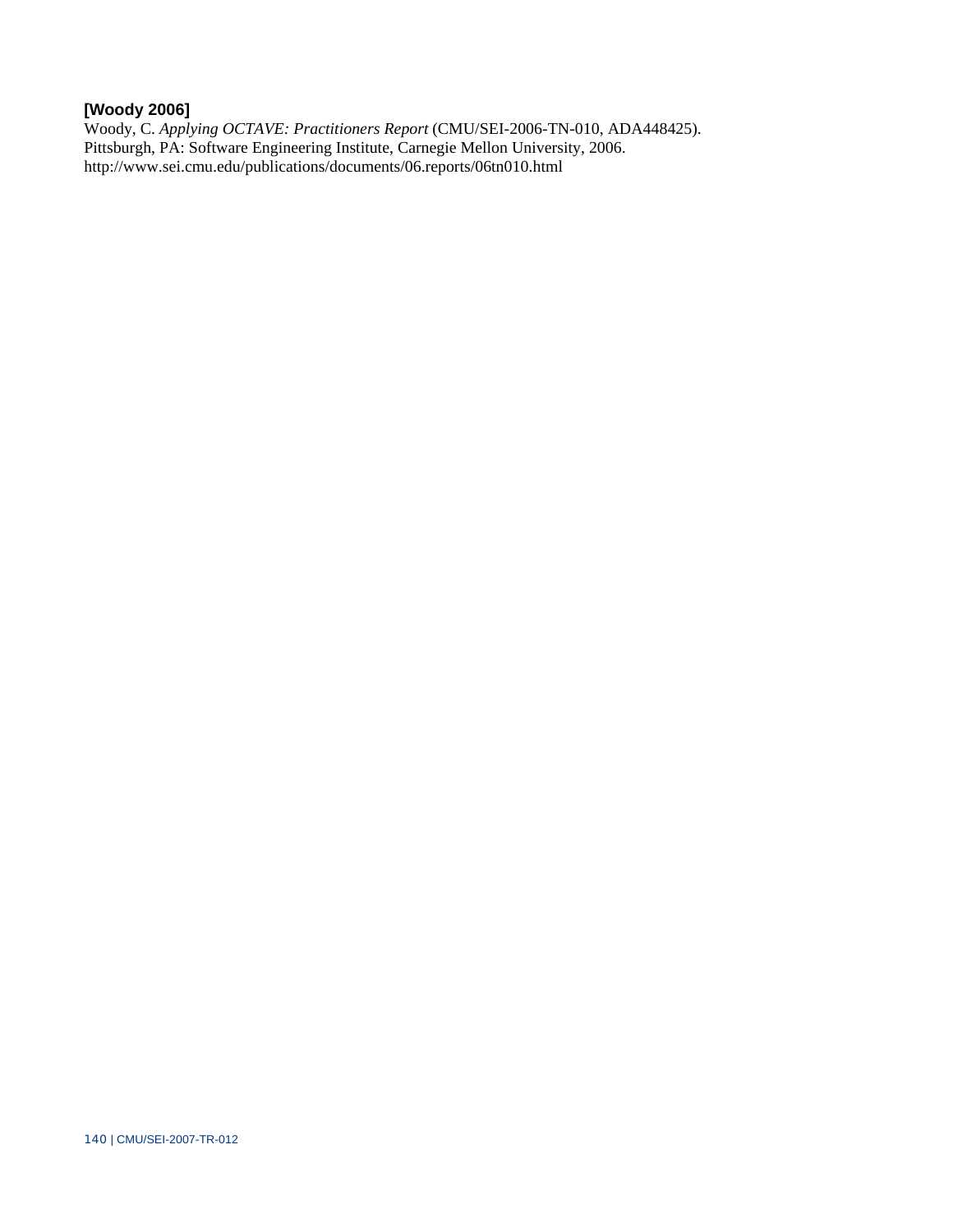**[Woody 2006]**
Woody, C. *Applying OCTAVE: Practitioners Report* (CMU/SEI-2006-TN-010, ADA448425). Pittsburgh, PA: Software Engineering Institute, Carnegie Mellon University, 2006. http://www.sei.cmu.edu/publications/documents/06.reports/06tn010.html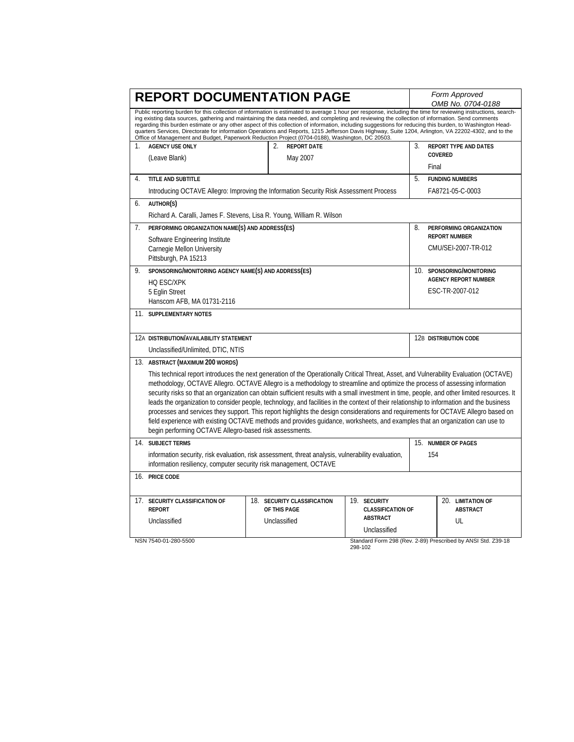# REPORT DOCUMENTATION PAGE

*Form Approved*
*OMB No. 0704-0188*

Public reporting burden for this collection of information is estimated to average 1 hour per response, including the time for reviewing instructions, searching existing data sources, gathering and maintaining the data needed, and completing and reviewing the collection of information. Send comments regarding this burden estimate or any other aspect of this collection of information, including suggestions for reducing this burden, to Washington Headquarters Services, Directorate for information Operations and Reports, 1215 Jefferson Davis Highway, Suite 1204, Arlington, VA 22202-4302, and to the Office of Management and Budget, Paperwork Reduction Project (0704-0188), Washington, DC 20503.

| | | |
|---|---|---|
| 1. **AGENCY USE ONLY**<br>(Leave Blank) | 2. **REPORT DATE**<br>May 2007 | 3. **REPORT TYPE AND DATES COVERED**<br>Final |
| 4. **TITLE AND SUBTITLE**<br>Introducing OCTAVE Allegro: Improving the Information Security Risk Assessment Process | | 5. **FUNDING NUMBERS**<br>FA8721-05-C-0003 |
| 6. **AUTHOR(S)**<br>Richard A. Caralli, James F. Stevens, Lisa R. Young, William R. Wilson | | |
| 7. **PERFORMING ORGANIZATION NAME(S) AND ADDRESS(ES)**<br>Software Engineering Institute<br>Carnegie Mellon University<br>Pittsburgh, PA 15213 | | 8. **PERFORMING ORGANIZATION REPORT NUMBER**<br>CMU/SEI-2007-TR-012 |
| 9. **SPONSORING/MONITORING AGENCY NAME(S) AND ADDRESS(ES)**<br>HQ ESC/XPK<br>5 Eglin Street<br>Hanscom AFB, MA 01731-2116 | | 10. **SPONSORING/MONITORING AGENCY REPORT NUMBER**<br>ESC-TR-2007-012 |
| 11. **SUPPLEMENTARY NOTES** | | |
| 12A **DISTRIBUTION/AVAILABILITY STATEMENT**<br>Unclassified/Unlimited, DTIC, NTIS | | 12B **DISTRIBUTION CODE** |

13. **ABSTRACT (MAXIMUM 200 WORDS)**

This technical report introduces the next generation of the Operationally Critical Threat, Asset, and Vulnerability Evaluation (OCTAVE) methodology, OCTAVE Allegro. OCTAVE Allegro is a methodology to streamline and optimize the process of assessing information security risks so that an organization can obtain sufficient results with a small investment in time, people, and other limited resources. It leads the organization to consider people, technology, and facilities in the context of their relationship to information and the business processes and services they support. This report highlights the design considerations and requirements for OCTAVE Allegro based on field experience with existing OCTAVE methods and provides guidance, worksheets, and examples that an organization can use to begin performing OCTAVE Allegro-based risk assessments.

| | |
|---|---|
| 14. **SUBJECT TERMS**<br>information security, risk evaluation, risk assessment, threat analysis, vulnerability evaluation, information resiliency, computer security risk management, OCTAVE | 15. **NUMBER OF PAGES**<br>154 |
| 16. **PRICE CODE** | |

| | | | |
|---|---|---|---|
| 17. **SECURITY CLASSIFICATION OF REPORT**<br>Unclassified | 18. **SECURITY CLASSIFICATION OF THIS PAGE**<br>Unclassified | 19. **SECURITY CLASSIFICATION OF ABSTRACT**<br>Unclassified | 20. **LIMITATION OF ABSTRACT**<br>UL |

NSN 7540-01-280-5500

Standard Form 298 (Rev. 2-89) Prescribed by ANSI Std. Z39-18
298-102